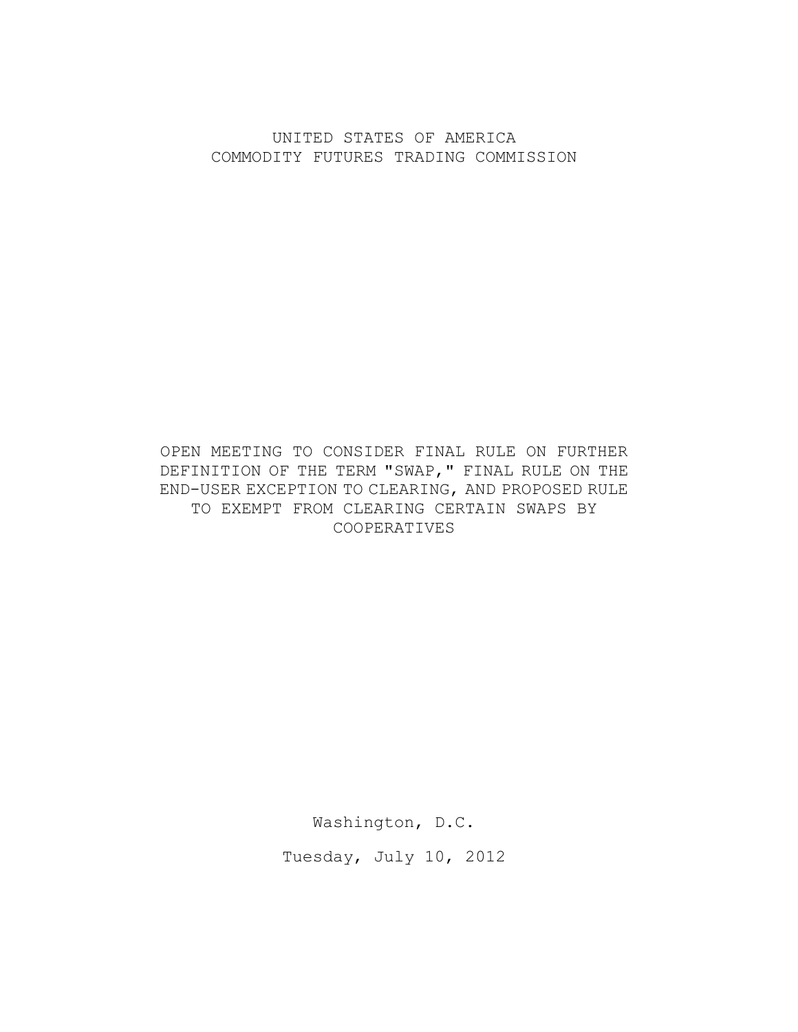UNITED STATES OF AMERICA
COMMODITY FUTURES TRADING COMMISSION

OPEN MEETING TO CONSIDER FINAL RULE ON FURTHER DEFINITION OF THE TERM "SWAP," FINAL RULE ON THE END-USER EXCEPTION TO CLEARING, AND PROPOSED RULE TO EXEMPT FROM CLEARING CERTAIN SWAPS BY COOPERATIVES

Washington, D.C.

Tuesday, July 10, 2012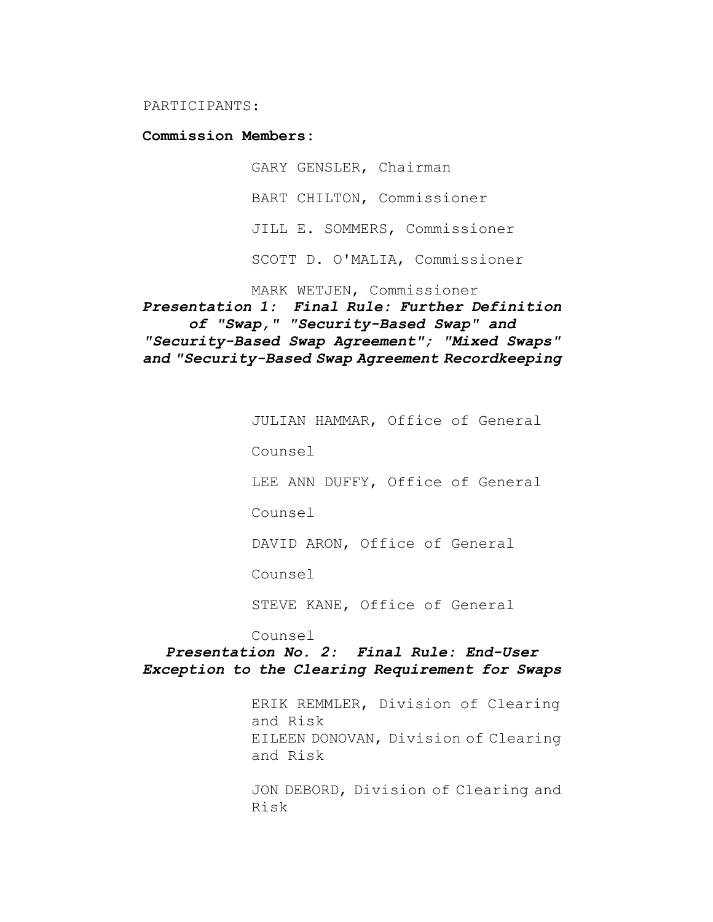PARTICIPANTS:

**Commission Members:**

GARY GENSLER, Chairman

BART CHILTON, Commissioner

JILL E. SOMMERS, Commissioner

SCOTT D. O'MALIA, Commissioner

MARK WETJEN, Commissioner

***Presentation 1: Final Rule: Further Definition of "Swap," "Security-Based Swap" and "Security-Based Swap Agreement"; "Mixed Swaps" and "Security-Based Swap Agreement Recordkeeping***

JULIAN HAMMAR, Office of General Counsel

LEE ANN DUFFY, Office of General Counsel

DAVID ARON, Office of General Counsel

STEVE KANE, Office of General Counsel

***Presentation No. 2: Final Rule: End-User Exception to the Clearing Requirement for Swaps***

ERIK REMMLER, Division of Clearing and Risk

EILEEN DONOVAN, Division of Clearing and Risk

JON DEBORD, Division of Clearing and Risk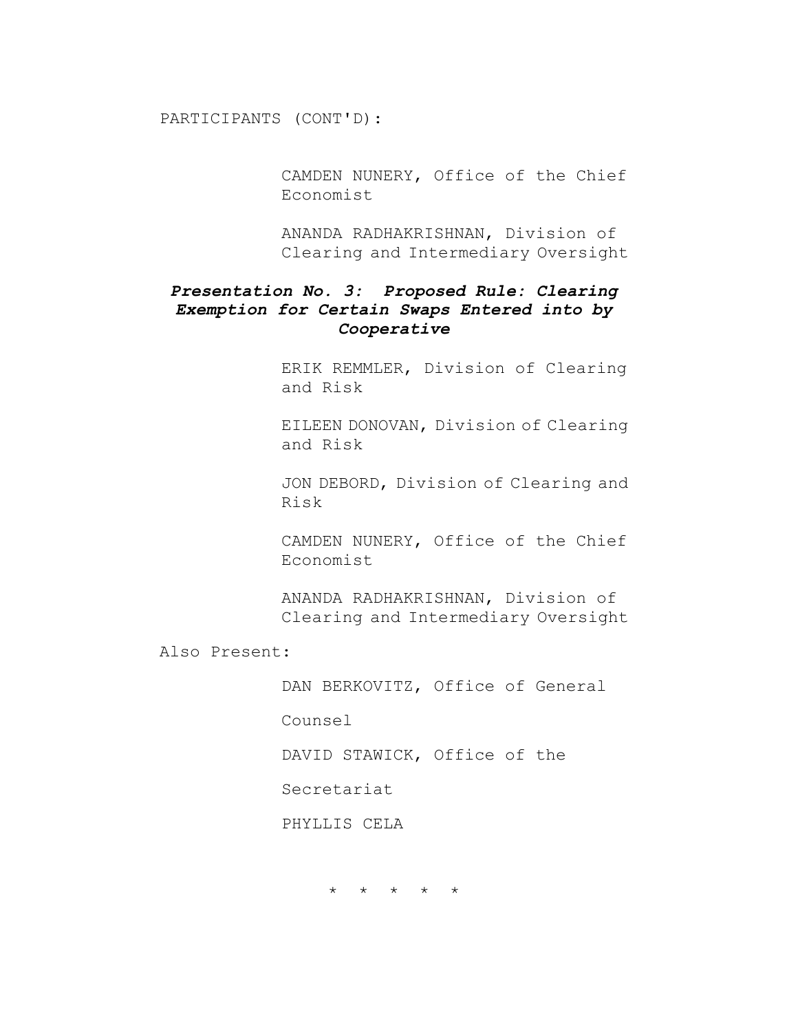PARTICIPANTS (CONT'D):

CAMDEN NUNERY, Office of the Chief Economist

ANANDA RADHAKRISHNAN, Division of Clearing and Intermediary Oversight

***Presentation No. 3: Proposed Rule: Clearing Exemption for Certain Swaps Entered into by Cooperative***

ERIK REMMLER, Division of Clearing and Risk

EILEEN DONOVAN, Division of Clearing and Risk

JON DEBORD, Division of Clearing and Risk

CAMDEN NUNERY, Office of the Chief Economist

ANANDA RADHAKRISHNAN, Division of Clearing and Intermediary Oversight

Also Present:

DAN BERKOVITZ, Office of General Counsel

DAVID STAWICK, Office of the Secretariat

PHYLLIS CELA

\* \* \* \* \*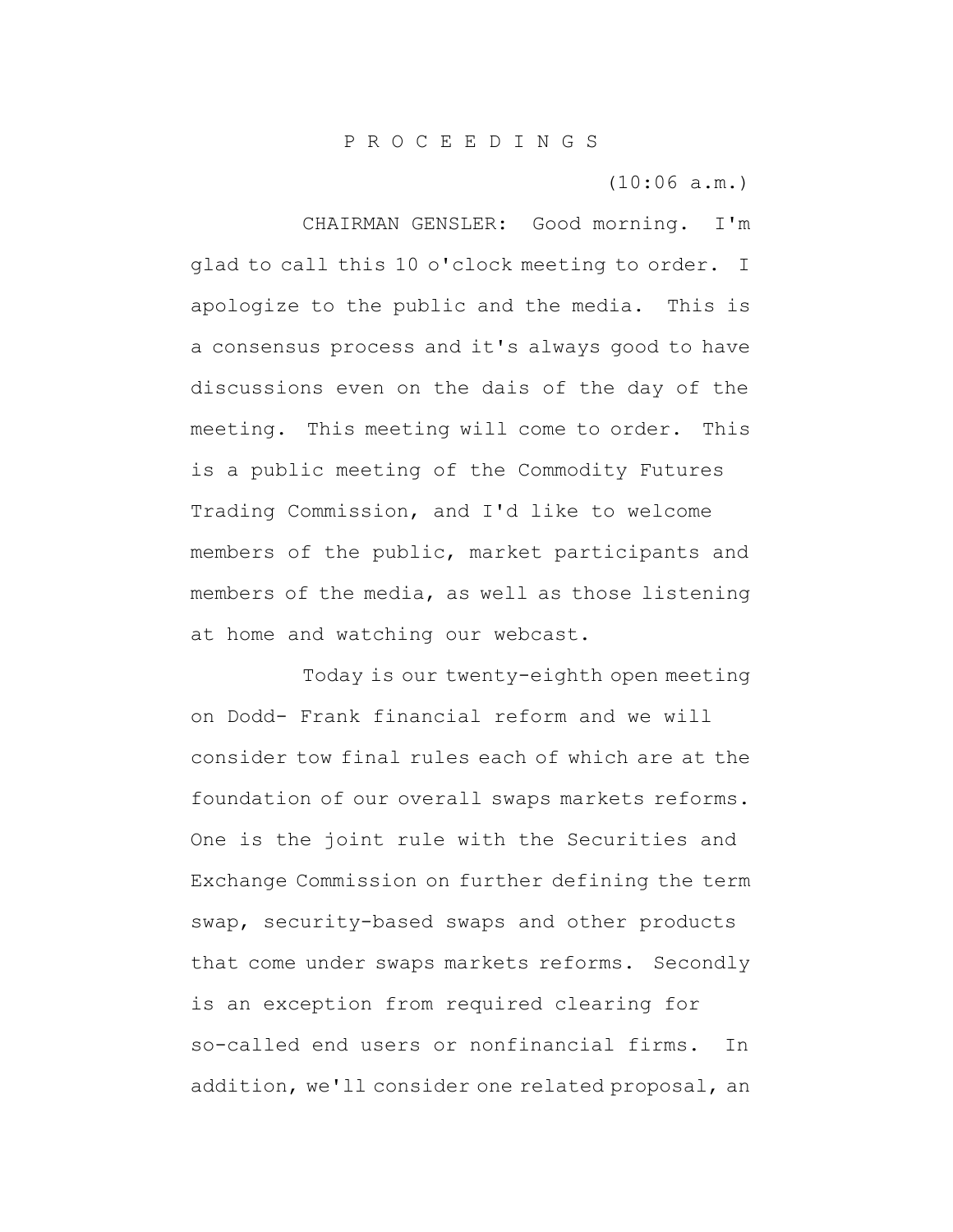P R O C E E D I N G S

(10:06 a.m.)

CHAIRMAN GENSLER: Good morning. I'm glad to call this 10 o'clock meeting to order. I apologize to the public and the media. This is a consensus process and it's always good to have discussions even on the dais of the day of the meeting. This meeting will come to order. This is a public meeting of the Commodity Futures Trading Commission, and I'd like to welcome members of the public, market participants and members of the media, as well as those listening at home and watching our webcast.

Today is our twenty-eighth open meeting on Dodd- Frank financial reform and we will consider tow final rules each of which are at the foundation of our overall swaps markets reforms. One is the joint rule with the Securities and Exchange Commission on further defining the term swap, security-based swaps and other products that come under swaps markets reforms. Secondly is an exception from required clearing for so-called end users or nonfinancial firms. In addition, we'll consider one related proposal, an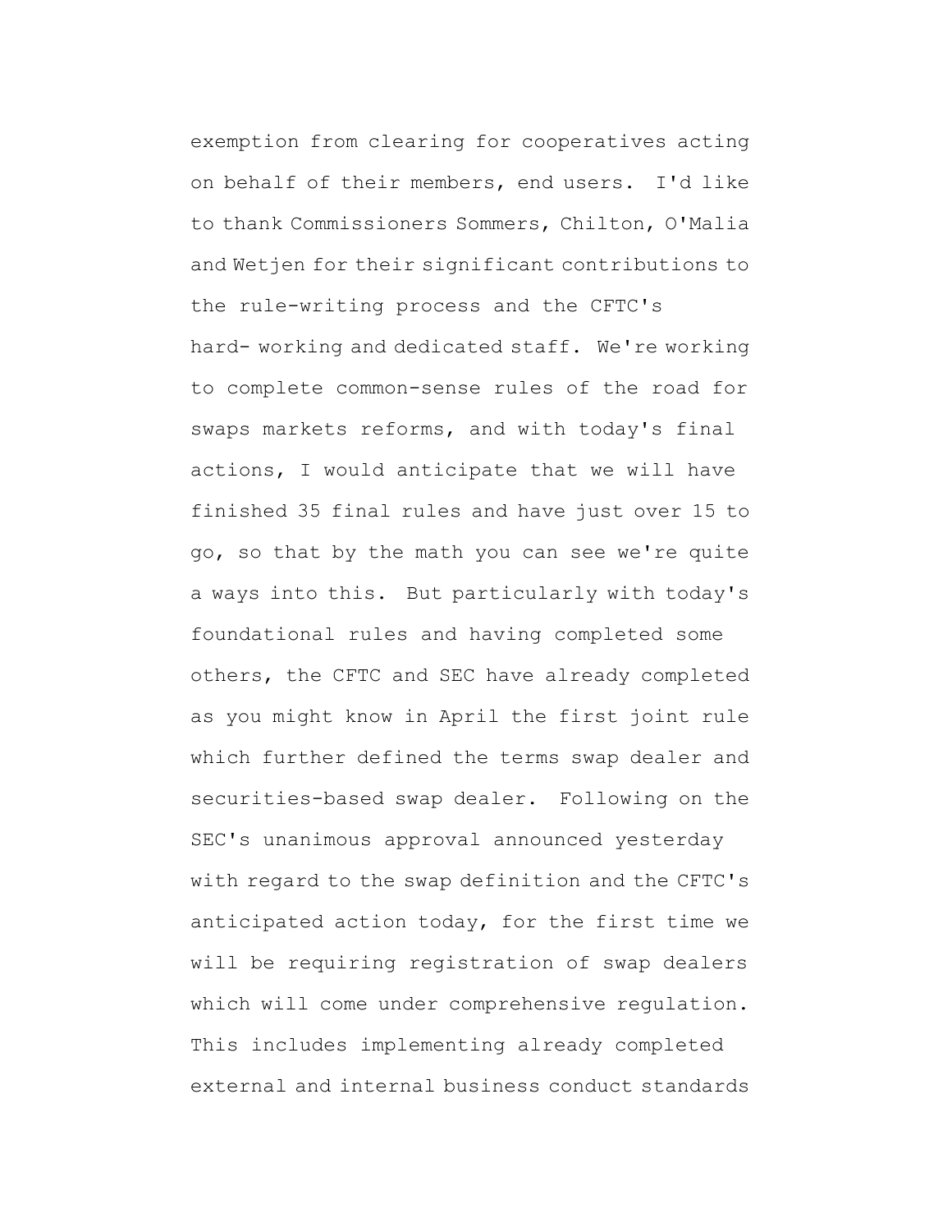exemption from clearing for cooperatives acting on behalf of their members, end users. I'd like to thank Commissioners Sommers, Chilton, O'Malia and Wetjen for their significant contributions to the rule-writing process and the CFTC's hard- working and dedicated staff. We're working to complete common-sense rules of the road for swaps markets reforms, and with today's final actions, I would anticipate that we will have finished 35 final rules and have just over 15 to go, so that by the math you can see we're quite a ways into this. But particularly with today's foundational rules and having completed some others, the CFTC and SEC have already completed as you might know in April the first joint rule which further defined the terms swap dealer and securities-based swap dealer. Following on the SEC's unanimous approval announced yesterday with regard to the swap definition and the CFTC's anticipated action today, for the first time we will be requiring registration of swap dealers which will come under comprehensive regulation. This includes implementing already completed external and internal business conduct standards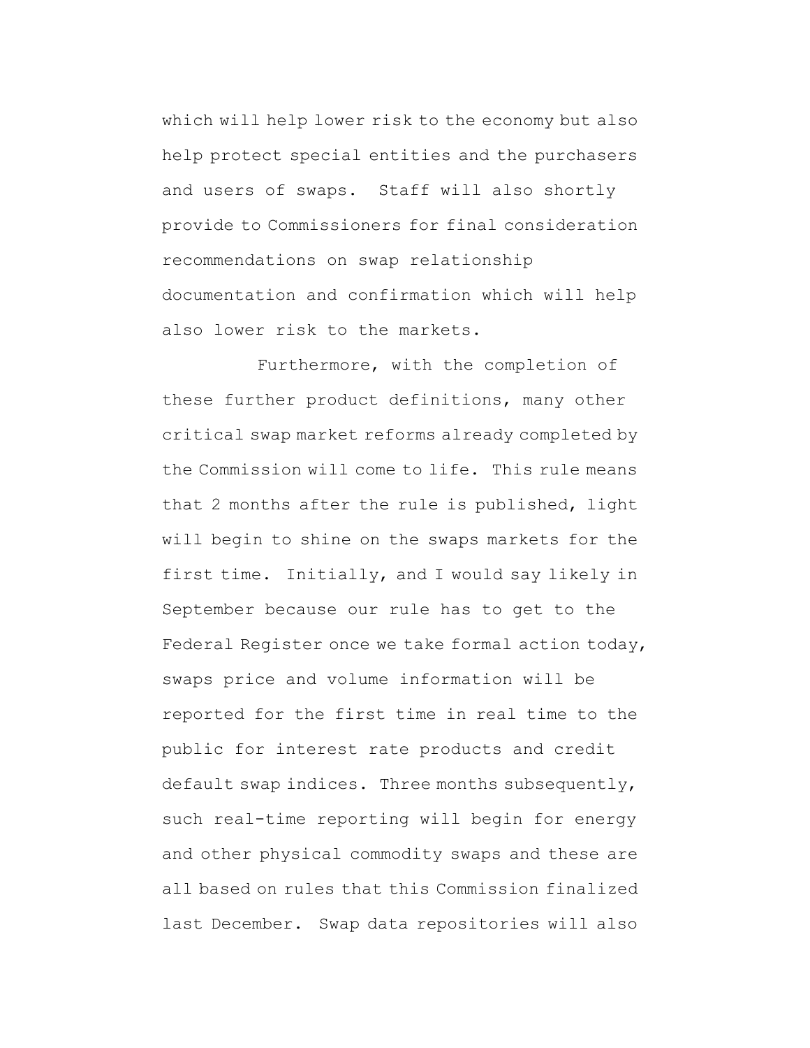which will help lower risk to the economy but also help protect special entities and the purchasers and users of swaps. Staff will also shortly provide to Commissioners for final consideration recommendations on swap relationship documentation and confirmation which will help also lower risk to the markets.

Furthermore, with the completion of these further product definitions, many other critical swap market reforms already completed by the Commission will come to life. This rule means that 2 months after the rule is published, light will begin to shine on the swaps markets for the first time. Initially, and I would say likely in September because our rule has to get to the Federal Register once we take formal action today, swaps price and volume information will be reported for the first time in real time to the public for interest rate products and credit default swap indices. Three months subsequently, such real-time reporting will begin for energy and other physical commodity swaps and these are all based on rules that this Commission finalized last December. Swap data repositories will also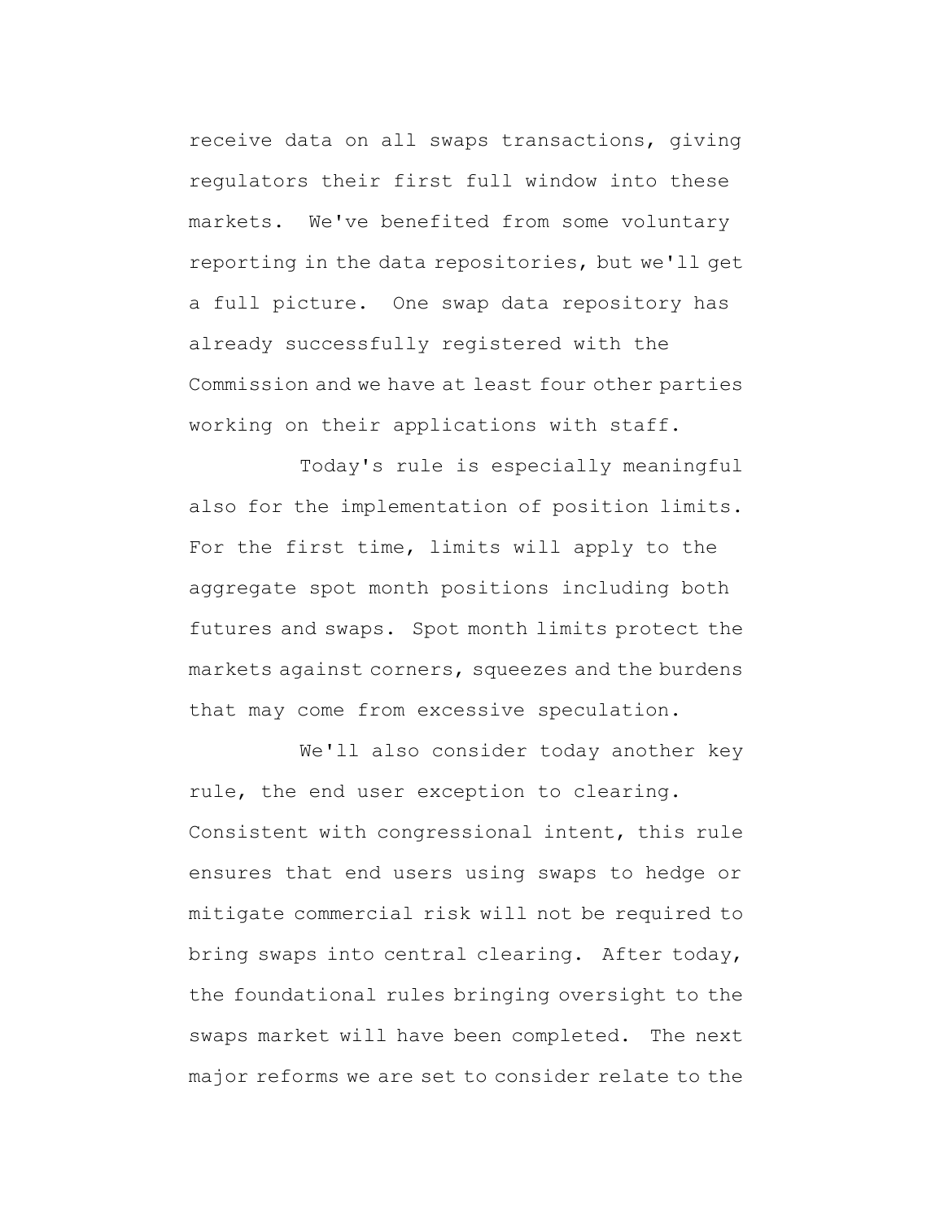receive data on all swaps transactions, giving regulators their first full window into these markets. We've benefited from some voluntary reporting in the data repositories, but we'll get a full picture. One swap data repository has already successfully registered with the Commission and we have at least four other parties working on their applications with staff.

Today's rule is especially meaningful also for the implementation of position limits. For the first time, limits will apply to the aggregate spot month positions including both futures and swaps. Spot month limits protect the markets against corners, squeezes and the burdens that may come from excessive speculation.

We'll also consider today another key rule, the end user exception to clearing. Consistent with congressional intent, this rule ensures that end users using swaps to hedge or mitigate commercial risk will not be required to bring swaps into central clearing. After today, the foundational rules bringing oversight to the swaps market will have been completed. The next major reforms we are set to consider relate to the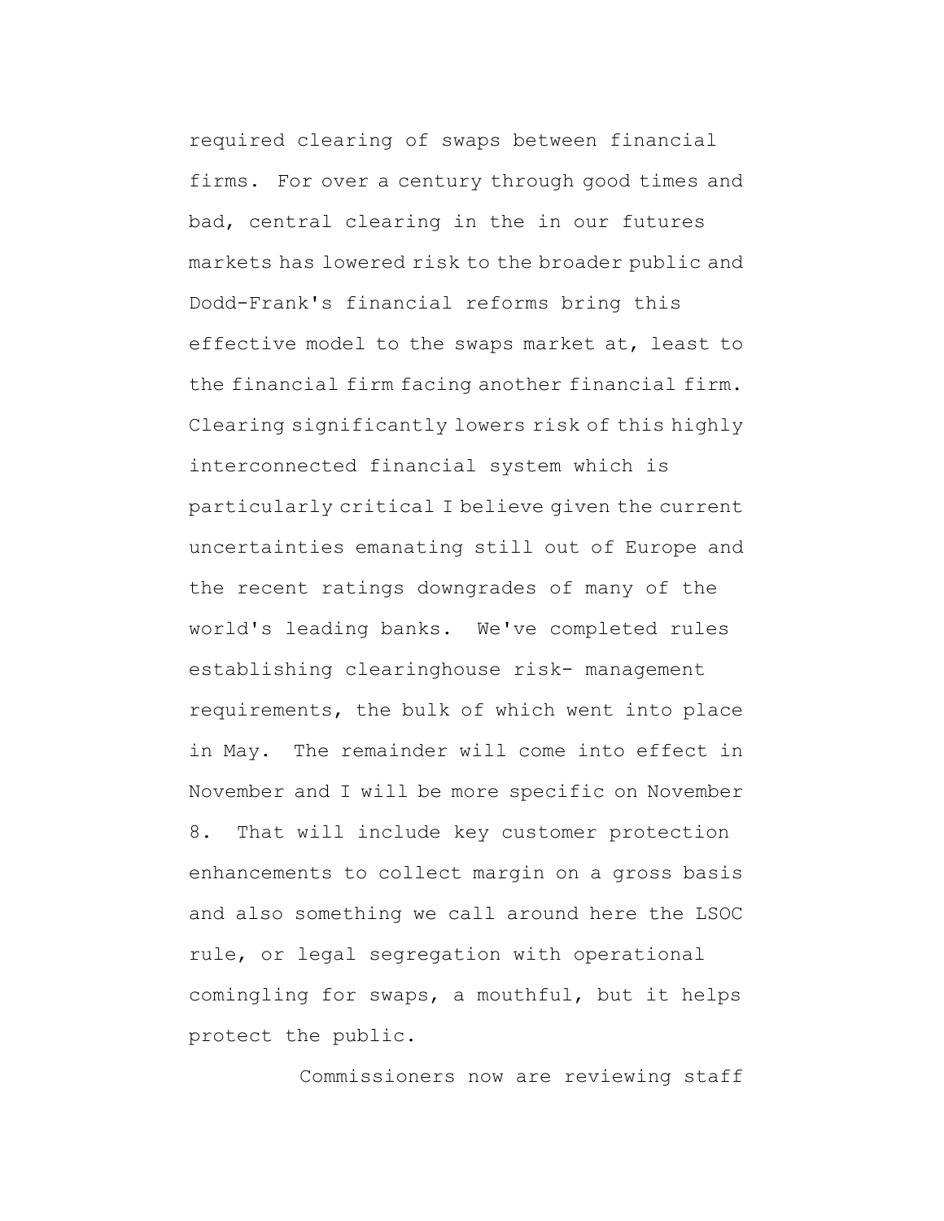required clearing of swaps between financial firms. For over a century through good times and bad, central clearing in the in our futures markets has lowered risk to the broader public and Dodd-Frank's financial reforms bring this effective model to the swaps market at, least to the financial firm facing another financial firm. Clearing significantly lowers risk of this highly interconnected financial system which is particularly critical I believe given the current uncertainties emanating still out of Europe and the recent ratings downgrades of many of the world's leading banks. We've completed rules establishing clearinghouse risk- management requirements, the bulk of which went into place in May. The remainder will come into effect in November and I will be more specific on November 8. That will include key customer protection enhancements to collect margin on a gross basis and also something we call around here the LSOC rule, or legal segregation with operational comingling for swaps, a mouthful, but it helps protect the public.

Commissioners now are reviewing staff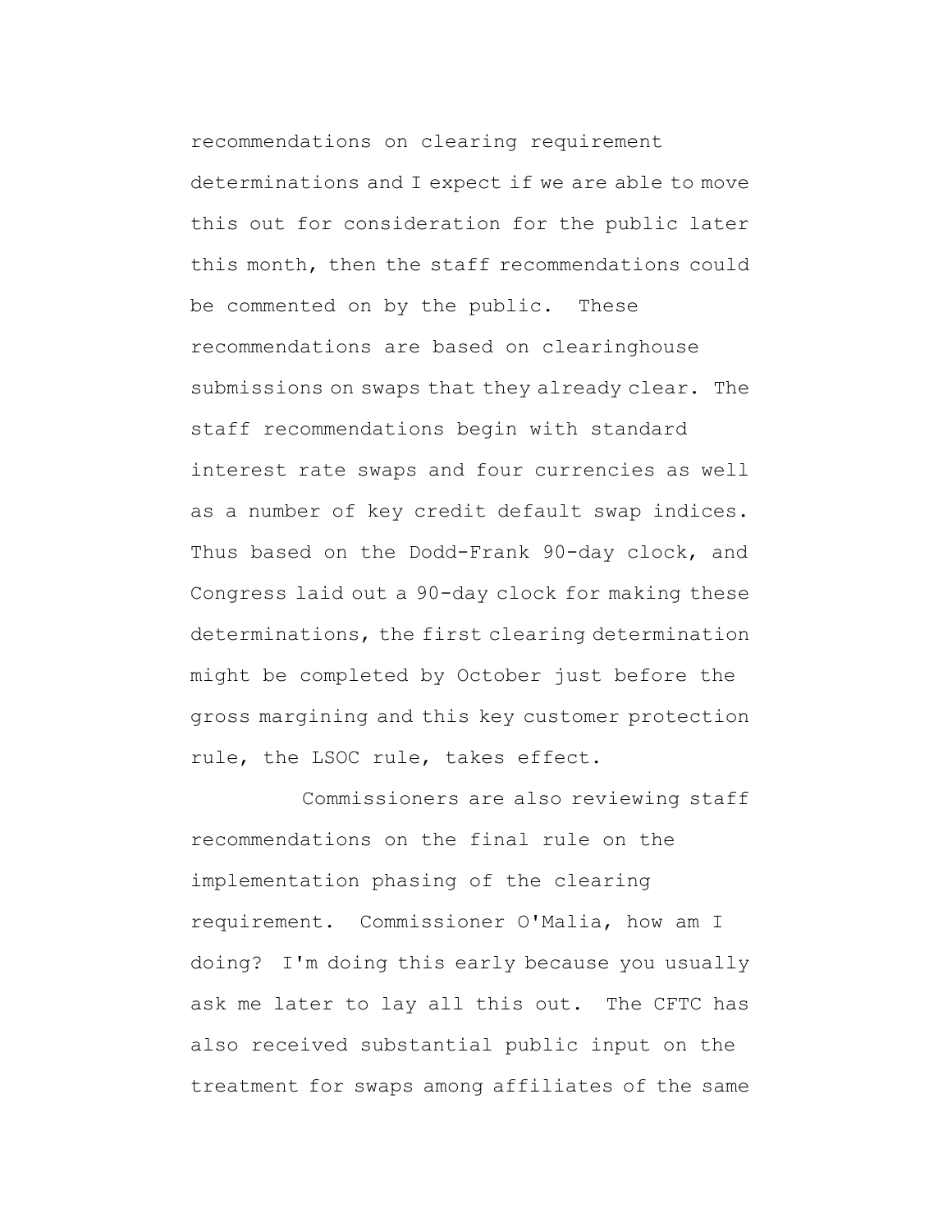recommendations on clearing requirement determinations and I expect if we are able to move this out for consideration for the public later this month, then the staff recommendations could be commented on by the public. These recommendations are based on clearinghouse submissions on swaps that they already clear. The staff recommendations begin with standard interest rate swaps and four currencies as well as a number of key credit default swap indices. Thus based on the Dodd-Frank 90-day clock, and Congress laid out a 90-day clock for making these determinations, the first clearing determination might be completed by October just before the gross margining and this key customer protection rule, the LSOC rule, takes effect.

Commissioners are also reviewing staff recommendations on the final rule on the implementation phasing of the clearing requirement. Commissioner O'Malia, how am I doing? I'm doing this early because you usually ask me later to lay all this out. The CFTC has also received substantial public input on the treatment for swaps among affiliates of the same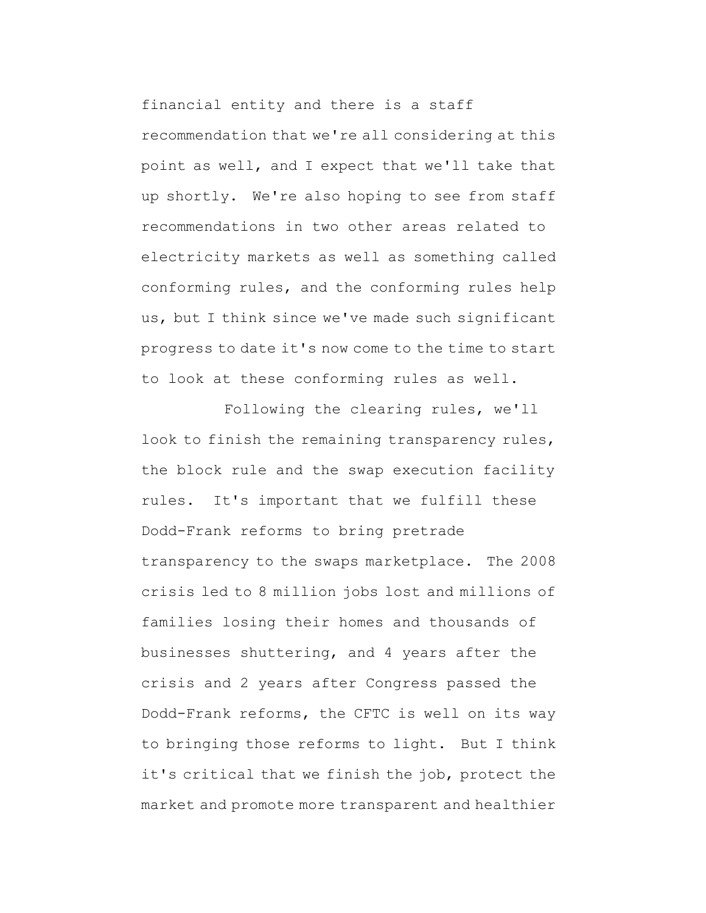financial entity and there is a staff recommendation that we're all considering at this point as well, and I expect that we'll take that up shortly. We're also hoping to see from staff recommendations in two other areas related to electricity markets as well as something called conforming rules, and the conforming rules help us, but I think since we've made such significant progress to date it's now come to the time to start to look at these conforming rules as well.

Following the clearing rules, we'll look to finish the remaining transparency rules, the block rule and the swap execution facility rules. It's important that we fulfill these Dodd-Frank reforms to bring pretrade transparency to the swaps marketplace. The 2008 crisis led to 8 million jobs lost and millions of families losing their homes and thousands of businesses shuttering, and 4 years after the crisis and 2 years after Congress passed the Dodd-Frank reforms, the CFTC is well on its way to bringing those reforms to light. But I think it's critical that we finish the job, protect the market and promote more transparent and healthier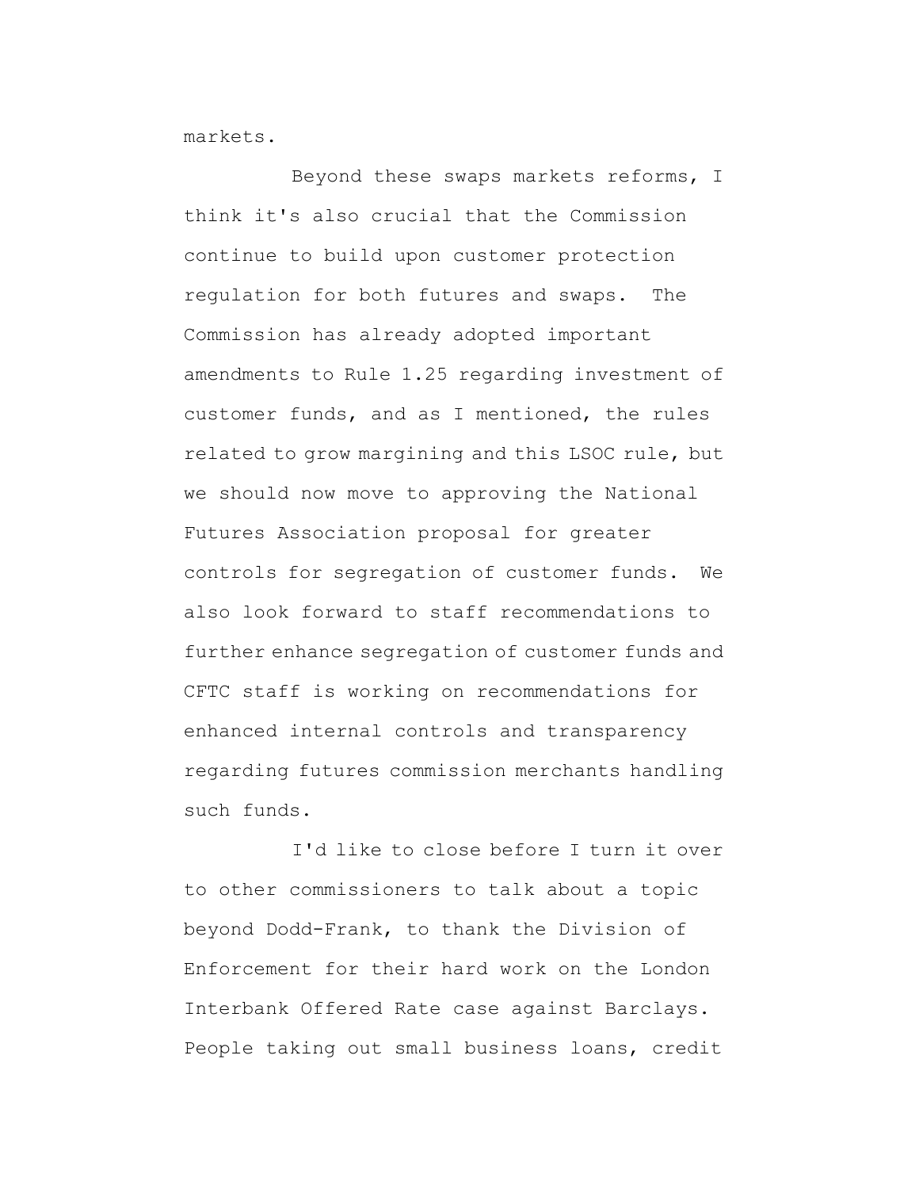markets.

Beyond these swaps markets reforms, I think it's also crucial that the Commission continue to build upon customer protection regulation for both futures and swaps. The Commission has already adopted important amendments to Rule 1.25 regarding investment of customer funds, and as I mentioned, the rules related to grow margining and this LSOC rule, but we should now move to approving the National Futures Association proposal for greater controls for segregation of customer funds. We also look forward to staff recommendations to further enhance segregation of customer funds and CFTC staff is working on recommendations for enhanced internal controls and transparency regarding futures commission merchants handling such funds.

I'd like to close before I turn it over to other commissioners to talk about a topic beyond Dodd-Frank, to thank the Division of Enforcement for their hard work on the London Interbank Offered Rate case against Barclays. People taking out small business loans, credit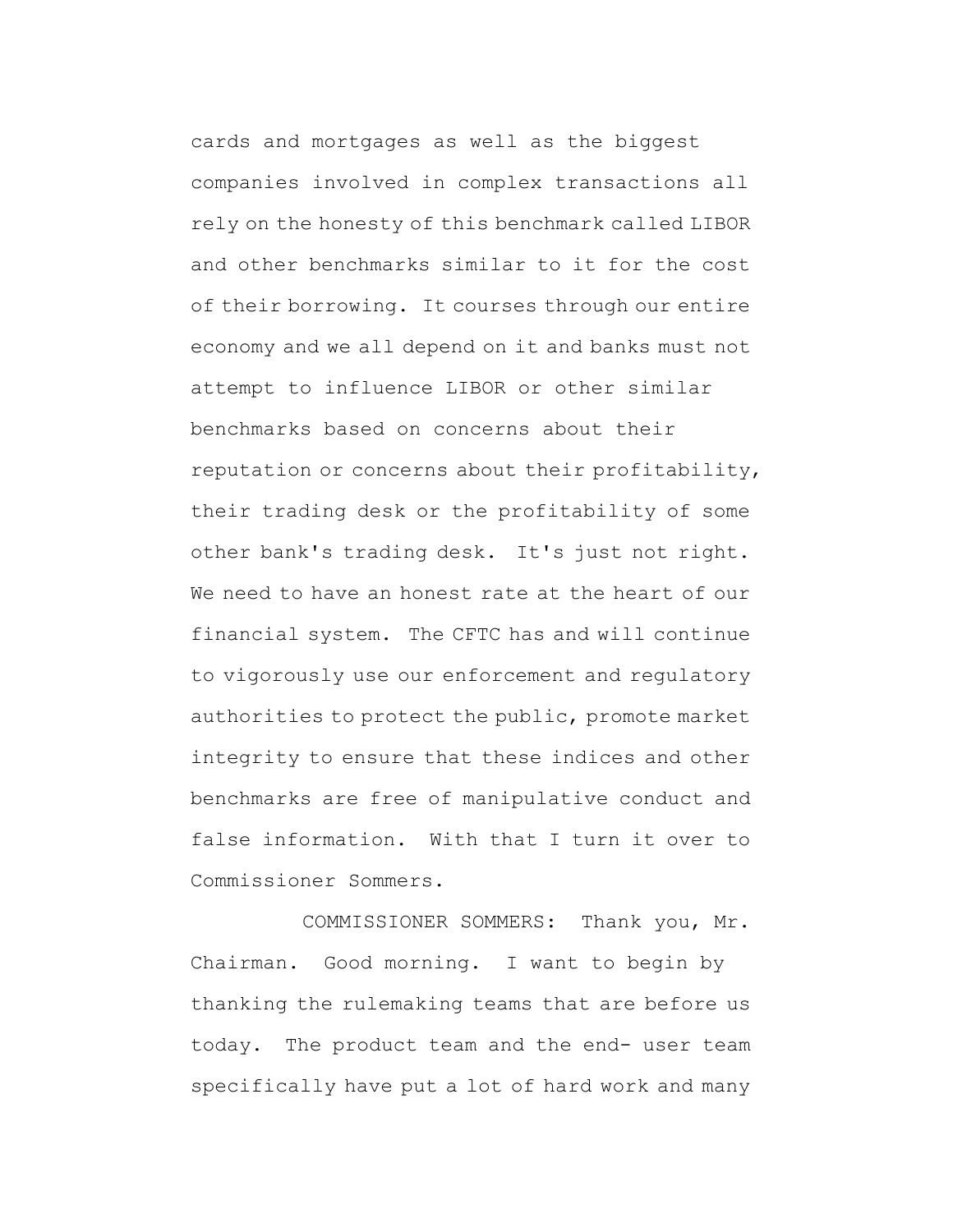cards and mortgages as well as the biggest companies involved in complex transactions all rely on the honesty of this benchmark called LIBOR and other benchmarks similar to it for the cost of their borrowing. It courses through our entire economy and we all depend on it and banks must not attempt to influence LIBOR or other similar benchmarks based on concerns about their reputation or concerns about their profitability, their trading desk or the profitability of some other bank's trading desk. It's just not right. We need to have an honest rate at the heart of our financial system. The CFTC has and will continue to vigorously use our enforcement and regulatory authorities to protect the public, promote market integrity to ensure that these indices and other benchmarks are free of manipulative conduct and false information. With that I turn it over to Commissioner Sommers.

COMMISSIONER SOMMERS: Thank you, Mr. Chairman. Good morning. I want to begin by thanking the rulemaking teams that are before us today. The product team and the end- user team specifically have put a lot of hard work and many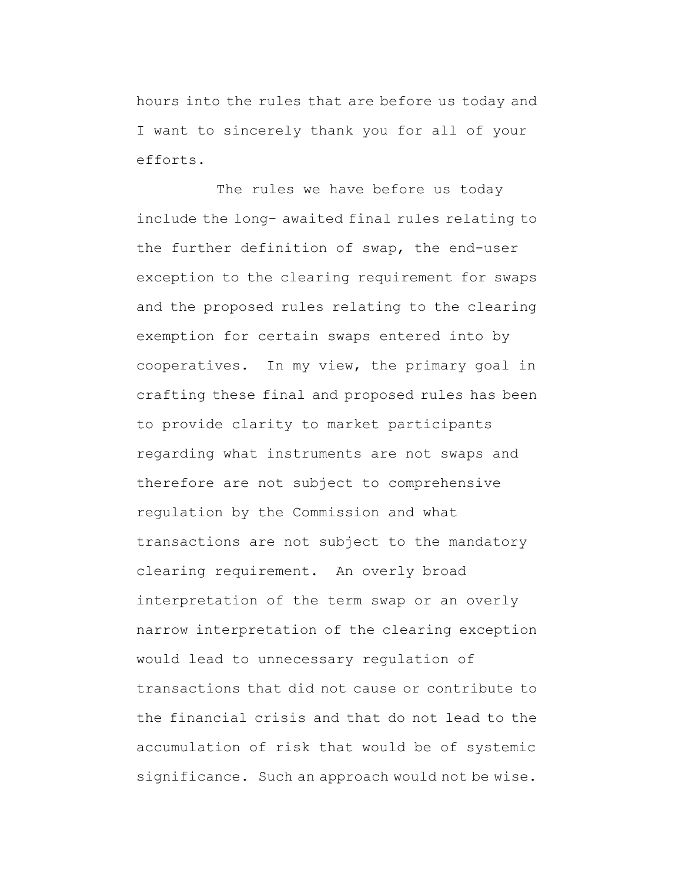hours into the rules that are before us today and I want to sincerely thank you for all of your efforts.

The rules we have before us today include the long- awaited final rules relating to the further definition of swap, the end-user exception to the clearing requirement for swaps and the proposed rules relating to the clearing exemption for certain swaps entered into by cooperatives. In my view, the primary goal in crafting these final and proposed rules has been to provide clarity to market participants regarding what instruments are not swaps and therefore are not subject to comprehensive regulation by the Commission and what transactions are not subject to the mandatory clearing requirement. An overly broad interpretation of the term swap or an overly narrow interpretation of the clearing exception would lead to unnecessary regulation of transactions that did not cause or contribute to the financial crisis and that do not lead to the accumulation of risk that would be of systemic significance. Such an approach would not be wise.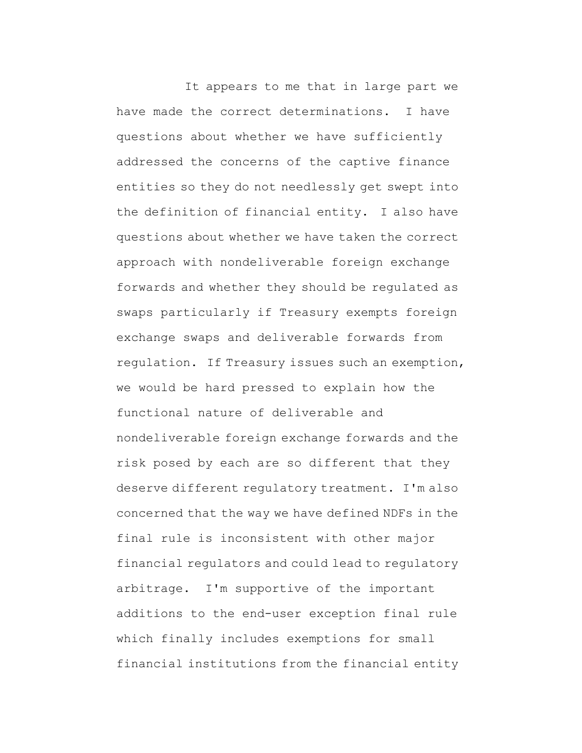It appears to me that in large part we have made the correct determinations. I have questions about whether we have sufficiently addressed the concerns of the captive finance entities so they do not needlessly get swept into the definition of financial entity. I also have questions about whether we have taken the correct approach with nondeliverable foreign exchange forwards and whether they should be regulated as swaps particularly if Treasury exempts foreign exchange swaps and deliverable forwards from regulation. If Treasury issues such an exemption, we would be hard pressed to explain how the functional nature of deliverable and nondeliverable foreign exchange forwards and the risk posed by each are so different that they deserve different regulatory treatment. I'm also concerned that the way we have defined NDFs in the final rule is inconsistent with other major financial regulators and could lead to regulatory arbitrage. I'm supportive of the important additions to the end-user exception final rule which finally includes exemptions for small financial institutions from the financial entity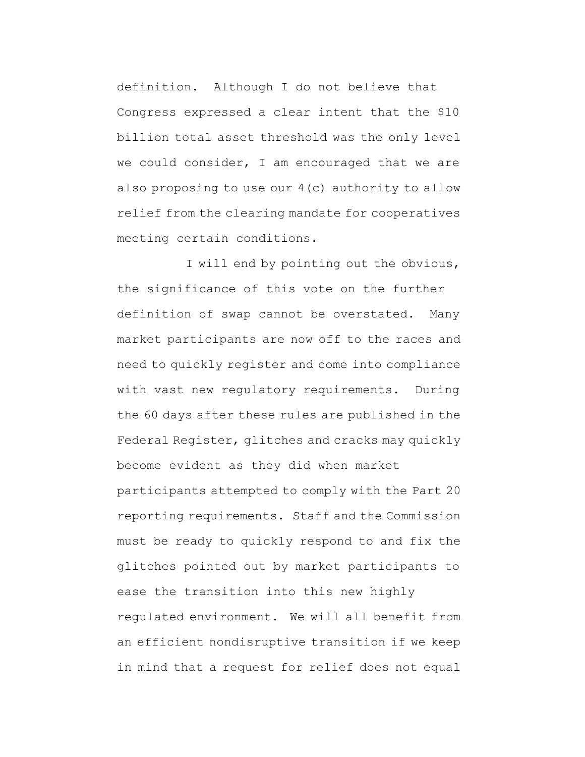definition. Although I do not believe that Congress expressed a clear intent that the $10 billion total asset threshold was the only level we could consider, I am encouraged that we are also proposing to use our 4(c) authority to allow relief from the clearing mandate for cooperatives meeting certain conditions.

I will end by pointing out the obvious, the significance of this vote on the further definition of swap cannot be overstated. Many market participants are now off to the races and need to quickly register and come into compliance with vast new regulatory requirements. During the 60 days after these rules are published in the Federal Register, glitches and cracks may quickly become evident as they did when market participants attempted to comply with the Part 20 reporting requirements. Staff and the Commission must be ready to quickly respond to and fix the glitches pointed out by market participants to ease the transition into this new highly regulated environment. We will all benefit from an efficient nondisruptive transition if we keep in mind that a request for relief does not equal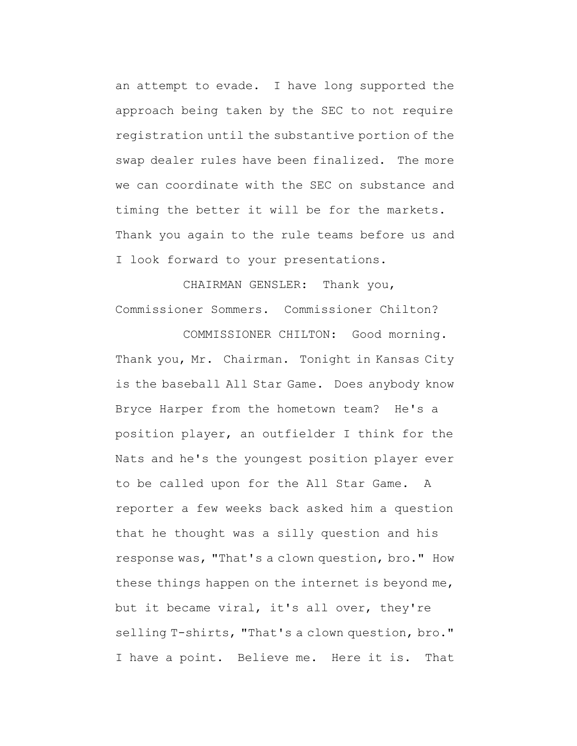an attempt to evade. I have long supported the approach being taken by the SEC to not require registration until the substantive portion of the swap dealer rules have been finalized. The more we can coordinate with the SEC on substance and timing the better it will be for the markets. Thank you again to the rule teams before us and I look forward to your presentations.

CHAIRMAN GENSLER: Thank you, Commissioner Sommers. Commissioner Chilton?

COMMISSIONER CHILTON: Good morning. Thank you, Mr. Chairman. Tonight in Kansas City is the baseball All Star Game. Does anybody know Bryce Harper from the hometown team? He's a position player, an outfielder I think for the Nats and he's the youngest position player ever to be called upon for the All Star Game. A reporter a few weeks back asked him a question that he thought was a silly question and his response was, "That's a clown question, bro." How these things happen on the internet is beyond me, but it became viral, it's all over, they're selling T-shirts, "That's a clown question, bro." I have a point. Believe me. Here it is. That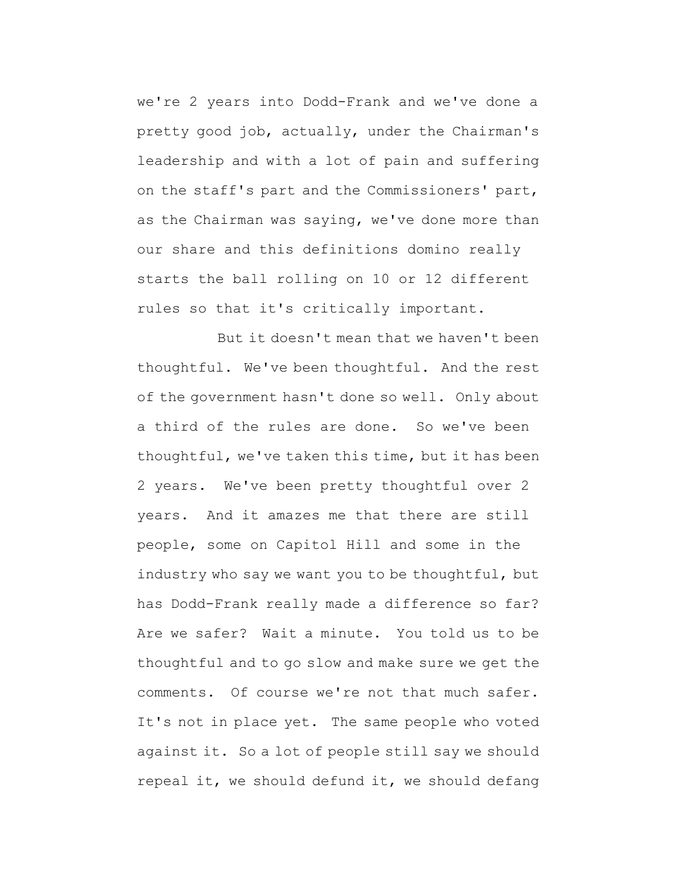we're 2 years into Dodd-Frank and we've done a pretty good job, actually, under the Chairman's leadership and with a lot of pain and suffering on the staff's part and the Commissioners' part, as the Chairman was saying, we've done more than our share and this definitions domino really starts the ball rolling on 10 or 12 different rules so that it's critically important.

But it doesn't mean that we haven't been thoughtful. We've been thoughtful. And the rest of the government hasn't done so well. Only about a third of the rules are done. So we've been thoughtful, we've taken this time, but it has been 2 years. We've been pretty thoughtful over 2 years. And it amazes me that there are still people, some on Capitol Hill and some in the industry who say we want you to be thoughtful, but has Dodd-Frank really made a difference so far? Are we safer? Wait a minute. You told us to be thoughtful and to go slow and make sure we get the comments. Of course we're not that much safer. It's not in place yet. The same people who voted against it. So a lot of people still say we should repeal it, we should defund it, we should defang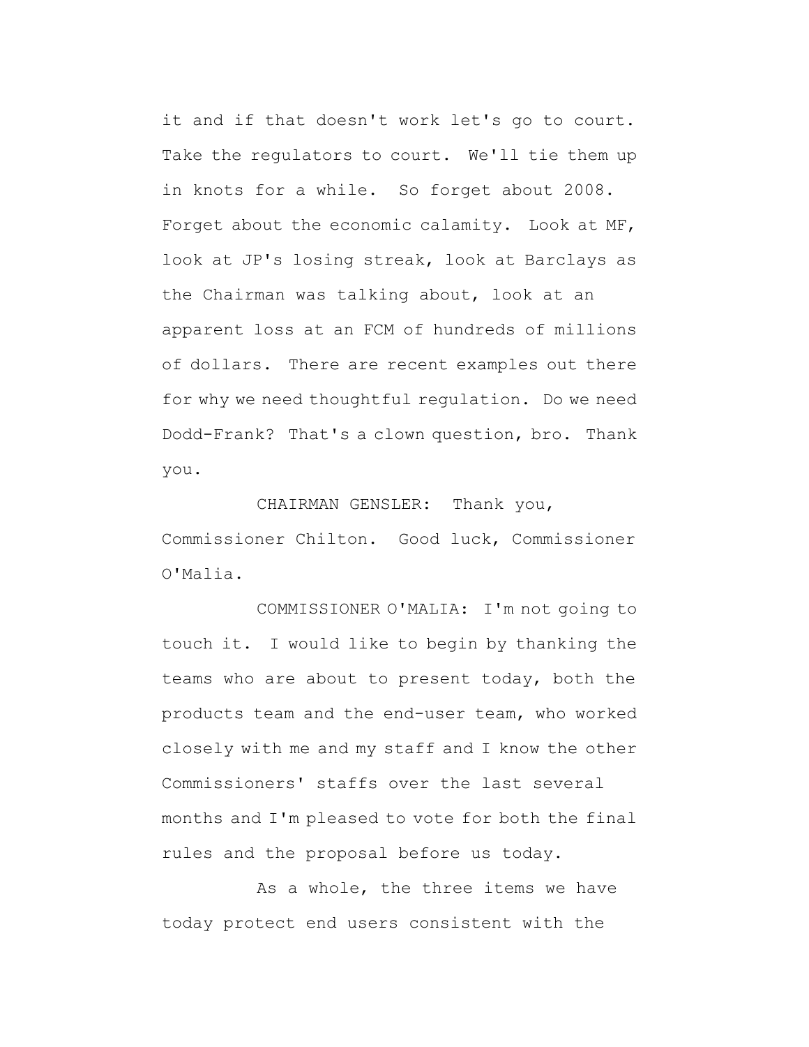it and if that doesn't work let's go to court. Take the regulators to court. We'll tie them up in knots for a while. So forget about 2008. Forget about the economic calamity. Look at MF, look at JP's losing streak, look at Barclays as the Chairman was talking about, look at an apparent loss at an FCM of hundreds of millions of dollars. There are recent examples out there for why we need thoughtful regulation. Do we need Dodd-Frank? That's a clown question, bro. Thank you.

CHAIRMAN GENSLER: Thank you, Commissioner Chilton. Good luck, Commissioner O'Malia.

COMMISSIONER O'MALIA: I'm not going to touch it. I would like to begin by thanking the teams who are about to present today, both the products team and the end-user team, who worked closely with me and my staff and I know the other Commissioners' staffs over the last several months and I'm pleased to vote for both the final rules and the proposal before us today.

As a whole, the three items we have today protect end users consistent with the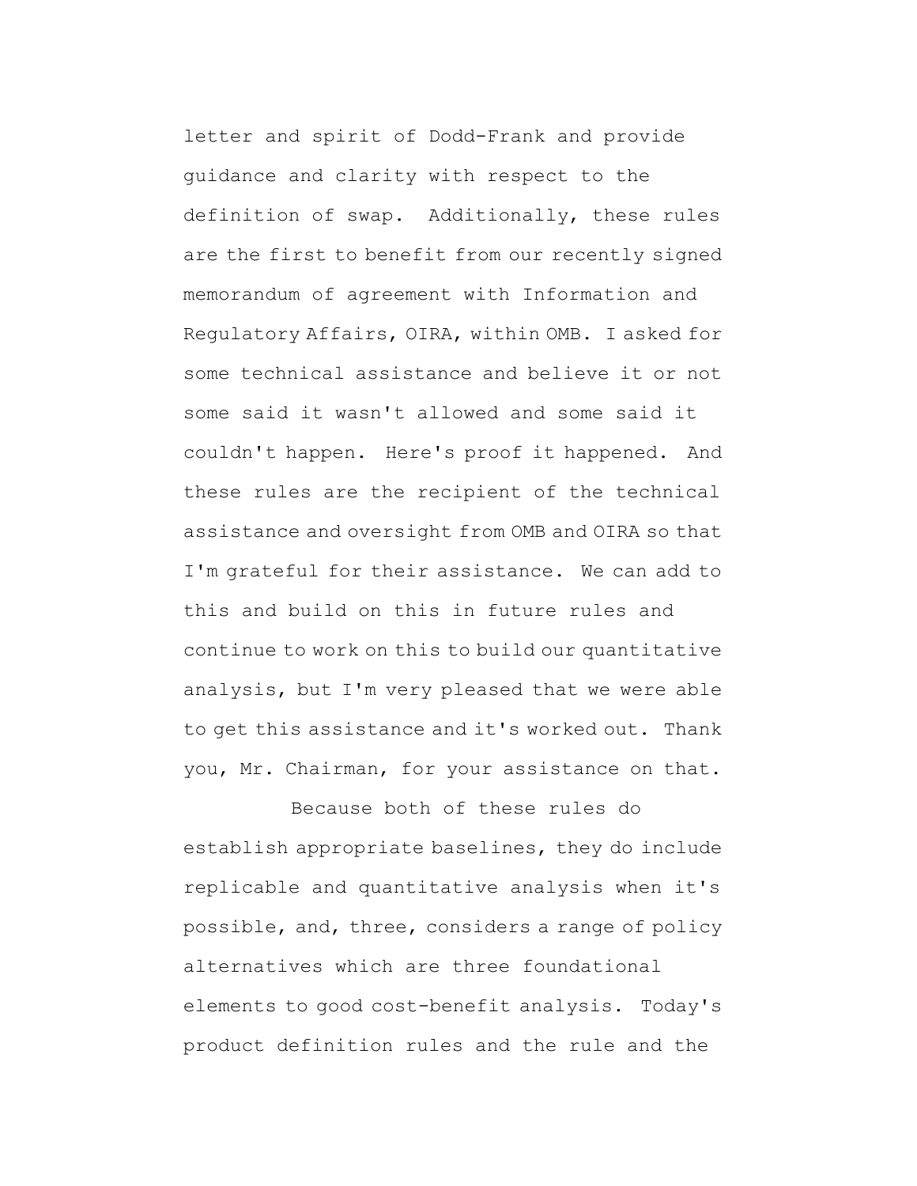letter and spirit of Dodd-Frank and provide guidance and clarity with respect to the definition of swap. Additionally, these rules are the first to benefit from our recently signed memorandum of agreement with Information and Regulatory Affairs, OIRA, within OMB. I asked for some technical assistance and believe it or not some said it wasn't allowed and some said it couldn't happen. Here's proof it happened. And these rules are the recipient of the technical assistance and oversight from OMB and OIRA so that I'm grateful for their assistance. We can add to this and build on this in future rules and continue to work on this to build our quantitative analysis, but I'm very pleased that we were able to get this assistance and it's worked out. Thank you, Mr. Chairman, for your assistance on that.

Because both of these rules do establish appropriate baselines, they do include replicable and quantitative analysis when it's possible, and, three, considers a range of policy alternatives which are three foundational elements to good cost-benefit analysis. Today's product definition rules and the rule and the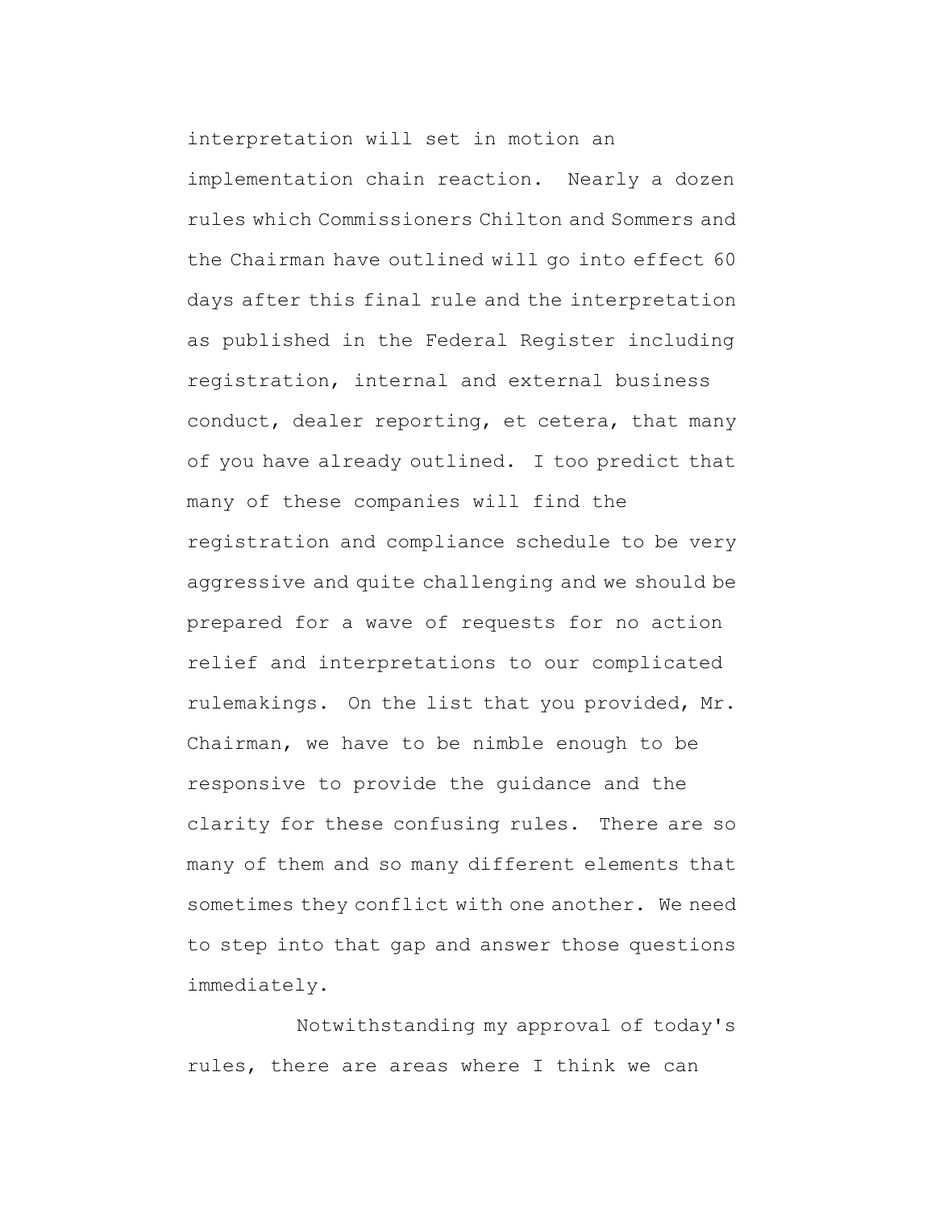interpretation will set in motion an implementation chain reaction. Nearly a dozen rules which Commissioners Chilton and Sommers and the Chairman have outlined will go into effect 60 days after this final rule and the interpretation as published in the Federal Register including registration, internal and external business conduct, dealer reporting, et cetera, that many of you have already outlined. I too predict that many of these companies will find the registration and compliance schedule to be very aggressive and quite challenging and we should be prepared for a wave of requests for no action relief and interpretations to our complicated rulemakings. On the list that you provided, Mr. Chairman, we have to be nimble enough to be responsive to provide the guidance and the clarity for these confusing rules. There are so many of them and so many different elements that sometimes they conflict with one another. We need to step into that gap and answer those questions immediately.

Notwithstanding my approval of today's rules, there are areas where I think we can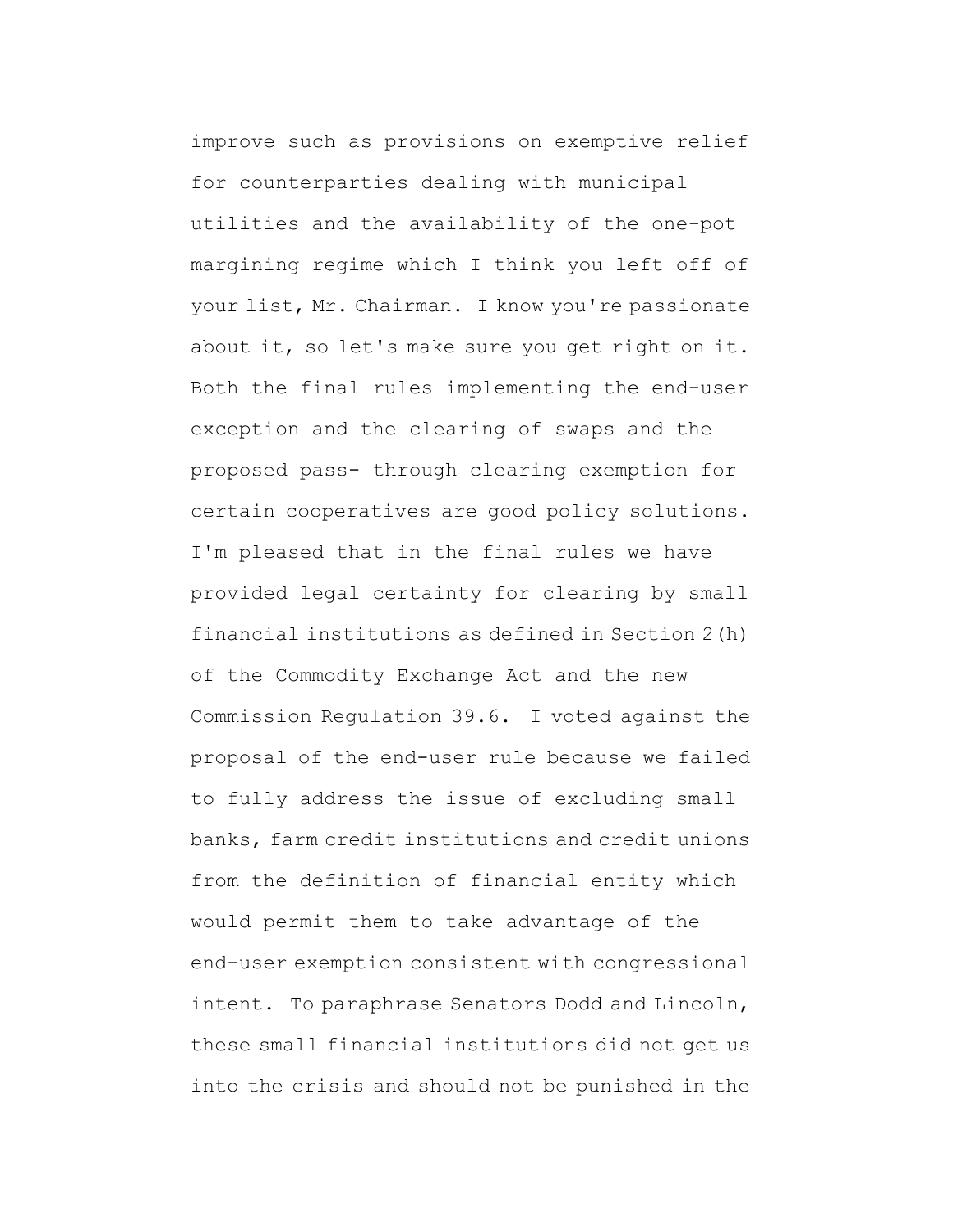improve such as provisions on exemptive relief for counterparties dealing with municipal utilities and the availability of the one-pot margining regime which I think you left off of your list, Mr. Chairman. I know you're passionate about it, so let's make sure you get right on it. Both the final rules implementing the end-user exception and the clearing of swaps and the proposed pass- through clearing exemption for certain cooperatives are good policy solutions. I'm pleased that in the final rules we have provided legal certainty for clearing by small financial institutions as defined in Section 2(h) of the Commodity Exchange Act and the new Commission Regulation 39.6. I voted against the proposal of the end-user rule because we failed to fully address the issue of excluding small banks, farm credit institutions and credit unions from the definition of financial entity which would permit them to take advantage of the end-user exemption consistent with congressional intent. To paraphrase Senators Dodd and Lincoln, these small financial institutions did not get us into the crisis and should not be punished in the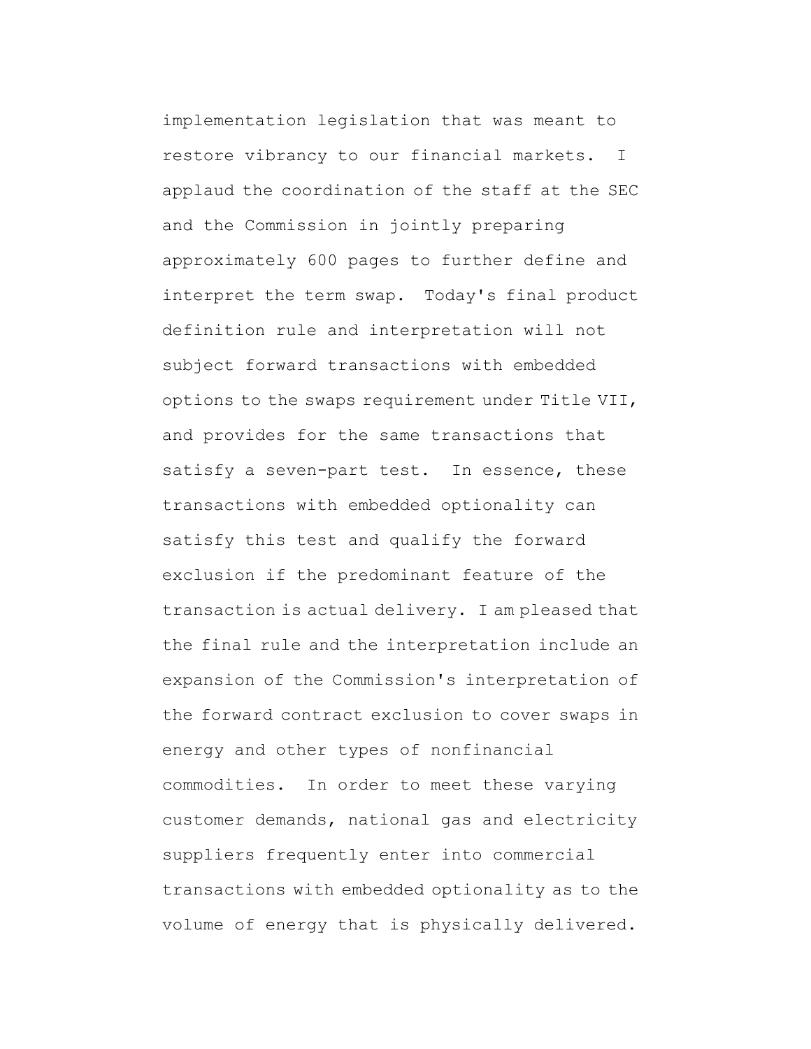implementation legislation that was meant to restore vibrancy to our financial markets. I applaud the coordination of the staff at the SEC and the Commission in jointly preparing approximately 600 pages to further define and interpret the term swap. Today's final product definition rule and interpretation will not subject forward transactions with embedded options to the swaps requirement under Title VII, and provides for the same transactions that satisfy a seven-part test. In essence, these transactions with embedded optionality can satisfy this test and qualify the forward exclusion if the predominant feature of the transaction is actual delivery. I am pleased that the final rule and the interpretation include an expansion of the Commission's interpretation of the forward contract exclusion to cover swaps in energy and other types of nonfinancial commodities. In order to meet these varying customer demands, national gas and electricity suppliers frequently enter into commercial transactions with embedded optionality as to the volume of energy that is physically delivered.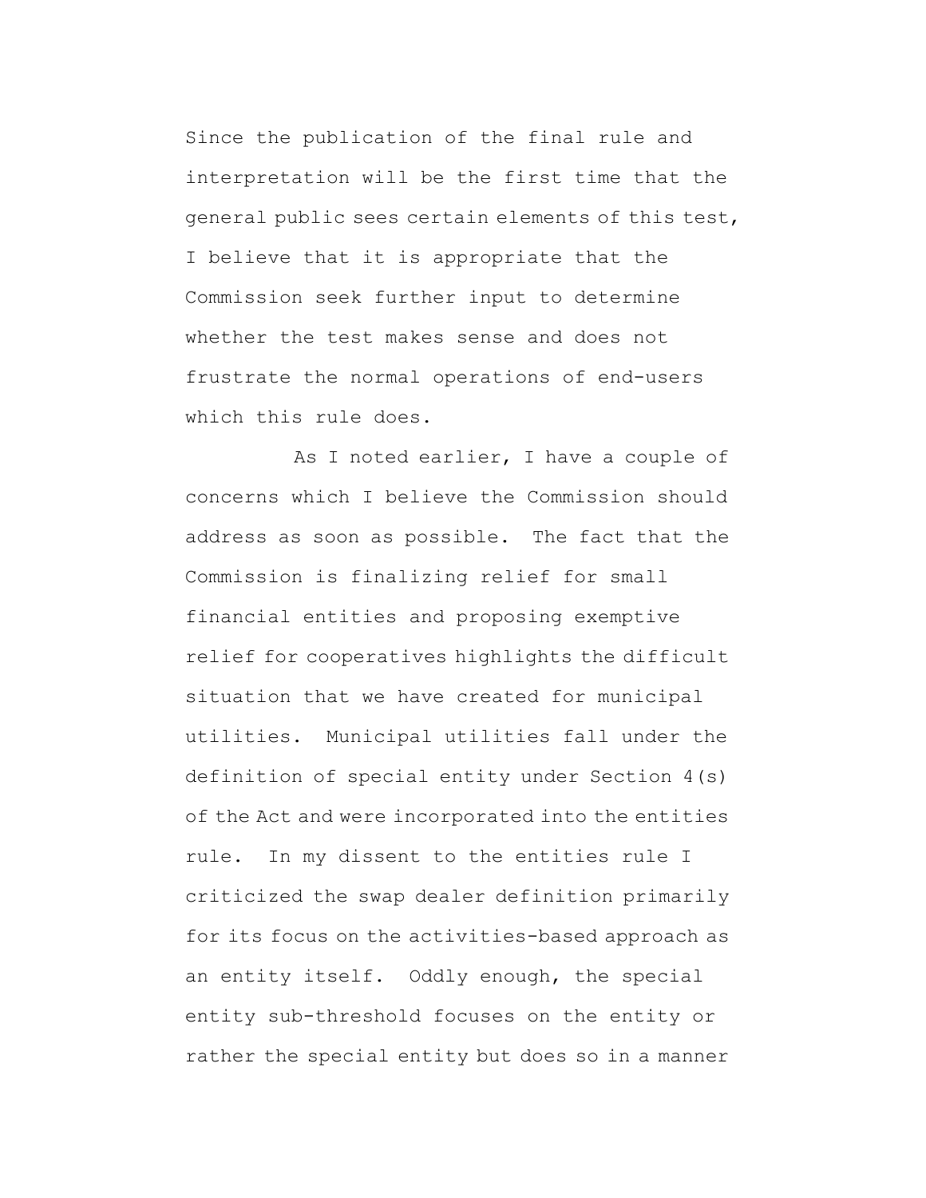Since the publication of the final rule and interpretation will be the first time that the general public sees certain elements of this test, I believe that it is appropriate that the Commission seek further input to determine whether the test makes sense and does not frustrate the normal operations of end-users which this rule does.

As I noted earlier, I have a couple of concerns which I believe the Commission should address as soon as possible. The fact that the Commission is finalizing relief for small financial entities and proposing exemptive relief for cooperatives highlights the difficult situation that we have created for municipal utilities. Municipal utilities fall under the definition of special entity under Section 4(s) of the Act and were incorporated into the entities rule. In my dissent to the entities rule I criticized the swap dealer definition primarily for its focus on the activities-based approach as an entity itself. Oddly enough, the special entity sub-threshold focuses on the entity or rather the special entity but does so in a manner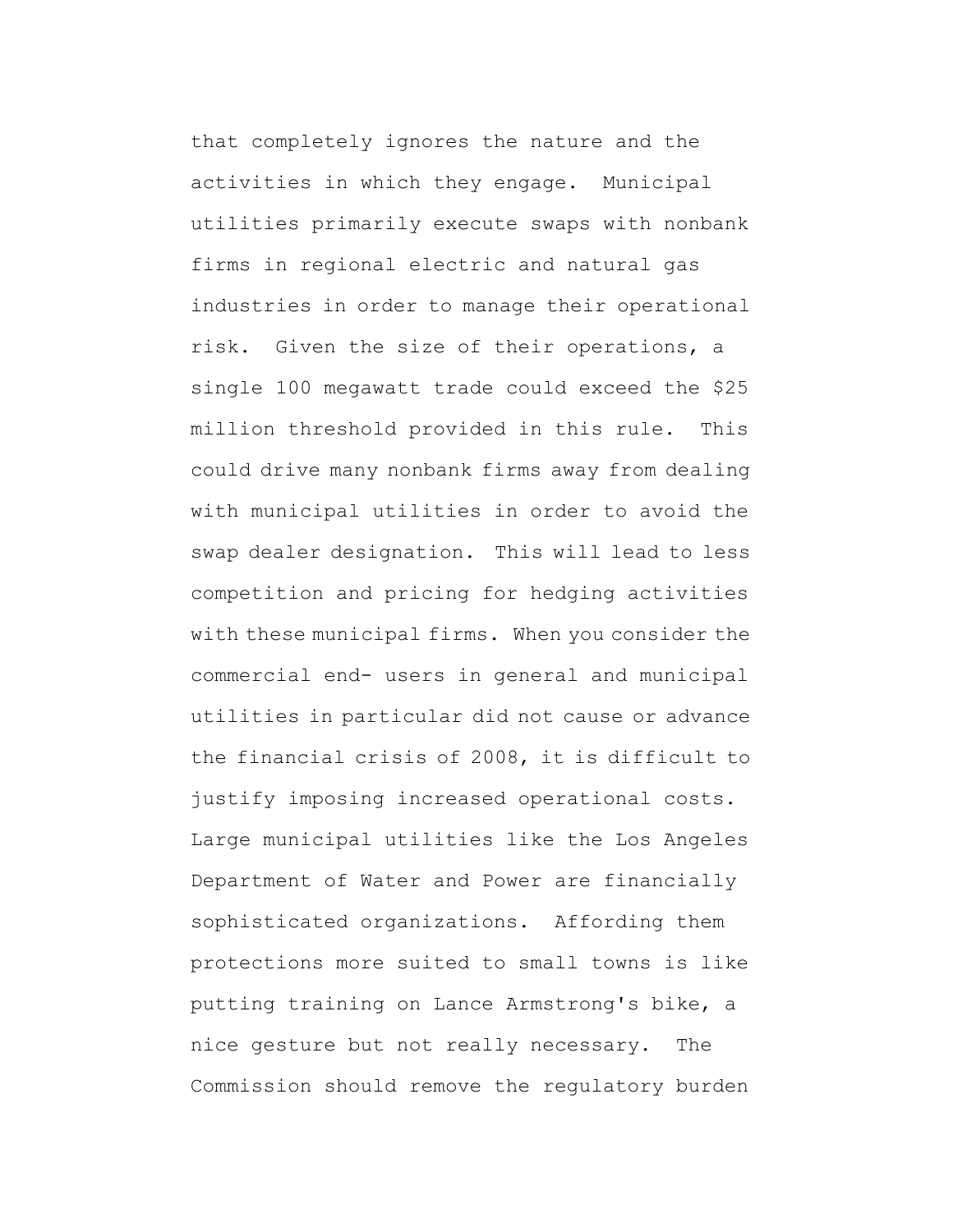that completely ignores the nature and the activities in which they engage. Municipal utilities primarily execute swaps with nonbank firms in regional electric and natural gas industries in order to manage their operational risk. Given the size of their operations, a single 100 megawatt trade could exceed the $25 million threshold provided in this rule. This could drive many nonbank firms away from dealing with municipal utilities in order to avoid the swap dealer designation. This will lead to less competition and pricing for hedging activities with these municipal firms. When you consider the commercial end- users in general and municipal utilities in particular did not cause or advance the financial crisis of 2008, it is difficult to justify imposing increased operational costs. Large municipal utilities like the Los Angeles Department of Water and Power are financially sophisticated organizations. Affording them protections more suited to small towns is like putting training on Lance Armstrong's bike, a nice gesture but not really necessary. The Commission should remove the regulatory burden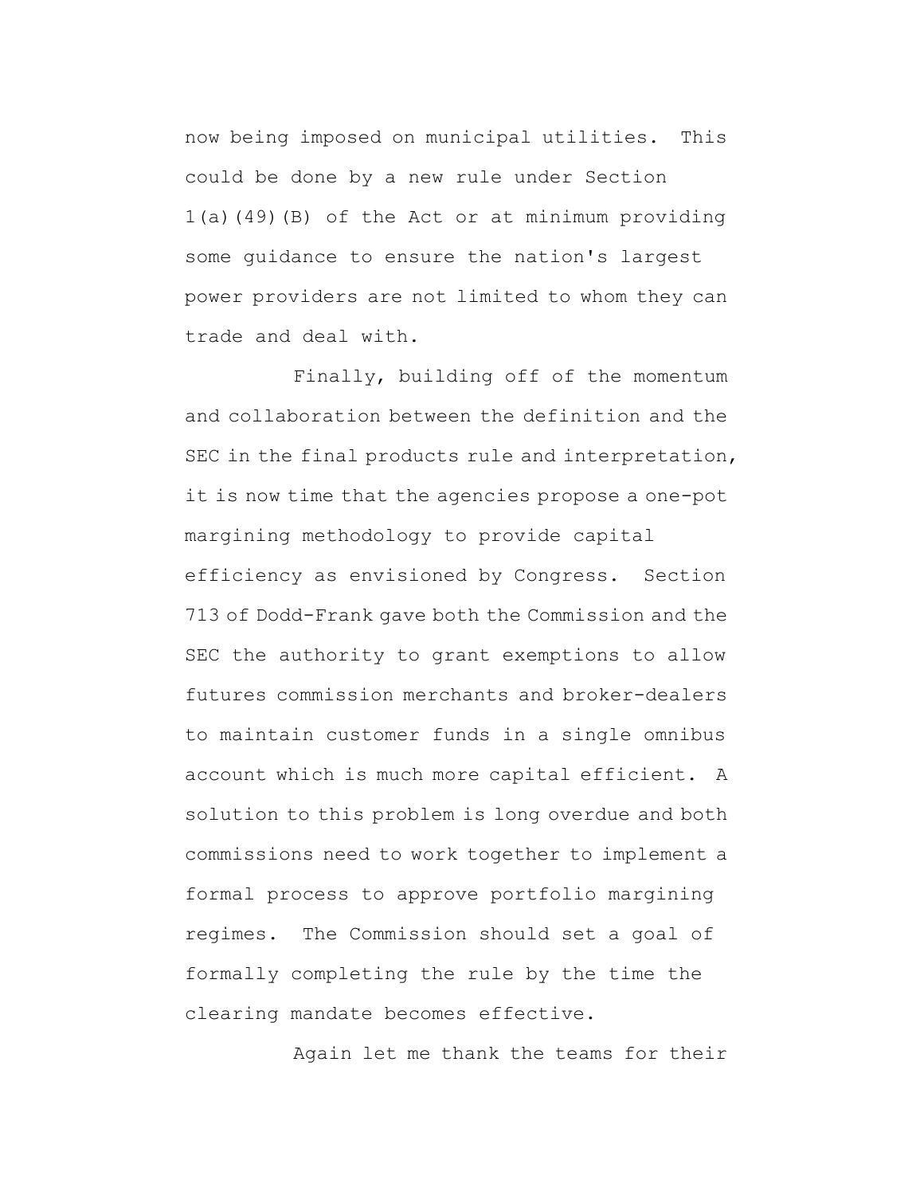now being imposed on municipal utilities. This could be done by a new rule under Section 1(a)(49)(B) of the Act or at minimum providing some guidance to ensure the nation's largest power providers are not limited to whom they can trade and deal with.

Finally, building off of the momentum and collaboration between the definition and the SEC in the final products rule and interpretation, it is now time that the agencies propose a one-pot margining methodology to provide capital efficiency as envisioned by Congress. Section 713 of Dodd-Frank gave both the Commission and the SEC the authority to grant exemptions to allow futures commission merchants and broker-dealers to maintain customer funds in a single omnibus account which is much more capital efficient. A solution to this problem is long overdue and both commissions need to work together to implement a formal process to approve portfolio margining regimes. The Commission should set a goal of formally completing the rule by the time the clearing mandate becomes effective.

Again let me thank the teams for their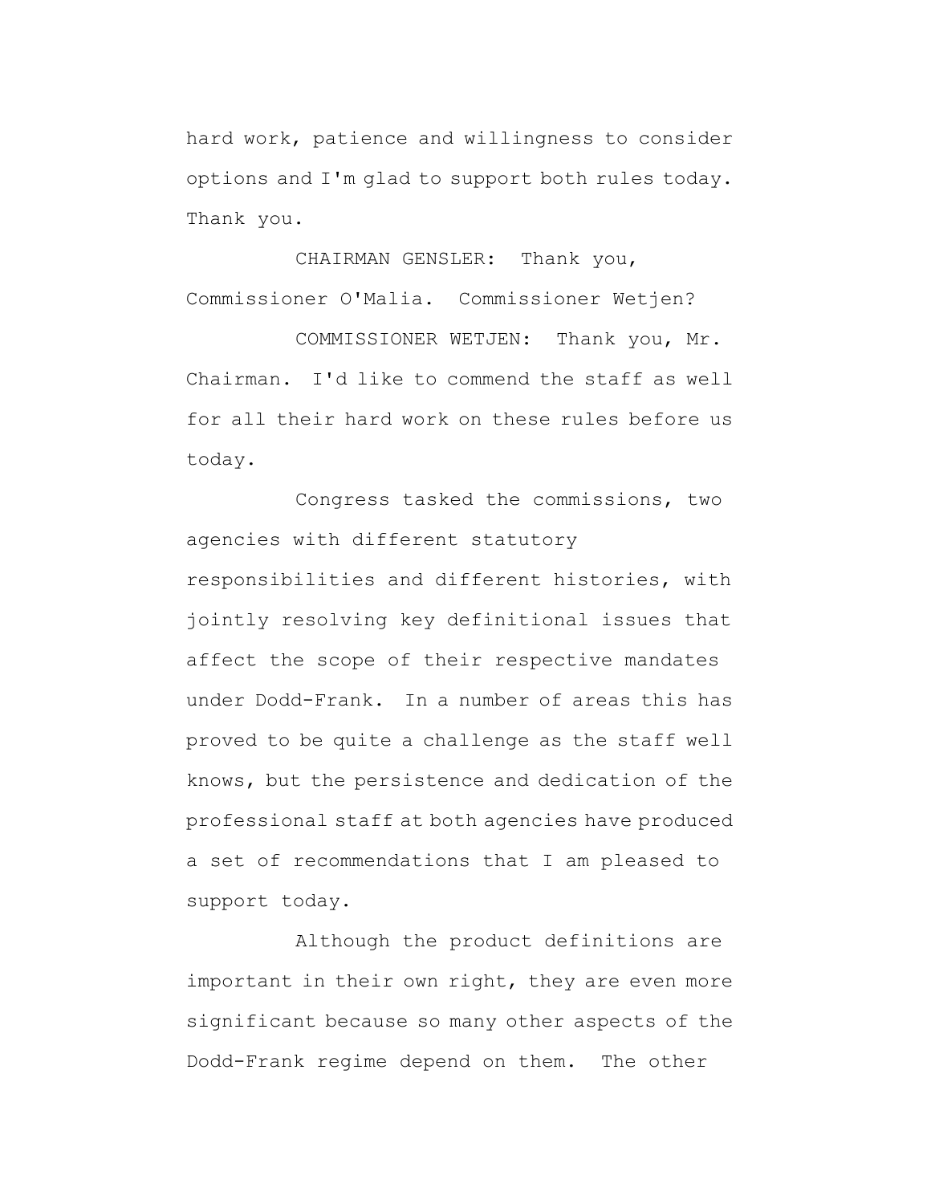hard work, patience and willingness to consider options and I'm glad to support both rules today. Thank you.

CHAIRMAN GENSLER: Thank you, Commissioner O'Malia. Commissioner Wetjen?

COMMISSIONER WETJEN: Thank you, Mr. Chairman. I'd like to commend the staff as well for all their hard work on these rules before us today.

Congress tasked the commissions, two agencies with different statutory responsibilities and different histories, with jointly resolving key definitional issues that affect the scope of their respective mandates under Dodd-Frank. In a number of areas this has proved to be quite a challenge as the staff well knows, but the persistence and dedication of the professional staff at both agencies have produced a set of recommendations that I am pleased to support today.

Although the product definitions are important in their own right, they are even more significant because so many other aspects of the Dodd-Frank regime depend on them. The other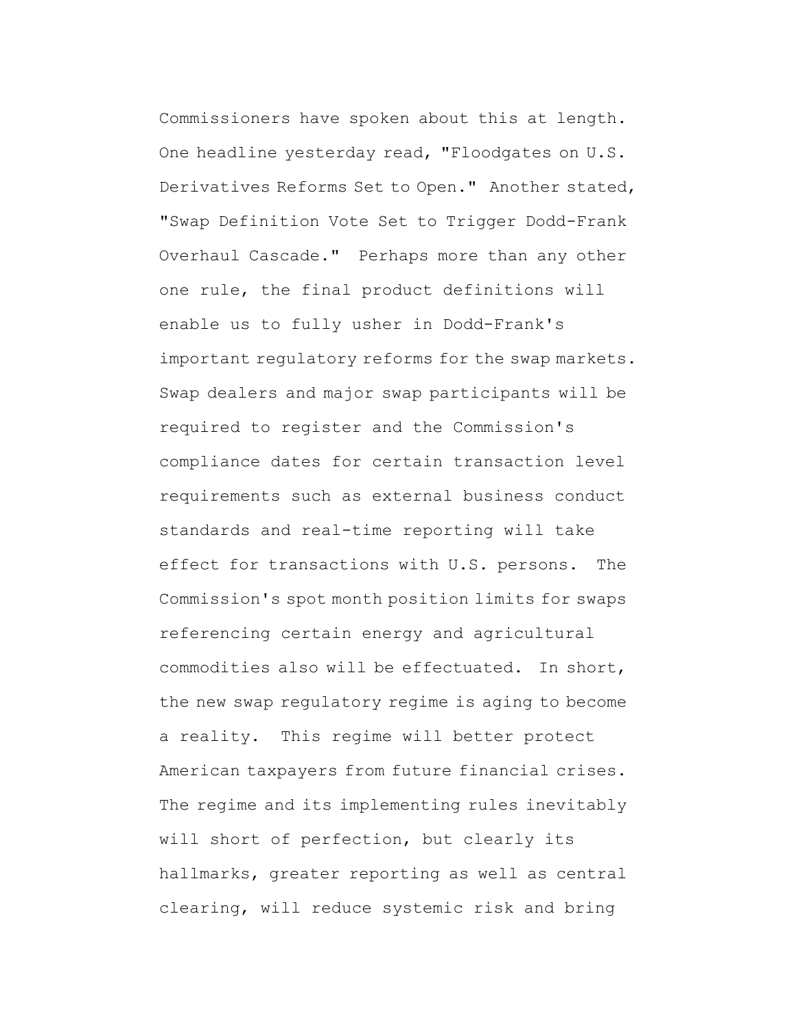Commissioners have spoken about this at length. One headline yesterday read, "Floodgates on U.S. Derivatives Reforms Set to Open." Another stated, "Swap Definition Vote Set to Trigger Dodd-Frank Overhaul Cascade." Perhaps more than any other one rule, the final product definitions will enable us to fully usher in Dodd-Frank's important regulatory reforms for the swap markets. Swap dealers and major swap participants will be required to register and the Commission's compliance dates for certain transaction level requirements such as external business conduct standards and real-time reporting will take effect for transactions with U.S. persons. The Commission's spot month position limits for swaps referencing certain energy and agricultural commodities also will be effectuated. In short, the new swap regulatory regime is aging to become a reality. This regime will better protect American taxpayers from future financial crises. The regime and its implementing rules inevitably will short of perfection, but clearly its hallmarks, greater reporting as well as central clearing, will reduce systemic risk and bring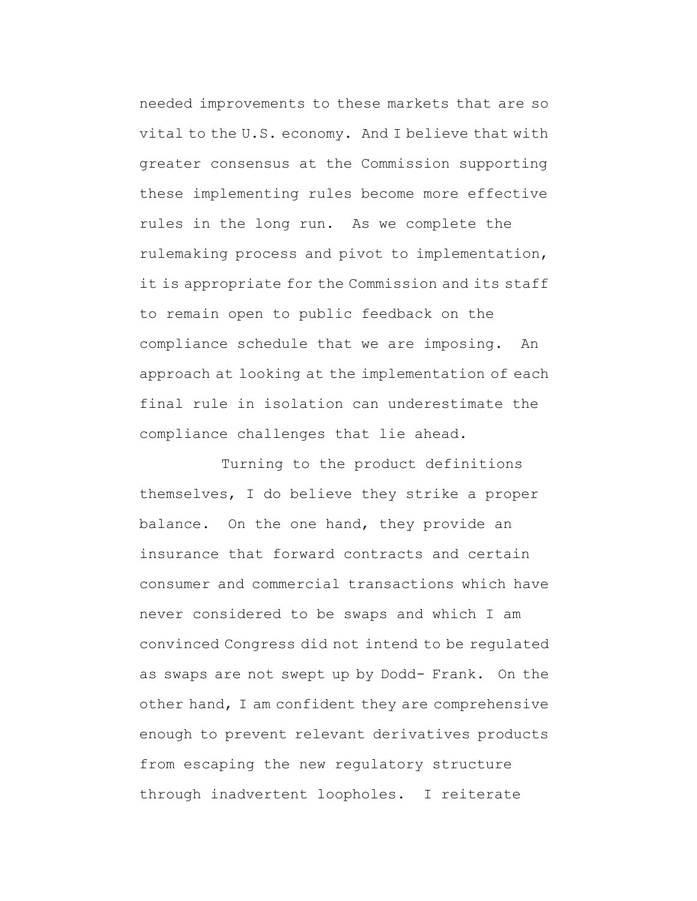needed improvements to these markets that are so vital to the U.S. economy. And I believe that with greater consensus at the Commission supporting these implementing rules become more effective rules in the long run. As we complete the rulemaking process and pivot to implementation, it is appropriate for the Commission and its staff to remain open to public feedback on the compliance schedule that we are imposing. An approach at looking at the implementation of each final rule in isolation can underestimate the compliance challenges that lie ahead.

Turning to the product definitions themselves, I do believe they strike a proper balance. On the one hand, they provide an insurance that forward contracts and certain consumer and commercial transactions which have never considered to be swaps and which I am convinced Congress did not intend to be regulated as swaps are not swept up by Dodd- Frank. On the other hand, I am confident they are comprehensive enough to prevent relevant derivatives products from escaping the new regulatory structure through inadvertent loopholes. I reiterate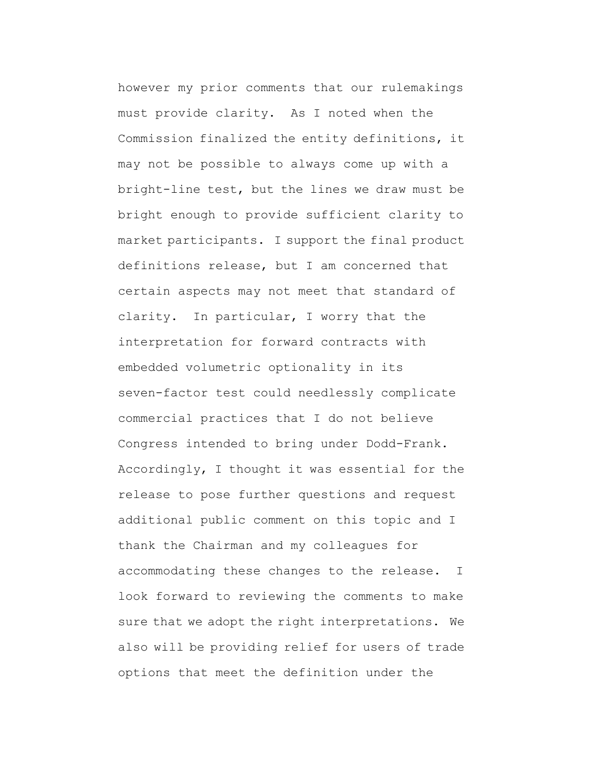however my prior comments that our rulemakings must provide clarity. As I noted when the Commission finalized the entity definitions, it may not be possible to always come up with a bright-line test, but the lines we draw must be bright enough to provide sufficient clarity to market participants. I support the final product definitions release, but I am concerned that certain aspects may not meet that standard of clarity. In particular, I worry that the interpretation for forward contracts with embedded volumetric optionality in its seven-factor test could needlessly complicate commercial practices that I do not believe Congress intended to bring under Dodd-Frank. Accordingly, I thought it was essential for the release to pose further questions and request additional public comment on this topic and I thank the Chairman and my colleagues for accommodating these changes to the release. I look forward to reviewing the comments to make sure that we adopt the right interpretations. We also will be providing relief for users of trade options that meet the definition under the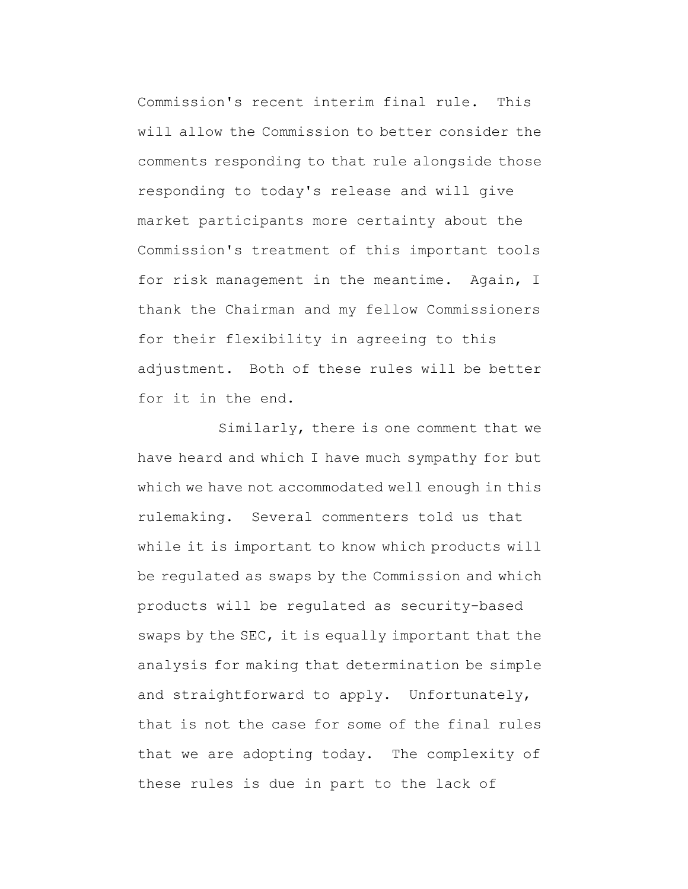Commission's recent interim final rule. This will allow the Commission to better consider the comments responding to that rule alongside those responding to today's release and will give market participants more certainty about the Commission's treatment of this important tools for risk management in the meantime. Again, I thank the Chairman and my fellow Commissioners for their flexibility in agreeing to this adjustment. Both of these rules will be better for it in the end.

Similarly, there is one comment that we have heard and which I have much sympathy for but which we have not accommodated well enough in this rulemaking. Several commenters told us that while it is important to know which products will be regulated as swaps by the Commission and which products will be regulated as security-based swaps by the SEC, it is equally important that the analysis for making that determination be simple and straightforward to apply. Unfortunately, that is not the case for some of the final rules that we are adopting today. The complexity of these rules is due in part to the lack of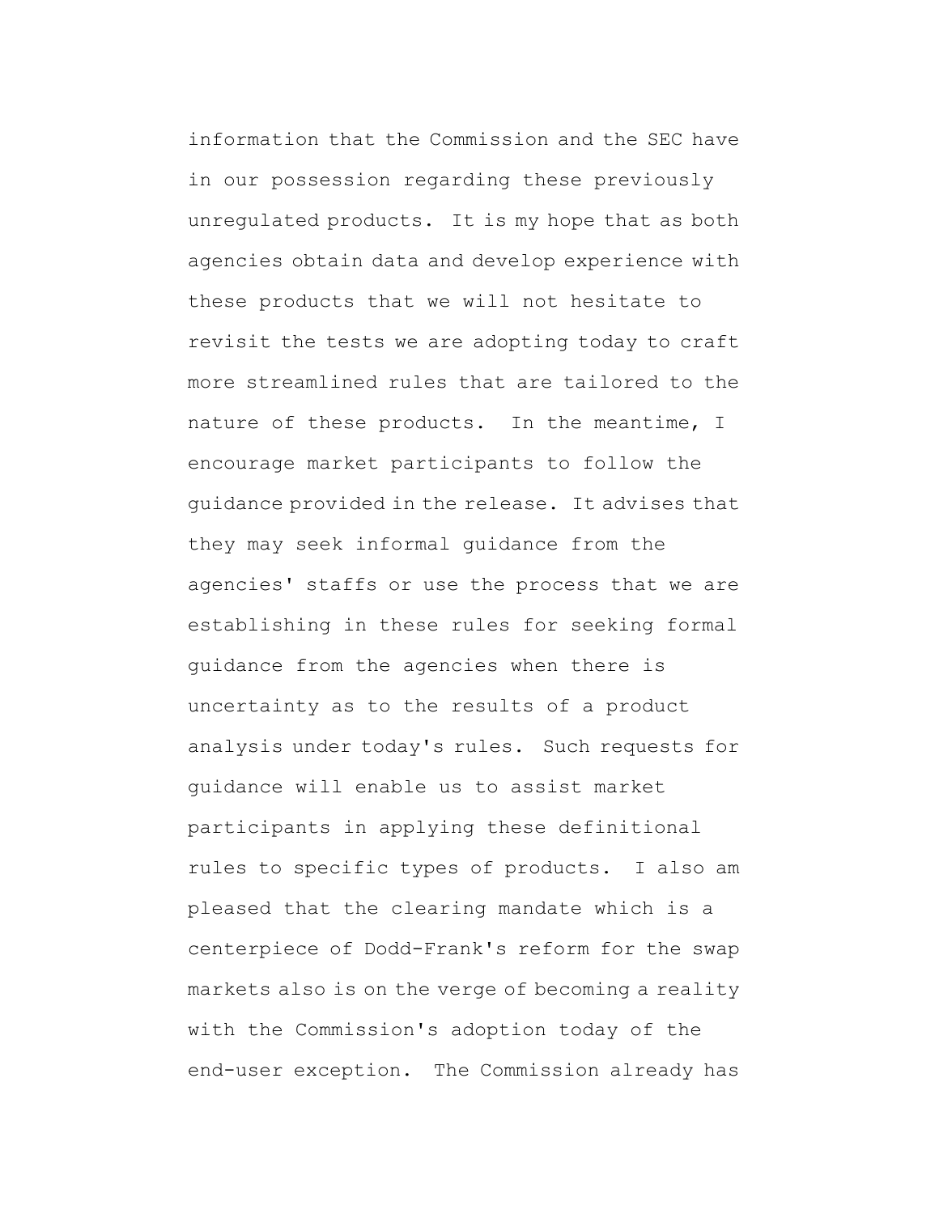information that the Commission and the SEC have in our possession regarding these previously unregulated products. It is my hope that as both agencies obtain data and develop experience with these products that we will not hesitate to revisit the tests we are adopting today to craft more streamlined rules that are tailored to the nature of these products. In the meantime, I encourage market participants to follow the guidance provided in the release. It advises that they may seek informal guidance from the agencies' staffs or use the process that we are establishing in these rules for seeking formal guidance from the agencies when there is uncertainty as to the results of a product analysis under today's rules. Such requests for guidance will enable us to assist market participants in applying these definitional rules to specific types of products. I also am pleased that the clearing mandate which is a centerpiece of Dodd-Frank's reform for the swap markets also is on the verge of becoming a reality with the Commission's adoption today of the end-user exception. The Commission already has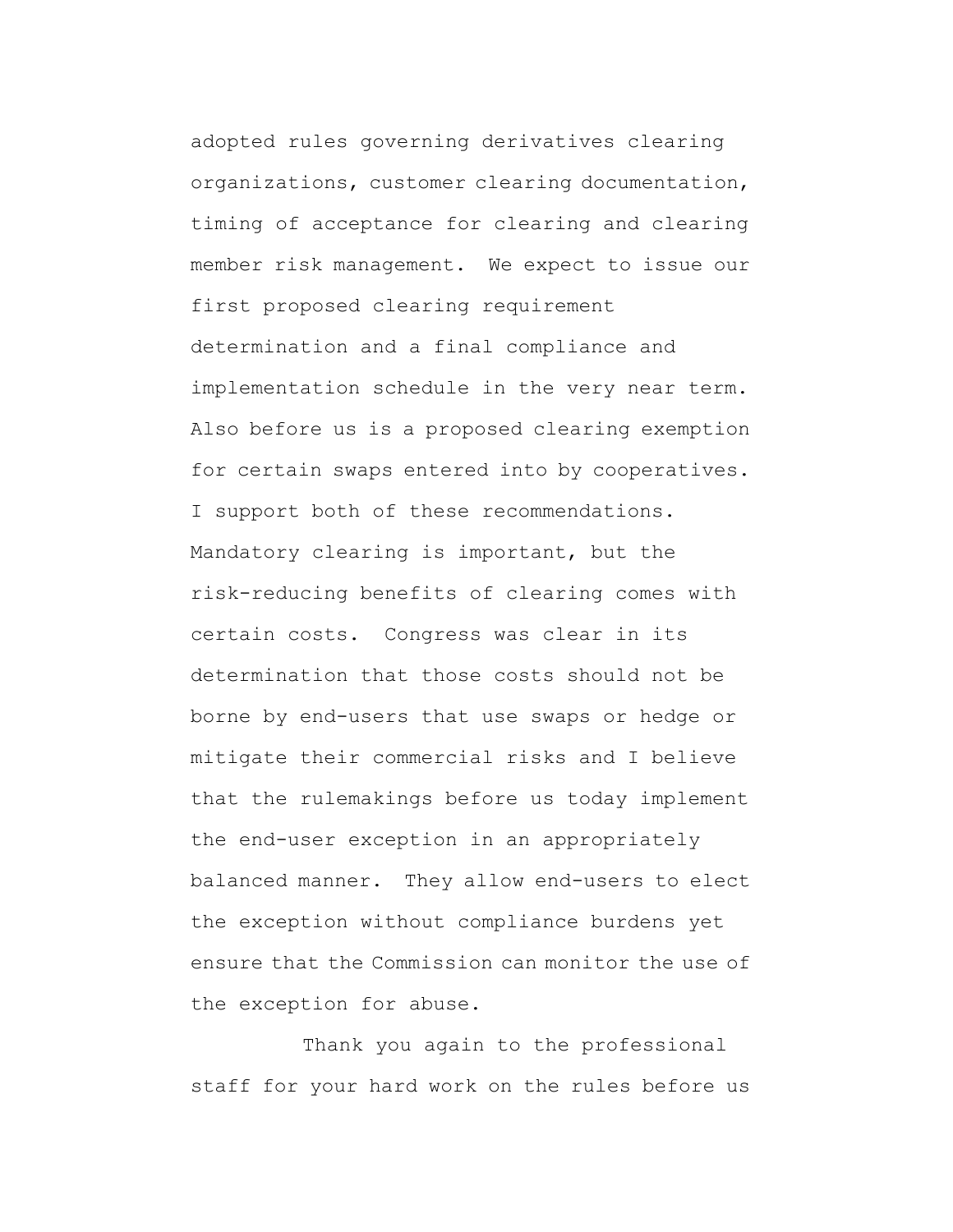adopted rules governing derivatives clearing organizations, customer clearing documentation, timing of acceptance for clearing and clearing member risk management. We expect to issue our first proposed clearing requirement determination and a final compliance and implementation schedule in the very near term. Also before us is a proposed clearing exemption for certain swaps entered into by cooperatives. I support both of these recommendations. Mandatory clearing is important, but the risk-reducing benefits of clearing comes with certain costs. Congress was clear in its determination that those costs should not be borne by end-users that use swaps or hedge or mitigate their commercial risks and I believe that the rulemakings before us today implement the end-user exception in an appropriately balanced manner. They allow end-users to elect the exception without compliance burdens yet ensure that the Commission can monitor the use of the exception for abuse.

Thank you again to the professional staff for your hard work on the rules before us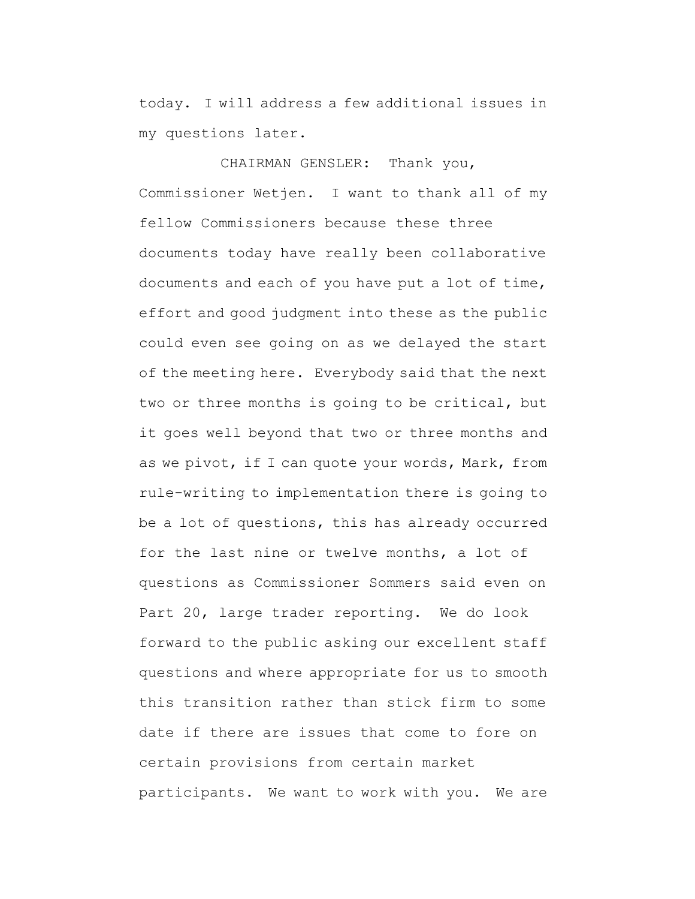today. I will address a few additional issues in my questions later.

CHAIRMAN GENSLER: Thank you, Commissioner Wetjen. I want to thank all of my fellow Commissioners because these three documents today have really been collaborative documents and each of you have put a lot of time, effort and good judgment into these as the public could even see going on as we delayed the start of the meeting here. Everybody said that the next two or three months is going to be critical, but it goes well beyond that two or three months and as we pivot, if I can quote your words, Mark, from rule-writing to implementation there is going to be a lot of questions, this has already occurred for the last nine or twelve months, a lot of questions as Commissioner Sommers said even on Part 20, large trader reporting. We do look forward to the public asking our excellent staff questions and where appropriate for us to smooth this transition rather than stick firm to some date if there are issues that come to fore on certain provisions from certain market participants. We want to work with you. We are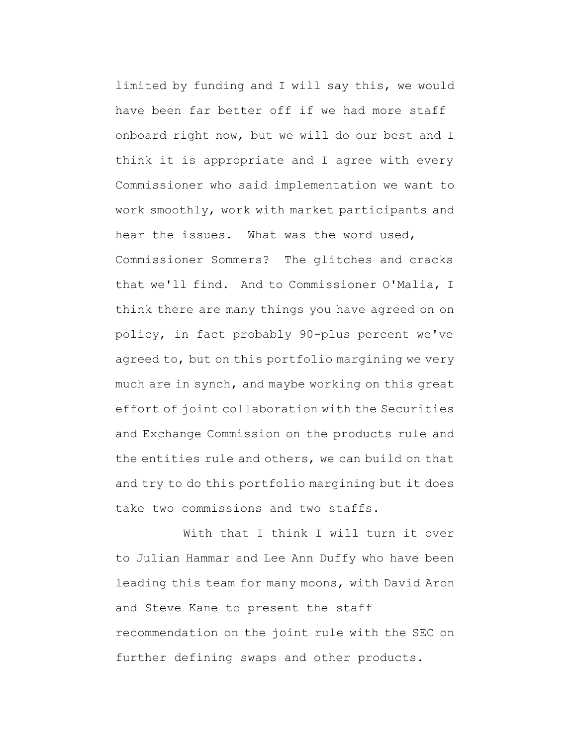limited by funding and I will say this, we would have been far better off if we had more staff onboard right now, but we will do our best and I think it is appropriate and I agree with every Commissioner who said implementation we want to work smoothly, work with market participants and hear the issues. What was the word used, Commissioner Sommers? The glitches and cracks that we'll find. And to Commissioner O'Malia, I think there are many things you have agreed on on policy, in fact probably 90-plus percent we've agreed to, but on this portfolio margining we very much are in synch, and maybe working on this great effort of joint collaboration with the Securities and Exchange Commission on the products rule and the entities rule and others, we can build on that and try to do this portfolio margining but it does take two commissions and two staffs.

With that I think I will turn it over to Julian Hammar and Lee Ann Duffy who have been leading this team for many moons, with David Aron and Steve Kane to present the staff recommendation on the joint rule with the SEC on further defining swaps and other products.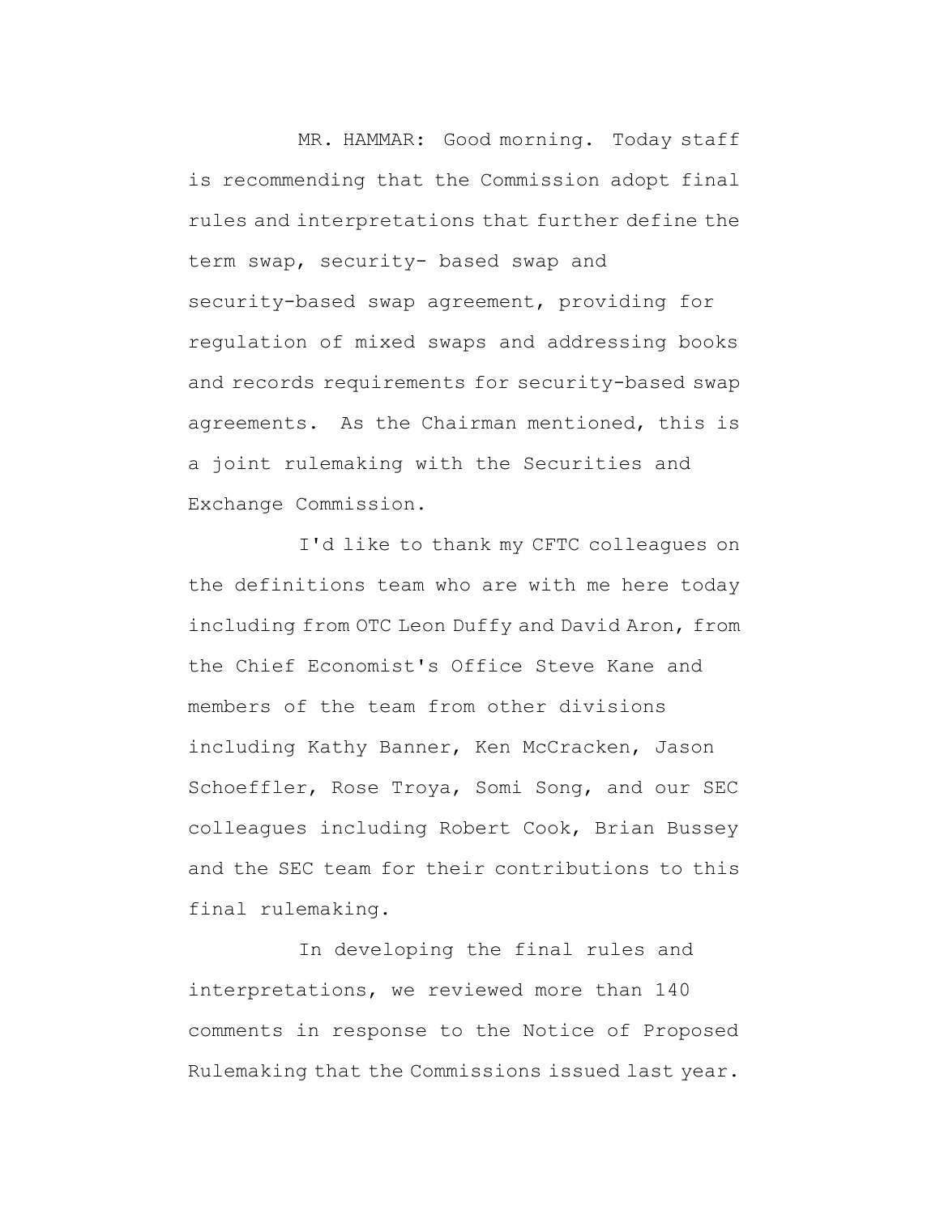MR. HAMMAR: Good morning. Today staff is recommending that the Commission adopt final rules and interpretations that further define the term swap, security- based swap and security-based swap agreement, providing for regulation of mixed swaps and addressing books and records requirements for security-based swap agreements. As the Chairman mentioned, this is a joint rulemaking with the Securities and Exchange Commission.

I'd like to thank my CFTC colleagues on the definitions team who are with me here today including from OTC Leon Duffy and David Aron, from the Chief Economist's Office Steve Kane and members of the team from other divisions including Kathy Banner, Ken McCracken, Jason Schoeffler, Rose Troya, Somi Song, and our SEC colleagues including Robert Cook, Brian Bussey and the SEC team for their contributions to this final rulemaking.

In developing the final rules and interpretations, we reviewed more than 140 comments in response to the Notice of Proposed Rulemaking that the Commissions issued last year.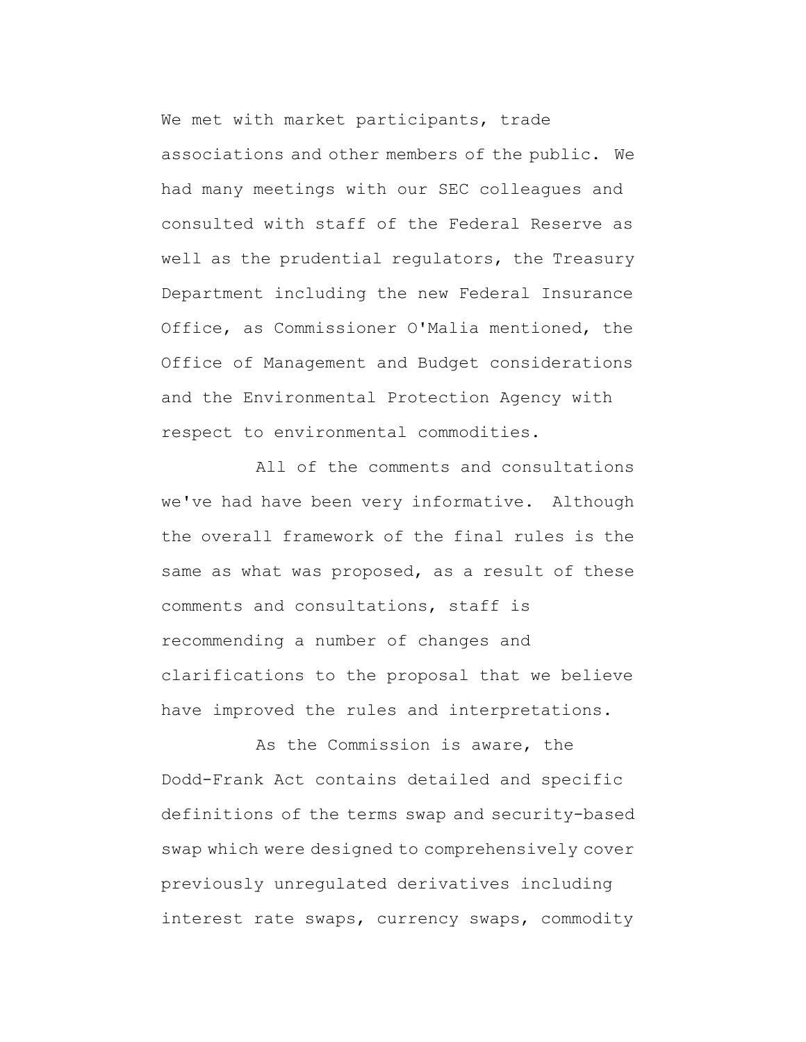We met with market participants, trade associations and other members of the public. We had many meetings with our SEC colleagues and consulted with staff of the Federal Reserve as well as the prudential regulators, the Treasury Department including the new Federal Insurance Office, as Commissioner O'Malia mentioned, the Office of Management and Budget considerations and the Environmental Protection Agency with respect to environmental commodities.

All of the comments and consultations we've had have been very informative. Although the overall framework of the final rules is the same as what was proposed, as a result of these comments and consultations, staff is recommending a number of changes and clarifications to the proposal that we believe have improved the rules and interpretations.

As the Commission is aware, the Dodd-Frank Act contains detailed and specific definitions of the terms swap and security-based swap which were designed to comprehensively cover previously unregulated derivatives including interest rate swaps, currency swaps, commodity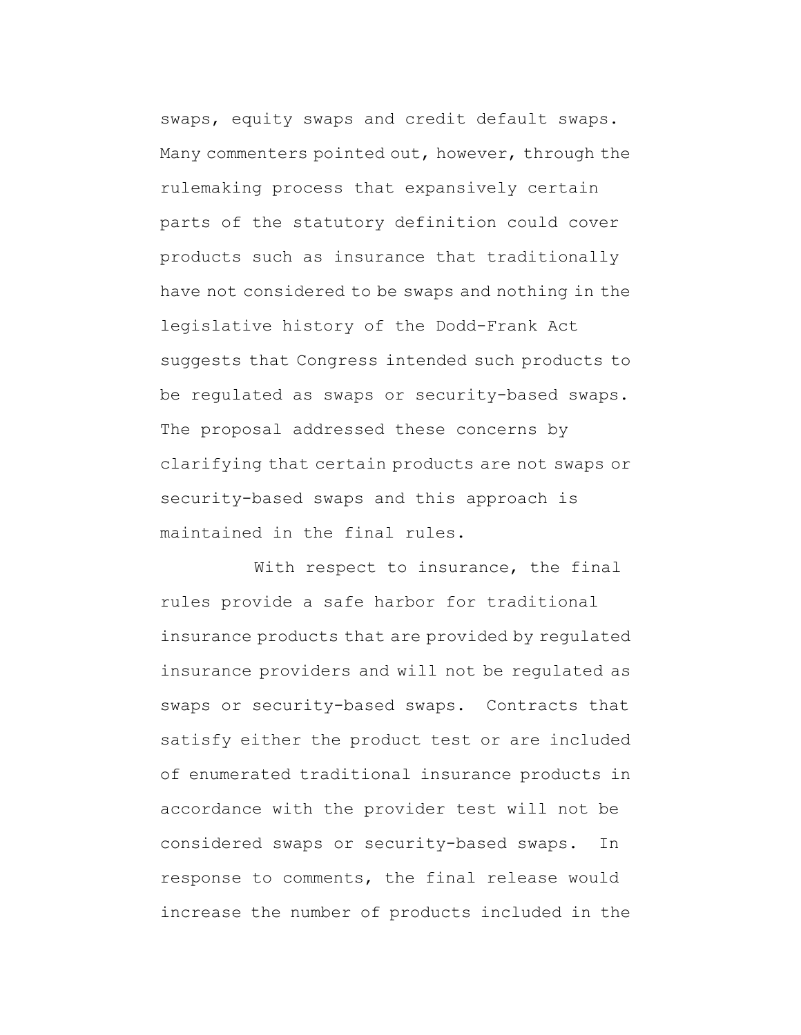swaps, equity swaps and credit default swaps. Many commenters pointed out, however, through the rulemaking process that expansively certain parts of the statutory definition could cover products such as insurance that traditionally have not considered to be swaps and nothing in the legislative history of the Dodd-Frank Act suggests that Congress intended such products to be regulated as swaps or security-based swaps. The proposal addressed these concerns by clarifying that certain products are not swaps or security-based swaps and this approach is maintained in the final rules.

With respect to insurance, the final rules provide a safe harbor for traditional insurance products that are provided by regulated insurance providers and will not be regulated as swaps or security-based swaps. Contracts that satisfy either the product test or are included of enumerated traditional insurance products in accordance with the provider test will not be considered swaps or security-based swaps. In response to comments, the final release would increase the number of products included in the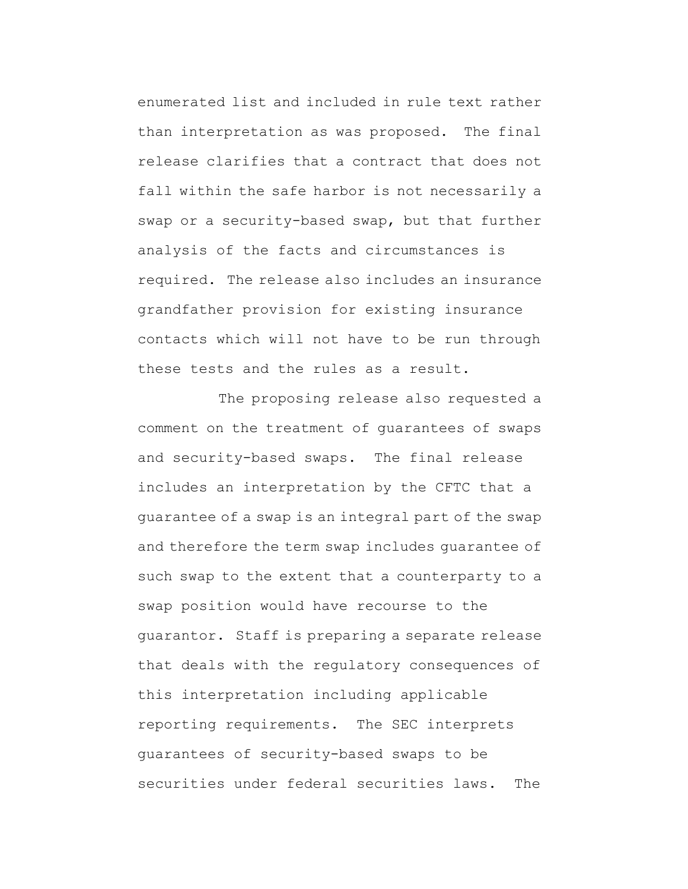enumerated list and included in rule text rather than interpretation as was proposed. The final release clarifies that a contract that does not fall within the safe harbor is not necessarily a swap or a security-based swap, but that further analysis of the facts and circumstances is required. The release also includes an insurance grandfather provision for existing insurance contacts which will not have to be run through these tests and the rules as a result.

The proposing release also requested a comment on the treatment of guarantees of swaps and security-based swaps. The final release includes an interpretation by the CFTC that a guarantee of a swap is an integral part of the swap and therefore the term swap includes guarantee of such swap to the extent that a counterparty to a swap position would have recourse to the guarantor. Staff is preparing a separate release that deals with the regulatory consequences of this interpretation including applicable reporting requirements. The SEC interprets guarantees of security-based swaps to be securities under federal securities laws. The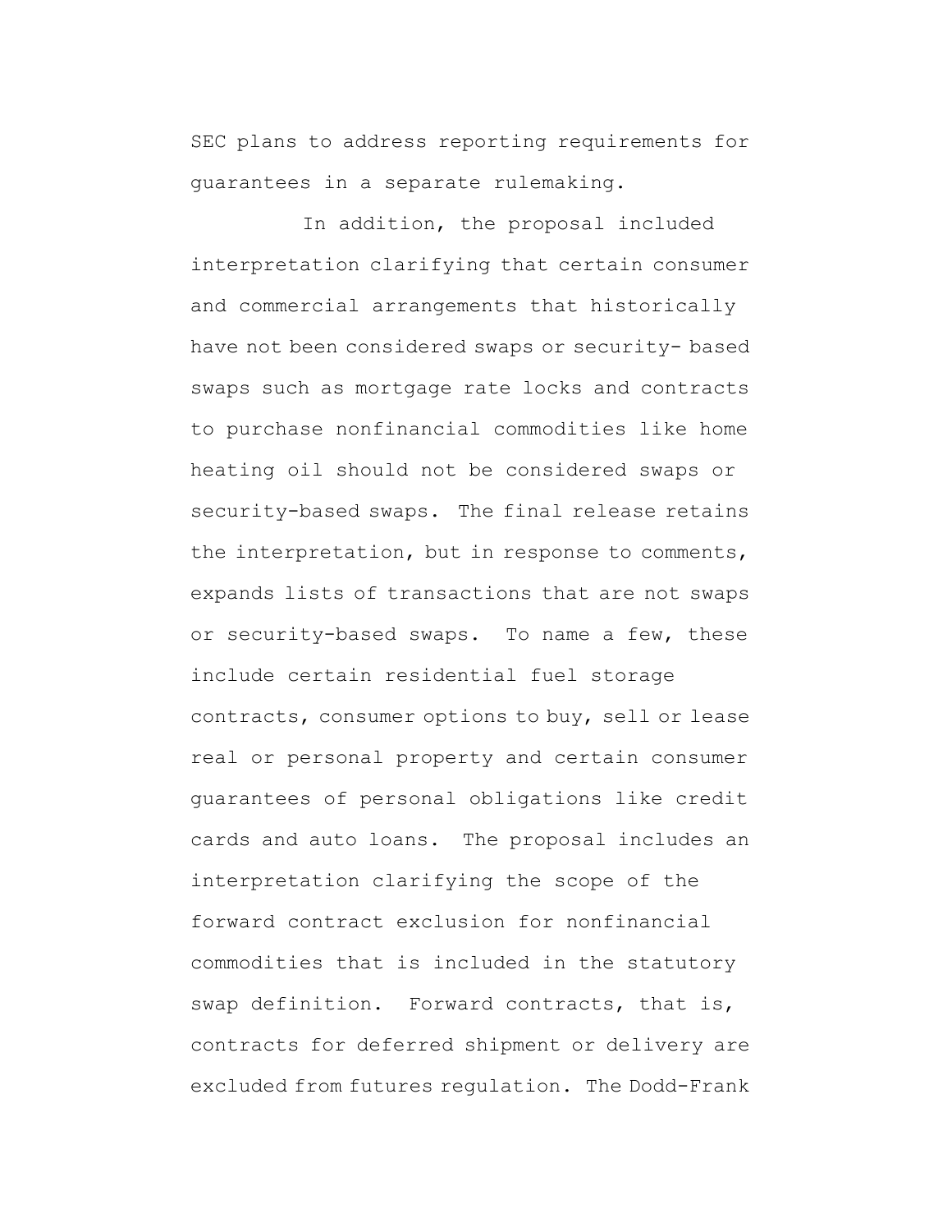SEC plans to address reporting requirements for guarantees in a separate rulemaking.

In addition, the proposal included interpretation clarifying that certain consumer and commercial arrangements that historically have not been considered swaps or security- based swaps such as mortgage rate locks and contracts to purchase nonfinancial commodities like home heating oil should not be considered swaps or security-based swaps. The final release retains the interpretation, but in response to comments, expands lists of transactions that are not swaps or security-based swaps. To name a few, these include certain residential fuel storage contracts, consumer options to buy, sell or lease real or personal property and certain consumer guarantees of personal obligations like credit cards and auto loans. The proposal includes an interpretation clarifying the scope of the forward contract exclusion for nonfinancial commodities that is included in the statutory swap definition. Forward contracts, that is, contracts for deferred shipment or delivery are excluded from futures regulation. The Dodd-Frank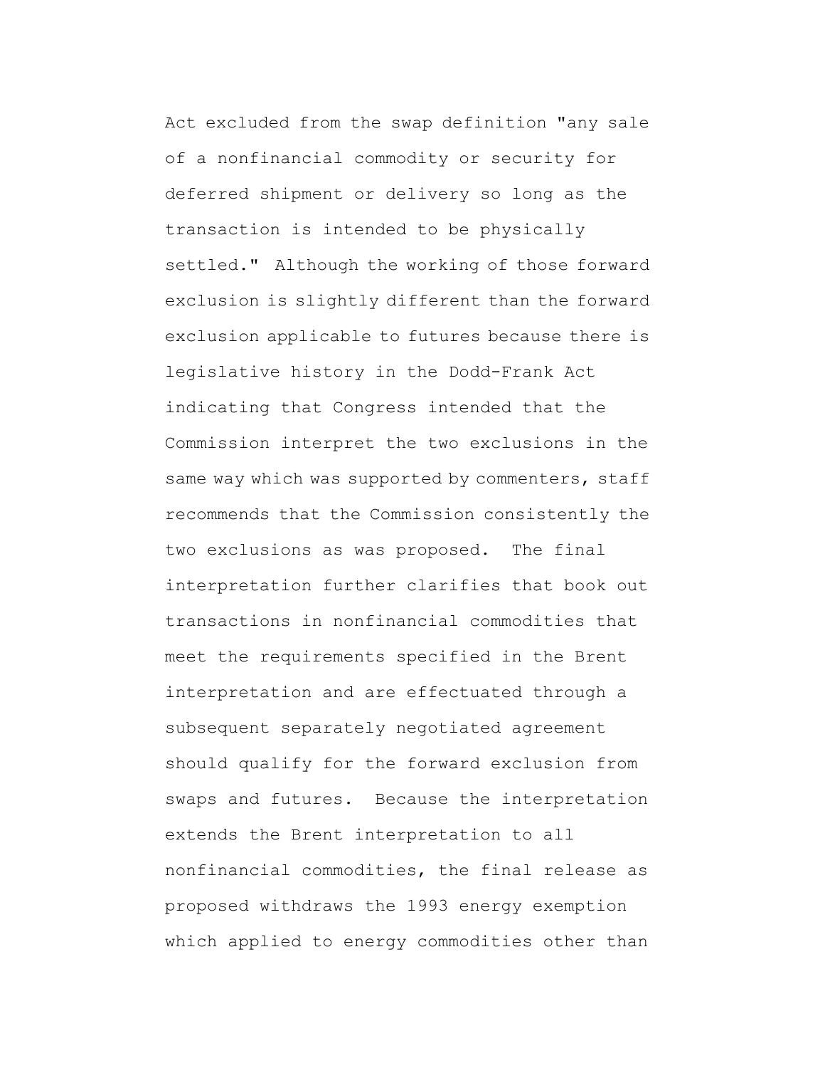Act excluded from the swap definition "any sale of a nonfinancial commodity or security for deferred shipment or delivery so long as the transaction is intended to be physically settled." Although the working of those forward exclusion is slightly different than the forward exclusion applicable to futures because there is legislative history in the Dodd-Frank Act indicating that Congress intended that the Commission interpret the two exclusions in the same way which was supported by commenters, staff recommends that the Commission consistently the two exclusions as was proposed. The final interpretation further clarifies that book out transactions in nonfinancial commodities that meet the requirements specified in the Brent interpretation and are effectuated through a subsequent separately negotiated agreement should qualify for the forward exclusion from swaps and futures. Because the interpretation extends the Brent interpretation to all nonfinancial commodities, the final release as proposed withdraws the 1993 energy exemption which applied to energy commodities other than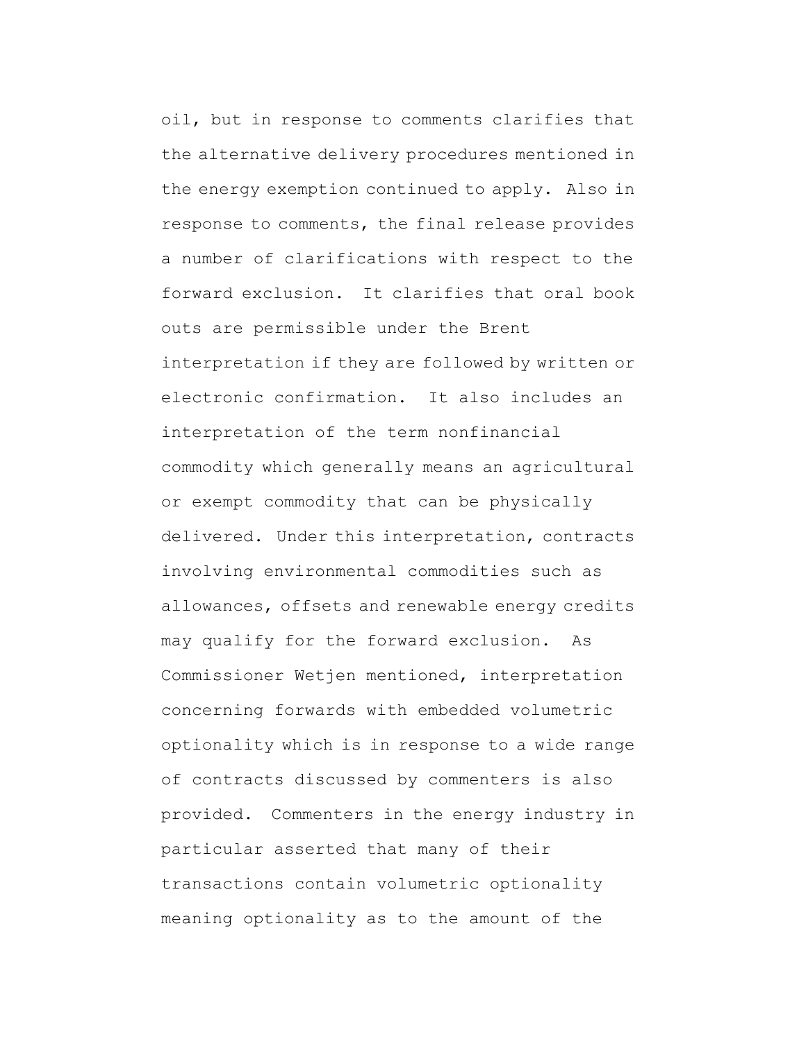oil, but in response to comments clarifies that the alternative delivery procedures mentioned in the energy exemption continued to apply. Also in response to comments, the final release provides a number of clarifications with respect to the forward exclusion. It clarifies that oral book outs are permissible under the Brent interpretation if they are followed by written or electronic confirmation. It also includes an interpretation of the term nonfinancial commodity which generally means an agricultural or exempt commodity that can be physically delivered. Under this interpretation, contracts involving environmental commodities such as allowances, offsets and renewable energy credits may qualify for the forward exclusion. As Commissioner Wetjen mentioned, interpretation concerning forwards with embedded volumetric optionality which is in response to a wide range of contracts discussed by commenters is also provided. Commenters in the energy industry in particular asserted that many of their transactions contain volumetric optionality meaning optionality as to the amount of the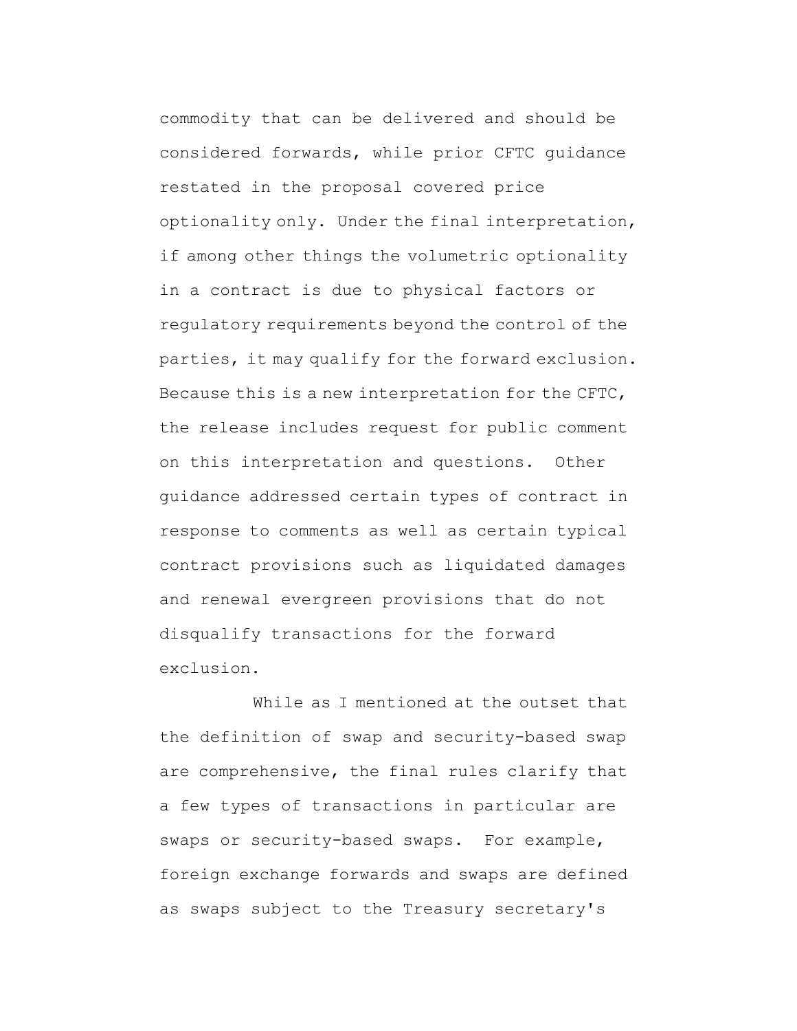commodity that can be delivered and should be considered forwards, while prior CFTC guidance restated in the proposal covered price optionality only. Under the final interpretation, if among other things the volumetric optionality in a contract is due to physical factors or regulatory requirements beyond the control of the parties, it may qualify for the forward exclusion. Because this is a new interpretation for the CFTC, the release includes request for public comment on this interpretation and questions. Other guidance addressed certain types of contract in response to comments as well as certain typical contract provisions such as liquidated damages and renewal evergreen provisions that do not disqualify transactions for the forward exclusion.

While as I mentioned at the outset that the definition of swap and security-based swap are comprehensive, the final rules clarify that a few types of transactions in particular are swaps or security-based swaps. For example, foreign exchange forwards and swaps are defined as swaps subject to the Treasury secretary's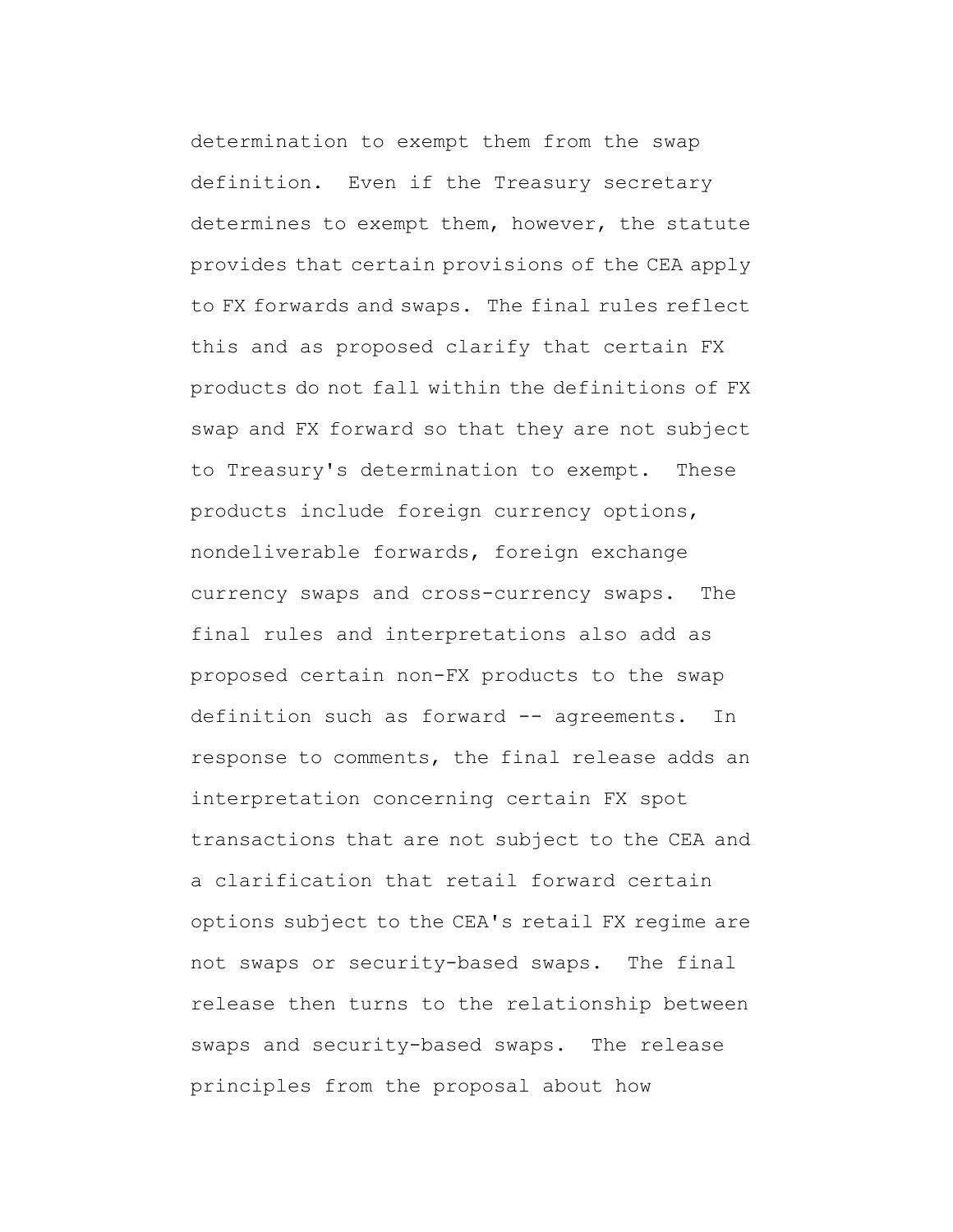determination to exempt them from the swap definition. Even if the Treasury secretary determines to exempt them, however, the statute provides that certain provisions of the CEA apply to FX forwards and swaps. The final rules reflect this and as proposed clarify that certain FX products do not fall within the definitions of FX swap and FX forward so that they are not subject to Treasury's determination to exempt. These products include foreign currency options, nondeliverable forwards, foreign exchange currency swaps and cross-currency swaps. The final rules and interpretations also add as proposed certain non-FX products to the swap definition such as forward -- agreements. In response to comments, the final release adds an interpretation concerning certain FX spot transactions that are not subject to the CEA and a clarification that retail forward certain options subject to the CEA's retail FX regime are not swaps or security-based swaps. The final release then turns to the relationship between swaps and security-based swaps. The release principles from the proposal about how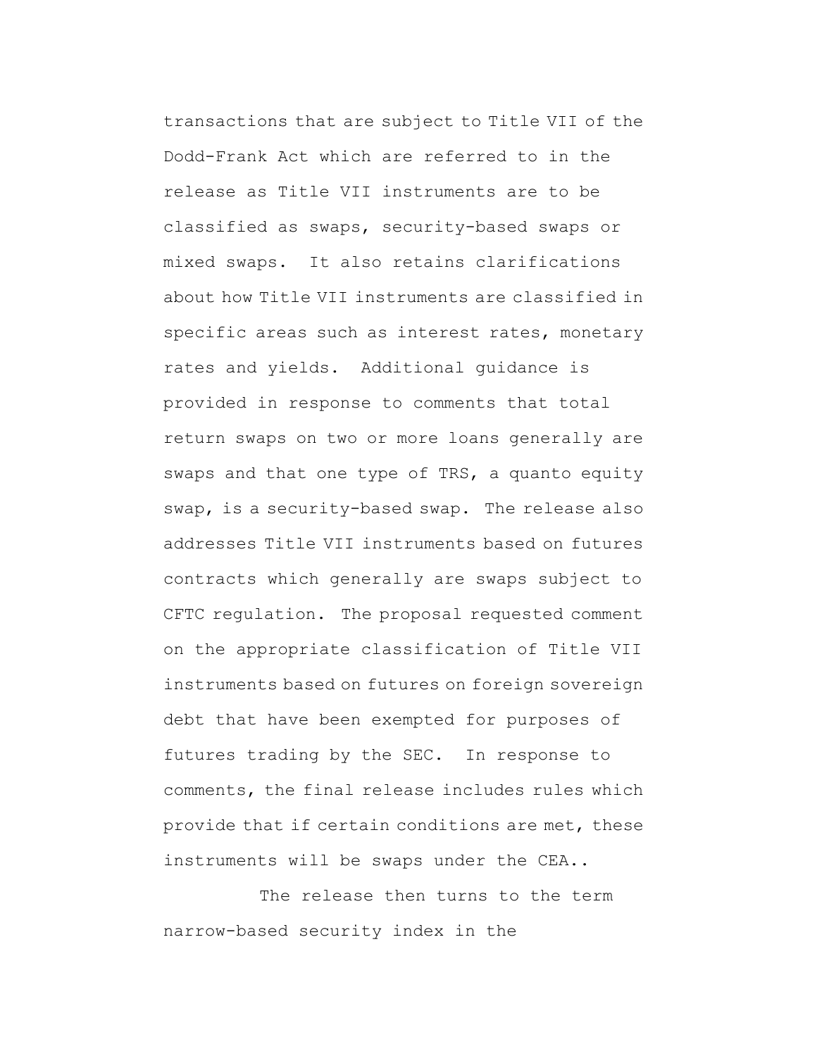transactions that are subject to Title VII of the Dodd-Frank Act which are referred to in the release as Title VII instruments are to be classified as swaps, security-based swaps or mixed swaps. It also retains clarifications about how Title VII instruments are classified in specific areas such as interest rates, monetary rates and yields. Additional guidance is provided in response to comments that total return swaps on two or more loans generally are swaps and that one type of TRS, a quanto equity swap, is a security-based swap. The release also addresses Title VII instruments based on futures contracts which generally are swaps subject to CFTC regulation. The proposal requested comment on the appropriate classification of Title VII instruments based on futures on foreign sovereign debt that have been exempted for purposes of futures trading by the SEC. In response to comments, the final release includes rules which provide that if certain conditions are met, these instruments will be swaps under the CEA..

The release then turns to the term narrow-based security index in the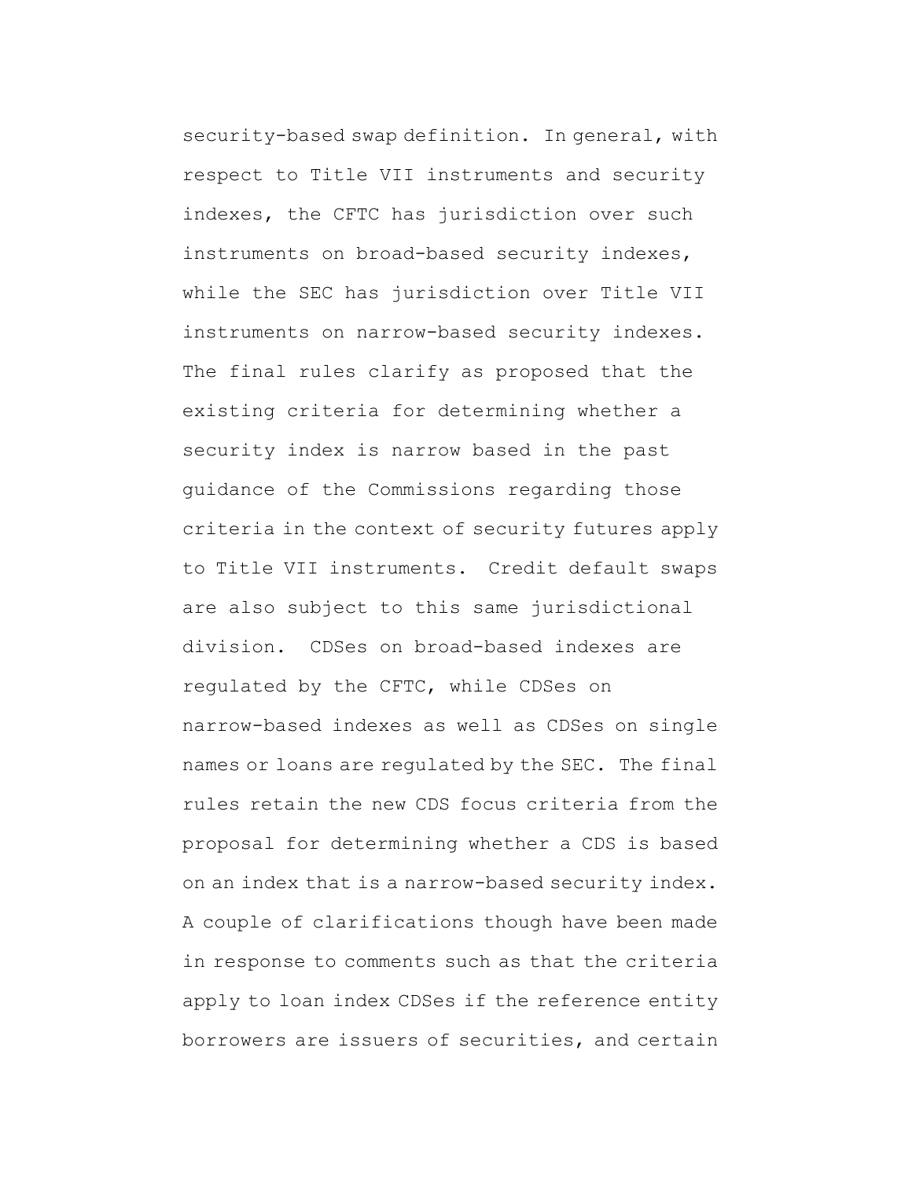security-based swap definition. In general, with respect to Title VII instruments and security indexes, the CFTC has jurisdiction over such instruments on broad-based security indexes, while the SEC has jurisdiction over Title VII instruments on narrow-based security indexes. The final rules clarify as proposed that the existing criteria for determining whether a security index is narrow based in the past guidance of the Commissions regarding those criteria in the context of security futures apply to Title VII instruments. Credit default swaps are also subject to this same jurisdictional division. CDSes on broad-based indexes are regulated by the CFTC, while CDSes on narrow-based indexes as well as CDSes on single names or loans are regulated by the SEC. The final rules retain the new CDS focus criteria from the proposal for determining whether a CDS is based on an index that is a narrow-based security index. A couple of clarifications though have been made in response to comments such as that the criteria apply to loan index CDSes if the reference entity borrowers are issuers of securities, and certain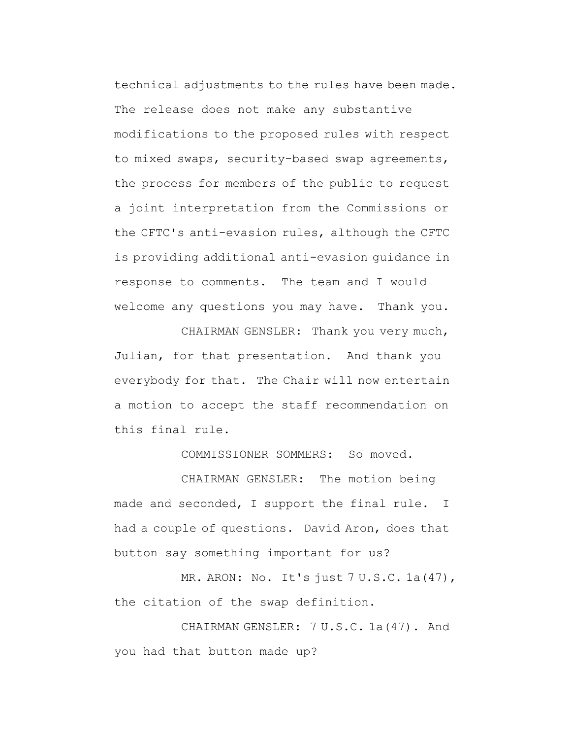technical adjustments to the rules have been made. The release does not make any substantive modifications to the proposed rules with respect to mixed swaps, security-based swap agreements, the process for members of the public to request a joint interpretation from the Commissions or the CFTC's anti-evasion rules, although the CFTC is providing additional anti-evasion guidance in response to comments. The team and I would welcome any questions you may have. Thank you.

CHAIRMAN GENSLER: Thank you very much, Julian, for that presentation. And thank you everybody for that. The Chair will now entertain a motion to accept the staff recommendation on this final rule.

COMMISSIONER SOMMERS: So moved.

CHAIRMAN GENSLER: The motion being made and seconded, I support the final rule. I had a couple of questions. David Aron, does that button say something important for us?

MR. ARON: No. It's just 7 U.S.C. 1a(47), the citation of the swap definition.

CHAIRMAN GENSLER: 7 U.S.C. 1a(47). And you had that button made up?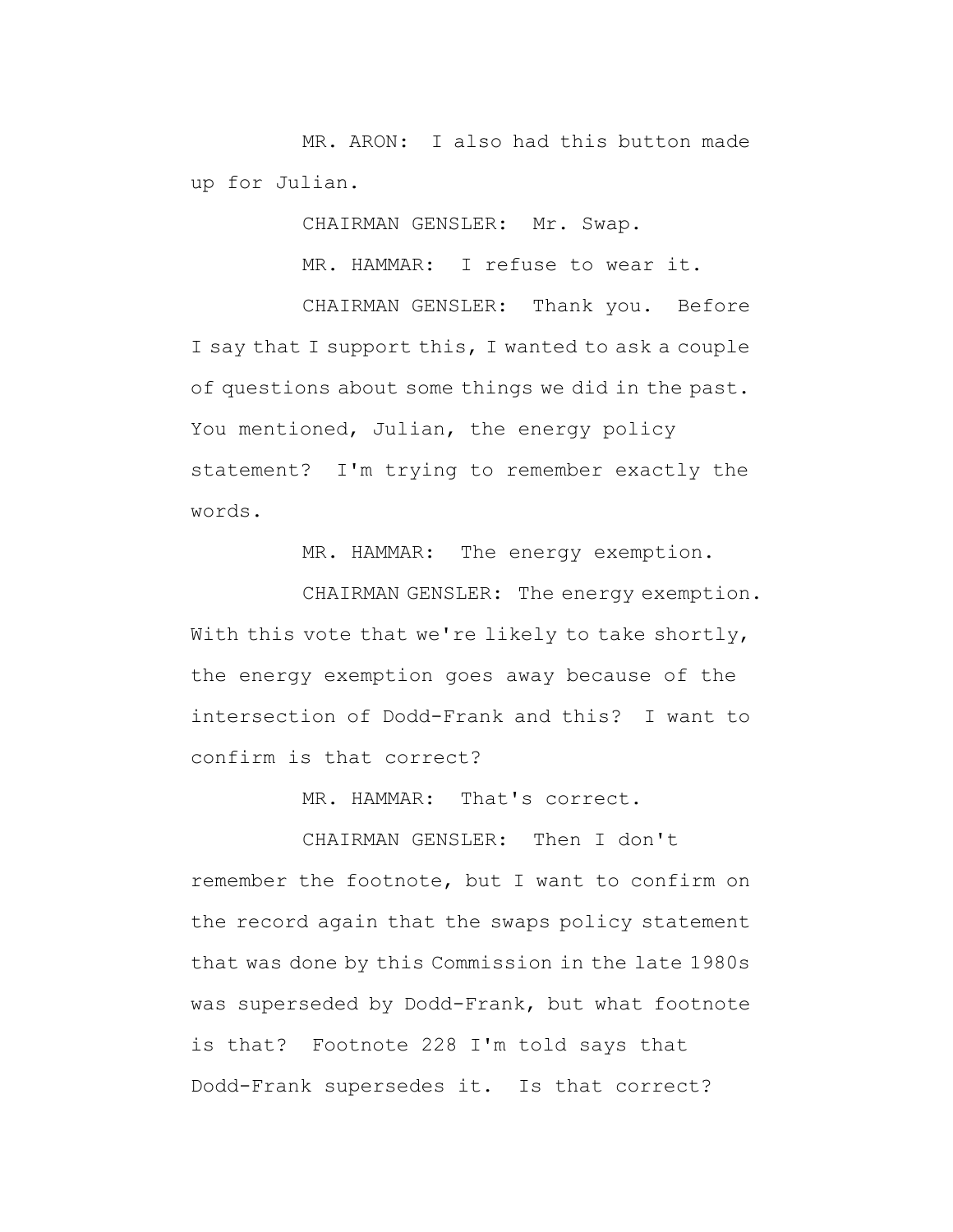MR. ARON: I also had this button made up for Julian.

CHAIRMAN GENSLER: Mr. Swap.

MR. HAMMAR: I refuse to wear it.

CHAIRMAN GENSLER: Thank you. Before I say that I support this, I wanted to ask a couple of questions about some things we did in the past. You mentioned, Julian, the energy policy statement? I'm trying to remember exactly the words.

MR. HAMMAR: The energy exemption.

CHAIRMAN GENSLER: The energy exemption. With this vote that we're likely to take shortly, the energy exemption goes away because of the intersection of Dodd-Frank and this? I want to confirm is that correct?

MR. HAMMAR: That's correct.

CHAIRMAN GENSLER: Then I don't remember the footnote, but I want to confirm on the record again that the swaps policy statement that was done by this Commission in the late 1980s was superseded by Dodd-Frank, but what footnote is that? Footnote 228 I'm told says that Dodd-Frank supersedes it. Is that correct?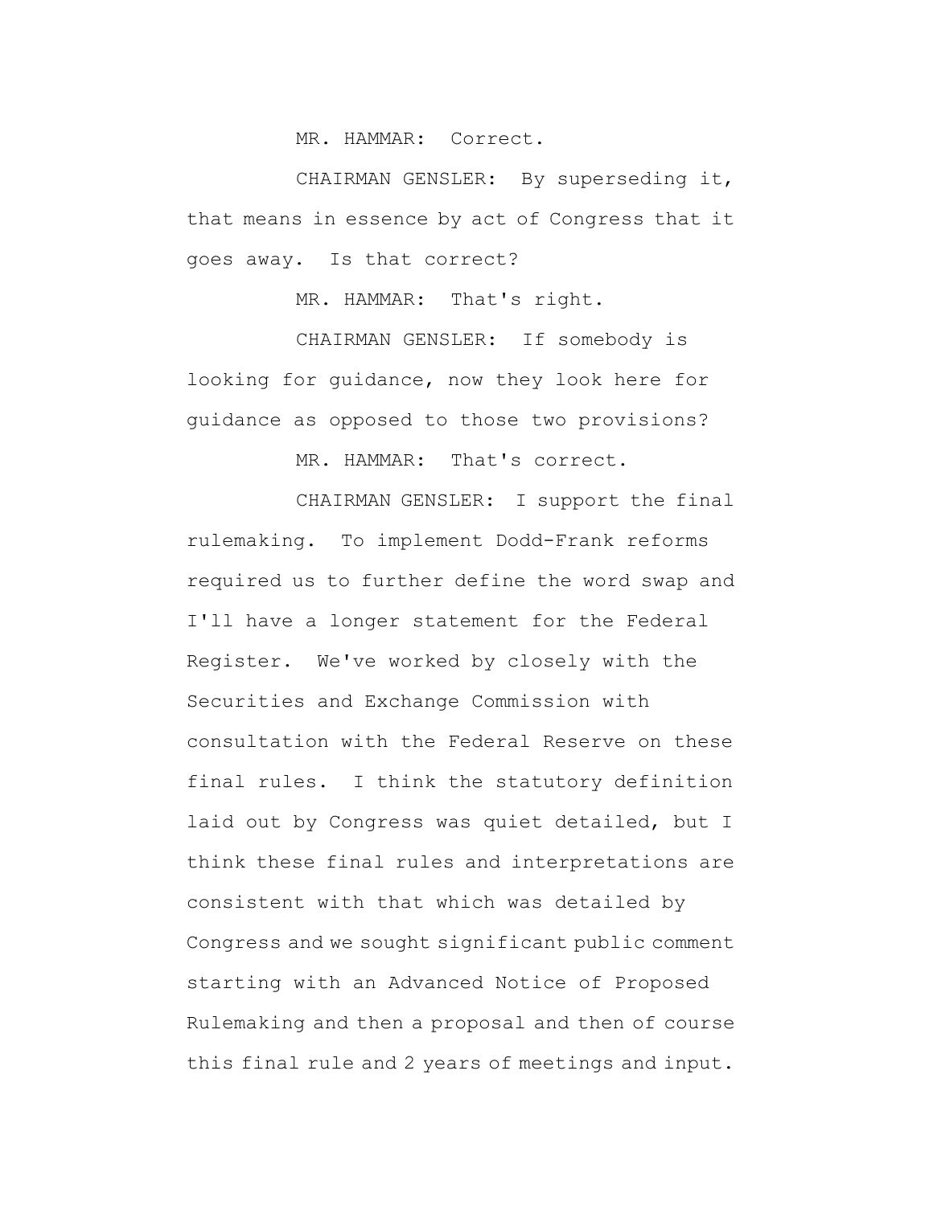MR. HAMMAR: Correct.

CHAIRMAN GENSLER: By superseding it, that means in essence by act of Congress that it goes away. Is that correct?

MR. HAMMAR: That's right.

CHAIRMAN GENSLER: If somebody is looking for guidance, now they look here for guidance as opposed to those two provisions?

MR. HAMMAR: That's correct.

CHAIRMAN GENSLER: I support the final rulemaking. To implement Dodd-Frank reforms required us to further define the word swap and I'll have a longer statement for the Federal Register. We've worked by closely with the Securities and Exchange Commission with consultation with the Federal Reserve on these final rules. I think the statutory definition laid out by Congress was quiet detailed, but I think these final rules and interpretations are consistent with that which was detailed by Congress and we sought significant public comment starting with an Advanced Notice of Proposed Rulemaking and then a proposal and then of course this final rule and 2 years of meetings and input.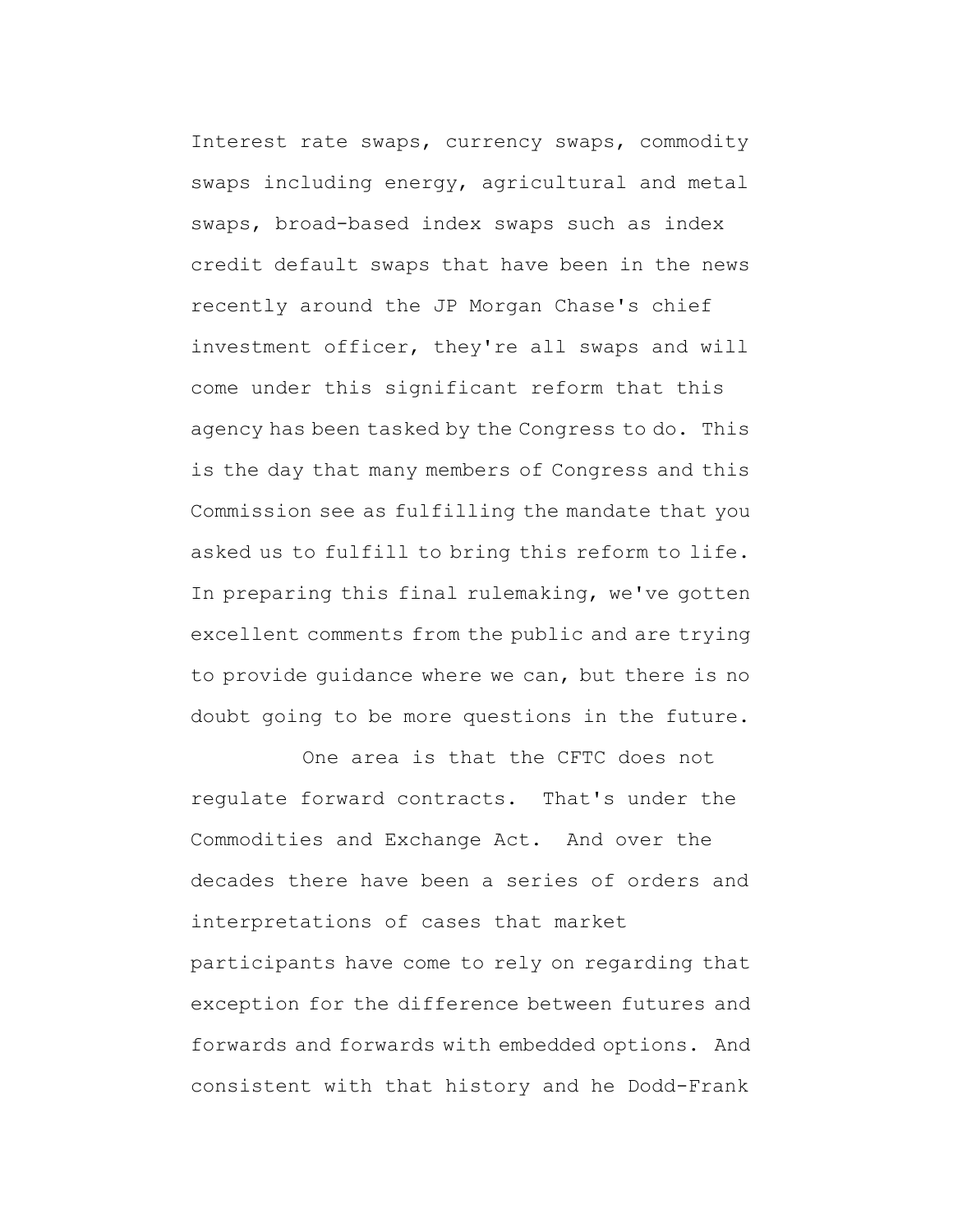Interest rate swaps, currency swaps, commodity swaps including energy, agricultural and metal swaps, broad-based index swaps such as index credit default swaps that have been in the news recently around the JP Morgan Chase's chief investment officer, they're all swaps and will come under this significant reform that this agency has been tasked by the Congress to do. This is the day that many members of Congress and this Commission see as fulfilling the mandate that you asked us to fulfill to bring this reform to life. In preparing this final rulemaking, we've gotten excellent comments from the public and are trying to provide guidance where we can, but there is no doubt going to be more questions in the future.

One area is that the CFTC does not regulate forward contracts. That's under the Commodities and Exchange Act. And over the decades there have been a series of orders and interpretations of cases that market participants have come to rely on regarding that exception for the difference between futures and forwards and forwards with embedded options. And consistent with that history and he Dodd-Frank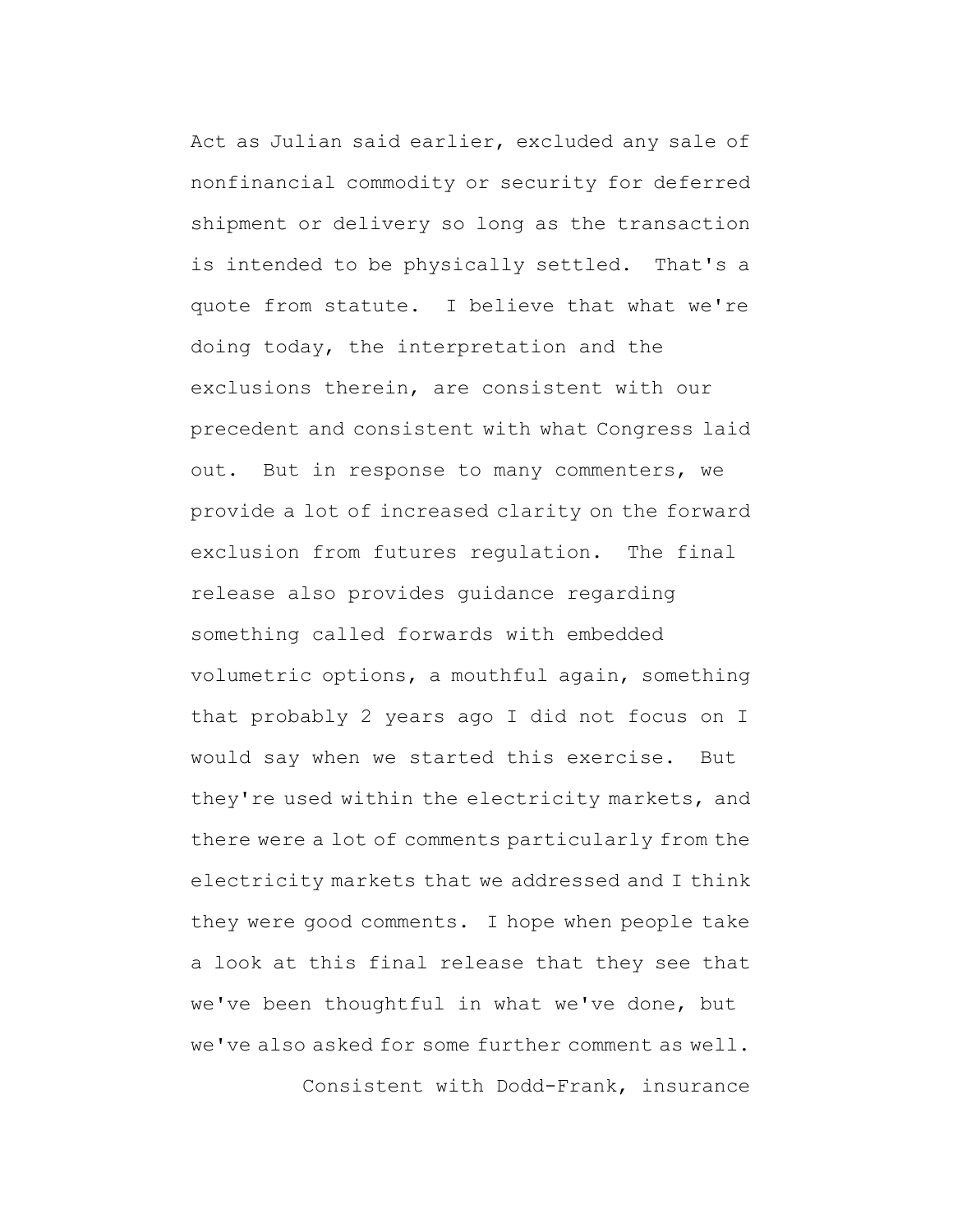Act as Julian said earlier, excluded any sale of nonfinancial commodity or security for deferred shipment or delivery so long as the transaction is intended to be physically settled. That's a quote from statute. I believe that what we're doing today, the interpretation and the exclusions therein, are consistent with our precedent and consistent with what Congress laid out. But in response to many commenters, we provide a lot of increased clarity on the forward exclusion from futures regulation. The final release also provides guidance regarding something called forwards with embedded volumetric options, a mouthful again, something that probably 2 years ago I did not focus on I would say when we started this exercise. But they're used within the electricity markets, and there were a lot of comments particularly from the electricity markets that we addressed and I think they were good comments. I hope when people take a look at this final release that they see that we've been thoughtful in what we've done, but we've also asked for some further comment as well.

Consistent with Dodd-Frank, insurance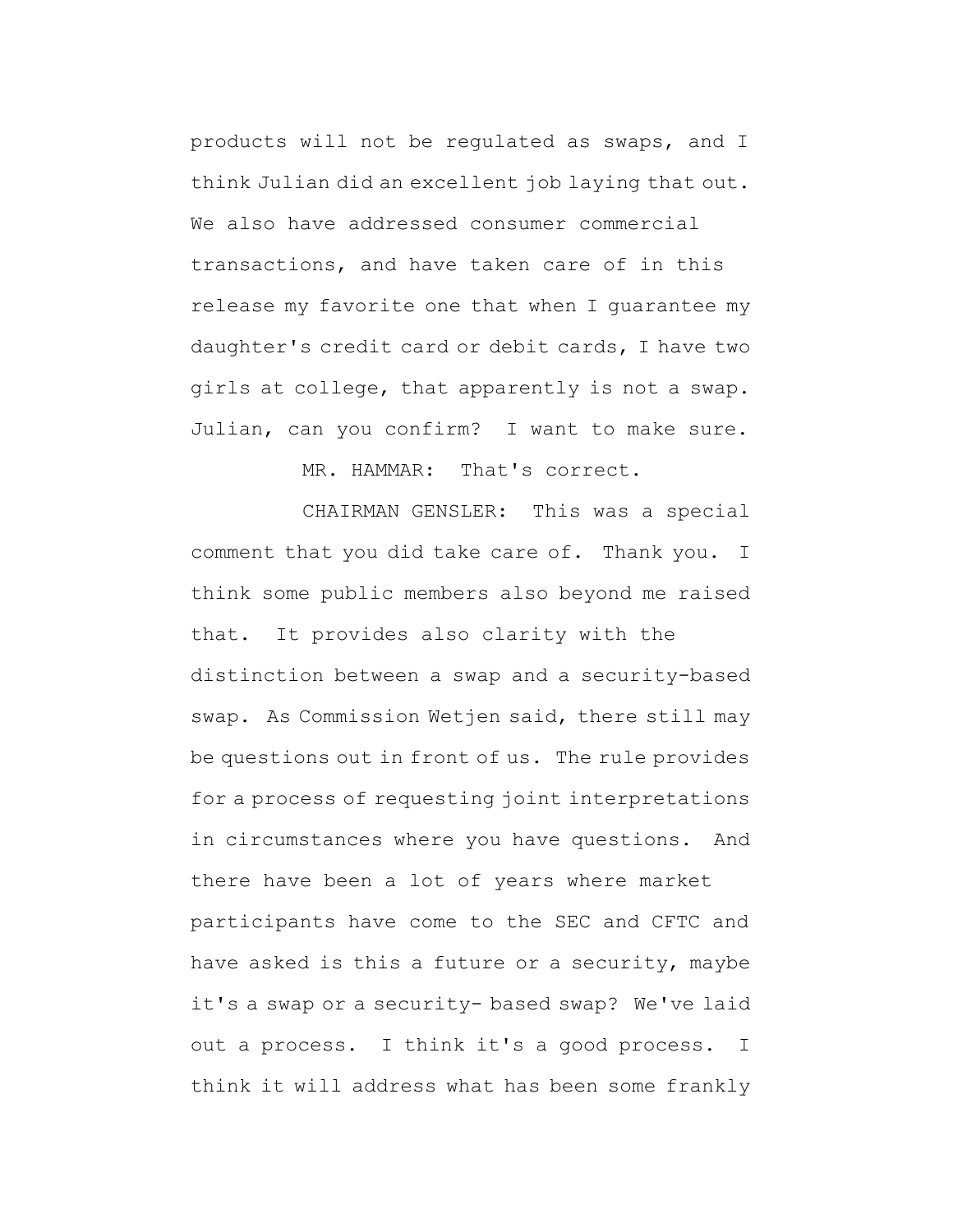products will not be regulated as swaps, and I think Julian did an excellent job laying that out. We also have addressed consumer commercial transactions, and have taken care of in this release my favorite one that when I guarantee my daughter's credit card or debit cards, I have two girls at college, that apparently is not a swap. Julian, can you confirm? I want to make sure.

MR. HAMMAR: That's correct.

CHAIRMAN GENSLER: This was a special comment that you did take care of. Thank you. I think some public members also beyond me raised that. It provides also clarity with the distinction between a swap and a security-based swap. As Commission Wetjen said, there still may be questions out in front of us. The rule provides for a process of requesting joint interpretations in circumstances where you have questions. And there have been a lot of years where market participants have come to the SEC and CFTC and have asked is this a future or a security, maybe it's a swap or a security- based swap? We've laid out a process. I think it's a good process. I think it will address what has been some frankly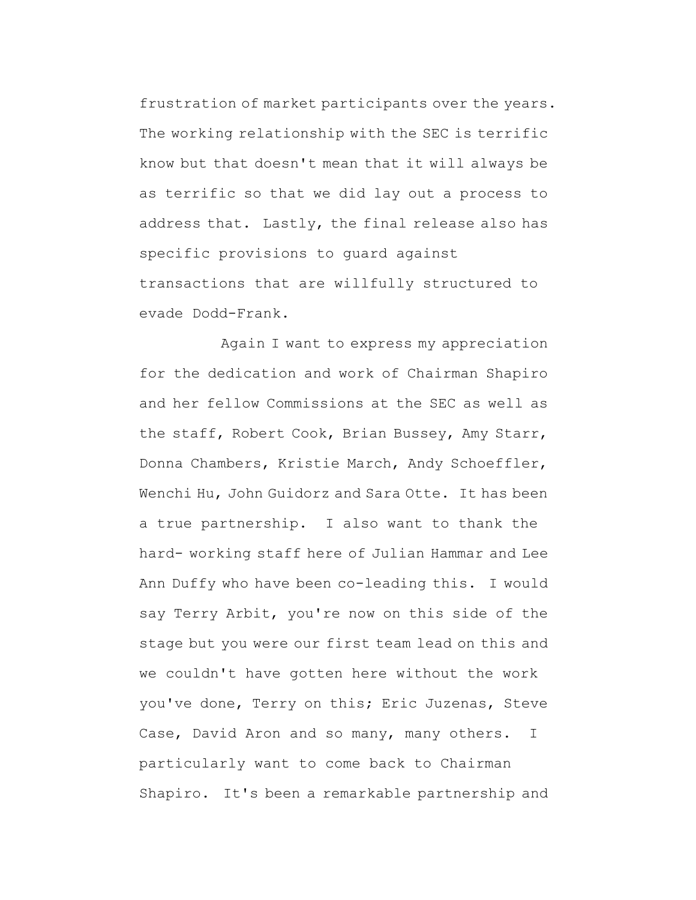frustration of market participants over the years. The working relationship with the SEC is terrific know but that doesn't mean that it will always be as terrific so that we did lay out a process to address that. Lastly, the final release also has specific provisions to guard against transactions that are willfully structured to evade Dodd-Frank.

Again I want to express my appreciation for the dedication and work of Chairman Shapiro and her fellow Commissions at the SEC as well as the staff, Robert Cook, Brian Bussey, Amy Starr, Donna Chambers, Kristie March, Andy Schoeffler, Wenchi Hu, John Guidorz and Sara Otte. It has been a true partnership. I also want to thank the hard- working staff here of Julian Hammar and Lee Ann Duffy who have been co-leading this. I would say Terry Arbit, you're now on this side of the stage but you were our first team lead on this and we couldn't have gotten here without the work you've done, Terry on this; Eric Juzenas, Steve Case, David Aron and so many, many others. I particularly want to come back to Chairman Shapiro. It's been a remarkable partnership and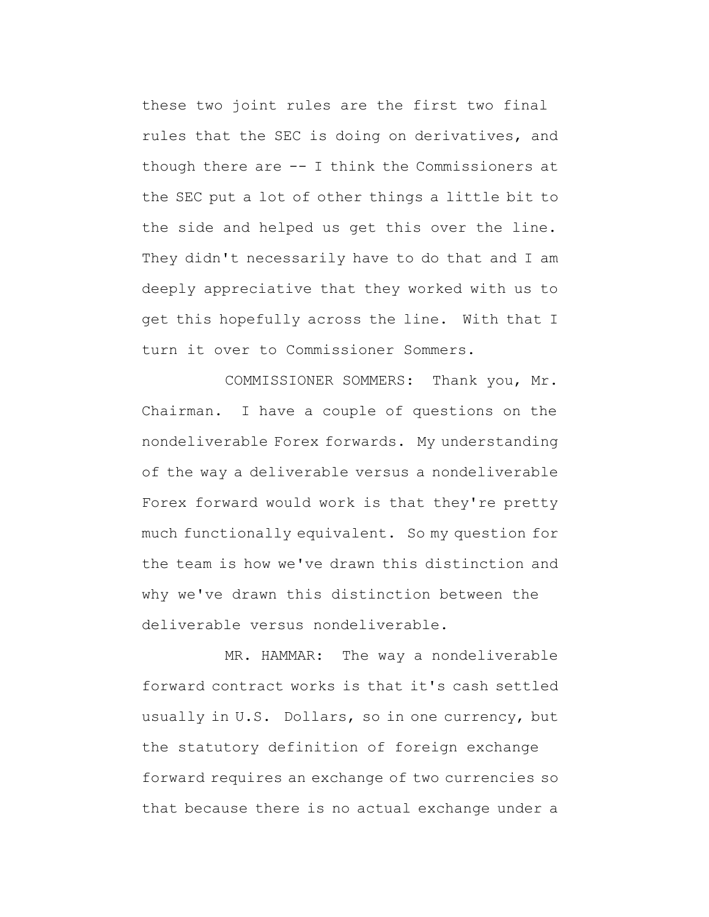these two joint rules are the first two final rules that the SEC is doing on derivatives, and though there are -- I think the Commissioners at the SEC put a lot of other things a little bit to the side and helped us get this over the line. They didn't necessarily have to do that and I am deeply appreciative that they worked with us to get this hopefully across the line. With that I turn it over to Commissioner Sommers.

COMMISSIONER SOMMERS: Thank you, Mr. Chairman. I have a couple of questions on the nondeliverable Forex forwards. My understanding of the way a deliverable versus a nondeliverable Forex forward would work is that they're pretty much functionally equivalent. So my question for the team is how we've drawn this distinction and why we've drawn this distinction between the deliverable versus nondeliverable.

MR. HAMMAR: The way a nondeliverable forward contract works is that it's cash settled usually in U.S. Dollars, so in one currency, but the statutory definition of foreign exchange forward requires an exchange of two currencies so that because there is no actual exchange under a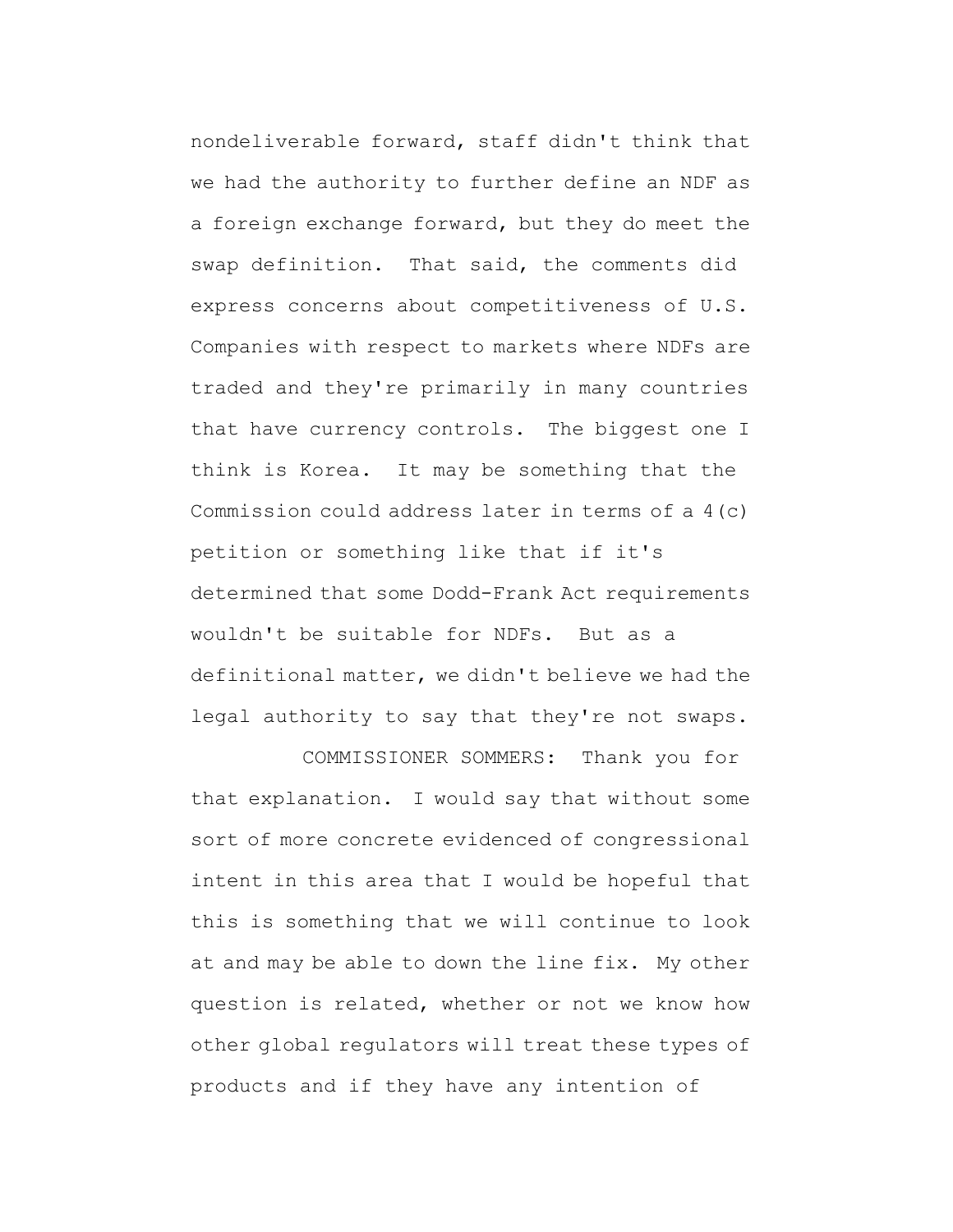nondeliverable forward, staff didn't think that we had the authority to further define an NDF as a foreign exchange forward, but they do meet the swap definition. That said, the comments did express concerns about competitiveness of U.S. Companies with respect to markets where NDFs are traded and they're primarily in many countries that have currency controls. The biggest one I think is Korea. It may be something that the Commission could address later in terms of a 4(c) petition or something like that if it's determined that some Dodd-Frank Act requirements wouldn't be suitable for NDFs. But as a definitional matter, we didn't believe we had the legal authority to say that they're not swaps.

COMMISSIONER SOMMERS: Thank you for that explanation. I would say that without some sort of more concrete evidenced of congressional intent in this area that I would be hopeful that this is something that we will continue to look at and may be able to down the line fix. My other question is related, whether or not we know how other global regulators will treat these types of products and if they have any intention of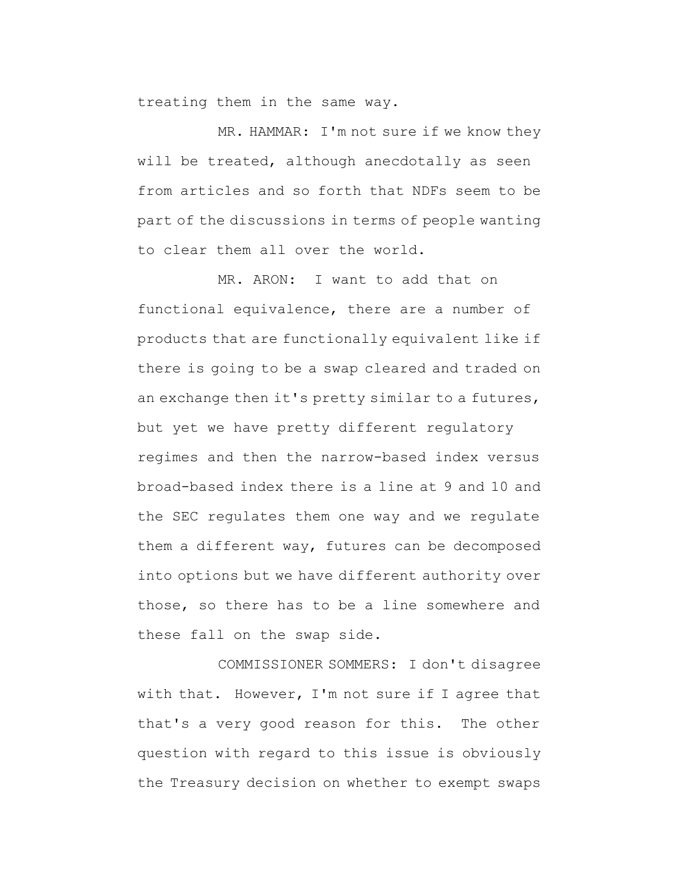treating them in the same way.

MR. HAMMAR: I'm not sure if we know they will be treated, although anecdotally as seen from articles and so forth that NDFs seem to be part of the discussions in terms of people wanting to clear them all over the world.

MR. ARON: I want to add that on functional equivalence, there are a number of products that are functionally equivalent like if there is going to be a swap cleared and traded on an exchange then it's pretty similar to a futures, but yet we have pretty different regulatory regimes and then the narrow-based index versus broad-based index there is a line at 9 and 10 and the SEC regulates them one way and we regulate them a different way, futures can be decomposed into options but we have different authority over those, so there has to be a line somewhere and these fall on the swap side.

COMMISSIONER SOMMERS: I don't disagree with that. However, I'm not sure if I agree that that's a very good reason for this. The other question with regard to this issue is obviously the Treasury decision on whether to exempt swaps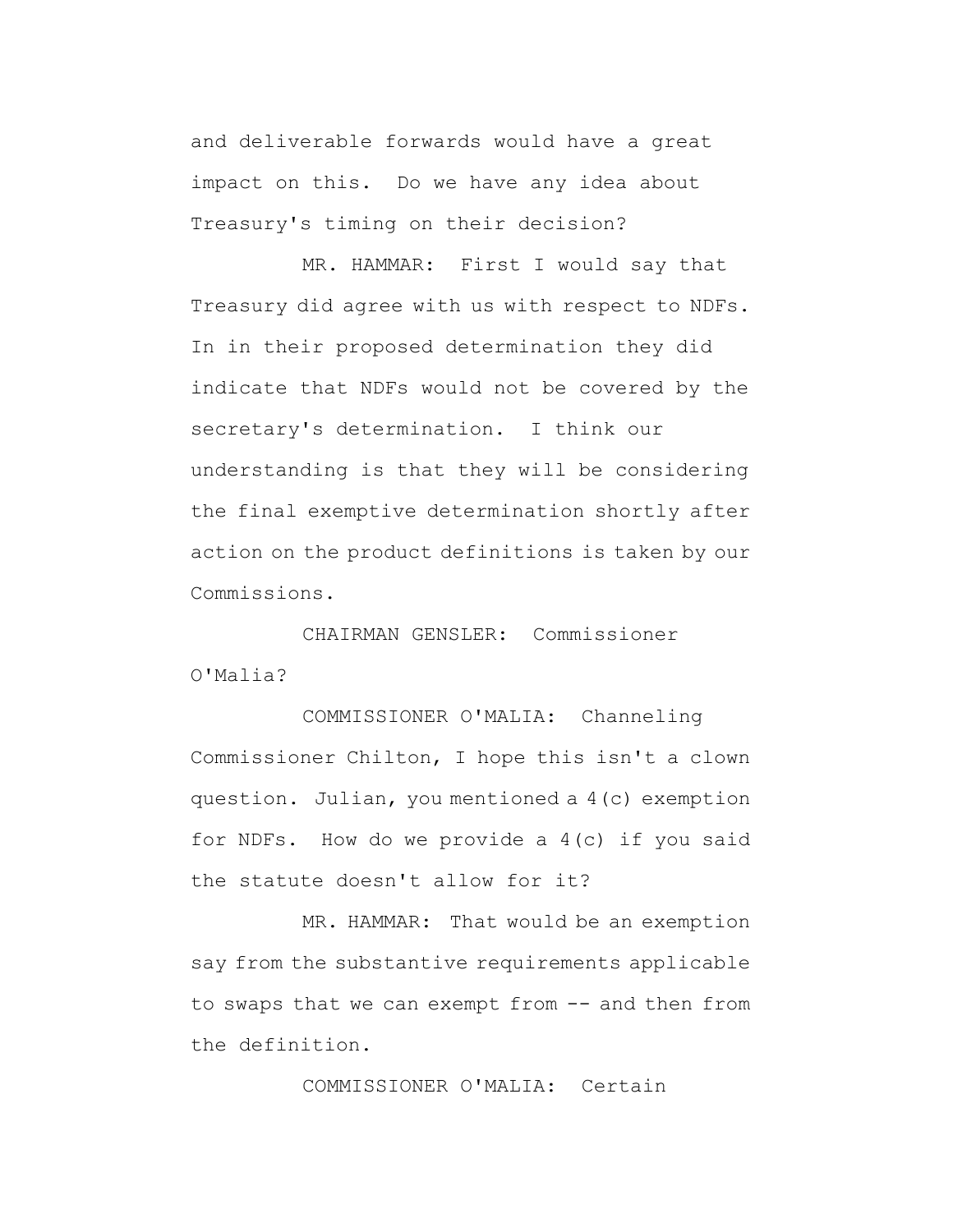and deliverable forwards would have a great impact on this. Do we have any idea about Treasury's timing on their decision?

MR. HAMMAR: First I would say that Treasury did agree with us with respect to NDFs. In in their proposed determination they did indicate that NDFs would not be covered by the secretary's determination. I think our understanding is that they will be considering the final exemptive determination shortly after action on the product definitions is taken by our Commissions.

CHAIRMAN GENSLER: Commissioner O'Malia?

COMMISSIONER O'MALIA: Channeling Commissioner Chilton, I hope this isn't a clown question. Julian, you mentioned a 4(c) exemption for NDFs. How do we provide a 4(c) if you said the statute doesn't allow for it?

MR. HAMMAR: That would be an exemption say from the substantive requirements applicable to swaps that we can exempt from -- and then from the definition.

COMMISSIONER O'MALIA: Certain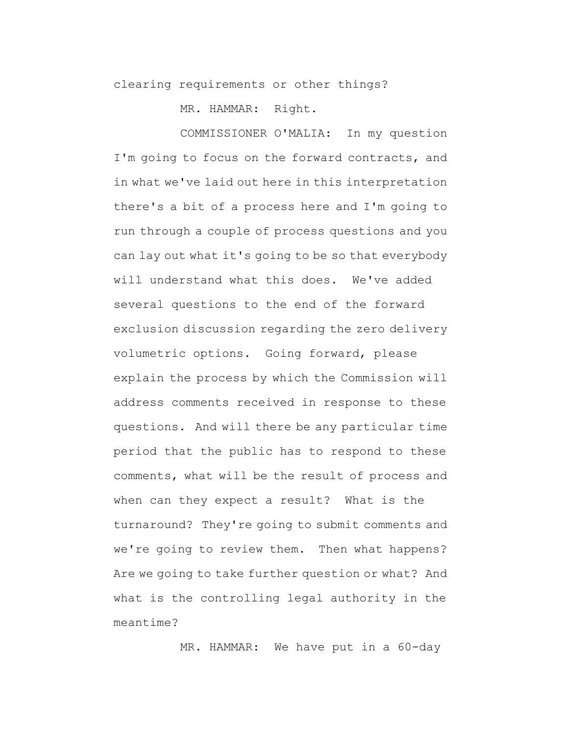clearing requirements or other things?

MR. HAMMAR: Right.

COMMISSIONER O'MALIA: In my question I'm going to focus on the forward contracts, and in what we've laid out here in this interpretation there's a bit of a process here and I'm going to run through a couple of process questions and you can lay out what it's going to be so that everybody will understand what this does. We've added several questions to the end of the forward exclusion discussion regarding the zero delivery volumetric options. Going forward, please explain the process by which the Commission will address comments received in response to these questions. And will there be any particular time period that the public has to respond to these comments, what will be the result of process and when can they expect a result? What is the turnaround? They're going to submit comments and we're going to review them. Then what happens? Are we going to take further question or what? And what is the controlling legal authority in the meantime?

MR. HAMMAR: We have put in a 60-day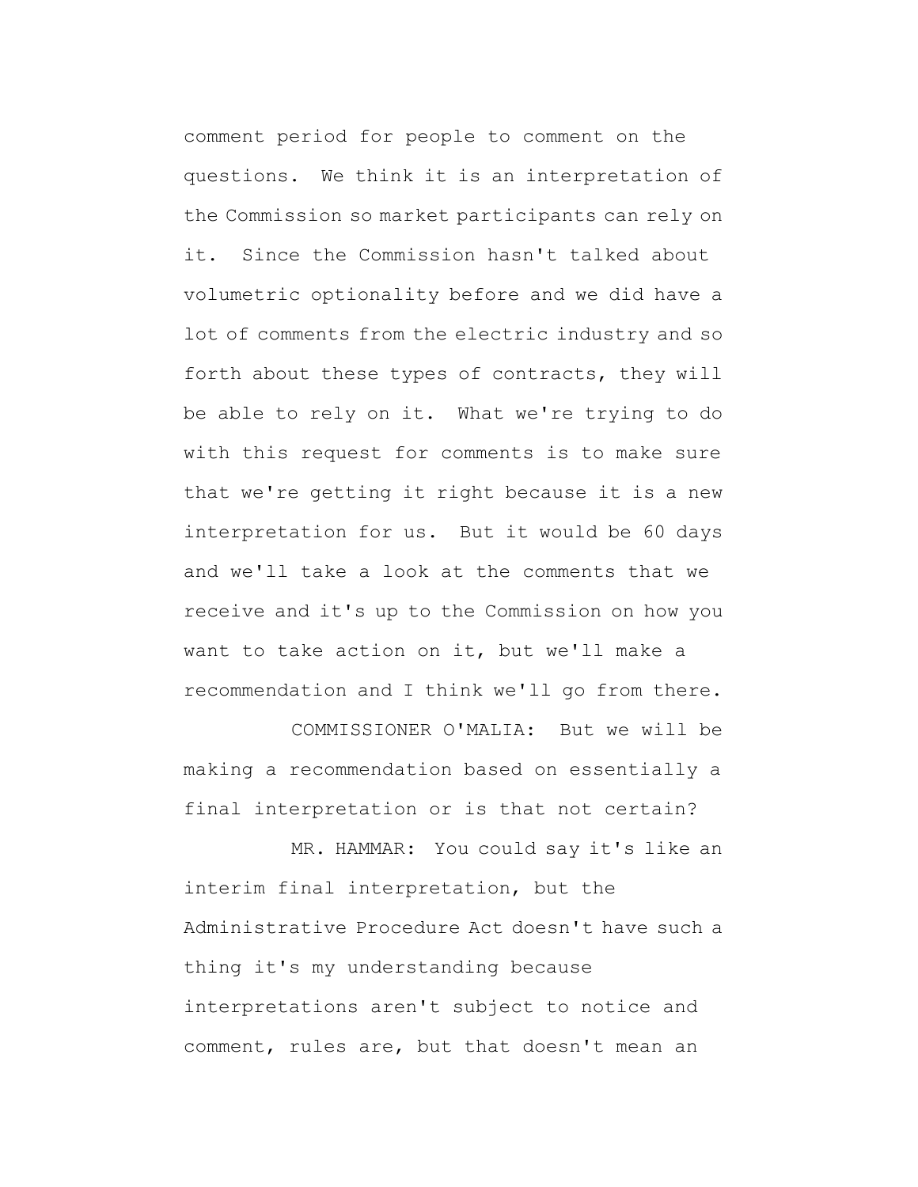comment period for people to comment on the questions. We think it is an interpretation of the Commission so market participants can rely on it. Since the Commission hasn't talked about volumetric optionality before and we did have a lot of comments from the electric industry and so forth about these types of contracts, they will be able to rely on it. What we're trying to do with this request for comments is to make sure that we're getting it right because it is a new interpretation for us. But it would be 60 days and we'll take a look at the comments that we receive and it's up to the Commission on how you want to take action on it, but we'll make a recommendation and I think we'll go from there.

COMMISSIONER O'MALIA: But we will be making a recommendation based on essentially a final interpretation or is that not certain?

MR. HAMMAR: You could say it's like an interim final interpretation, but the Administrative Procedure Act doesn't have such a thing it's my understanding because interpretations aren't subject to notice and comment, rules are, but that doesn't mean an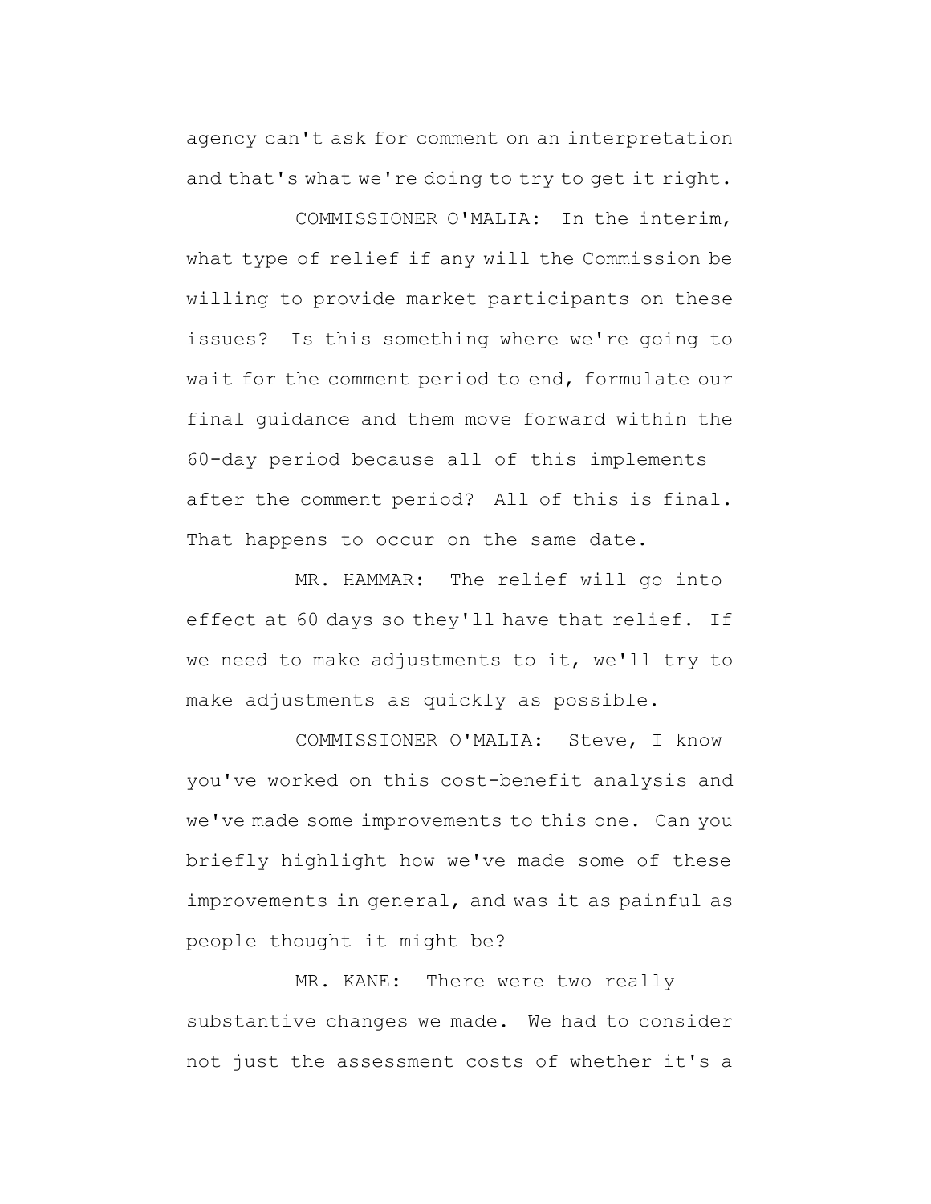agency can't ask for comment on an interpretation and that's what we're doing to try to get it right.

COMMISSIONER O'MALIA: In the interim, what type of relief if any will the Commission be willing to provide market participants on these issues? Is this something where we're going to wait for the comment period to end, formulate our final guidance and them move forward within the 60-day period because all of this implements after the comment period? All of this is final. That happens to occur on the same date.

MR. HAMMAR: The relief will go into effect at 60 days so they'll have that relief. If we need to make adjustments to it, we'll try to make adjustments as quickly as possible.

COMMISSIONER O'MALIA: Steve, I know you've worked on this cost-benefit analysis and we've made some improvements to this one. Can you briefly highlight how we've made some of these improvements in general, and was it as painful as people thought it might be?

MR. KANE: There were two really substantive changes we made. We had to consider not just the assessment costs of whether it's a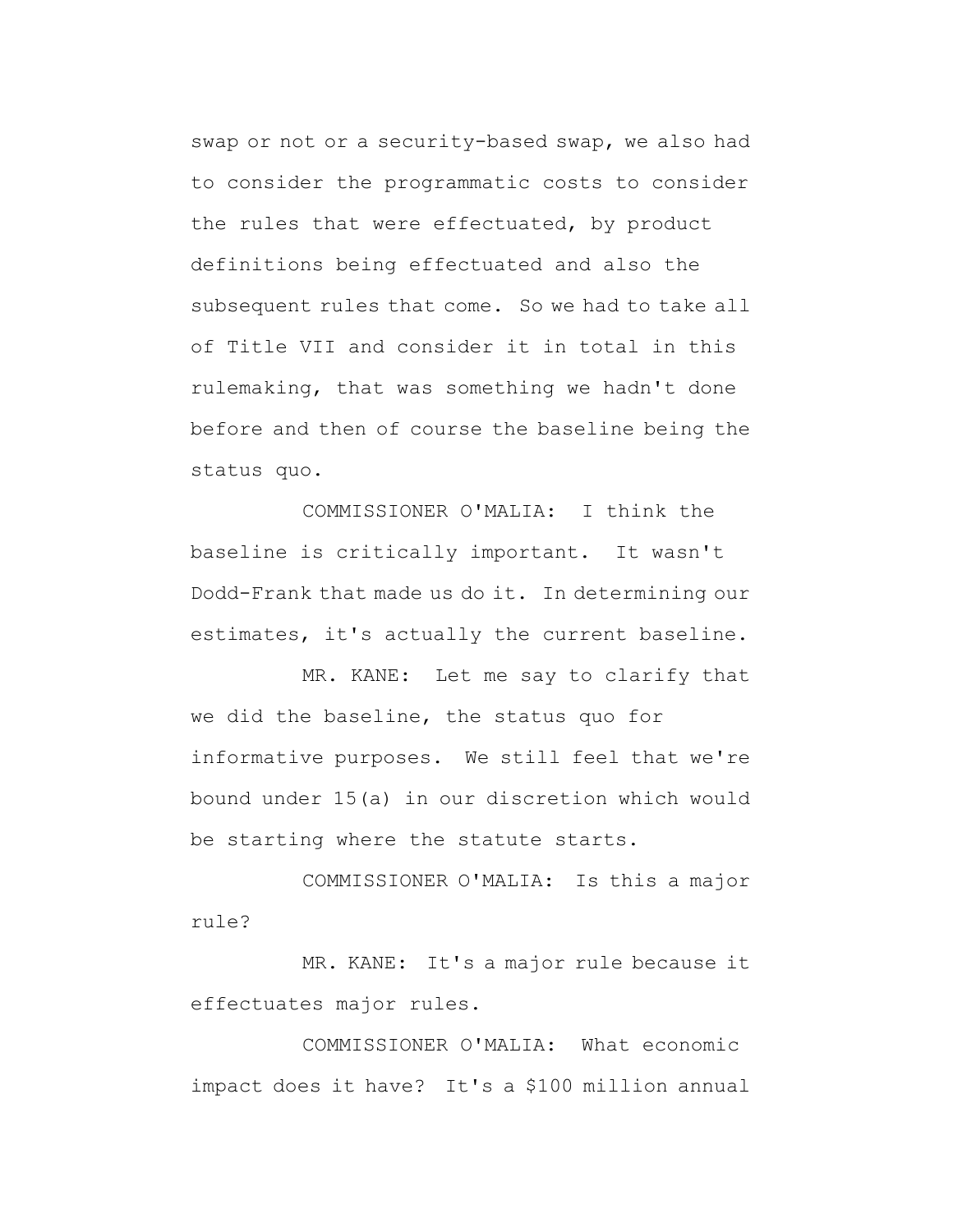swap or not or a security-based swap, we also had to consider the programmatic costs to consider the rules that were effectuated, by product definitions being effectuated and also the subsequent rules that come. So we had to take all of Title VII and consider it in total in this rulemaking, that was something we hadn't done before and then of course the baseline being the status quo.

COMMISSIONER O'MALIA: I think the baseline is critically important. It wasn't Dodd-Frank that made us do it. In determining our estimates, it's actually the current baseline.

MR. KANE: Let me say to clarify that we did the baseline, the status quo for informative purposes. We still feel that we're bound under 15(a) in our discretion which would be starting where the statute starts.

COMMISSIONER O'MALIA: Is this a major rule?

MR. KANE: It's a major rule because it effectuates major rules.

COMMISSIONER O'MALIA: What economic impact does it have? It's a $100 million annual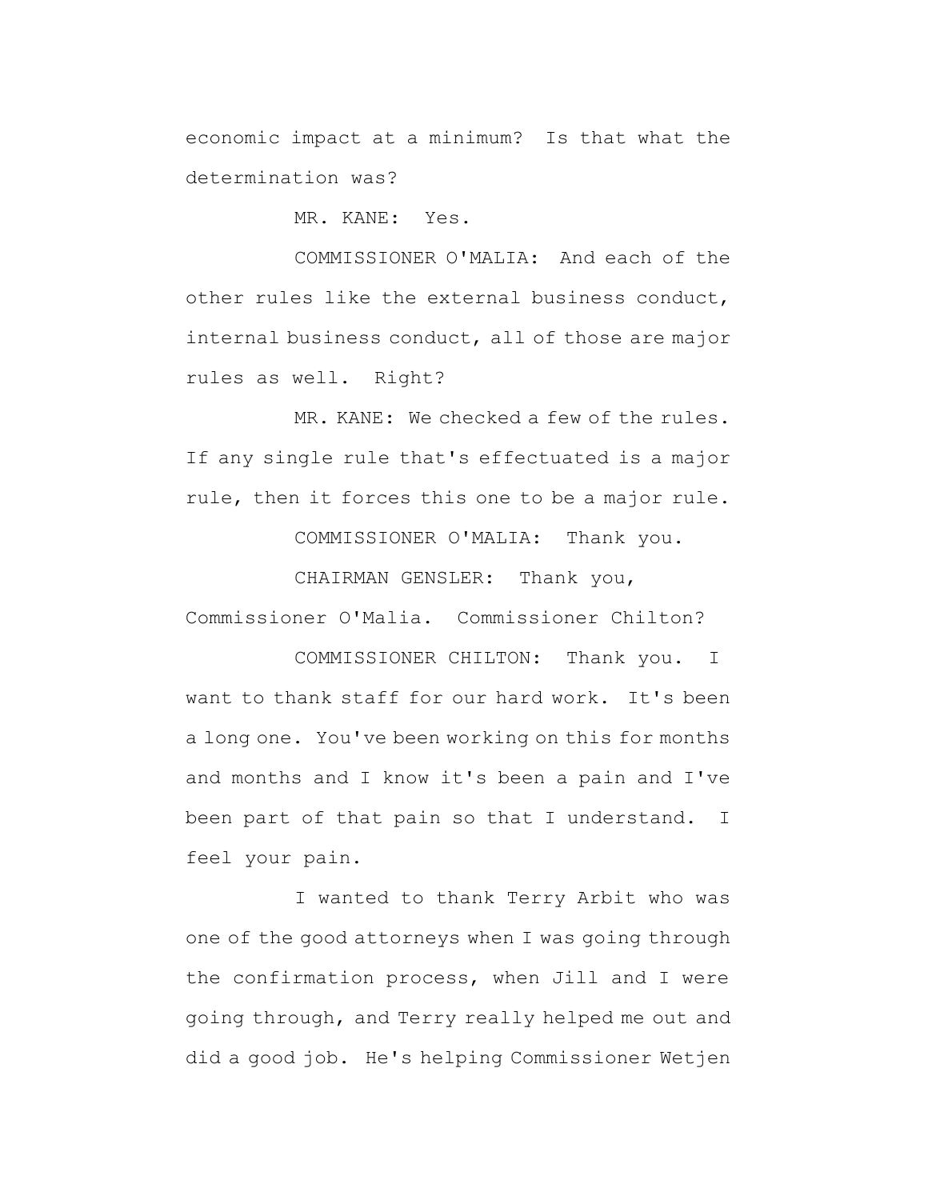economic impact at a minimum? Is that what the determination was?

MR. KANE: Yes.

COMMISSIONER O'MALIA: And each of the other rules like the external business conduct, internal business conduct, all of those are major rules as well. Right?

MR. KANE: We checked a few of the rules. If any single rule that's effectuated is a major rule, then it forces this one to be a major rule.

COMMISSIONER O'MALIA: Thank you.

CHAIRMAN GENSLER: Thank you, Commissioner O'Malia. Commissioner Chilton?

COMMISSIONER CHILTON: Thank you. I want to thank staff for our hard work. It's been a long one. You've been working on this for months and months and I know it's been a pain and I've been part of that pain so that I understand. I feel your pain.

I wanted to thank Terry Arbit who was one of the good attorneys when I was going through the confirmation process, when Jill and I were going through, and Terry really helped me out and did a good job. He's helping Commissioner Wetjen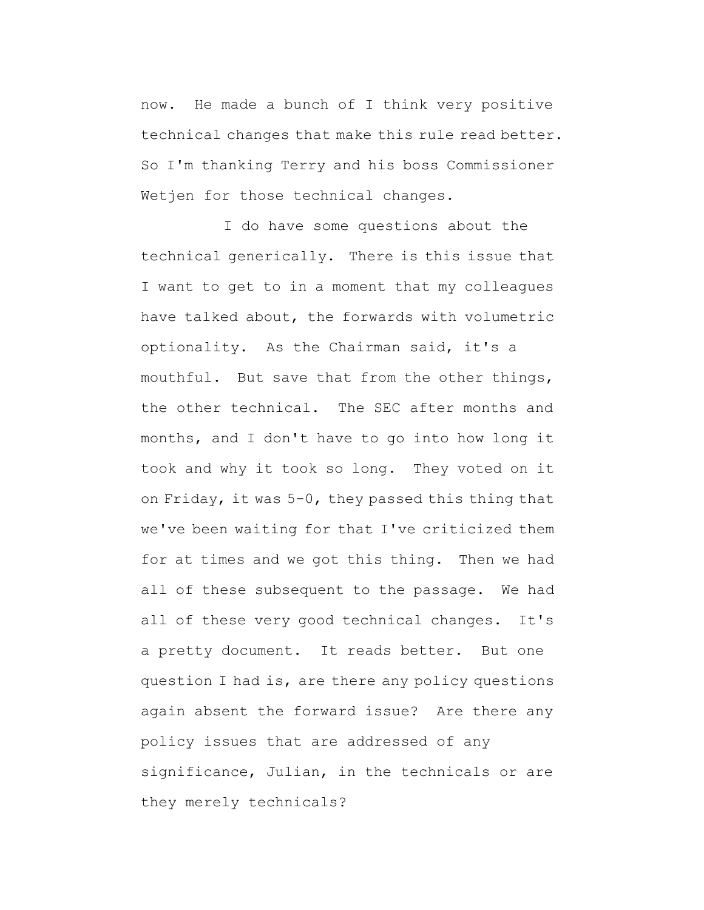now. He made a bunch of I think very positive technical changes that make this rule read better. So I'm thanking Terry and his boss Commissioner Wetjen for those technical changes.

I do have some questions about the technical generically. There is this issue that I want to get to in a moment that my colleagues have talked about, the forwards with volumetric optionality. As the Chairman said, it's a mouthful. But save that from the other things, the other technical. The SEC after months and months, and I don't have to go into how long it took and why it took so long. They voted on it on Friday, it was 5-0, they passed this thing that we've been waiting for that I've criticized them for at times and we got this thing. Then we had all of these subsequent to the passage. We had all of these very good technical changes. It's a pretty document. It reads better. But one question I had is, are there any policy questions again absent the forward issue? Are there any policy issues that are addressed of any significance, Julian, in the technicals or are they merely technicals?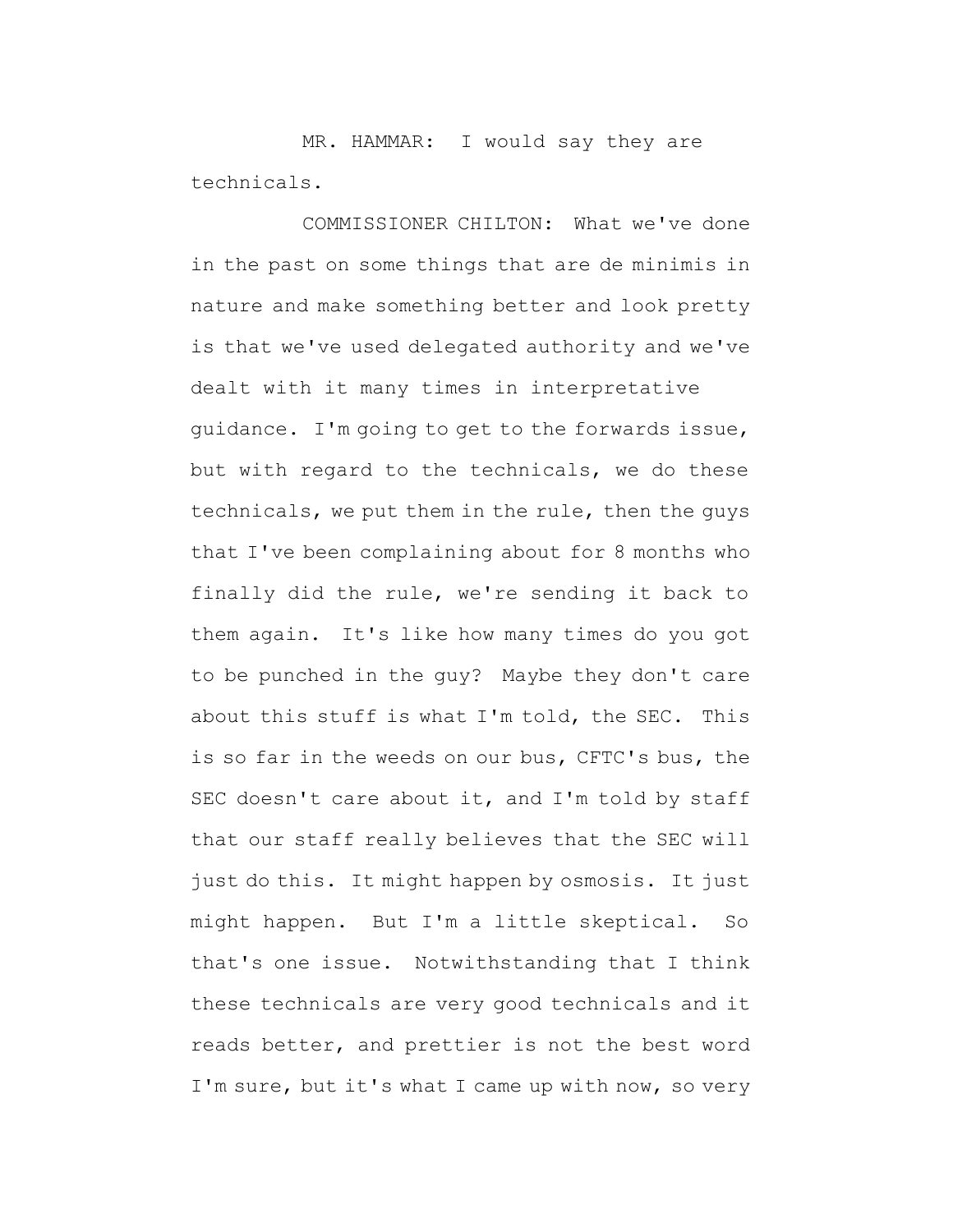MR. HAMMAR: I would say they are technicals.

COMMISSIONER CHILTON: What we've done in the past on some things that are de minimis in nature and make something better and look pretty is that we've used delegated authority and we've dealt with it many times in interpretative guidance. I'm going to get to the forwards issue, but with regard to the technicals, we do these technicals, we put them in the rule, then the guys that I've been complaining about for 8 months who finally did the rule, we're sending it back to them again. It's like how many times do you got to be punched in the guy? Maybe they don't care about this stuff is what I'm told, the SEC. This is so far in the weeds on our bus, CFTC's bus, the SEC doesn't care about it, and I'm told by staff that our staff really believes that the SEC will just do this. It might happen by osmosis. It just might happen. But I'm a little skeptical. So that's one issue. Notwithstanding that I think these technicals are very good technicals and it reads better, and prettier is not the best word I'm sure, but it's what I came up with now, so very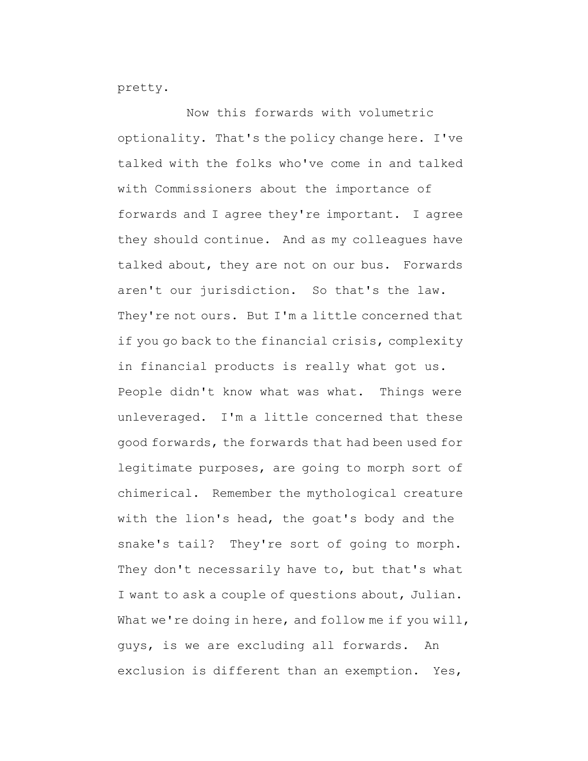pretty.

Now this forwards with volumetric optionality. That's the policy change here. I've talked with the folks who've come in and talked with Commissioners about the importance of forwards and I agree they're important. I agree they should continue. And as my colleagues have talked about, they are not on our bus. Forwards aren't our jurisdiction. So that's the law. They're not ours. But I'm a little concerned that if you go back to the financial crisis, complexity in financial products is really what got us. People didn't know what was what. Things were unleveraged. I'm a little concerned that these good forwards, the forwards that had been used for legitimate purposes, are going to morph sort of chimerical. Remember the mythological creature with the lion's head, the goat's body and the snake's tail? They're sort of going to morph. They don't necessarily have to, but that's what I want to ask a couple of questions about, Julian. What we're doing in here, and follow me if you will, guys, is we are excluding all forwards. An exclusion is different than an exemption. Yes,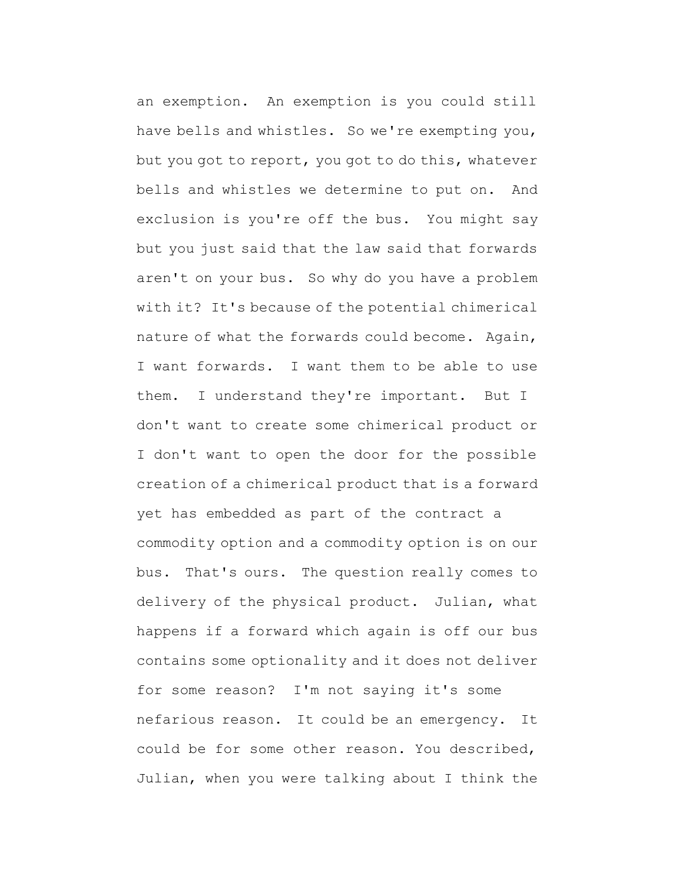an exemption. An exemption is you could still have bells and whistles. So we're exempting you, but you got to report, you got to do this, whatever bells and whistles we determine to put on. And exclusion is you're off the bus. You might say but you just said that the law said that forwards aren't on your bus. So why do you have a problem with it? It's because of the potential chimerical nature of what the forwards could become. Again, I want forwards. I want them to be able to use them. I understand they're important. But I don't want to create some chimerical product or I don't want to open the door for the possible creation of a chimerical product that is a forward yet has embedded as part of the contract a commodity option and a commodity option is on our bus. That's ours. The question really comes to delivery of the physical product. Julian, what happens if a forward which again is off our bus contains some optionality and it does not deliver for some reason? I'm not saying it's some nefarious reason. It could be an emergency. It could be for some other reason. You described, Julian, when you were talking about I think the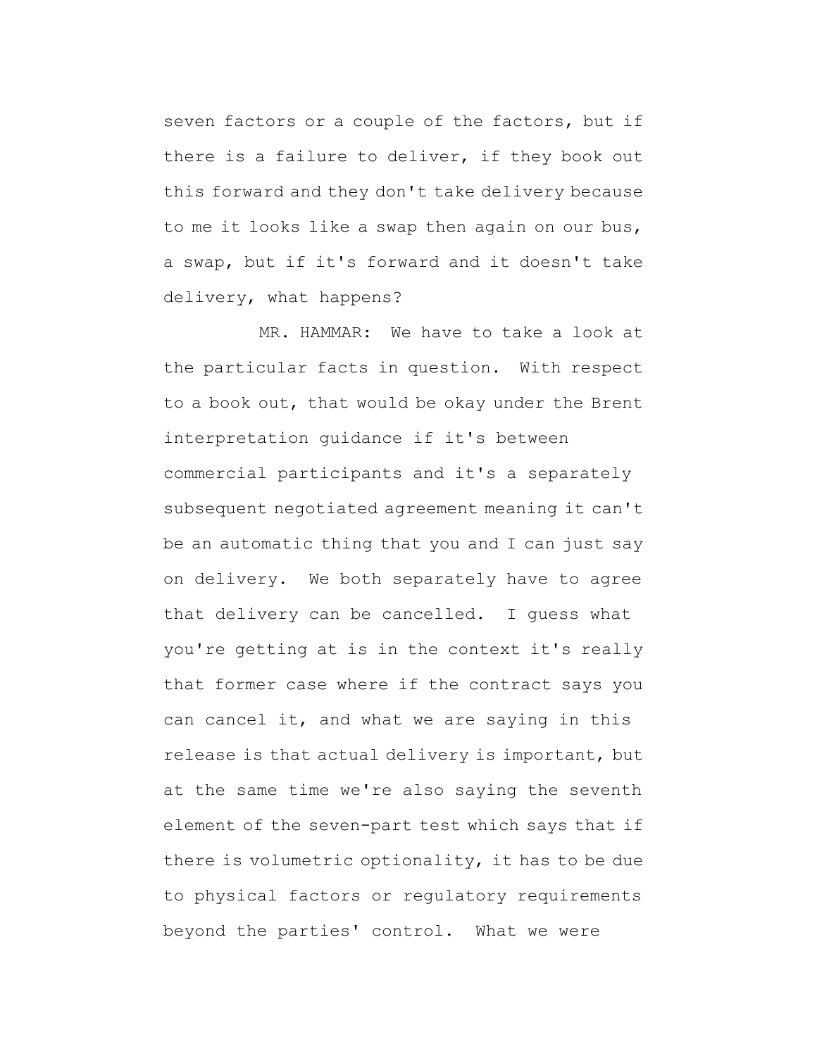seven factors or a couple of the factors, but if there is a failure to deliver, if they book out this forward and they don't take delivery because to me it looks like a swap then again on our bus, a swap, but if it's forward and it doesn't take delivery, what happens?

MR. HAMMAR: We have to take a look at the particular facts in question. With respect to a book out, that would be okay under the Brent interpretation guidance if it's between commercial participants and it's a separately subsequent negotiated agreement meaning it can't be an automatic thing that you and I can just say on delivery. We both separately have to agree that delivery can be cancelled. I guess what you're getting at is in the context it's really that former case where if the contract says you can cancel it, and what we are saying in this release is that actual delivery is important, but at the same time we're also saying the seventh element of the seven-part test which says that if there is volumetric optionality, it has to be due to physical factors or regulatory requirements beyond the parties' control. What we were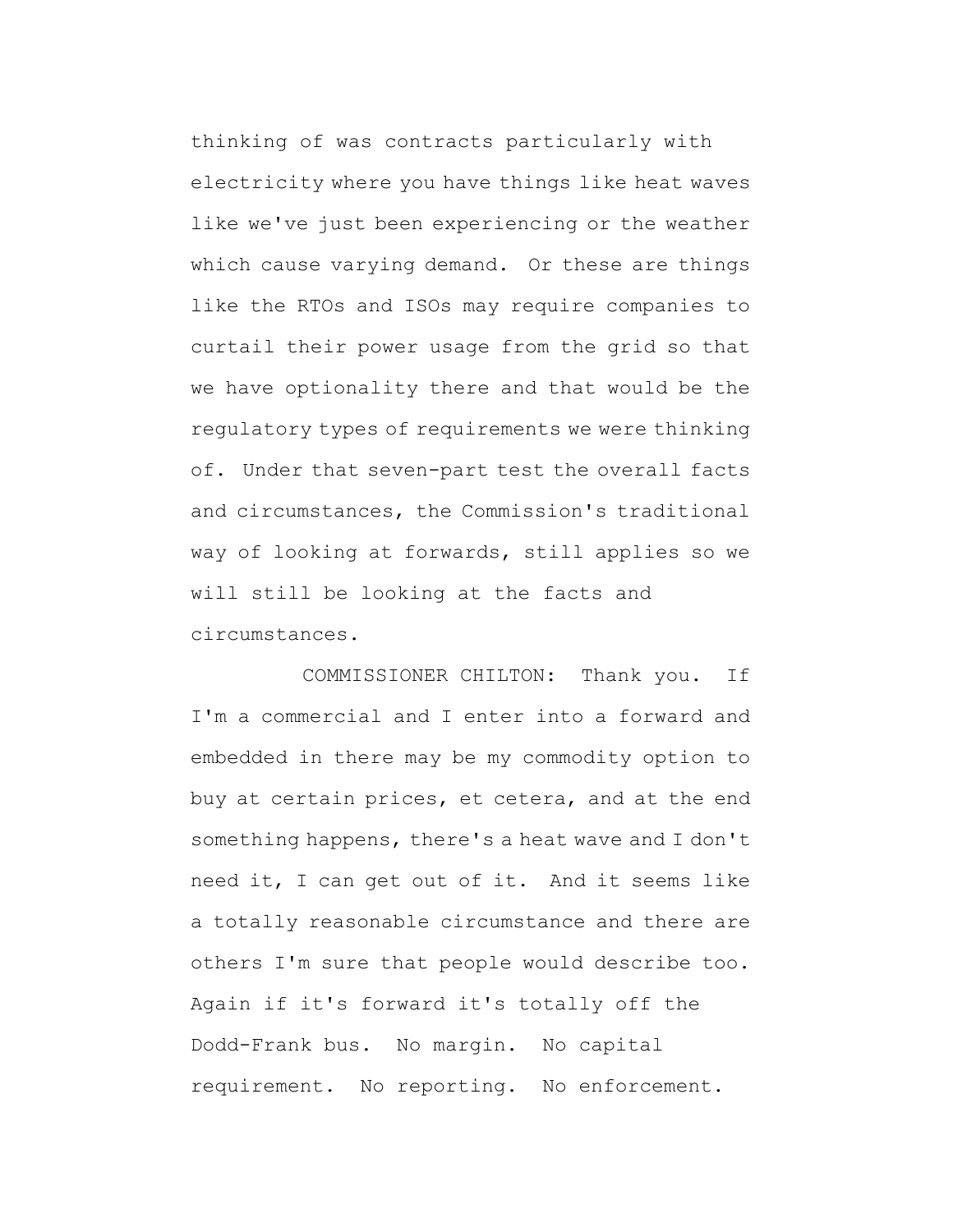thinking of was contracts particularly with electricity where you have things like heat waves like we've just been experiencing or the weather which cause varying demand. Or these are things like the RTOs and ISOs may require companies to curtail their power usage from the grid so that we have optionality there and that would be the regulatory types of requirements we were thinking of. Under that seven-part test the overall facts and circumstances, the Commission's traditional way of looking at forwards, still applies so we will still be looking at the facts and circumstances.

COMMISSIONER CHILTON: Thank you. If I'm a commercial and I enter into a forward and embedded in there may be my commodity option to buy at certain prices, et cetera, and at the end something happens, there's a heat wave and I don't need it, I can get out of it. And it seems like a totally reasonable circumstance and there are others I'm sure that people would describe too. Again if it's forward it's totally off the Dodd-Frank bus. No margin. No capital requirement. No reporting. No enforcement.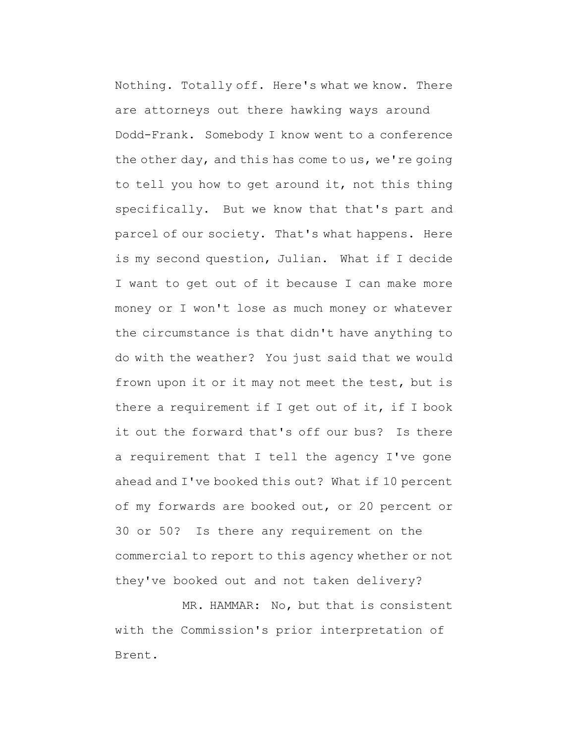Nothing. Totally off. Here's what we know. There are attorneys out there hawking ways around Dodd-Frank. Somebody I know went to a conference the other day, and this has come to us, we're going to tell you how to get around it, not this thing specifically. But we know that that's part and parcel of our society. That's what happens. Here is my second question, Julian. What if I decide I want to get out of it because I can make more money or I won't lose as much money or whatever the circumstance is that didn't have anything to do with the weather? You just said that we would frown upon it or it may not meet the test, but is there a requirement if I get out of it, if I book it out the forward that's off our bus? Is there a requirement that I tell the agency I've gone ahead and I've booked this out? What if 10 percent of my forwards are booked out, or 20 percent or 30 or 50? Is there any requirement on the commercial to report to this agency whether or not they've booked out and not taken delivery?

MR. HAMMAR: No, but that is consistent with the Commission's prior interpretation of Brent.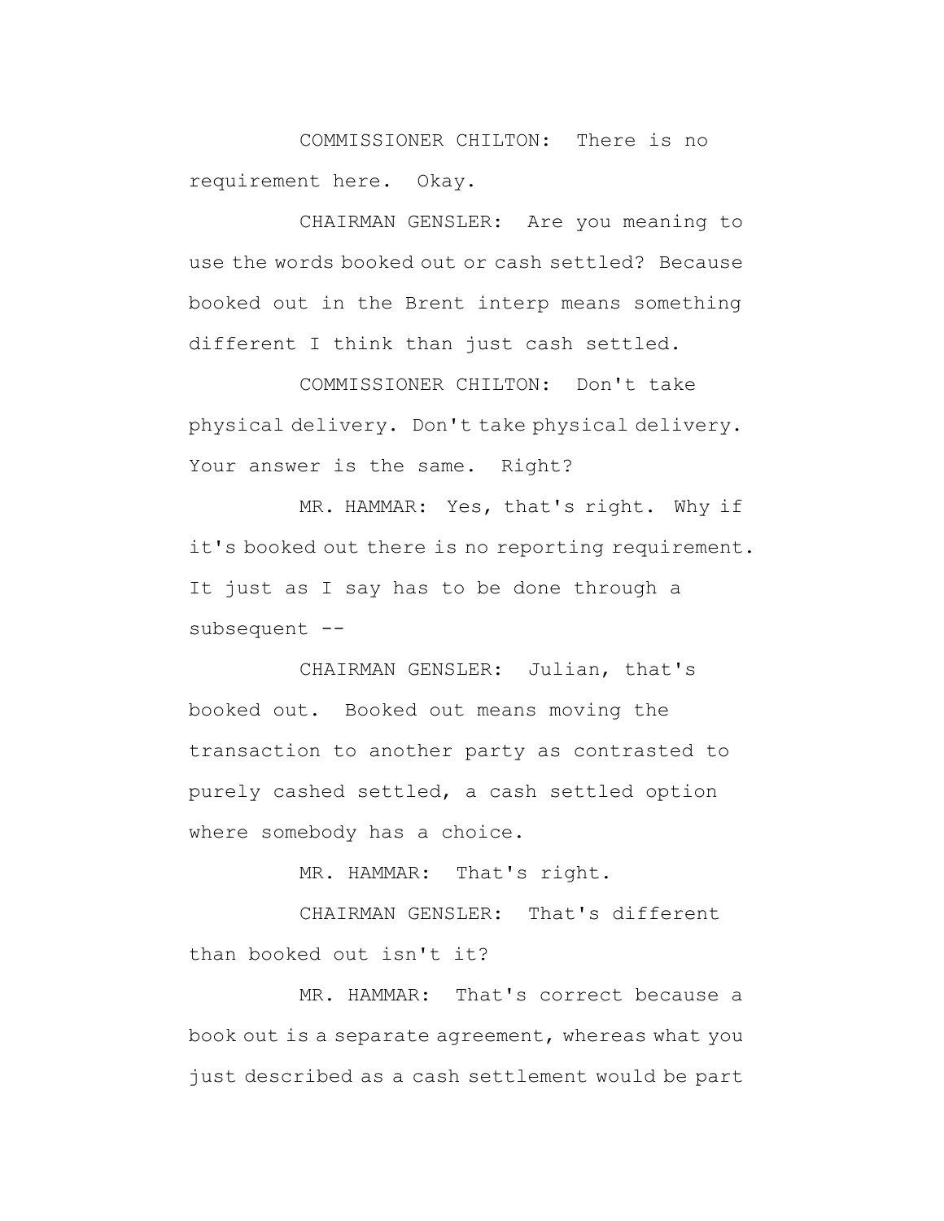COMMISSIONER CHILTON: There is no requirement here. Okay.

CHAIRMAN GENSLER: Are you meaning to use the words booked out or cash settled? Because booked out in the Brent interp means something different I think than just cash settled.

COMMISSIONER CHILTON: Don't take physical delivery. Don't take physical delivery. Your answer is the same. Right?

MR. HAMMAR: Yes, that's right. Why if it's booked out there is no reporting requirement. It just as I say has to be done through a subsequent --

CHAIRMAN GENSLER: Julian, that's booked out. Booked out means moving the transaction to another party as contrasted to purely cashed settled, a cash settled option where somebody has a choice.

MR. HAMMAR: That's right.

CHAIRMAN GENSLER: That's different than booked out isn't it?

MR. HAMMAR: That's correct because a book out is a separate agreement, whereas what you just described as a cash settlement would be part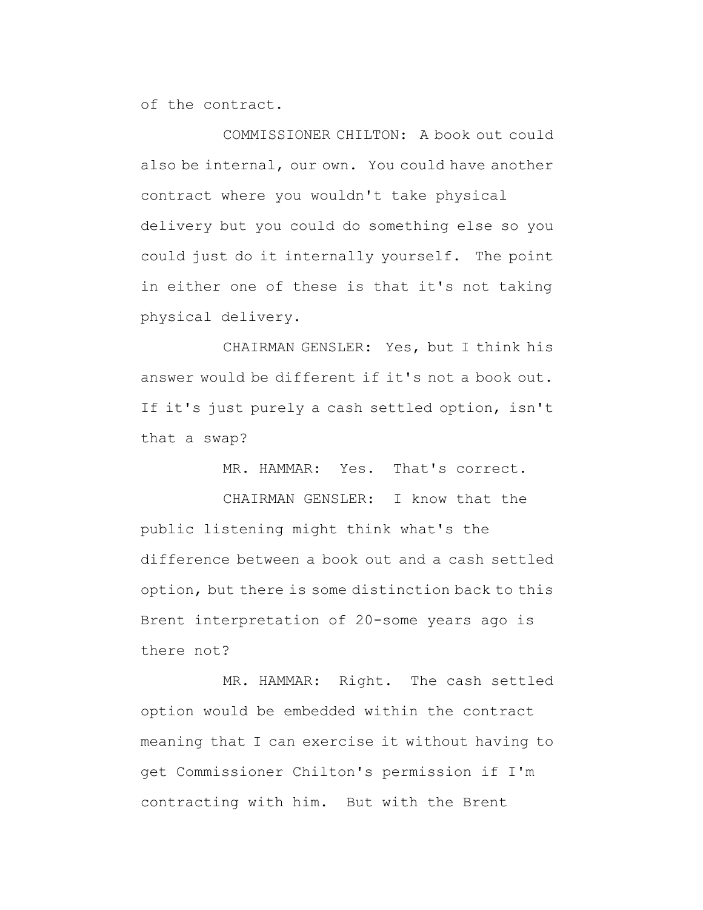of the contract.

COMMISSIONER CHILTON: A book out could also be internal, our own. You could have another contract where you wouldn't take physical delivery but you could do something else so you could just do it internally yourself. The point in either one of these is that it's not taking physical delivery.

CHAIRMAN GENSLER: Yes, but I think his answer would be different if it's not a book out. If it's just purely a cash settled option, isn't that a swap?

MR. HAMMAR: Yes. That's correct.

CHAIRMAN GENSLER: I know that the public listening might think what's the difference between a book out and a cash settled option, but there is some distinction back to this Brent interpretation of 20-some years ago is there not?

MR. HAMMAR: Right. The cash settled option would be embedded within the contract meaning that I can exercise it without having to get Commissioner Chilton's permission if I'm contracting with him. But with the Brent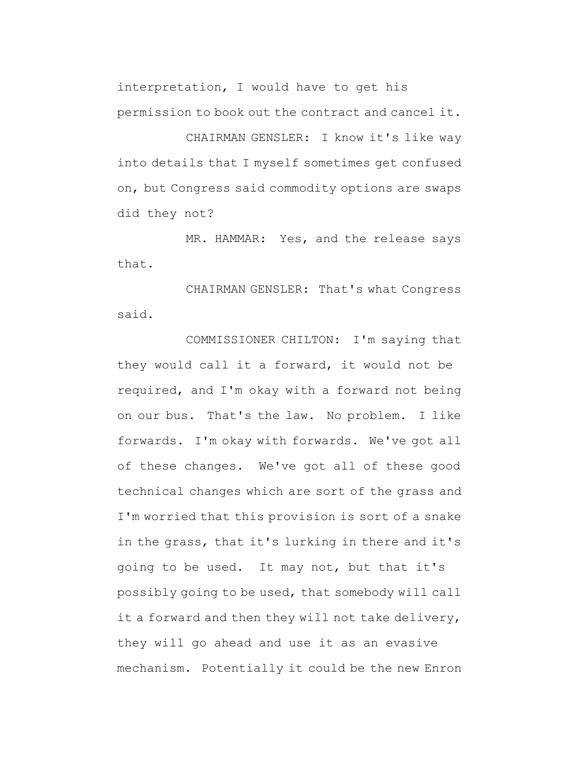interpretation, I would have to get his permission to book out the contract and cancel it.

CHAIRMAN GENSLER: I know it's like way into details that I myself sometimes get confused on, but Congress said commodity options are swaps did they not?

MR. HAMMAR: Yes, and the release says that.

CHAIRMAN GENSLER: That's what Congress said.

COMMISSIONER CHILTON: I'm saying that they would call it a forward, it would not be required, and I'm okay with a forward not being on our bus. That's the law. No problem. I like forwards. I'm okay with forwards. We've got all of these changes. We've got all of these good technical changes which are sort of the grass and I'm worried that this provision is sort of a snake in the grass, that it's lurking in there and it's going to be used. It may not, but that it's possibly going to be used, that somebody will call it a forward and then they will not take delivery, they will go ahead and use it as an evasive mechanism. Potentially it could be the new Enron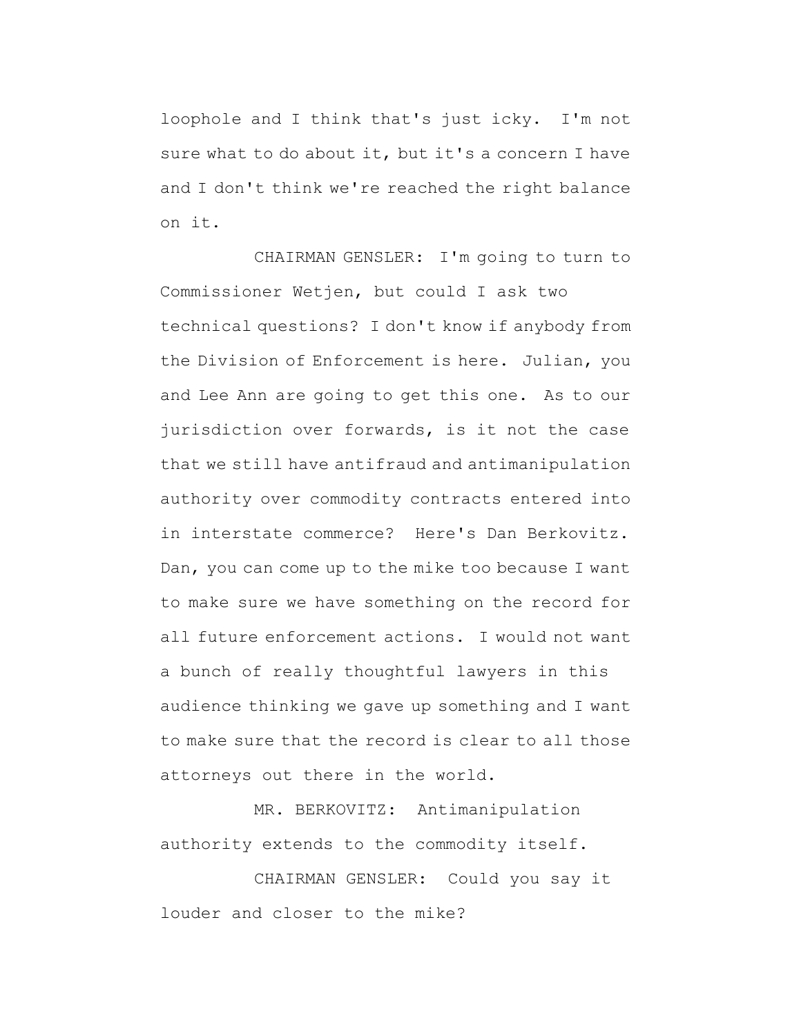loophole and I think that's just icky. I'm not sure what to do about it, but it's a concern I have and I don't think we're reached the right balance on it.

CHAIRMAN GENSLER: I'm going to turn to Commissioner Wetjen, but could I ask two technical questions? I don't know if anybody from the Division of Enforcement is here. Julian, you and Lee Ann are going to get this one. As to our jurisdiction over forwards, is it not the case that we still have antifraud and antimanipulation authority over commodity contracts entered into in interstate commerce? Here's Dan Berkovitz. Dan, you can come up to the mike too because I want to make sure we have something on the record for all future enforcement actions. I would not want a bunch of really thoughtful lawyers in this audience thinking we gave up something and I want to make sure that the record is clear to all those attorneys out there in the world.

MR. BERKOVITZ: Antimanipulation authority extends to the commodity itself.

CHAIRMAN GENSLER: Could you say it louder and closer to the mike?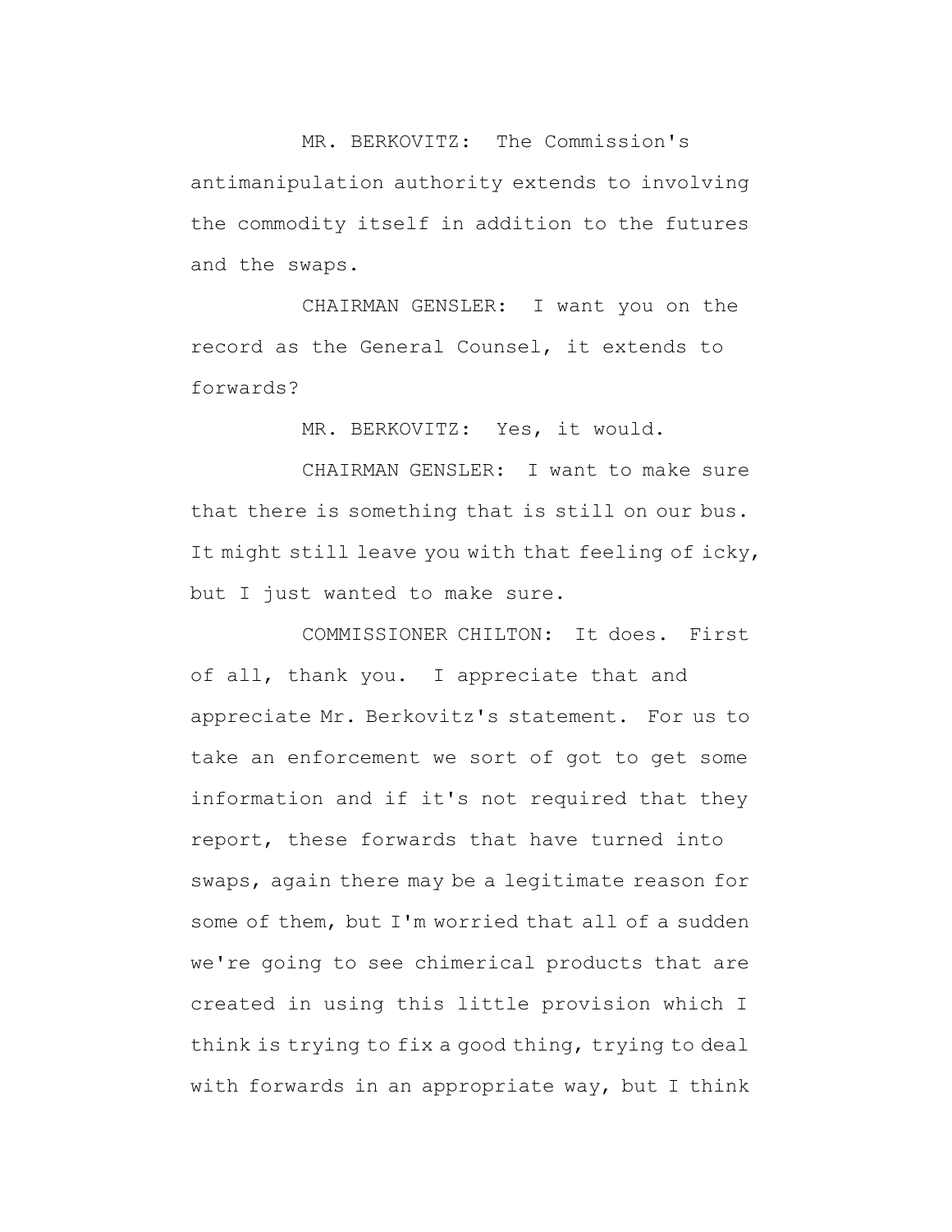MR. BERKOVITZ: The Commission's antimanipulation authority extends to involving the commodity itself in addition to the futures and the swaps.

CHAIRMAN GENSLER: I want you on the record as the General Counsel, it extends to forwards?

MR. BERKOVITZ: Yes, it would.

CHAIRMAN GENSLER: I want to make sure that there is something that is still on our bus. It might still leave you with that feeling of icky, but I just wanted to make sure.

COMMISSIONER CHILTON: It does. First of all, thank you. I appreciate that and appreciate Mr. Berkovitz's statement. For us to take an enforcement we sort of got to get some information and if it's not required that they report, these forwards that have turned into swaps, again there may be a legitimate reason for some of them, but I'm worried that all of a sudden we're going to see chimerical products that are created in using this little provision which I think is trying to fix a good thing, trying to deal with forwards in an appropriate way, but I think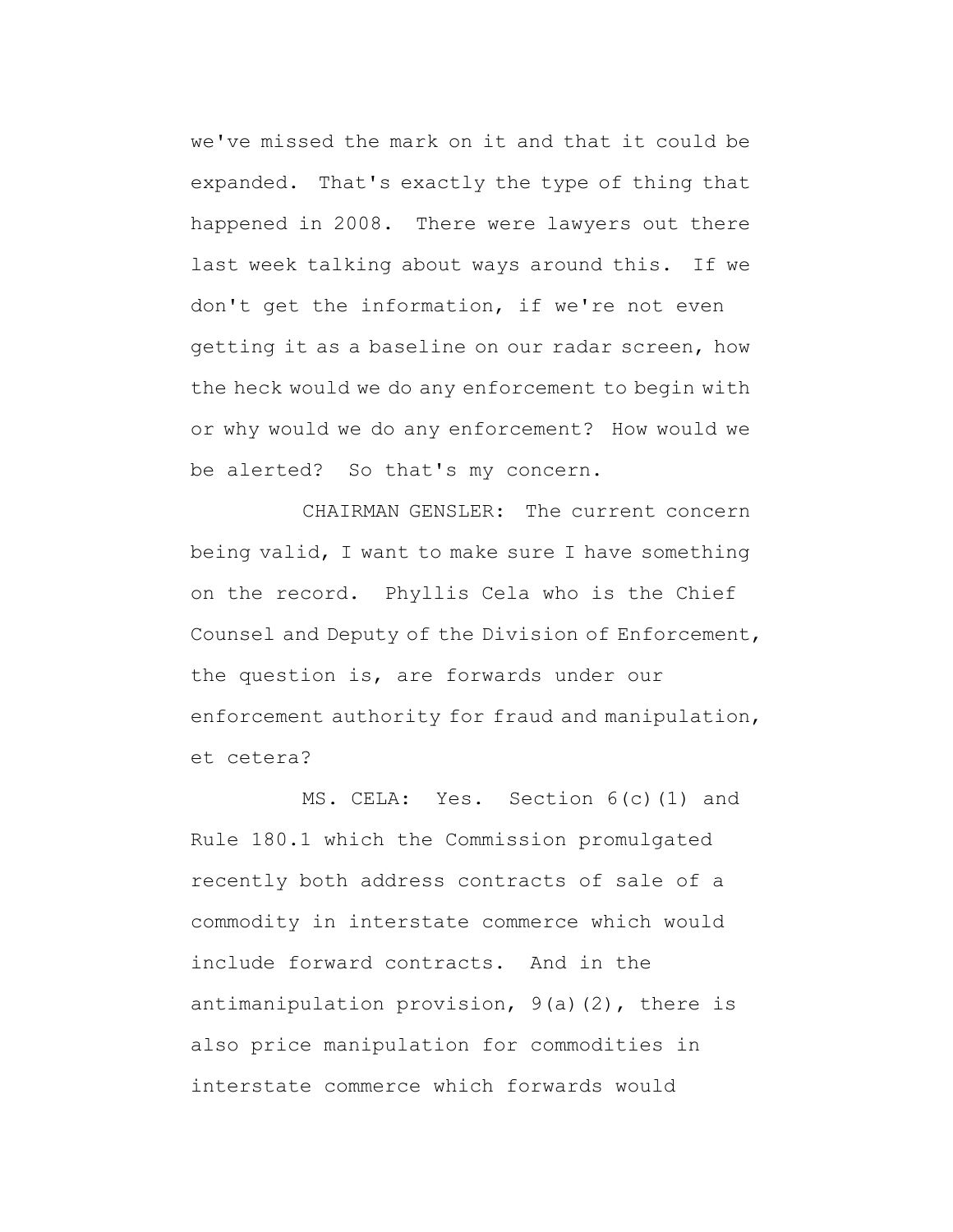we've missed the mark on it and that it could be expanded. That's exactly the type of thing that happened in 2008. There were lawyers out there last week talking about ways around this. If we don't get the information, if we're not even getting it as a baseline on our radar screen, how the heck would we do any enforcement to begin with or why would we do any enforcement? How would we be alerted? So that's my concern.

CHAIRMAN GENSLER: The current concern being valid, I want to make sure I have something on the record. Phyllis Cela who is the Chief Counsel and Deputy of the Division of Enforcement, the question is, are forwards under our enforcement authority for fraud and manipulation, et cetera?

MS. CELA: Yes. Section 6(c)(1) and Rule 180.1 which the Commission promulgated recently both address contracts of sale of a commodity in interstate commerce which would include forward contracts. And in the antimanipulation provision, 9(a)(2), there is also price manipulation for commodities in interstate commerce which forwards would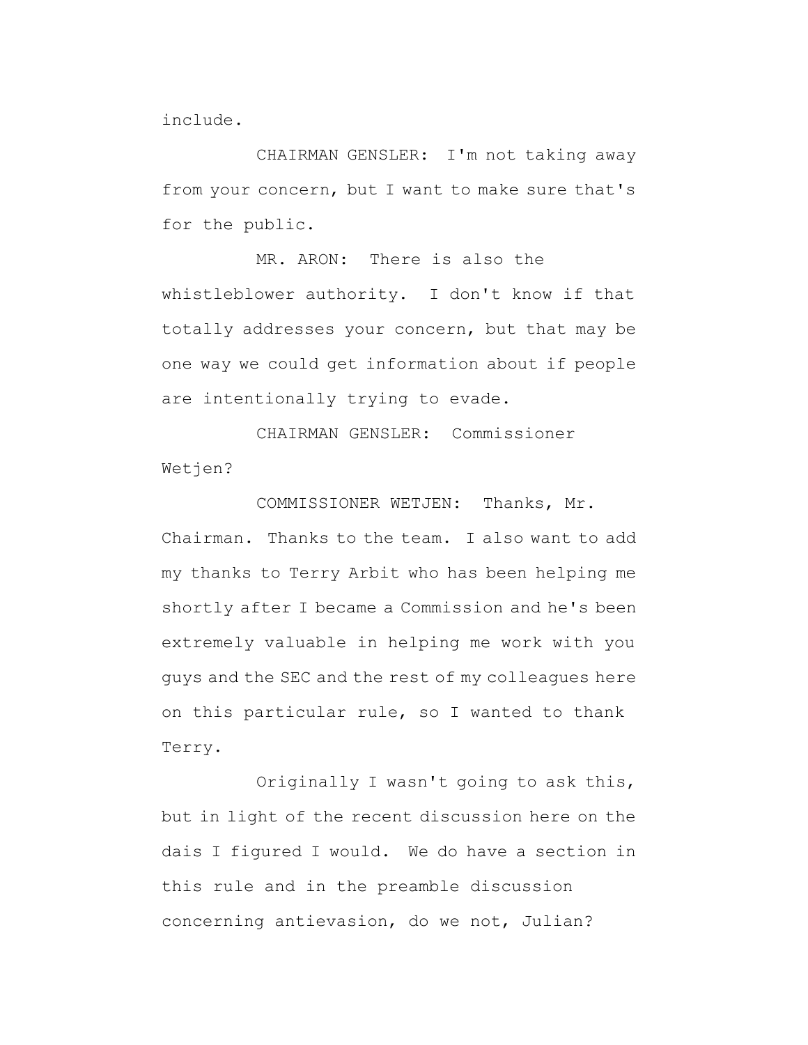include.

CHAIRMAN GENSLER: I'm not taking away from your concern, but I want to make sure that's for the public.

MR. ARON: There is also the whistleblower authority. I don't know if that totally addresses your concern, but that may be one way we could get information about if people are intentionally trying to evade.

CHAIRMAN GENSLER: Commissioner Wetjen?

COMMISSIONER WETJEN: Thanks, Mr. Chairman. Thanks to the team. I also want to add my thanks to Terry Arbit who has been helping me shortly after I became a Commission and he's been extremely valuable in helping me work with you guys and the SEC and the rest of my colleagues here on this particular rule, so I wanted to thank Terry.

Originally I wasn't going to ask this, but in light of the recent discussion here on the dais I figured I would. We do have a section in this rule and in the preamble discussion concerning antievasion, do we not, Julian?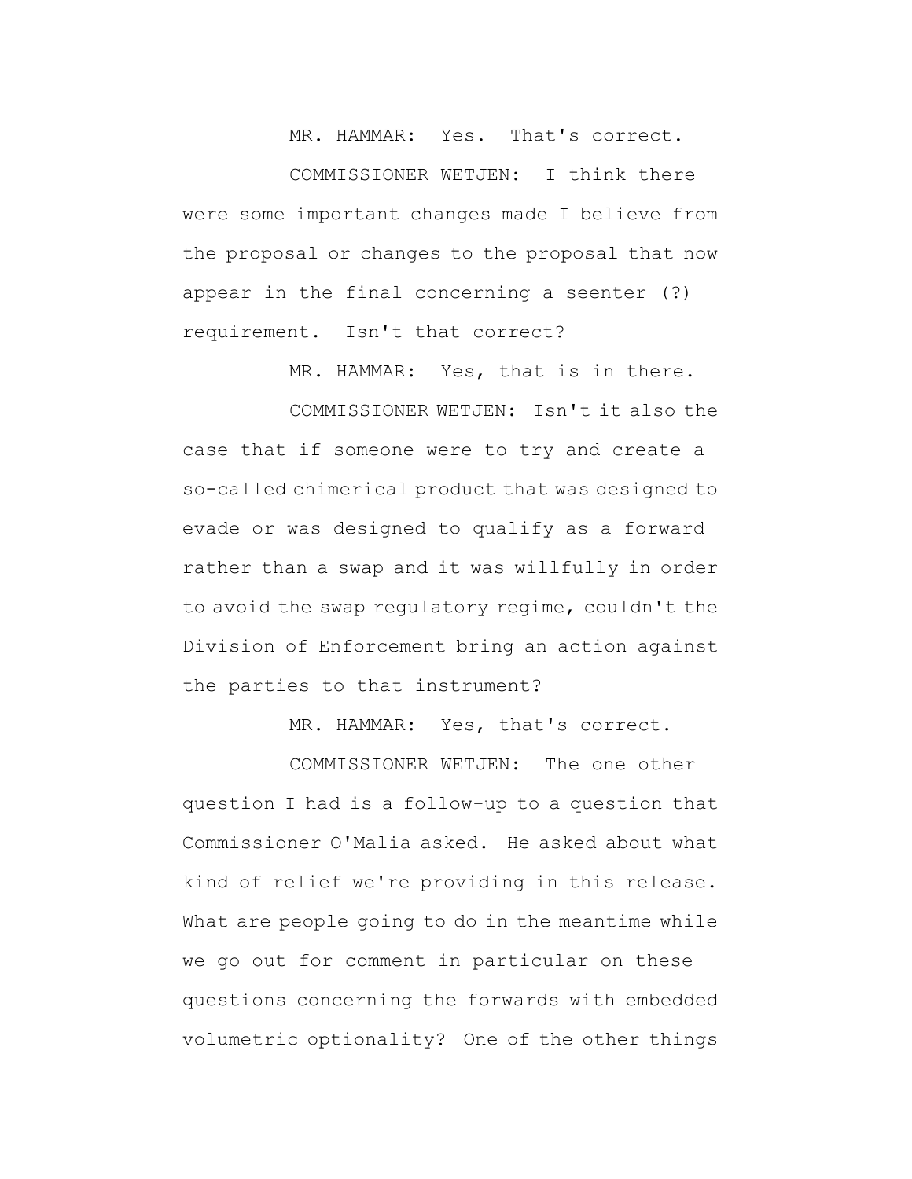MR. HAMMAR: Yes. That's correct.

COMMISSIONER WETJEN: I think there were some important changes made I believe from the proposal or changes to the proposal that now appear in the final concerning a seenter (?) requirement. Isn't that correct?

MR. HAMMAR: Yes, that is in there.

COMMISSIONER WETJEN: Isn't it also the case that if someone were to try and create a so-called chimerical product that was designed to evade or was designed to qualify as a forward rather than a swap and it was willfully in order to avoid the swap regulatory regime, couldn't the Division of Enforcement bring an action against the parties to that instrument?

MR. HAMMAR: Yes, that's correct.

COMMISSIONER WETJEN: The one other question I had is a follow-up to a question that Commissioner O'Malia asked. He asked about what kind of relief we're providing in this release. What are people going to do in the meantime while we go out for comment in particular on these questions concerning the forwards with embedded volumetric optionality? One of the other things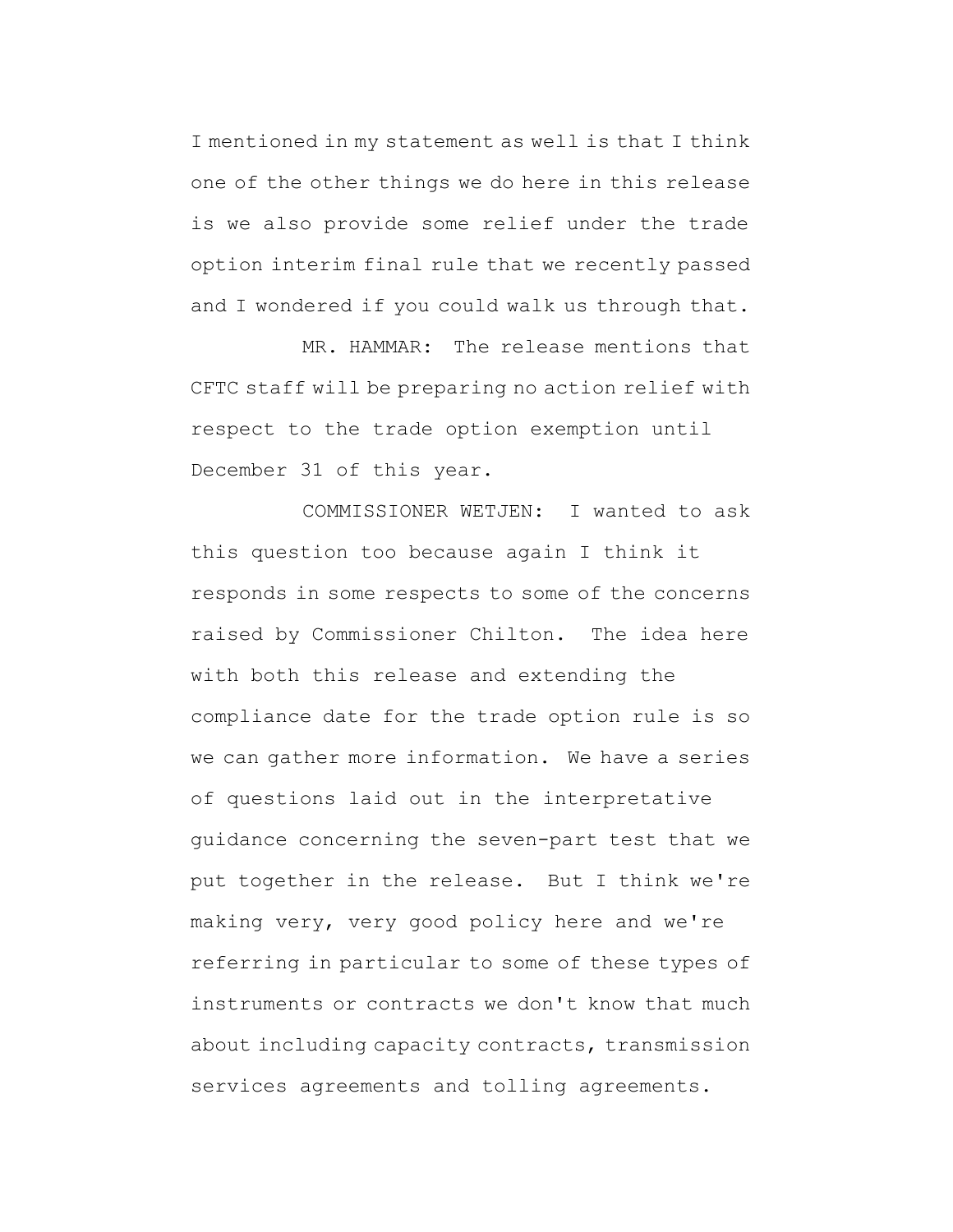I mentioned in my statement as well is that I think one of the other things we do here in this release is we also provide some relief under the trade option interim final rule that we recently passed and I wondered if you could walk us through that.

MR. HAMMAR: The release mentions that CFTC staff will be preparing no action relief with respect to the trade option exemption until December 31 of this year.

COMMISSIONER WETJEN: I wanted to ask this question too because again I think it responds in some respects to some of the concerns raised by Commissioner Chilton. The idea here with both this release and extending the compliance date for the trade option rule is so we can gather more information. We have a series of questions laid out in the interpretative guidance concerning the seven-part test that we put together in the release. But I think we're making very, very good policy here and we're referring in particular to some of these types of instruments or contracts we don't know that much about including capacity contracts, transmission services agreements and tolling agreements.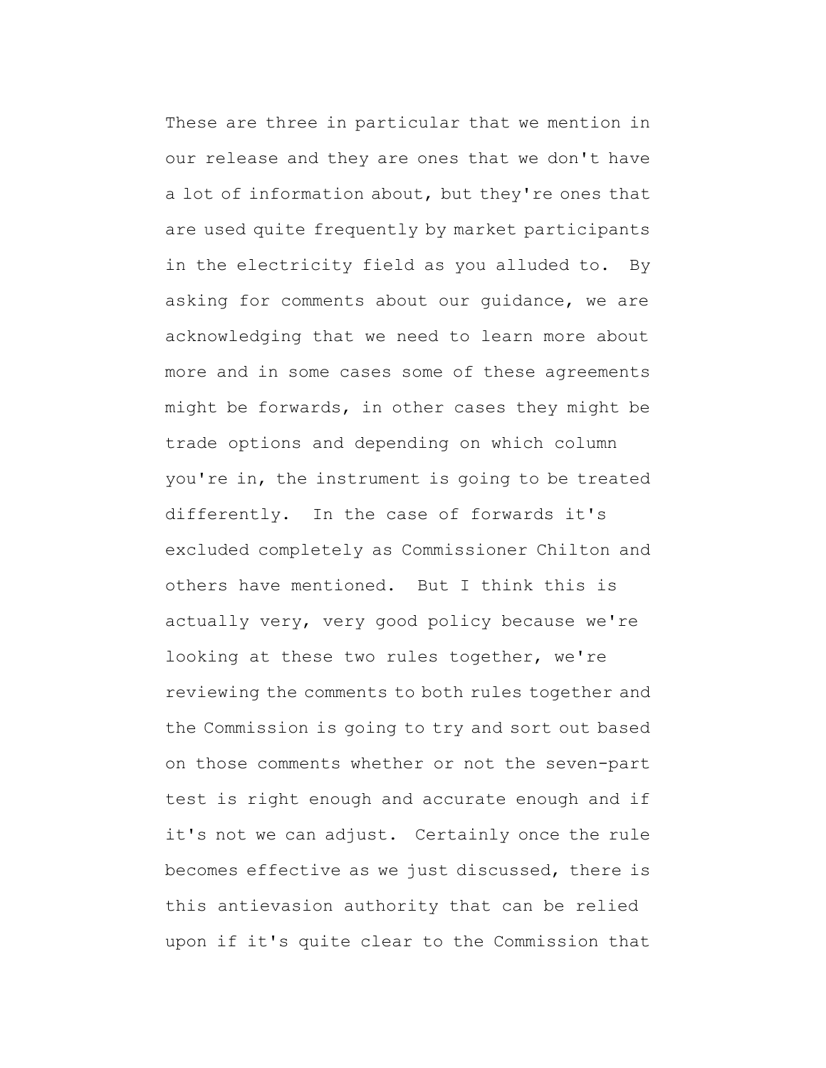These are three in particular that we mention in our release and they are ones that we don't have a lot of information about, but they're ones that are used quite frequently by market participants in the electricity field as you alluded to. By asking for comments about our guidance, we are acknowledging that we need to learn more about more and in some cases some of these agreements might be forwards, in other cases they might be trade options and depending on which column you're in, the instrument is going to be treated differently. In the case of forwards it's excluded completely as Commissioner Chilton and others have mentioned. But I think this is actually very, very good policy because we're looking at these two rules together, we're reviewing the comments to both rules together and the Commission is going to try and sort out based on those comments whether or not the seven-part test is right enough and accurate enough and if it's not we can adjust. Certainly once the rule becomes effective as we just discussed, there is this antievasion authority that can be relied upon if it's quite clear to the Commission that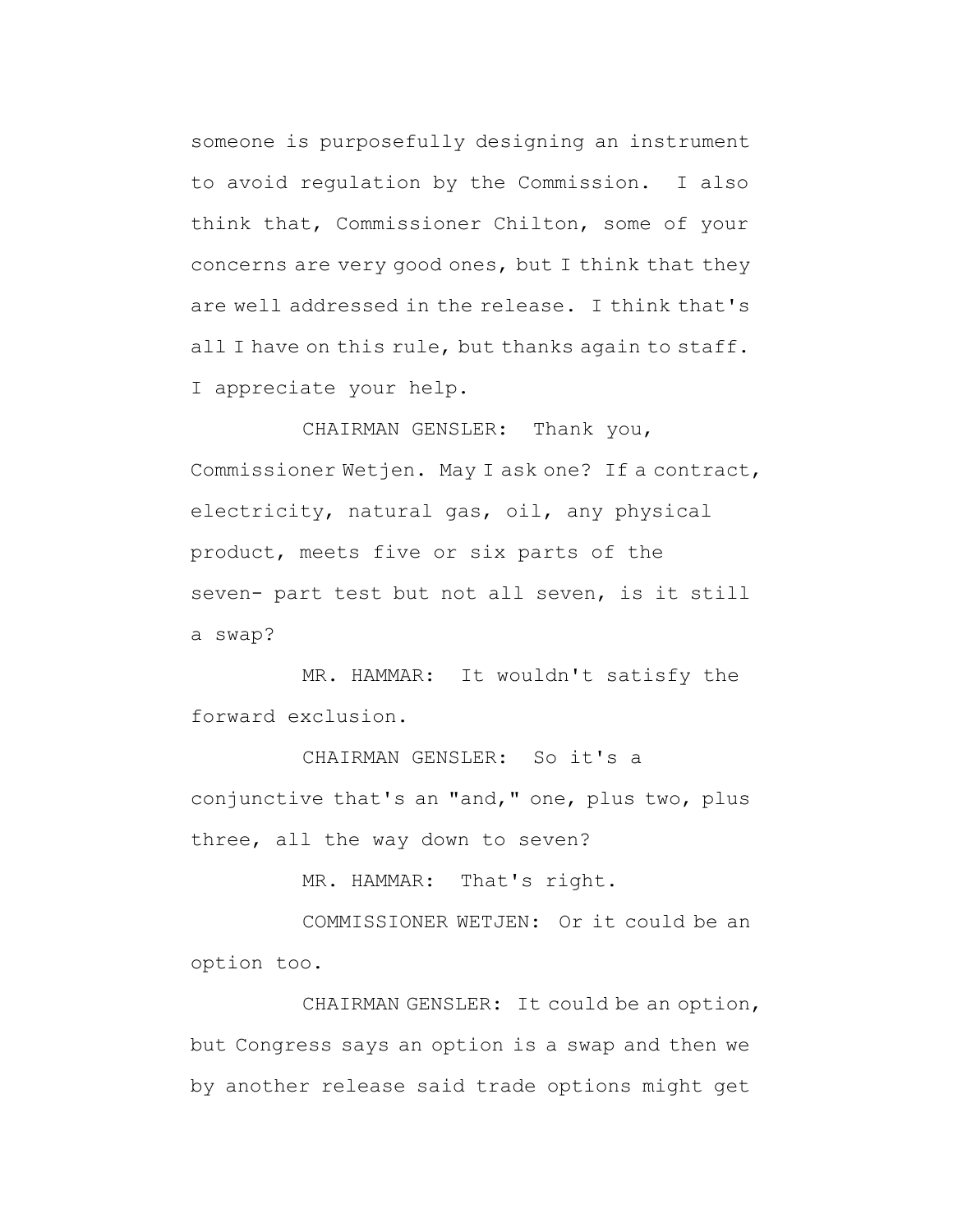someone is purposefully designing an instrument to avoid regulation by the Commission. I also think that, Commissioner Chilton, some of your concerns are very good ones, but I think that they are well addressed in the release. I think that's all I have on this rule, but thanks again to staff. I appreciate your help.

CHAIRMAN GENSLER: Thank you, Commissioner Wetjen. May I ask one? If a contract, electricity, natural gas, oil, any physical product, meets five or six parts of the seven- part test but not all seven, is it still a swap?

MR. HAMMAR: It wouldn't satisfy the forward exclusion.

CHAIRMAN GENSLER: So it's a conjunctive that's an "and," one, plus two, plus three, all the way down to seven?

MR. HAMMAR: That's right.

COMMISSIONER WETJEN: Or it could be an option too.

CHAIRMAN GENSLER: It could be an option, but Congress says an option is a swap and then we by another release said trade options might get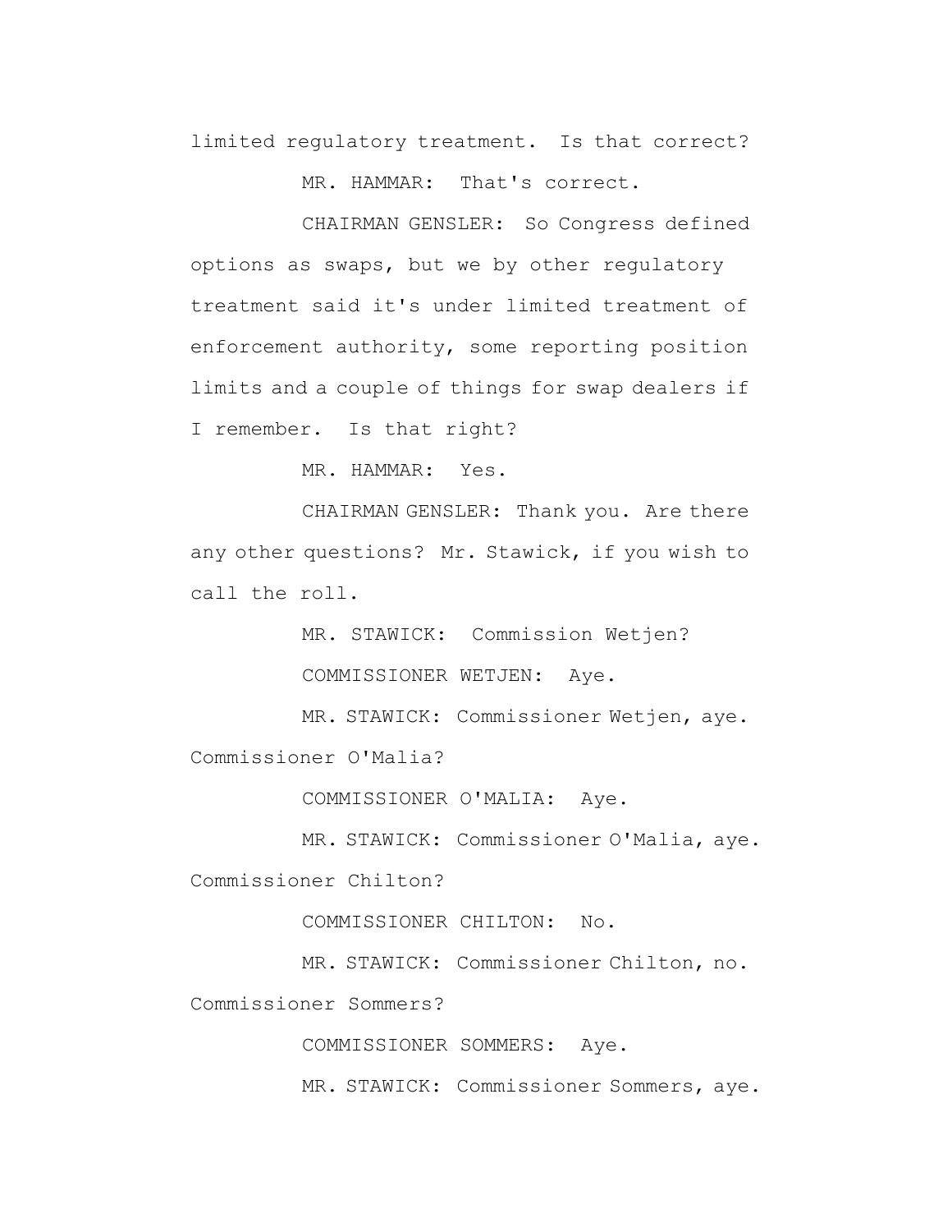limited regulatory treatment. Is that correct?

MR. HAMMAR: That's correct.

CHAIRMAN GENSLER: So Congress defined options as swaps, but we by other regulatory treatment said it's under limited treatment of enforcement authority, some reporting position limits and a couple of things for swap dealers if I remember. Is that right?

MR. HAMMAR: Yes.

CHAIRMAN GENSLER: Thank you. Are there any other questions? Mr. Stawick, if you wish to call the roll.

MR. STAWICK: Commission Wetjen?

COMMISSIONER WETJEN: Aye.

MR. STAWICK: Commissioner Wetjen, aye. Commissioner O'Malia?

COMMISSIONER O'MALIA: Aye.

MR. STAWICK: Commissioner O'Malia, aye. Commissioner Chilton?

COMMISSIONER CHILTON: No.

MR. STAWICK: Commissioner Chilton, no. Commissioner Sommers?

COMMISSIONER SOMMERS: Aye.

MR. STAWICK: Commissioner Sommers, aye.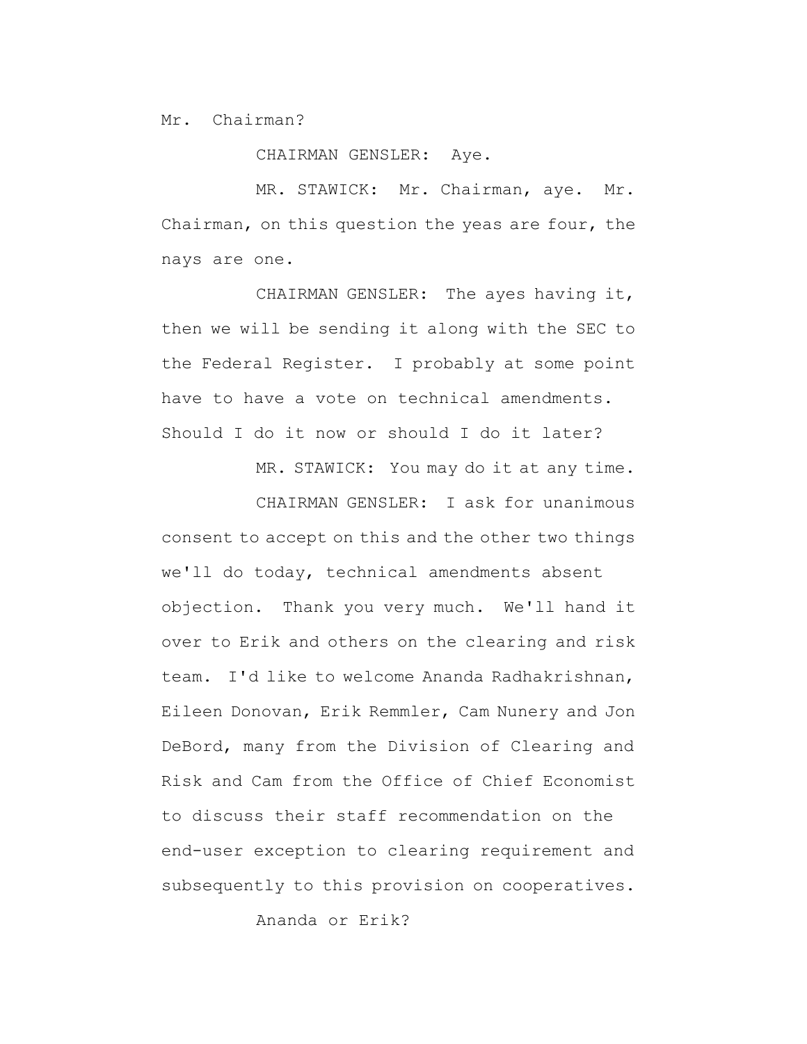Mr. Chairman?

CHAIRMAN GENSLER: Aye.

MR. STAWICK: Mr. Chairman, aye. Mr. Chairman, on this question the yeas are four, the nays are one.

CHAIRMAN GENSLER: The ayes having it, then we will be sending it along with the SEC to the Federal Register. I probably at some point have to have a vote on technical amendments. Should I do it now or should I do it later?

MR. STAWICK: You may do it at any time.

CHAIRMAN GENSLER: I ask for unanimous consent to accept on this and the other two things we'll do today, technical amendments absent objection. Thank you very much. We'll hand it over to Erik and others on the clearing and risk team. I'd like to welcome Ananda Radhakrishnan, Eileen Donovan, Erik Remmler, Cam Nunery and Jon DeBord, many from the Division of Clearing and Risk and Cam from the Office of Chief Economist to discuss their staff recommendation on the end-user exception to clearing requirement and subsequently to this provision on cooperatives.

Ananda or Erik?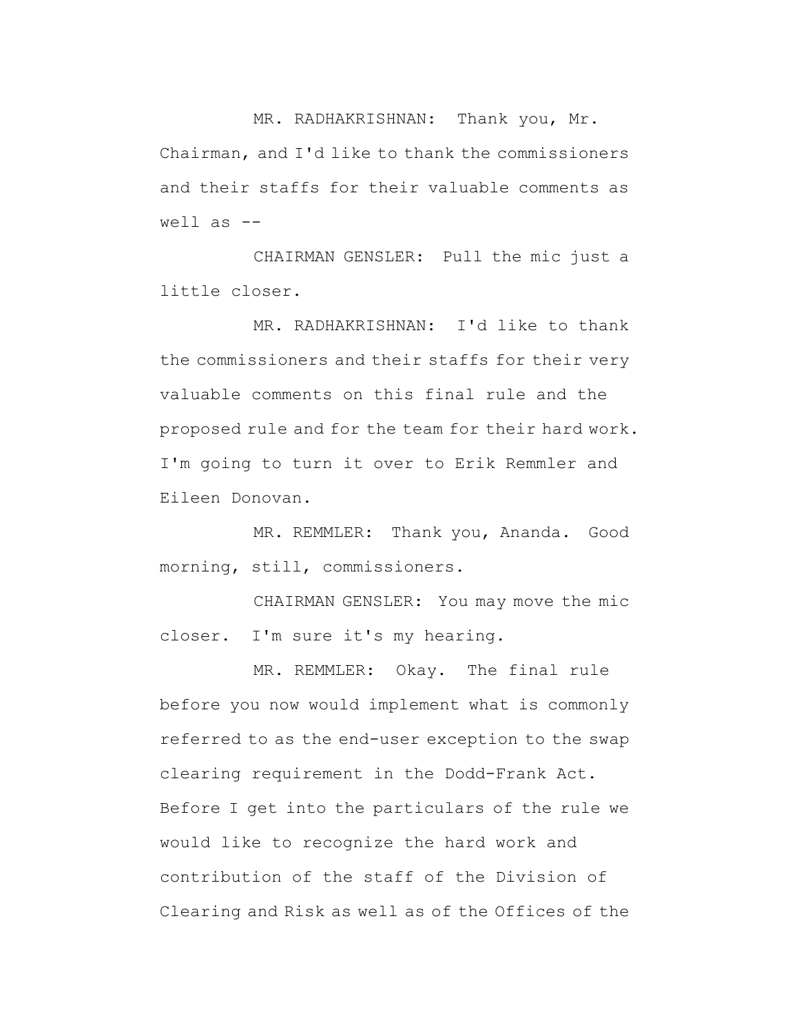MR. RADHAKRISHNAN: Thank you, Mr. Chairman, and I'd like to thank the commissioners and their staffs for their valuable comments as well as --

CHAIRMAN GENSLER: Pull the mic just a little closer.

MR. RADHAKRISHNAN: I'd like to thank the commissioners and their staffs for their very valuable comments on this final rule and the proposed rule and for the team for their hard work. I'm going to turn it over to Erik Remmler and Eileen Donovan.

MR. REMMLER: Thank you, Ananda. Good morning, still, commissioners.

CHAIRMAN GENSLER: You may move the mic closer. I'm sure it's my hearing.

MR. REMMLER: Okay. The final rule before you now would implement what is commonly referred to as the end-user exception to the swap clearing requirement in the Dodd-Frank Act. Before I get into the particulars of the rule we would like to recognize the hard work and contribution of the staff of the Division of Clearing and Risk as well as of the Offices of the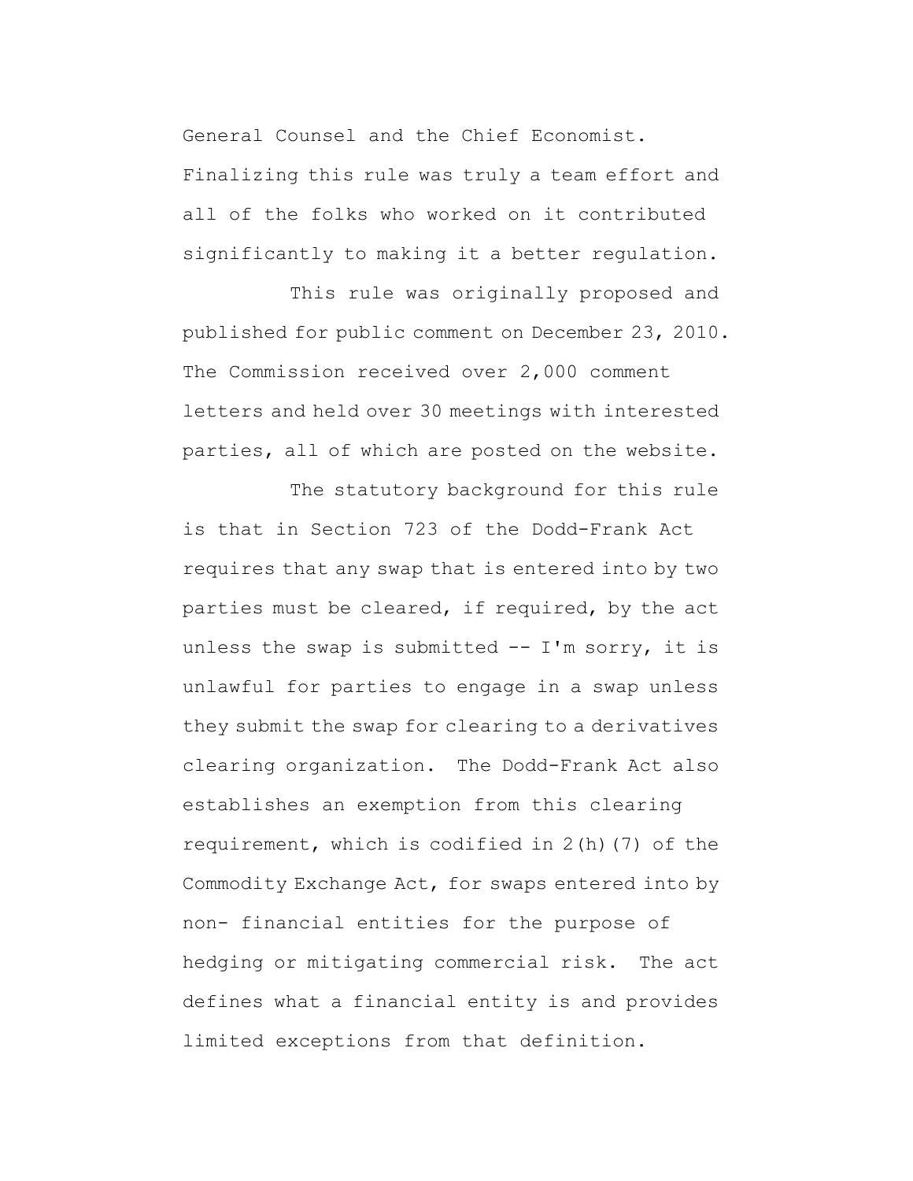General Counsel and the Chief Economist. Finalizing this rule was truly a team effort and all of the folks who worked on it contributed significantly to making it a better regulation.

This rule was originally proposed and published for public comment on December 23, 2010. The Commission received over 2,000 comment letters and held over 30 meetings with interested parties, all of which are posted on the website.

The statutory background for this rule is that in Section 723 of the Dodd-Frank Act requires that any swap that is entered into by two parties must be cleared, if required, by the act unless the swap is submitted -- I'm sorry, it is unlawful for parties to engage in a swap unless they submit the swap for clearing to a derivatives clearing organization. The Dodd-Frank Act also establishes an exemption from this clearing requirement, which is codified in 2(h)(7) of the Commodity Exchange Act, for swaps entered into by non- financial entities for the purpose of hedging or mitigating commercial risk. The act defines what a financial entity is and provides limited exceptions from that definition.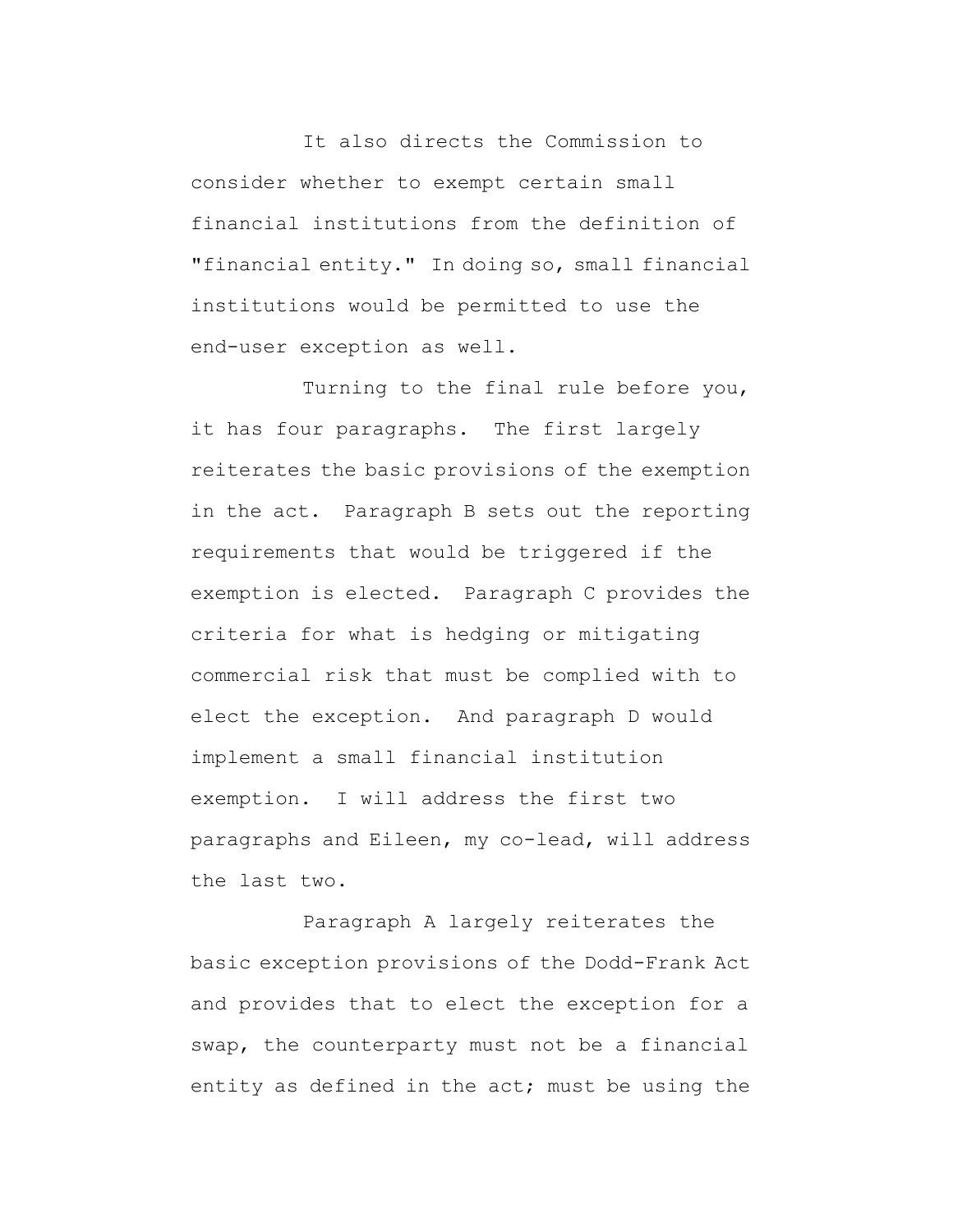It also directs the Commission to consider whether to exempt certain small financial institutions from the definition of "financial entity." In doing so, small financial institutions would be permitted to use the end-user exception as well.

Turning to the final rule before you, it has four paragraphs. The first largely reiterates the basic provisions of the exemption in the act. Paragraph B sets out the reporting requirements that would be triggered if the exemption is elected. Paragraph C provides the criteria for what is hedging or mitigating commercial risk that must be complied with to elect the exception. And paragraph D would implement a small financial institution exemption. I will address the first two paragraphs and Eileen, my co-lead, will address the last two.

Paragraph A largely reiterates the basic exception provisions of the Dodd-Frank Act and provides that to elect the exception for a swap, the counterparty must not be a financial entity as defined in the act; must be using the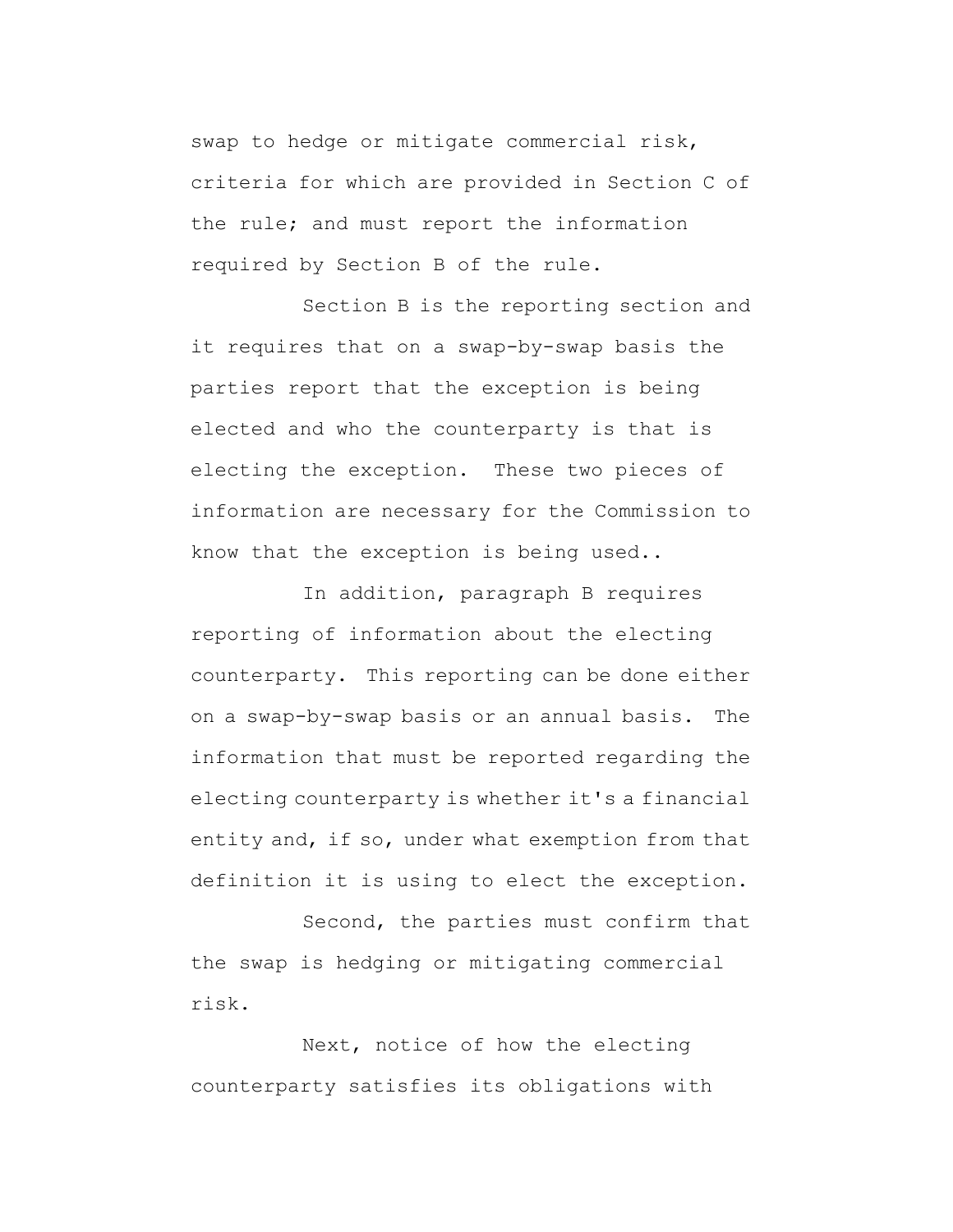swap to hedge or mitigate commercial risk, criteria for which are provided in Section C of the rule; and must report the information required by Section B of the rule.

Section B is the reporting section and it requires that on a swap-by-swap basis the parties report that the exception is being elected and who the counterparty is that is electing the exception. These two pieces of information are necessary for the Commission to know that the exception is being used..

In addition, paragraph B requires reporting of information about the electing counterparty. This reporting can be done either on a swap-by-swap basis or an annual basis. The information that must be reported regarding the electing counterparty is whether it's a financial entity and, if so, under what exemption from that definition it is using to elect the exception.

Second, the parties must confirm that the swap is hedging or mitigating commercial risk.

Next, notice of how the electing counterparty satisfies its obligations with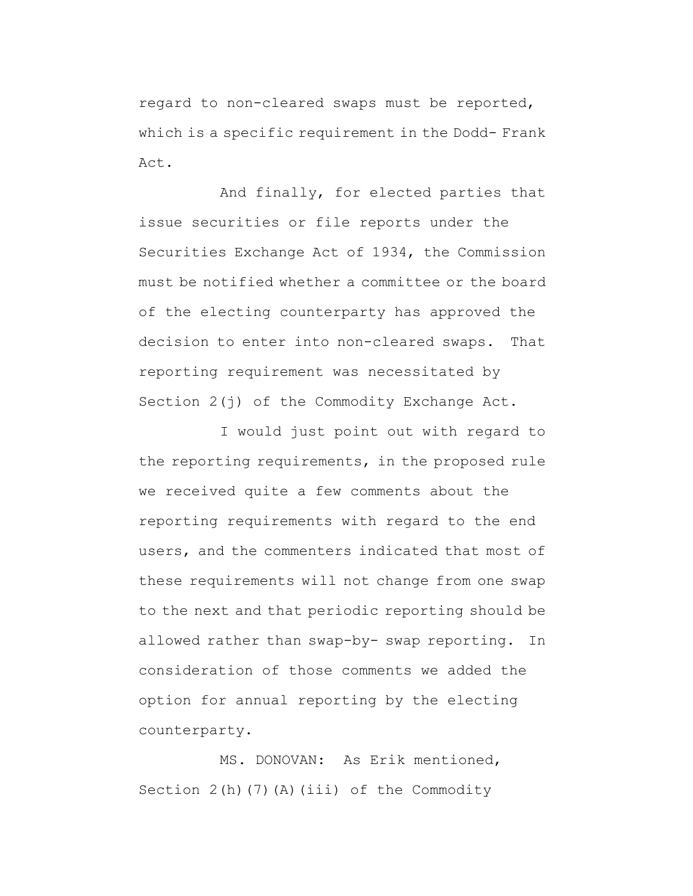regard to non-cleared swaps must be reported, which is a specific requirement in the Dodd- Frank Act.

And finally, for elected parties that issue securities or file reports under the Securities Exchange Act of 1934, the Commission must be notified whether a committee or the board of the electing counterparty has approved the decision to enter into non-cleared swaps. That reporting requirement was necessitated by Section 2(j) of the Commodity Exchange Act.

I would just point out with regard to the reporting requirements, in the proposed rule we received quite a few comments about the reporting requirements with regard to the end users, and the commenters indicated that most of these requirements will not change from one swap to the next and that periodic reporting should be allowed rather than swap-by- swap reporting. In consideration of those comments we added the option for annual reporting by the electing counterparty.

MS. DONOVAN: As Erik mentioned, Section 2(h)(7)(A)(iii) of the Commodity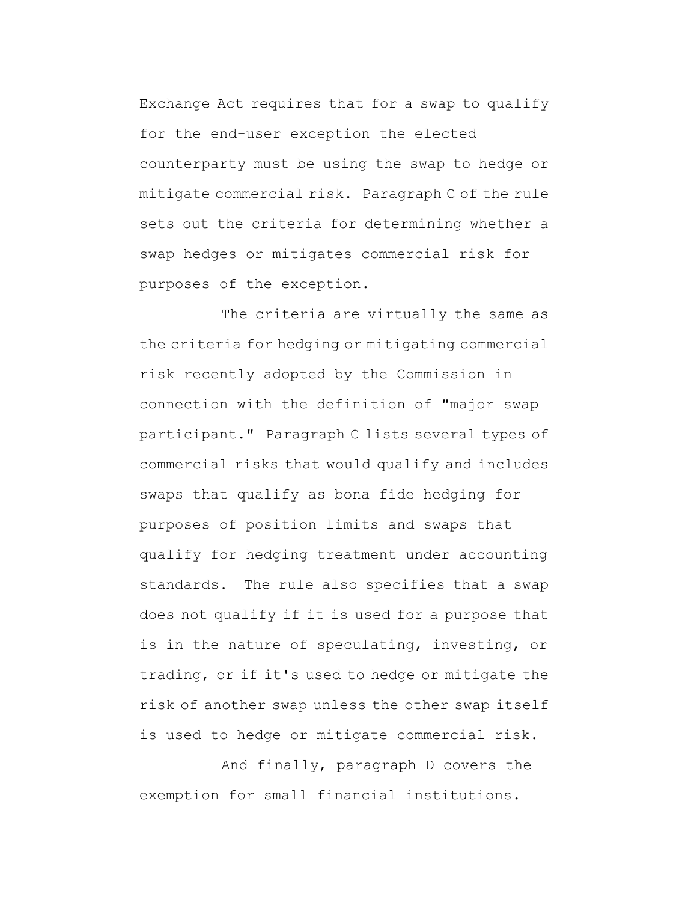Exchange Act requires that for a swap to qualify for the end-user exception the elected counterparty must be using the swap to hedge or mitigate commercial risk. Paragraph C of the rule sets out the criteria for determining whether a swap hedges or mitigates commercial risk for purposes of the exception.

The criteria are virtually the same as the criteria for hedging or mitigating commercial risk recently adopted by the Commission in connection with the definition of "major swap participant." Paragraph C lists several types of commercial risks that would qualify and includes swaps that qualify as bona fide hedging for purposes of position limits and swaps that qualify for hedging treatment under accounting standards. The rule also specifies that a swap does not qualify if it is used for a purpose that is in the nature of speculating, investing, or trading, or if it's used to hedge or mitigate the risk of another swap unless the other swap itself is used to hedge or mitigate commercial risk.

And finally, paragraph D covers the exemption for small financial institutions.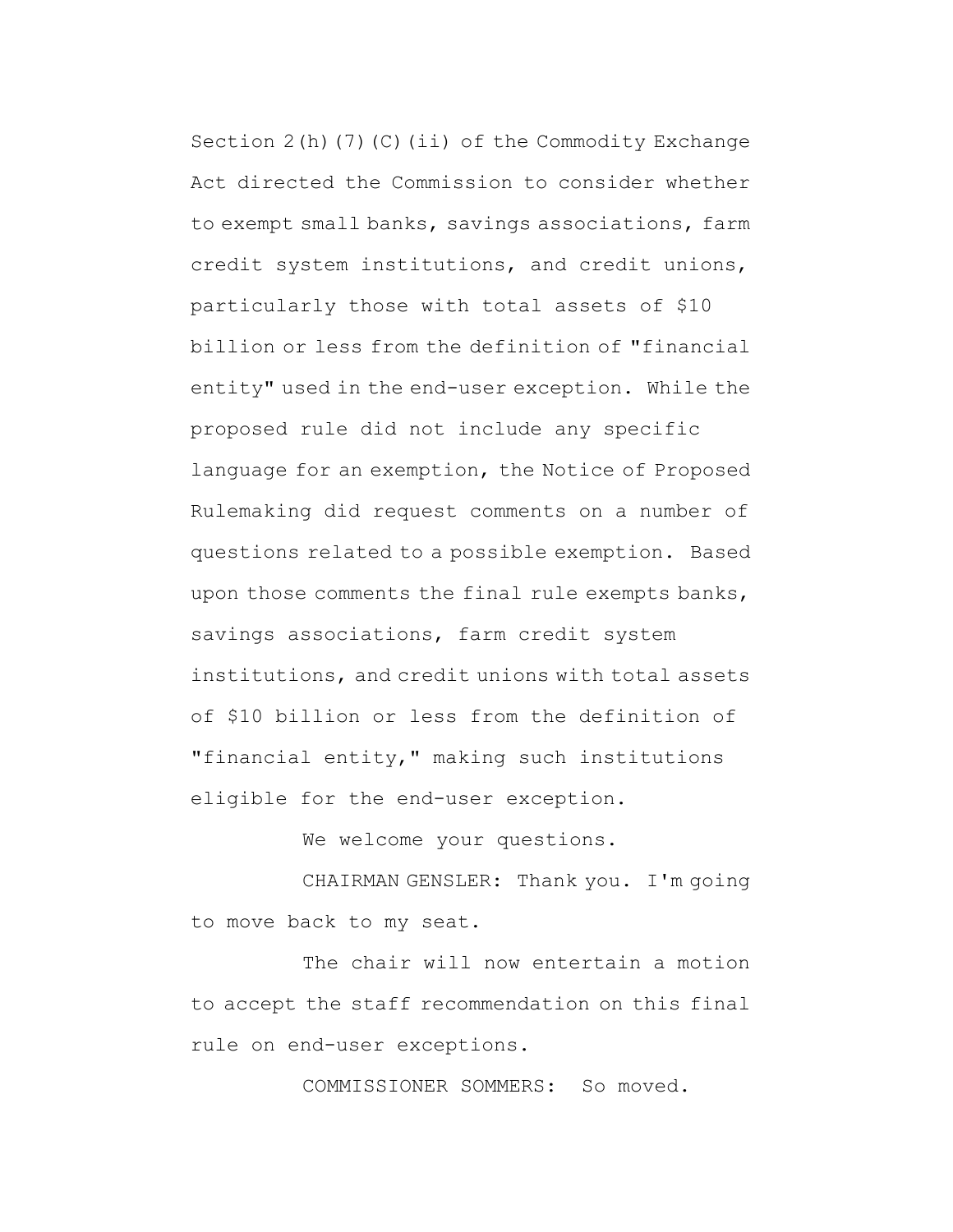Section 2(h)(7)(C)(ii) of the Commodity Exchange Act directed the Commission to consider whether to exempt small banks, savings associations, farm credit system institutions, and credit unions, particularly those with total assets of $10 billion or less from the definition of "financial entity" used in the end-user exception. While the proposed rule did not include any specific language for an exemption, the Notice of Proposed Rulemaking did request comments on a number of questions related to a possible exemption. Based upon those comments the final rule exempts banks, savings associations, farm credit system institutions, and credit unions with total assets of $10 billion or less from the definition of "financial entity," making such institutions eligible for the end-user exception.

We welcome your questions.

CHAIRMAN GENSLER: Thank you. I'm going to move back to my seat.

The chair will now entertain a motion to accept the staff recommendation on this final rule on end-user exceptions.

COMMISSIONER SOMMERS: So moved.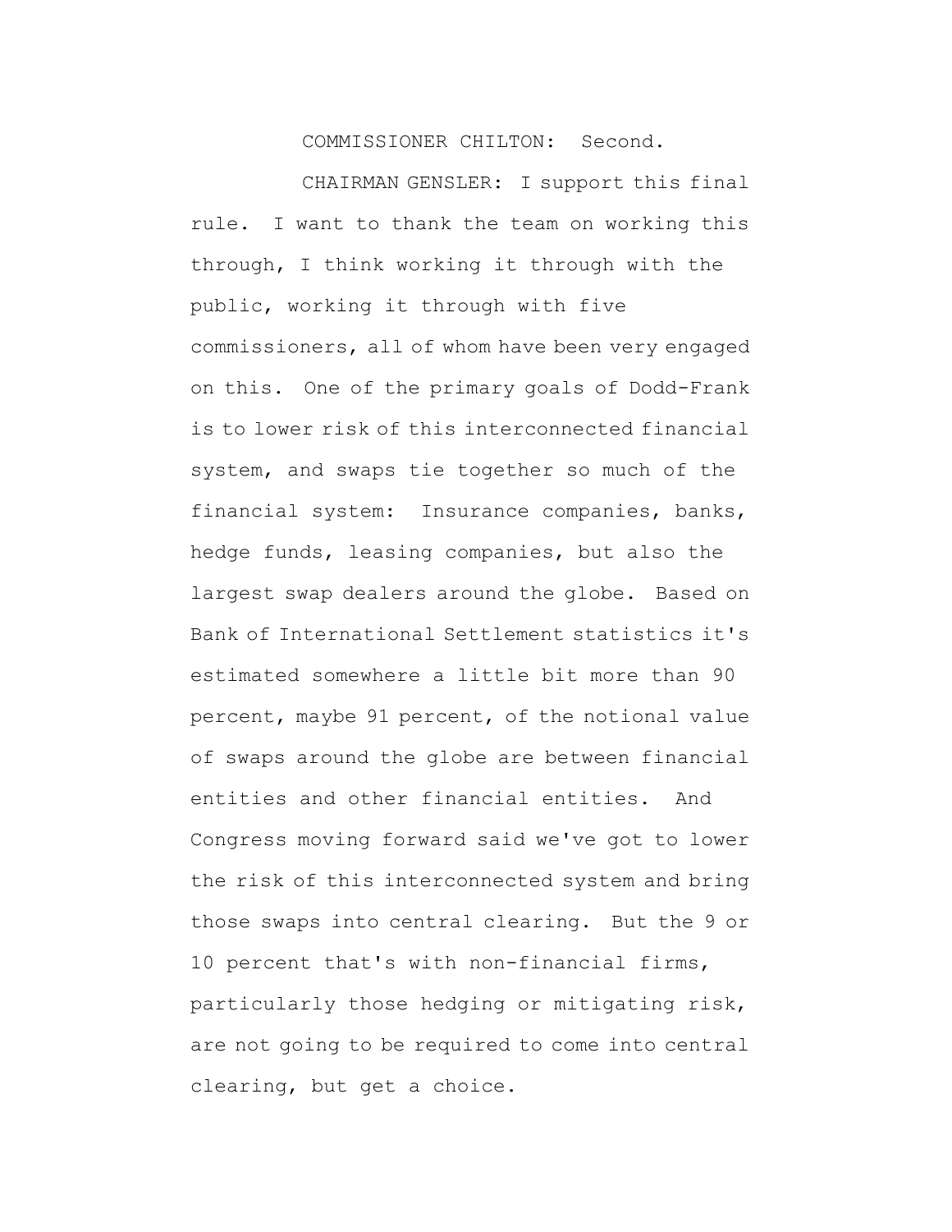COMMISSIONER CHILTON: Second.

CHAIRMAN GENSLER: I support this final rule. I want to thank the team on working this through, I think working it through with the public, working it through with five commissioners, all of whom have been very engaged on this. One of the primary goals of Dodd-Frank is to lower risk of this interconnected financial system, and swaps tie together so much of the financial system: Insurance companies, banks, hedge funds, leasing companies, but also the largest swap dealers around the globe. Based on Bank of International Settlement statistics it's estimated somewhere a little bit more than 90 percent, maybe 91 percent, of the notional value of swaps around the globe are between financial entities and other financial entities. And Congress moving forward said we've got to lower the risk of this interconnected system and bring those swaps into central clearing. But the 9 or 10 percent that's with non-financial firms, particularly those hedging or mitigating risk, are not going to be required to come into central clearing, but get a choice.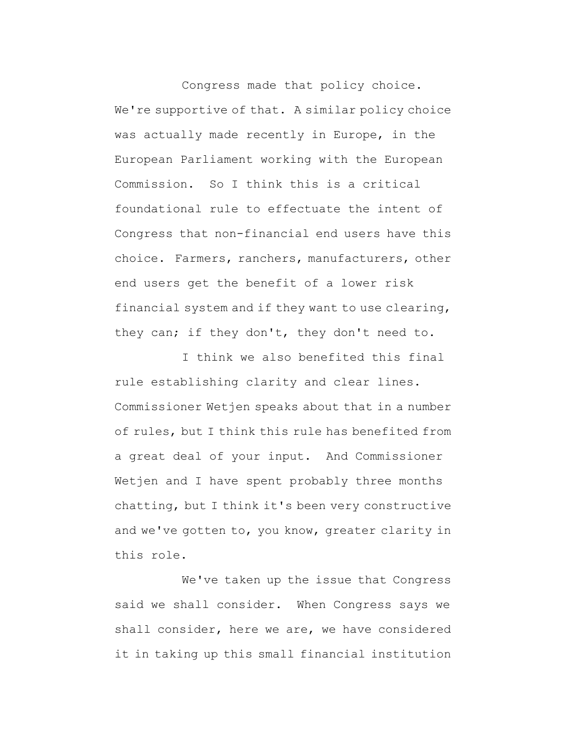Congress made that policy choice. We're supportive of that. A similar policy choice was actually made recently in Europe, in the European Parliament working with the European Commission. So I think this is a critical foundational rule to effectuate the intent of Congress that non-financial end users have this choice. Farmers, ranchers, manufacturers, other end users get the benefit of a lower risk financial system and if they want to use clearing, they can; if they don't, they don't need to.

I think we also benefited this final rule establishing clarity and clear lines. Commissioner Wetjen speaks about that in a number of rules, but I think this rule has benefited from a great deal of your input. And Commissioner Wetjen and I have spent probably three months chatting, but I think it's been very constructive and we've gotten to, you know, greater clarity in this role.

We've taken up the issue that Congress said we shall consider. When Congress says we shall consider, here we are, we have considered it in taking up this small financial institution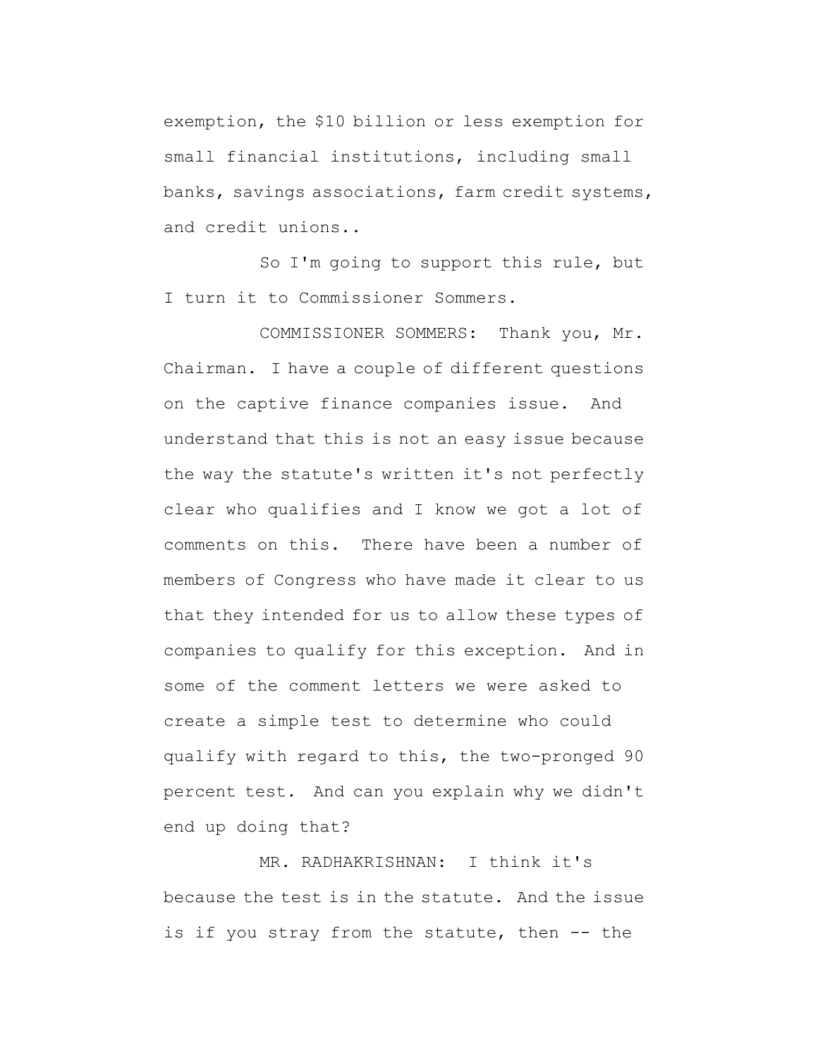exemption, the $10 billion or less exemption for small financial institutions, including small banks, savings associations, farm credit systems, and credit unions..

So I'm going to support this rule, but I turn it to Commissioner Sommers.

COMMISSIONER SOMMERS: Thank you, Mr. Chairman. I have a couple of different questions on the captive finance companies issue. And understand that this is not an easy issue because the way the statute's written it's not perfectly clear who qualifies and I know we got a lot of comments on this. There have been a number of members of Congress who have made it clear to us that they intended for us to allow these types of companies to qualify for this exception. And in some of the comment letters we were asked to create a simple test to determine who could qualify with regard to this, the two-pronged 90 percent test. And can you explain why we didn't end up doing that?

MR. RADHAKRISHNAN: I think it's because the test is in the statute. And the issue is if you stray from the statute, then -- the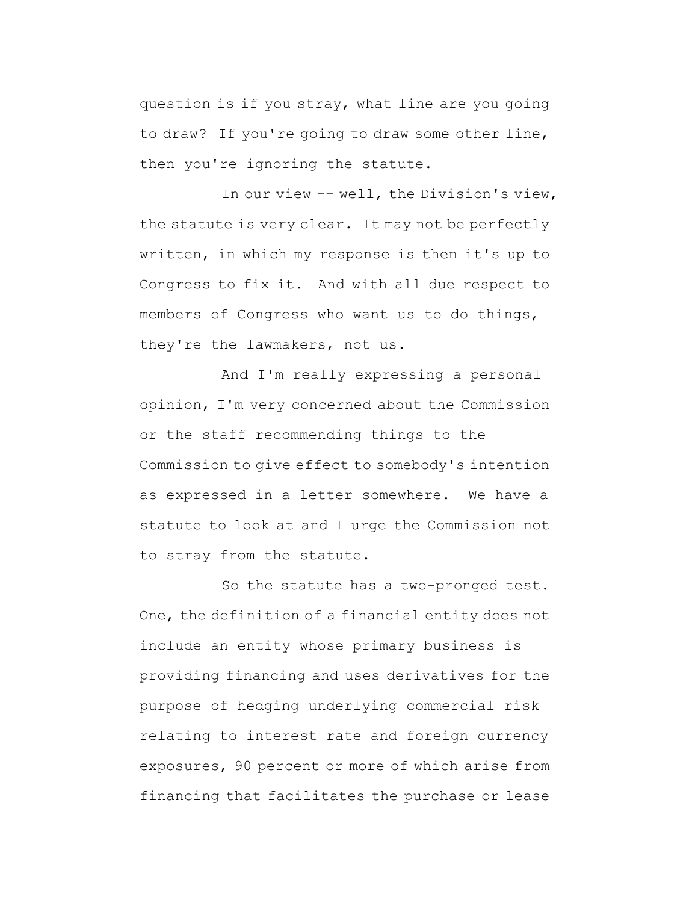question is if you stray, what line are you going to draw? If you're going to draw some other line, then you're ignoring the statute.

In our view -- well, the Division's view, the statute is very clear. It may not be perfectly written, in which my response is then it's up to Congress to fix it. And with all due respect to members of Congress who want us to do things, they're the lawmakers, not us.

And I'm really expressing a personal opinion, I'm very concerned about the Commission or the staff recommending things to the Commission to give effect to somebody's intention as expressed in a letter somewhere. We have a statute to look at and I urge the Commission not to stray from the statute.

So the statute has a two-pronged test. One, the definition of a financial entity does not include an entity whose primary business is providing financing and uses derivatives for the purpose of hedging underlying commercial risk relating to interest rate and foreign currency exposures, 90 percent or more of which arise from financing that facilitates the purchase or lease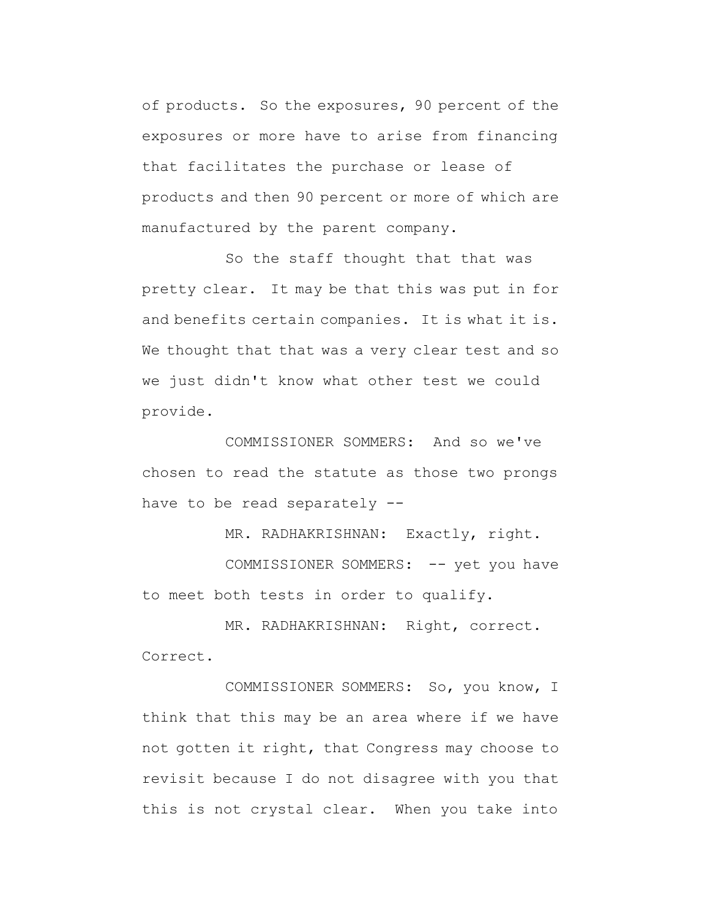of products. So the exposures, 90 percent of the exposures or more have to arise from financing that facilitates the purchase or lease of products and then 90 percent or more of which are manufactured by the parent company.

So the staff thought that that was pretty clear. It may be that this was put in for and benefits certain companies. It is what it is. We thought that that was a very clear test and so we just didn't know what other test we could provide.

COMMISSIONER SOMMERS: And so we've chosen to read the statute as those two prongs have to be read separately --

MR. RADHAKRISHNAN: Exactly, right.

COMMISSIONER SOMMERS: -- yet you have to meet both tests in order to qualify.

MR. RADHAKRISHNAN: Right, correct. Correct.

COMMISSIONER SOMMERS: So, you know, I think that this may be an area where if we have not gotten it right, that Congress may choose to revisit because I do not disagree with you that this is not crystal clear. When you take into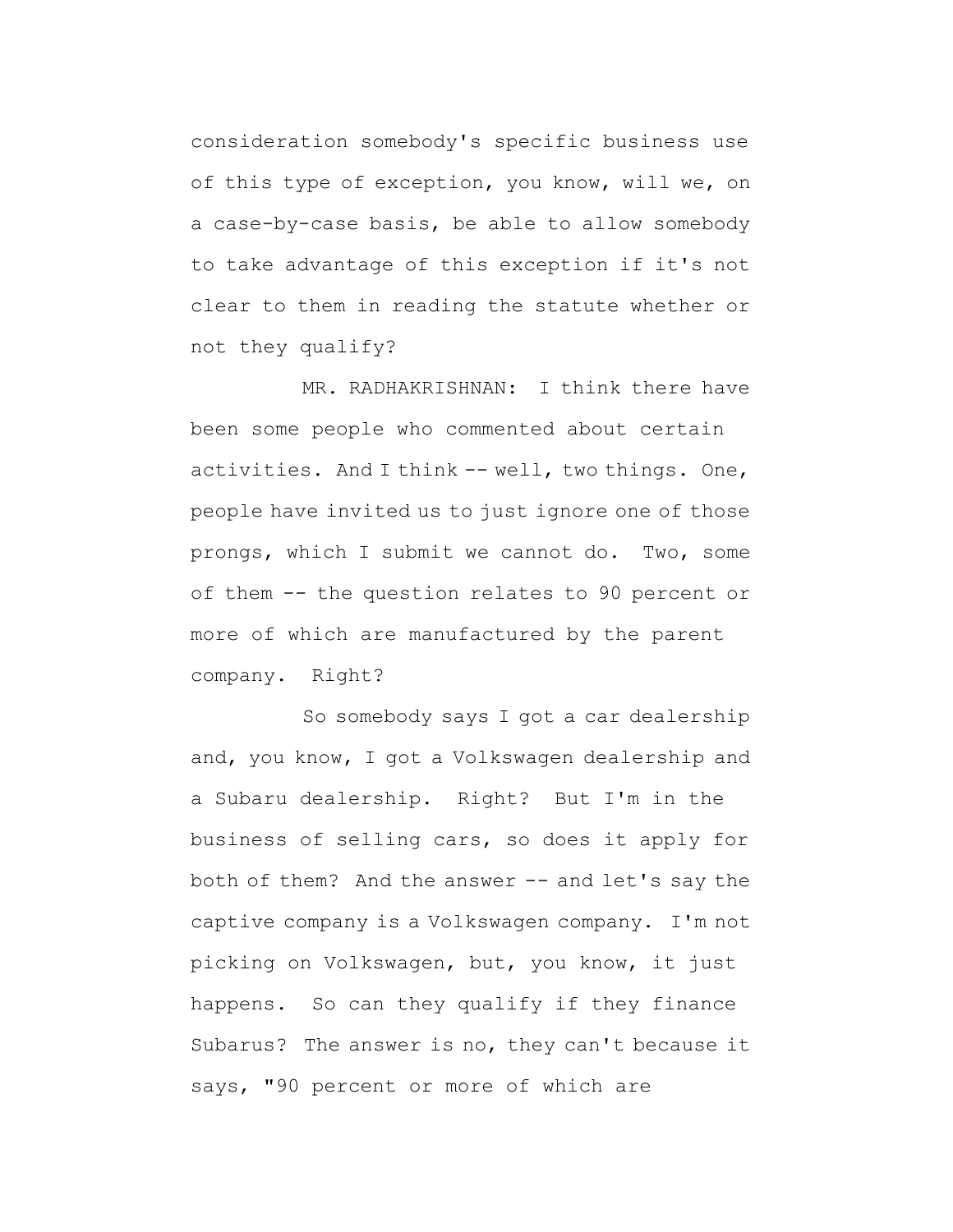consideration somebody's specific business use of this type of exception, you know, will we, on a case-by-case basis, be able to allow somebody to take advantage of this exception if it's not clear to them in reading the statute whether or not they qualify?

MR. RADHAKRISHNAN: I think there have been some people who commented about certain activities. And I think -- well, two things. One, people have invited us to just ignore one of those prongs, which I submit we cannot do. Two, some of them -- the question relates to 90 percent or more of which are manufactured by the parent company. Right?

So somebody says I got a car dealership and, you know, I got a Volkswagen dealership and a Subaru dealership. Right? But I'm in the business of selling cars, so does it apply for both of them? And the answer -- and let's say the captive company is a Volkswagen company. I'm not picking on Volkswagen, but, you know, it just happens. So can they qualify if they finance Subarus? The answer is no, they can't because it says, "90 percent or more of which are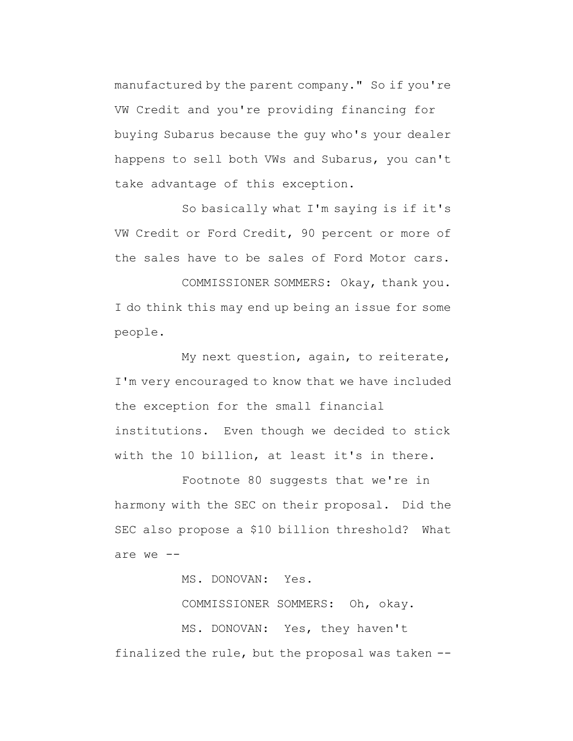manufactured by the parent company." So if you're VW Credit and you're providing financing for buying Subarus because the guy who's your dealer happens to sell both VWs and Subarus, you can't take advantage of this exception.

So basically what I'm saying is if it's VW Credit or Ford Credit, 90 percent or more of the sales have to be sales of Ford Motor cars.

COMMISSIONER SOMMERS: Okay, thank you. I do think this may end up being an issue for some people.

My next question, again, to reiterate, I'm very encouraged to know that we have included the exception for the small financial institutions. Even though we decided to stick with the 10 billion, at least it's in there.

Footnote 80 suggests that we're in harmony with the SEC on their proposal. Did the SEC also propose a $10 billion threshold? What are we --

MS. DONOVAN: Yes.

COMMISSIONER SOMMERS: Oh, okay.

MS. DONOVAN: Yes, they haven't finalized the rule, but the proposal was taken --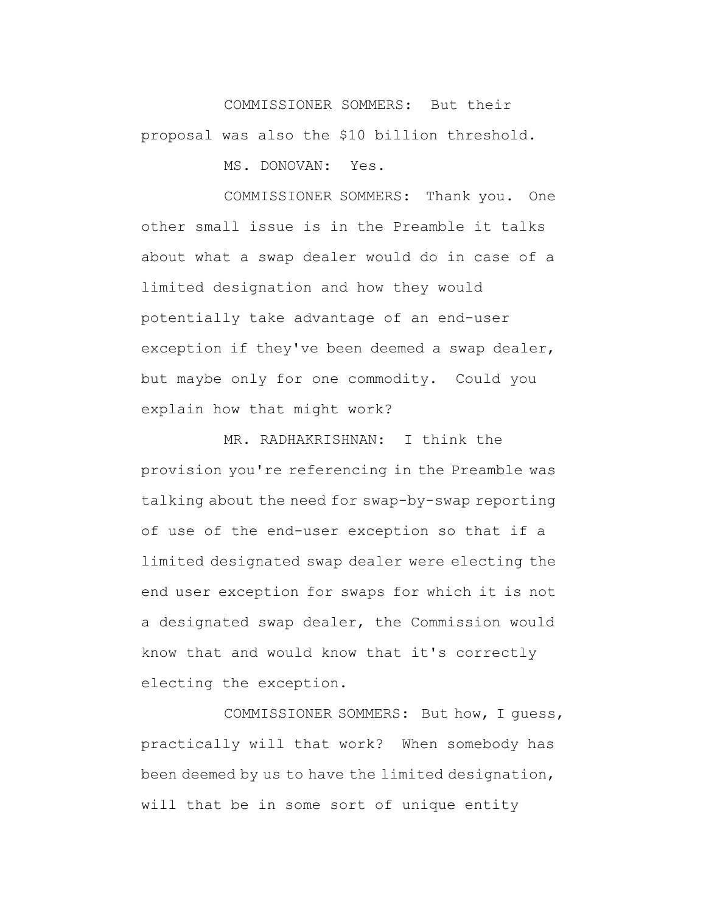COMMISSIONER SOMMERS: But their proposal was also the $10 billion threshold.

MS. DONOVAN: Yes.

COMMISSIONER SOMMERS: Thank you. One other small issue is in the Preamble it talks about what a swap dealer would do in case of a limited designation and how they would potentially take advantage of an end-user exception if they've been deemed a swap dealer, but maybe only for one commodity. Could you explain how that might work?

MR. RADHAKRISHNAN: I think the provision you're referencing in the Preamble was talking about the need for swap-by-swap reporting of use of the end-user exception so that if a limited designated swap dealer were electing the end user exception for swaps for which it is not a designated swap dealer, the Commission would know that and would know that it's correctly electing the exception.

COMMISSIONER SOMMERS: But how, I guess, practically will that work? When somebody has been deemed by us to have the limited designation, will that be in some sort of unique entity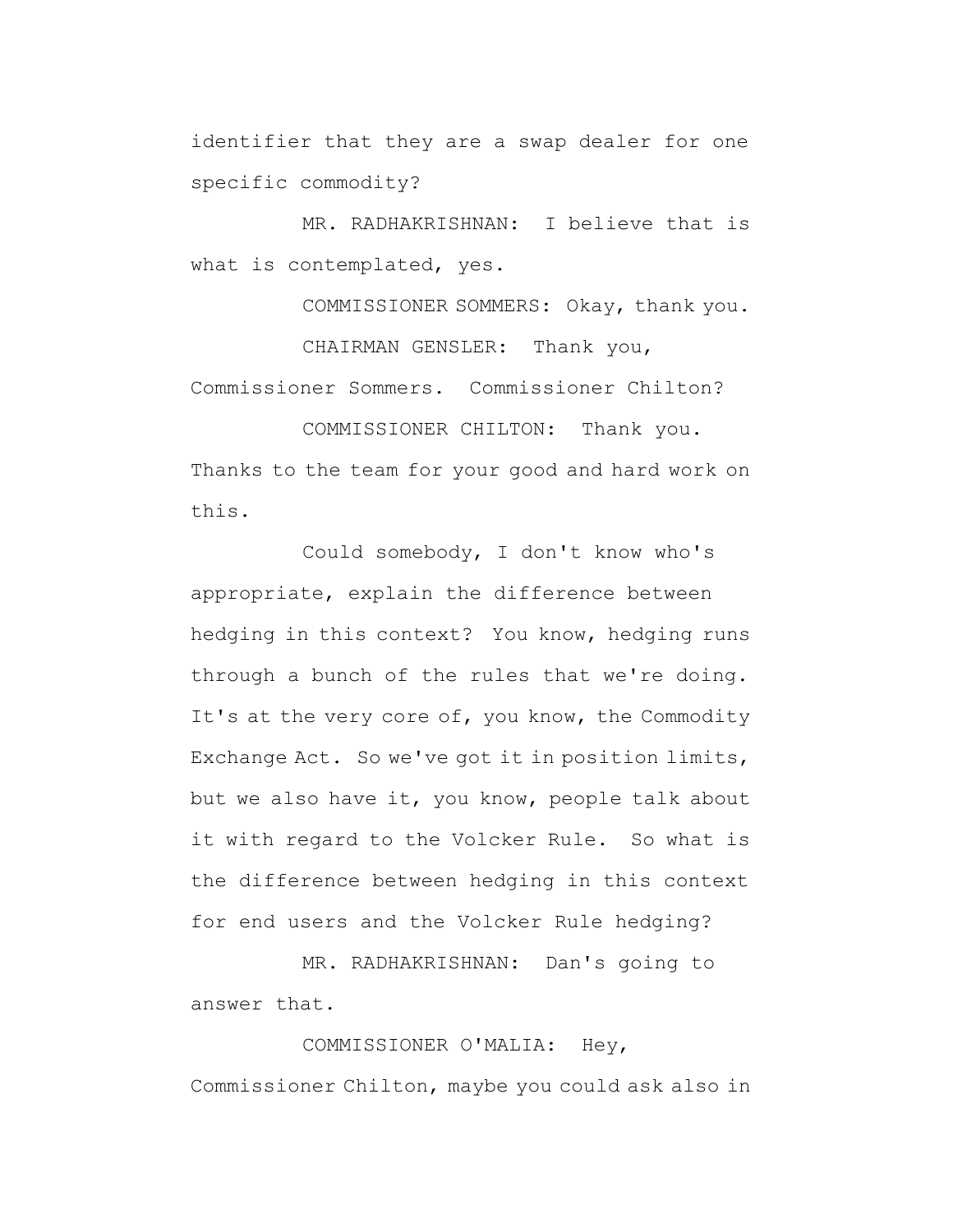identifier that they are a swap dealer for one specific commodity?

MR. RADHAKRISHNAN: I believe that is what is contemplated, yes.

COMMISSIONER SOMMERS: Okay, thank you.

CHAIRMAN GENSLER: Thank you, Commissioner Sommers. Commissioner Chilton?

COMMISSIONER CHILTON: Thank you. Thanks to the team for your good and hard work on this.

Could somebody, I don't know who's appropriate, explain the difference between hedging in this context? You know, hedging runs through a bunch of the rules that we're doing. It's at the very core of, you know, the Commodity Exchange Act. So we've got it in position limits, but we also have it, you know, people talk about it with regard to the Volcker Rule. So what is the difference between hedging in this context for end users and the Volcker Rule hedging?

MR. RADHAKRISHNAN: Dan's going to answer that.

COMMISSIONER O'MALIA: Hey, Commissioner Chilton, maybe you could ask also in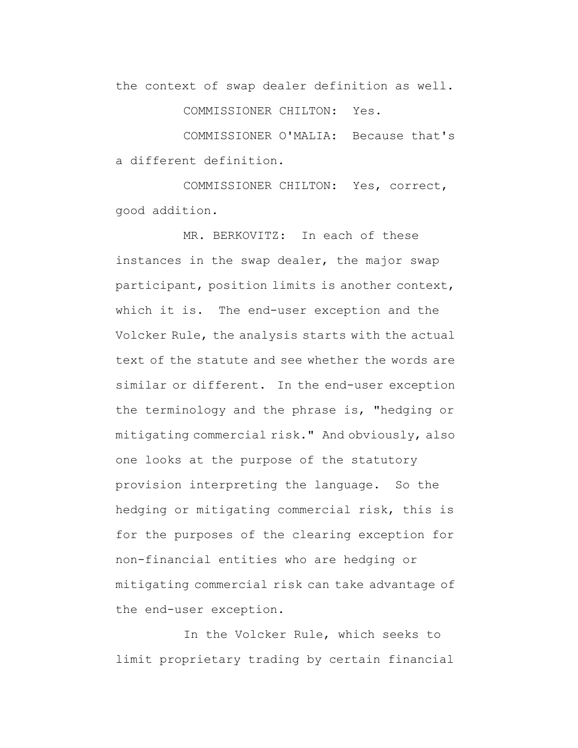the context of swap dealer definition as well.

COMMISSIONER CHILTON: Yes.

COMMISSIONER O'MALIA: Because that's a different definition.

COMMISSIONER CHILTON: Yes, correct, good addition.

MR. BERKOVITZ: In each of these instances in the swap dealer, the major swap participant, position limits is another context, which it is. The end-user exception and the Volcker Rule, the analysis starts with the actual text of the statute and see whether the words are similar or different. In the end-user exception the terminology and the phrase is, "hedging or mitigating commercial risk." And obviously, also one looks at the purpose of the statutory provision interpreting the language. So the hedging or mitigating commercial risk, this is for the purposes of the clearing exception for non-financial entities who are hedging or mitigating commercial risk can take advantage of the end-user exception.

In the Volcker Rule, which seeks to limit proprietary trading by certain financial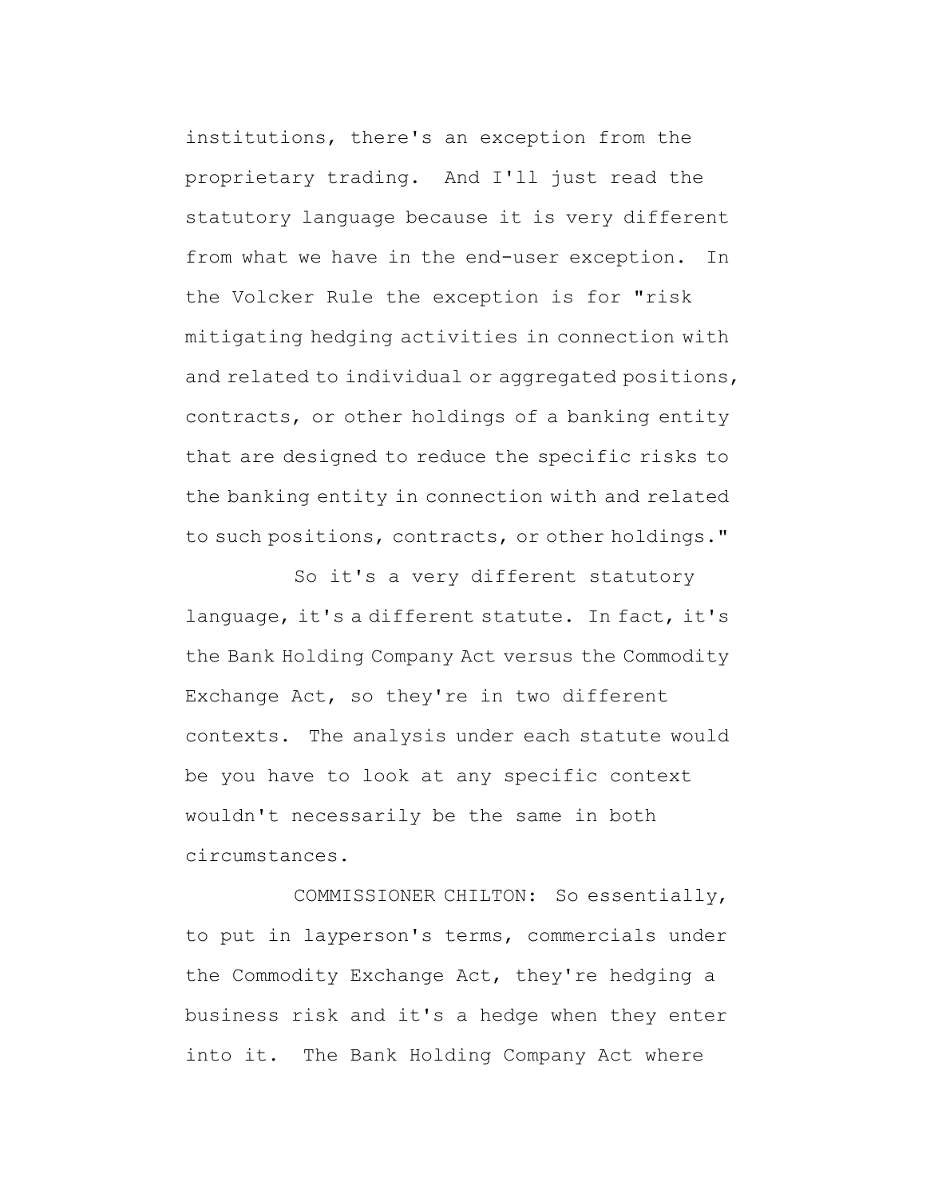institutions, there's an exception from the proprietary trading. And I'll just read the statutory language because it is very different from what we have in the end-user exception. In the Volcker Rule the exception is for "risk mitigating hedging activities in connection with and related to individual or aggregated positions, contracts, or other holdings of a banking entity that are designed to reduce the specific risks to the banking entity in connection with and related to such positions, contracts, or other holdings."

So it's a very different statutory language, it's a different statute. In fact, it's the Bank Holding Company Act versus the Commodity Exchange Act, so they're in two different contexts. The analysis under each statute would be you have to look at any specific context wouldn't necessarily be the same in both circumstances.

COMMISSIONER CHILTON: So essentially, to put in layperson's terms, commercials under the Commodity Exchange Act, they're hedging a business risk and it's a hedge when they enter into it. The Bank Holding Company Act where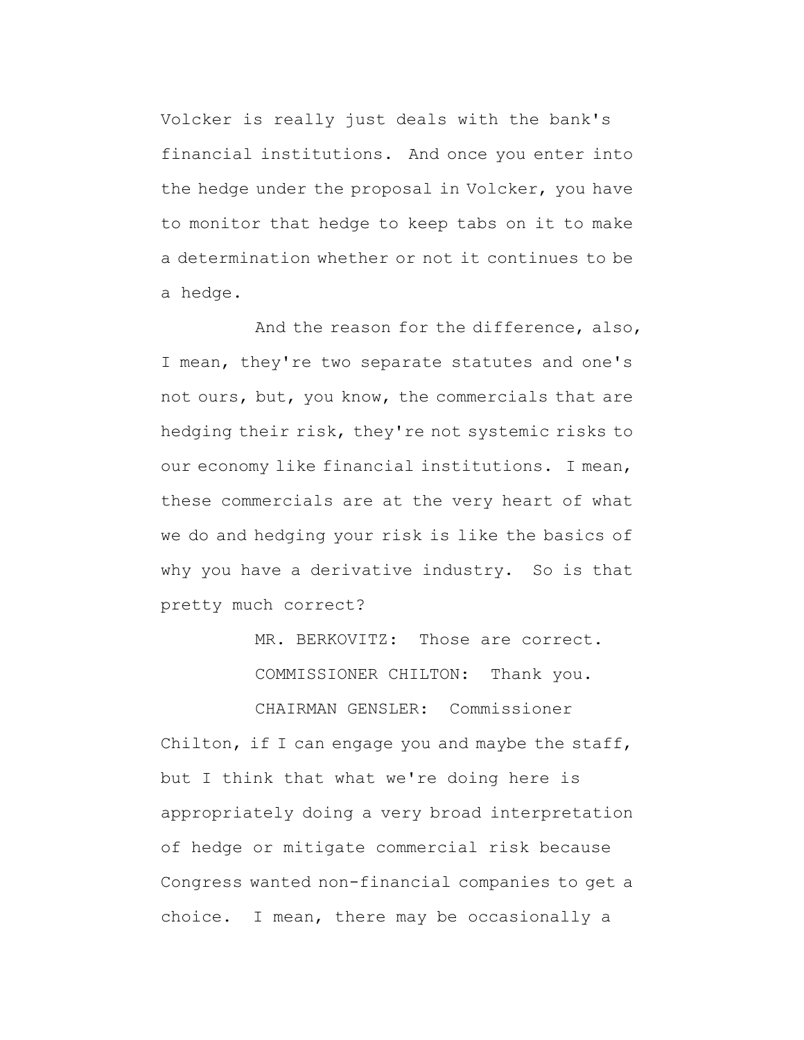Volcker is really just deals with the bank's financial institutions. And once you enter into the hedge under the proposal in Volcker, you have to monitor that hedge to keep tabs on it to make a determination whether or not it continues to be a hedge.

And the reason for the difference, also, I mean, they're two separate statutes and one's not ours, but, you know, the commercials that are hedging their risk, they're not systemic risks to our economy like financial institutions. I mean, these commercials are at the very heart of what we do and hedging your risk is like the basics of why you have a derivative industry. So is that pretty much correct?

MR. BERKOVITZ: Those are correct.

COMMISSIONER CHILTON: Thank you.

CHAIRMAN GENSLER: Commissioner Chilton, if I can engage you and maybe the staff, but I think that what we're doing here is appropriately doing a very broad interpretation of hedge or mitigate commercial risk because Congress wanted non-financial companies to get a choice. I mean, there may be occasionally a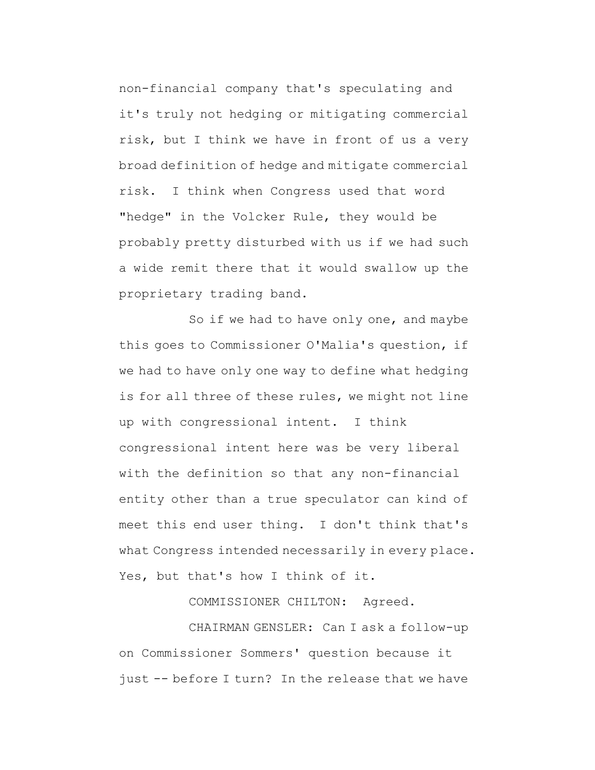non-financial company that's speculating and it's truly not hedging or mitigating commercial risk, but I think we have in front of us a very broad definition of hedge and mitigate commercial risk. I think when Congress used that word "hedge" in the Volcker Rule, they would be probably pretty disturbed with us if we had such a wide remit there that it would swallow up the proprietary trading band.

So if we had to have only one, and maybe this goes to Commissioner O'Malia's question, if we had to have only one way to define what hedging is for all three of these rules, we might not line up with congressional intent. I think congressional intent here was be very liberal with the definition so that any non-financial entity other than a true speculator can kind of meet this end user thing. I don't think that's what Congress intended necessarily in every place. Yes, but that's how I think of it.

COMMISSIONER CHILTON: Agreed.

CHAIRMAN GENSLER: Can I ask a follow-up on Commissioner Sommers' question because it just -- before I turn? In the release that we have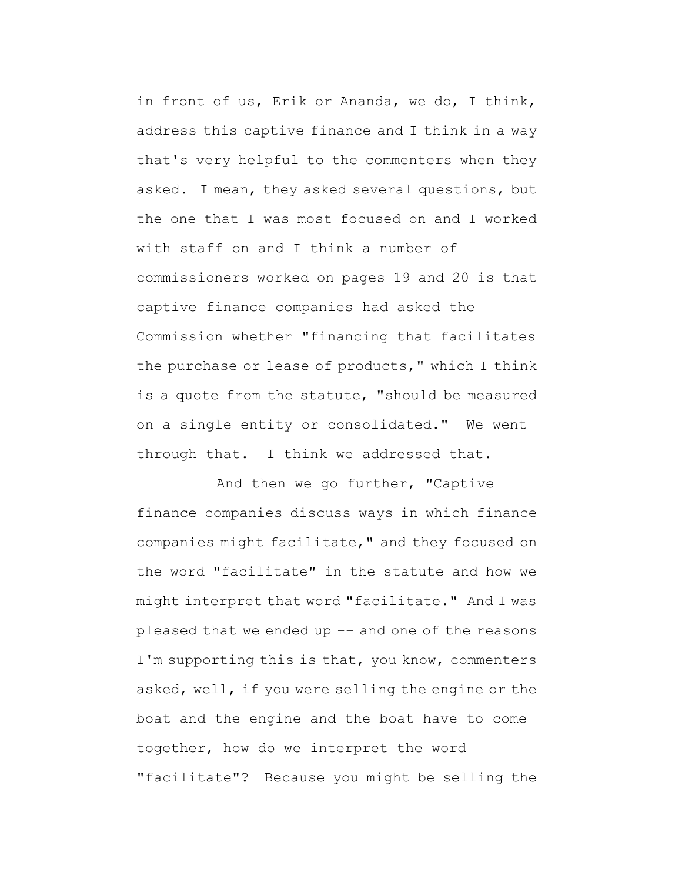in front of us, Erik or Ananda, we do, I think, address this captive finance and I think in a way that's very helpful to the commenters when they asked. I mean, they asked several questions, but the one that I was most focused on and I worked with staff on and I think a number of commissioners worked on pages 19 and 20 is that captive finance companies had asked the Commission whether "financing that facilitates the purchase or lease of products," which I think is a quote from the statute, "should be measured on a single entity or consolidated." We went through that. I think we addressed that.

And then we go further, "Captive finance companies discuss ways in which finance companies might facilitate," and they focused on the word "facilitate" in the statute and how we might interpret that word "facilitate." And I was pleased that we ended up -- and one of the reasons I'm supporting this is that, you know, commenters asked, well, if you were selling the engine or the boat and the engine and the boat have to come together, how do we interpret the word "facilitate"? Because you might be selling the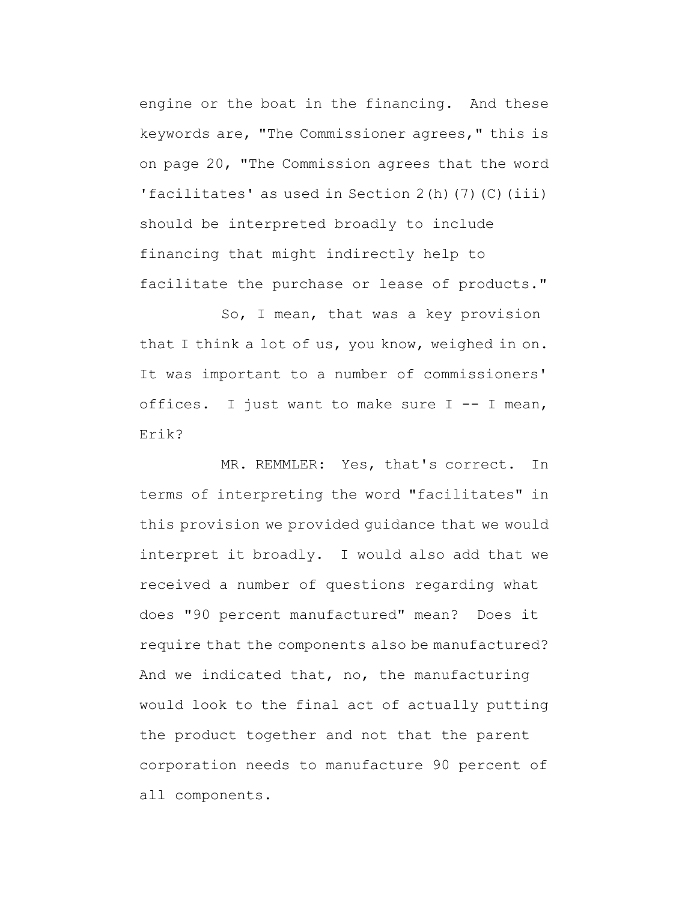engine or the boat in the financing. And these keywords are, "The Commissioner agrees," this is on page 20, "The Commission agrees that the word 'facilitates' as used in Section 2(h)(7)(C)(iii) should be interpreted broadly to include financing that might indirectly help to facilitate the purchase or lease of products."

So, I mean, that was a key provision that I think a lot of us, you know, weighed in on. It was important to a number of commissioners' offices. I just want to make sure I -- I mean, Erik?

MR. REMMLER: Yes, that's correct. In terms of interpreting the word "facilitates" in this provision we provided guidance that we would interpret it broadly. I would also add that we received a number of questions regarding what does "90 percent manufactured" mean? Does it require that the components also be manufactured? And we indicated that, no, the manufacturing would look to the final act of actually putting the product together and not that the parent corporation needs to manufacture 90 percent of all components.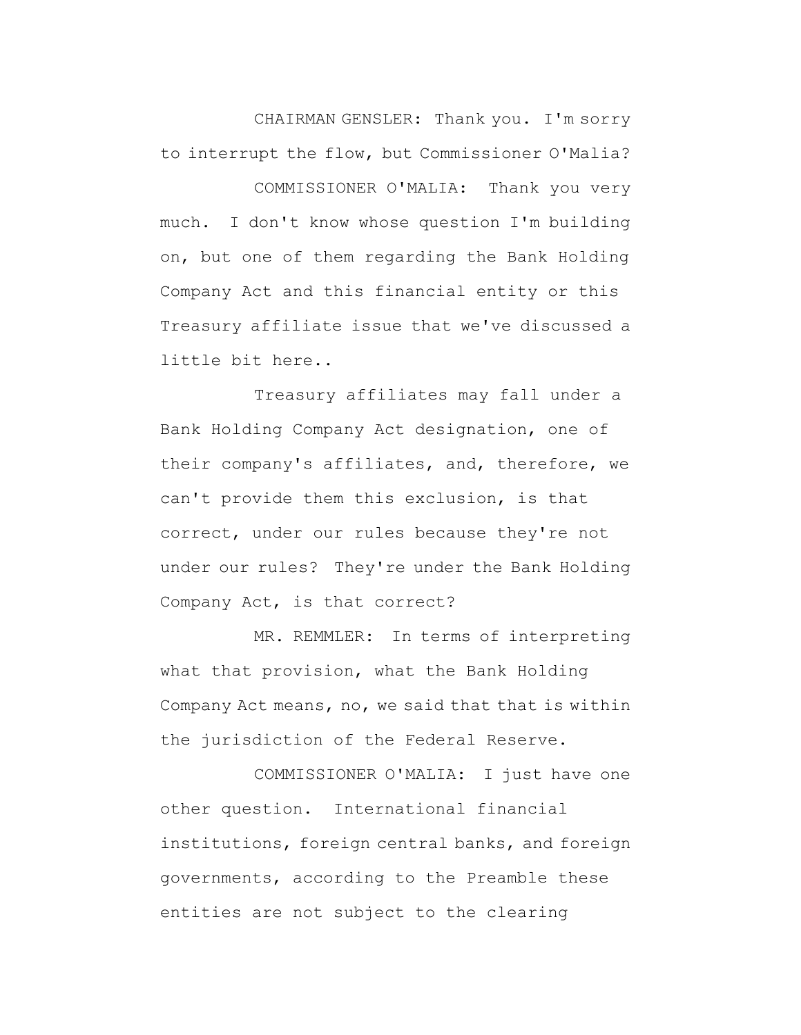CHAIRMAN GENSLER: Thank you. I'm sorry to interrupt the flow, but Commissioner O'Malia?

COMMISSIONER O'MALIA: Thank you very much. I don't know whose question I'm building on, but one of them regarding the Bank Holding Company Act and this financial entity or this Treasury affiliate issue that we've discussed a little bit here..

Treasury affiliates may fall under a Bank Holding Company Act designation, one of their company's affiliates, and, therefore, we can't provide them this exclusion, is that correct, under our rules because they're not under our rules? They're under the Bank Holding Company Act, is that correct?

MR. REMMLER: In terms of interpreting what that provision, what the Bank Holding Company Act means, no, we said that that is within the jurisdiction of the Federal Reserve.

COMMISSIONER O'MALIA: I just have one other question. International financial institutions, foreign central banks, and foreign governments, according to the Preamble these entities are not subject to the clearing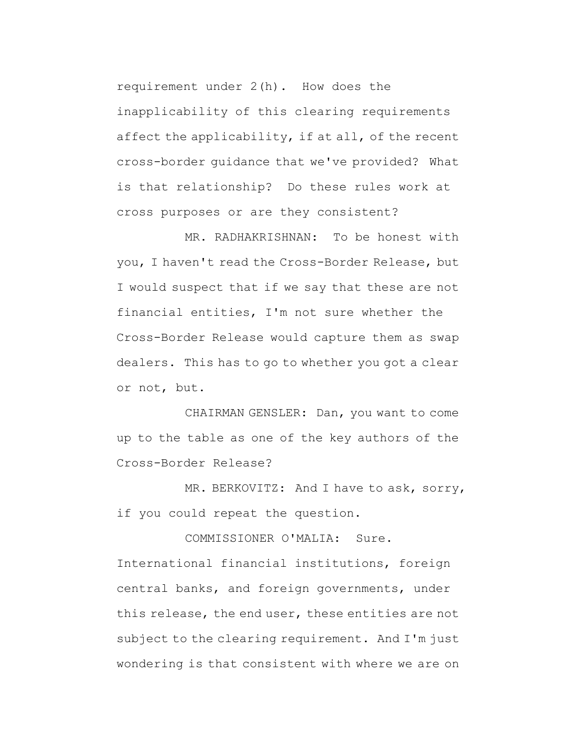requirement under 2(h). How does the inapplicability of this clearing requirements affect the applicability, if at all, of the recent cross-border guidance that we've provided? What is that relationship? Do these rules work at cross purposes or are they consistent?

MR. RADHAKRISHNAN: To be honest with you, I haven't read the Cross-Border Release, but I would suspect that if we say that these are not financial entities, I'm not sure whether the Cross-Border Release would capture them as swap dealers. This has to go to whether you got a clear or not, but.

CHAIRMAN GENSLER: Dan, you want to come up to the table as one of the key authors of the Cross-Border Release?

MR. BERKOVITZ: And I have to ask, sorry, if you could repeat the question.

COMMISSIONER O'MALIA: Sure. International financial institutions, foreign central banks, and foreign governments, under this release, the end user, these entities are not subject to the clearing requirement. And I'm just wondering is that consistent with where we are on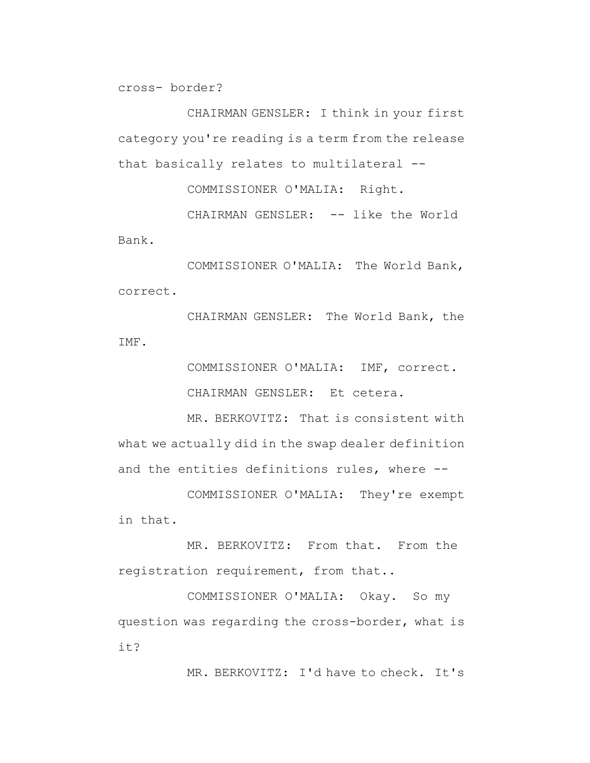cross- border?

CHAIRMAN GENSLER: I think in your first category you're reading is a term from the release that basically relates to multilateral --

COMMISSIONER O'MALIA: Right.

CHAIRMAN GENSLER: -- like the World Bank.

COMMISSIONER O'MALIA: The World Bank, correct.

CHAIRMAN GENSLER: The World Bank, the IMF.

COMMISSIONER O'MALIA: IMF, correct.

CHAIRMAN GENSLER: Et cetera.

MR. BERKOVITZ: That is consistent with what we actually did in the swap dealer definition and the entities definitions rules, where --

COMMISSIONER O'MALIA: They're exempt in that.

MR. BERKOVITZ: From that. From the registration requirement, from that..

COMMISSIONER O'MALIA: Okay. So my question was regarding the cross-border, what is it?

MR. BERKOVITZ: I'd have to check. It's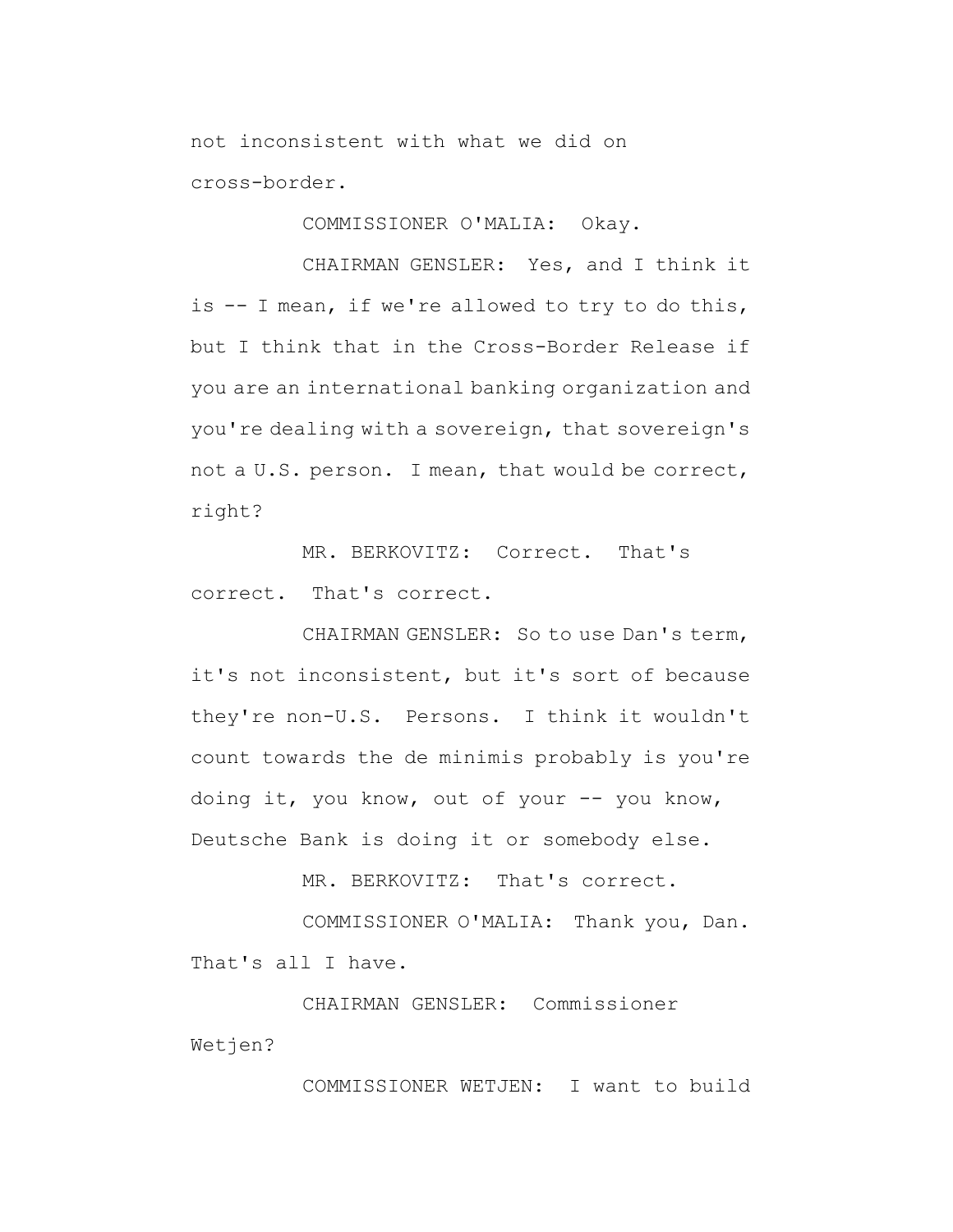not inconsistent with what we did on cross-border.

COMMISSIONER O'MALIA: Okay.

CHAIRMAN GENSLER: Yes, and I think it is -- I mean, if we're allowed to try to do this, but I think that in the Cross-Border Release if you are an international banking organization and you're dealing with a sovereign, that sovereign's not a U.S. person. I mean, that would be correct, right?

MR. BERKOVITZ: Correct. That's correct. That's correct.

CHAIRMAN GENSLER: So to use Dan's term, it's not inconsistent, but it's sort of because they're non-U.S. Persons. I think it wouldn't count towards the de minimis probably is you're doing it, you know, out of your -- you know, Deutsche Bank is doing it or somebody else.

MR. BERKOVITZ: That's correct.

COMMISSIONER O'MALIA: Thank you, Dan. That's all I have.

CHAIRMAN GENSLER: Commissioner Wetjen?

COMMISSIONER WETJEN: I want to build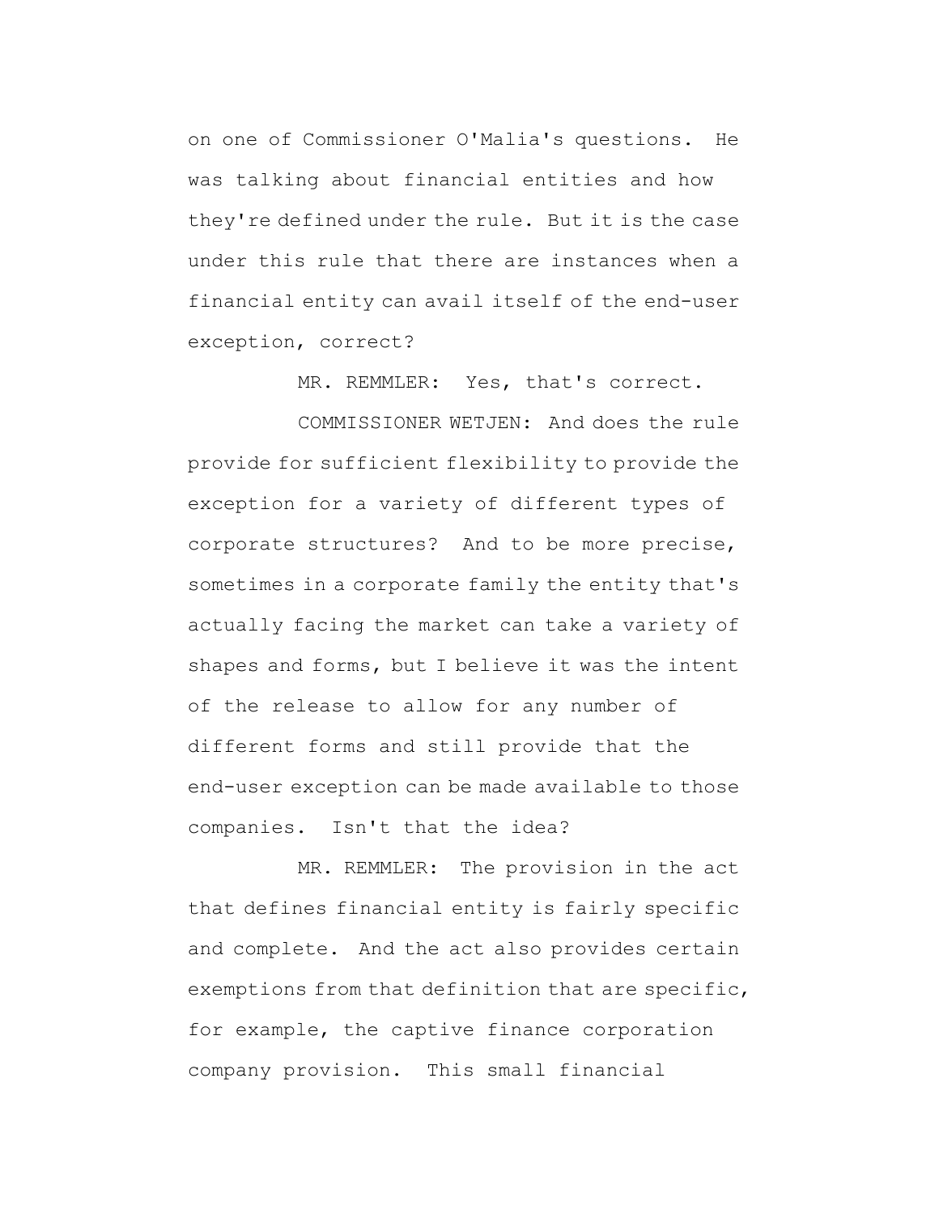on one of Commissioner O'Malia's questions. He was talking about financial entities and how they're defined under the rule. But it is the case under this rule that there are instances when a financial entity can avail itself of the end-user exception, correct?

MR. REMMLER: Yes, that's correct.

COMMISSIONER WETJEN: And does the rule provide for sufficient flexibility to provide the exception for a variety of different types of corporate structures? And to be more precise, sometimes in a corporate family the entity that's actually facing the market can take a variety of shapes and forms, but I believe it was the intent of the release to allow for any number of different forms and still provide that the end-user exception can be made available to those companies. Isn't that the idea?

MR. REMMLER: The provision in the act that defines financial entity is fairly specific and complete. And the act also provides certain exemptions from that definition that are specific, for example, the captive finance corporation company provision. This small financial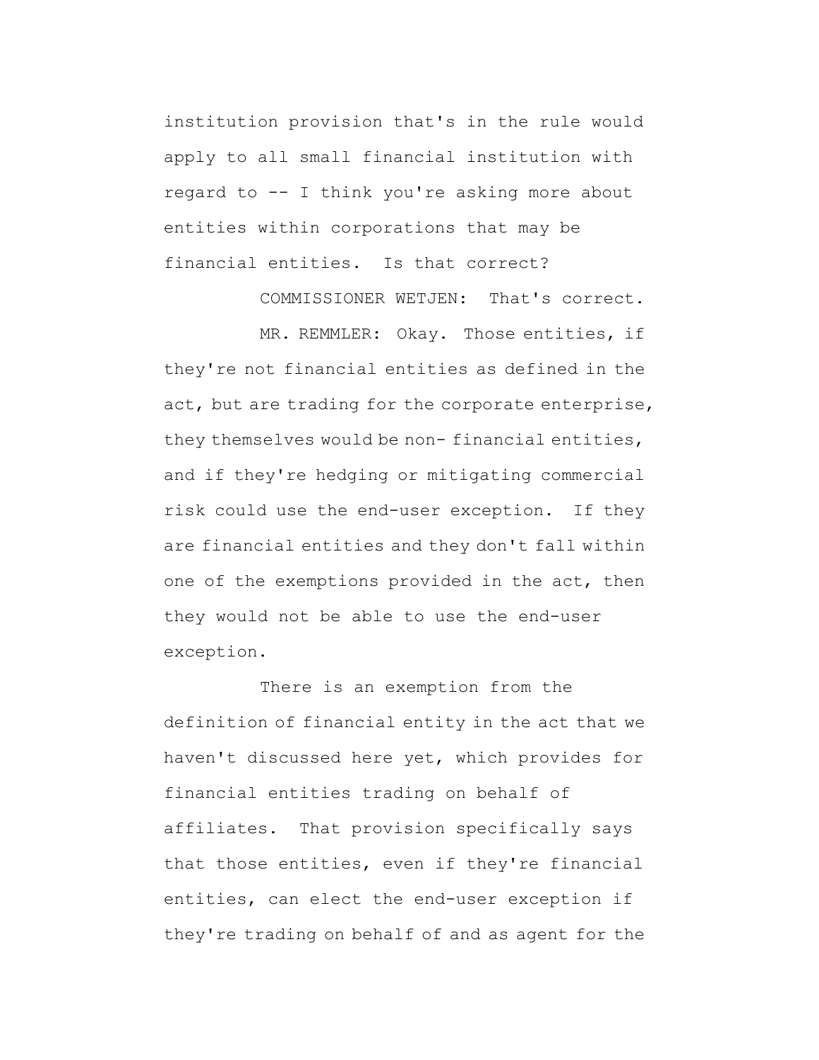institution provision that's in the rule would apply to all small financial institution with regard to -- I think you're asking more about entities within corporations that may be financial entities. Is that correct?

COMMISSIONER WETJEN: That's correct.

MR. REMMLER: Okay. Those entities, if they're not financial entities as defined in the act, but are trading for the corporate enterprise, they themselves would be non- financial entities, and if they're hedging or mitigating commercial risk could use the end-user exception. If they are financial entities and they don't fall within one of the exemptions provided in the act, then they would not be able to use the end-user exception.

There is an exemption from the definition of financial entity in the act that we haven't discussed here yet, which provides for financial entities trading on behalf of affiliates. That provision specifically says that those entities, even if they're financial entities, can elect the end-user exception if they're trading on behalf of and as agent for the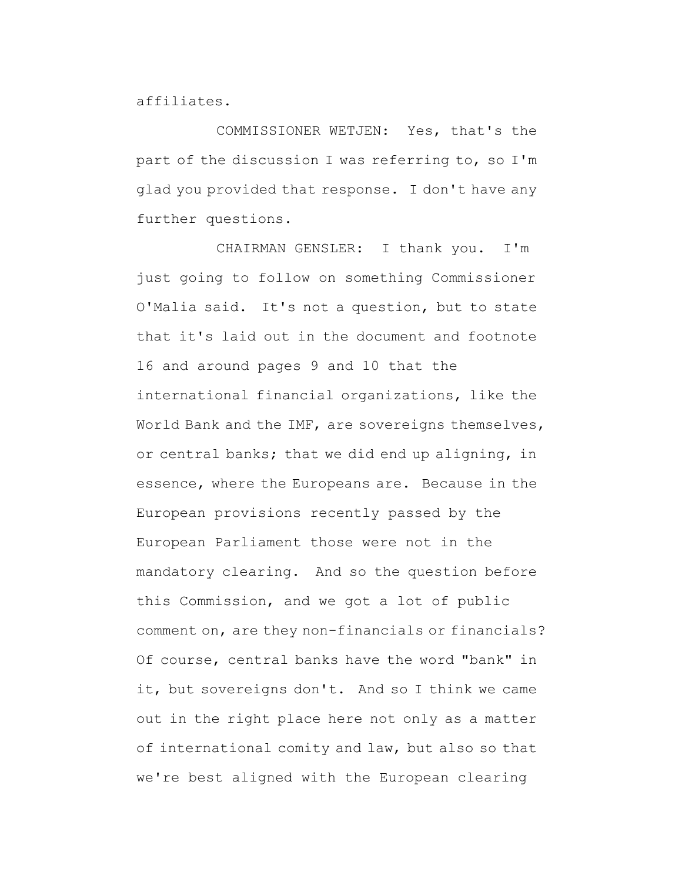affiliates.

COMMISSIONER WETJEN: Yes, that's the part of the discussion I was referring to, so I'm glad you provided that response. I don't have any further questions.

CHAIRMAN GENSLER: I thank you. I'm just going to follow on something Commissioner O'Malia said. It's not a question, but to state that it's laid out in the document and footnote 16 and around pages 9 and 10 that the international financial organizations, like the World Bank and the IMF, are sovereigns themselves, or central banks; that we did end up aligning, in essence, where the Europeans are. Because in the European provisions recently passed by the European Parliament those were not in the mandatory clearing. And so the question before this Commission, and we got a lot of public comment on, are they non-financials or financials? Of course, central banks have the word "bank" in it, but sovereigns don't. And so I think we came out in the right place here not only as a matter of international comity and law, but also so that we're best aligned with the European clearing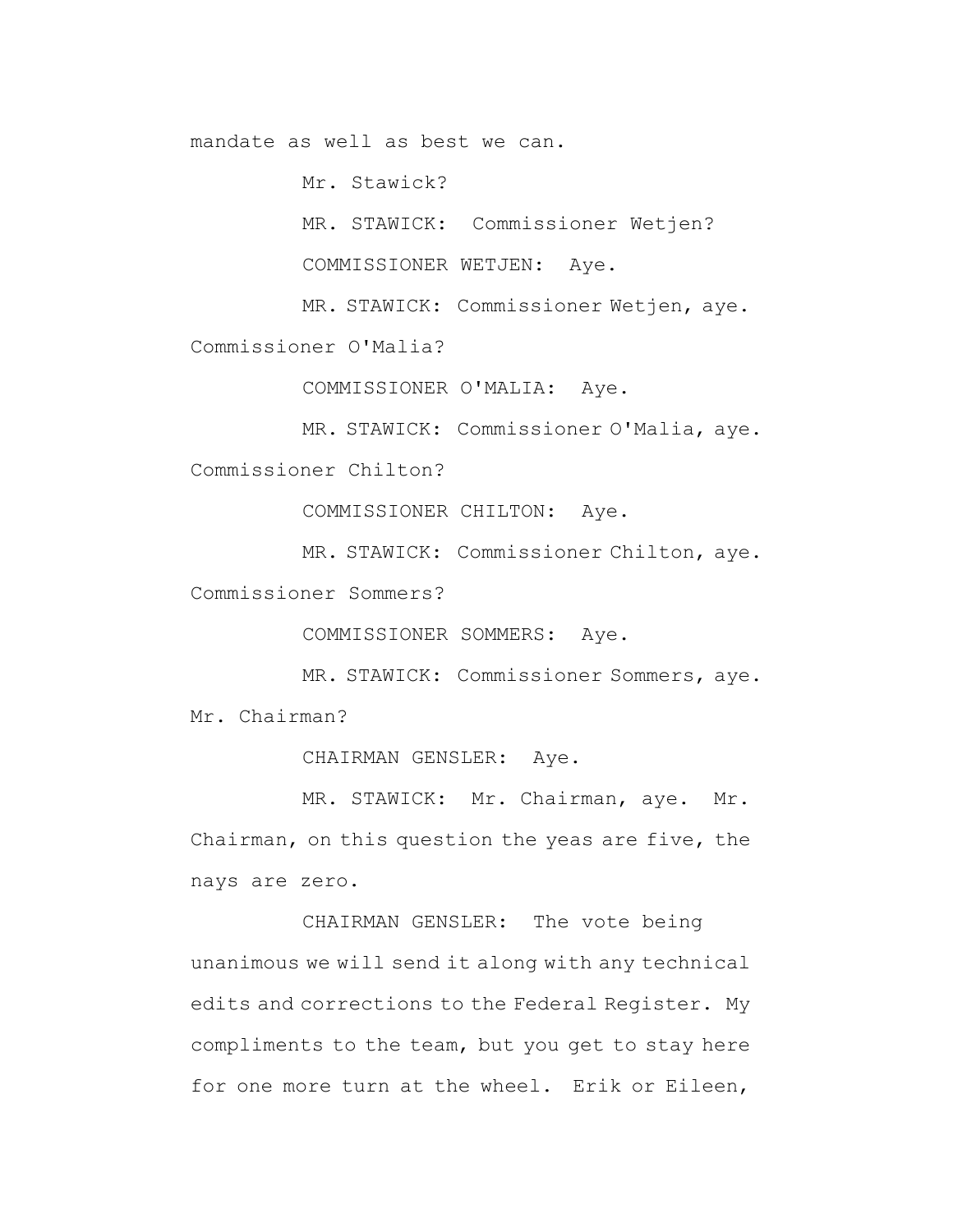mandate as well as best we can.

Mr. Stawick?

MR. STAWICK: Commissioner Wetjen?

COMMISSIONER WETJEN: Aye.

MR. STAWICK: Commissioner Wetjen, aye. Commissioner O'Malia?

COMMISSIONER O'MALIA: Aye.

MR. STAWICK: Commissioner O'Malia, aye. Commissioner Chilton?

COMMISSIONER CHILTON: Aye.

MR. STAWICK: Commissioner Chilton, aye. Commissioner Sommers?

COMMISSIONER SOMMERS: Aye.

MR. STAWICK: Commissioner Sommers, aye. Mr. Chairman?

CHAIRMAN GENSLER: Aye.

MR. STAWICK: Mr. Chairman, aye. Mr. Chairman, on this question the yeas are five, the nays are zero.

CHAIRMAN GENSLER: The vote being unanimous we will send it along with any technical edits and corrections to the Federal Register. My compliments to the team, but you get to stay here for one more turn at the wheel. Erik or Eileen,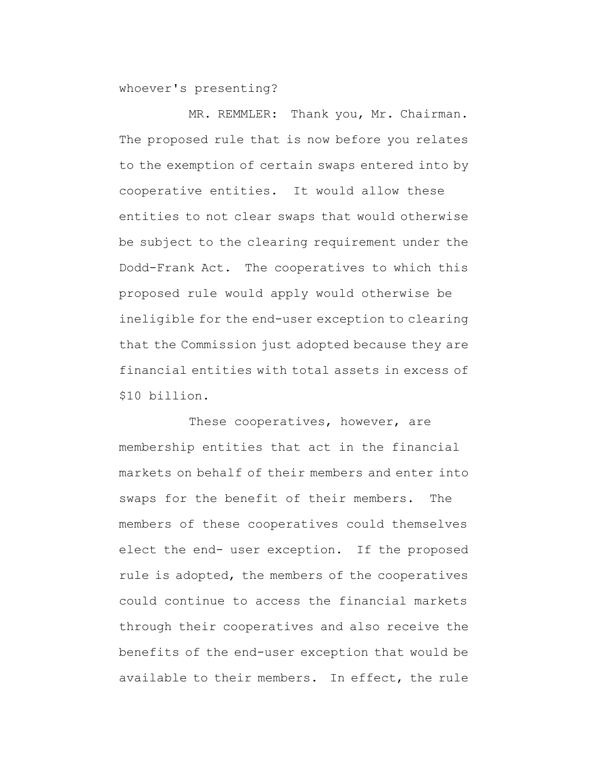whoever's presenting?

MR. REMMLER: Thank you, Mr. Chairman. The proposed rule that is now before you relates to the exemption of certain swaps entered into by cooperative entities. It would allow these entities to not clear swaps that would otherwise be subject to the clearing requirement under the Dodd-Frank Act. The cooperatives to which this proposed rule would apply would otherwise be ineligible for the end-user exception to clearing that the Commission just adopted because they are financial entities with total assets in excess of $10 billion.

These cooperatives, however, are membership entities that act in the financial markets on behalf of their members and enter into swaps for the benefit of their members. The members of these cooperatives could themselves elect the end- user exception. If the proposed rule is adopted, the members of the cooperatives could continue to access the financial markets through their cooperatives and also receive the benefits of the end-user exception that would be available to their members. In effect, the rule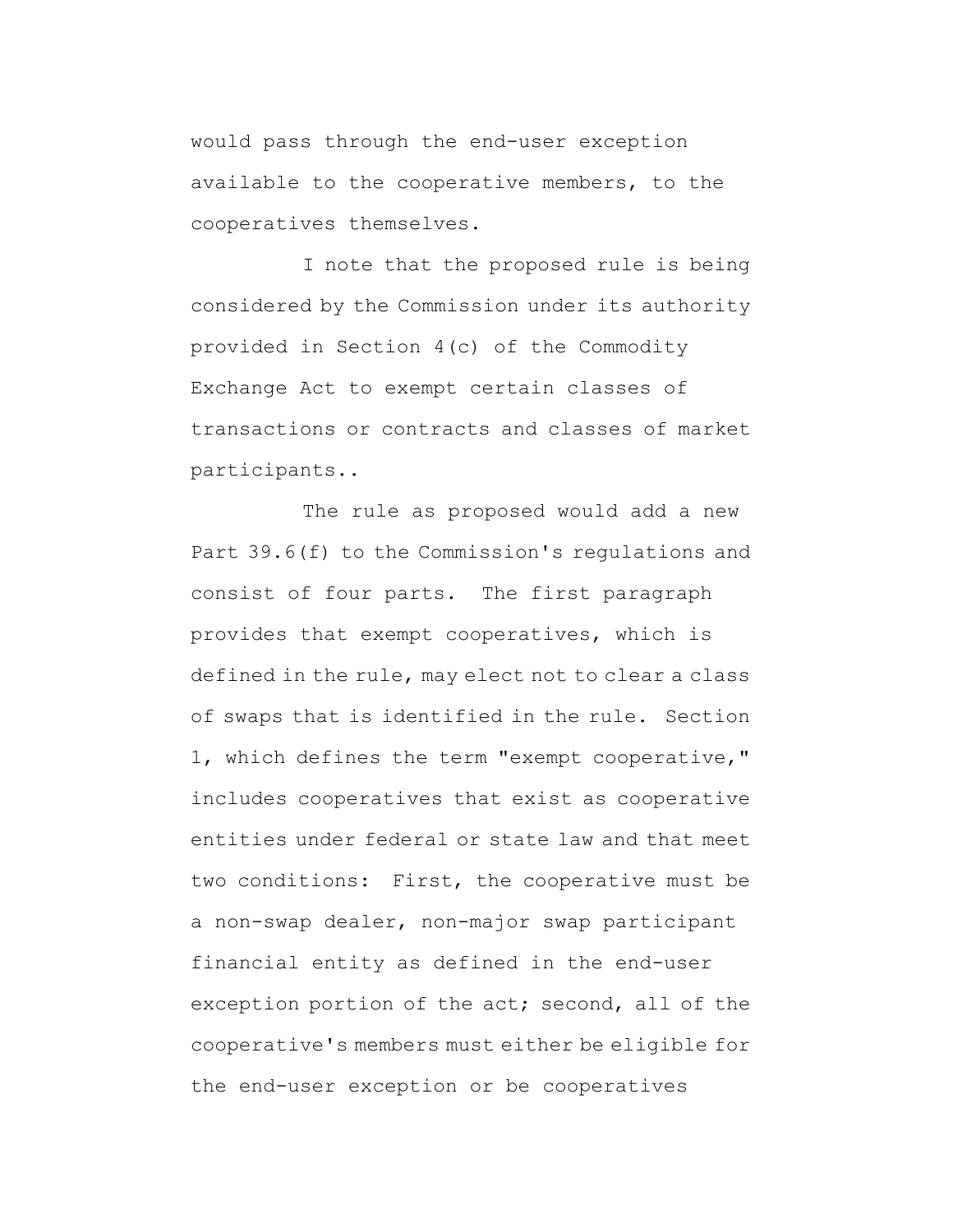would pass through the end-user exception available to the cooperative members, to the cooperatives themselves.

I note that the proposed rule is being considered by the Commission under its authority provided in Section 4(c) of the Commodity Exchange Act to exempt certain classes of transactions or contracts and classes of market participants..

The rule as proposed would add a new Part 39.6(f) to the Commission's regulations and consist of four parts. The first paragraph provides that exempt cooperatives, which is defined in the rule, may elect not to clear a class of swaps that is identified in the rule. Section 1, which defines the term "exempt cooperative," includes cooperatives that exist as cooperative entities under federal or state law and that meet two conditions: First, the cooperative must be a non-swap dealer, non-major swap participant financial entity as defined in the end-user exception portion of the act; second, all of the cooperative's members must either be eligible for the end-user exception or be cooperatives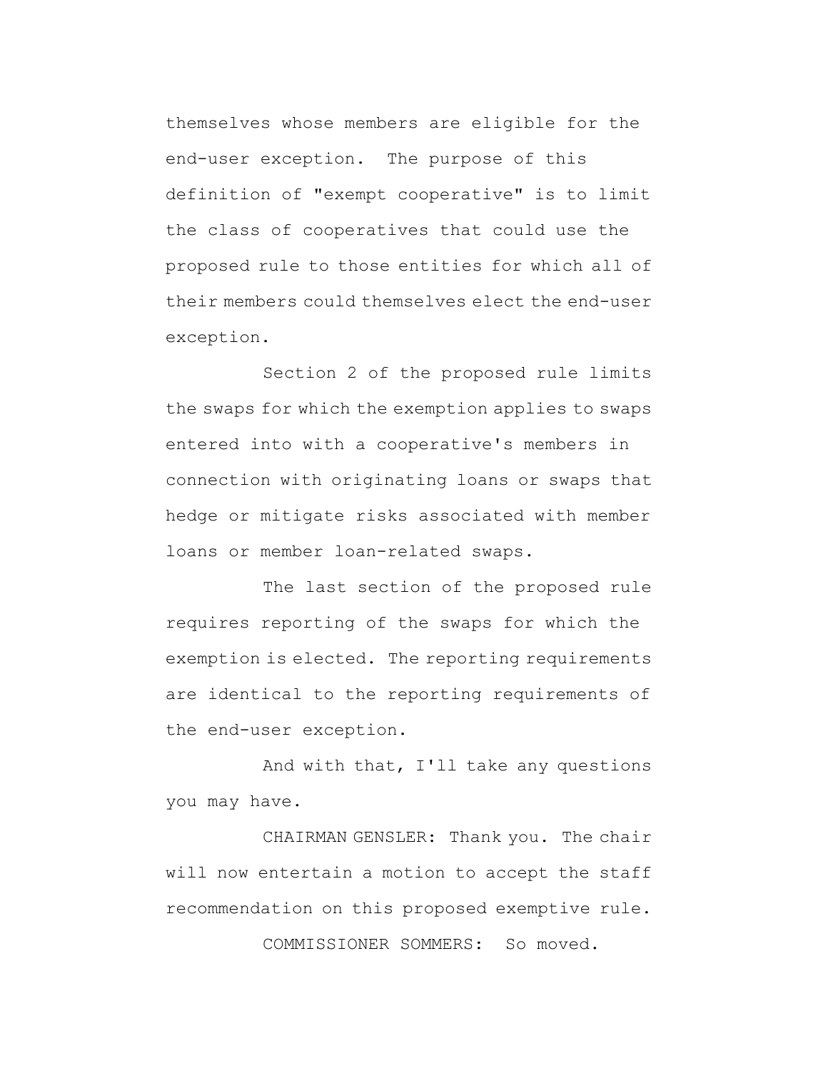themselves whose members are eligible for the end-user exception. The purpose of this definition of "exempt cooperative" is to limit the class of cooperatives that could use the proposed rule to those entities for which all of their members could themselves elect the end-user exception.

Section 2 of the proposed rule limits the swaps for which the exemption applies to swaps entered into with a cooperative's members in connection with originating loans or swaps that hedge or mitigate risks associated with member loans or member loan-related swaps.

The last section of the proposed rule requires reporting of the swaps for which the exemption is elected. The reporting requirements are identical to the reporting requirements of the end-user exception.

And with that, I'll take any questions you may have.

CHAIRMAN GENSLER: Thank you. The chair will now entertain a motion to accept the staff recommendation on this proposed exemptive rule.

COMMISSIONER SOMMERS: So moved.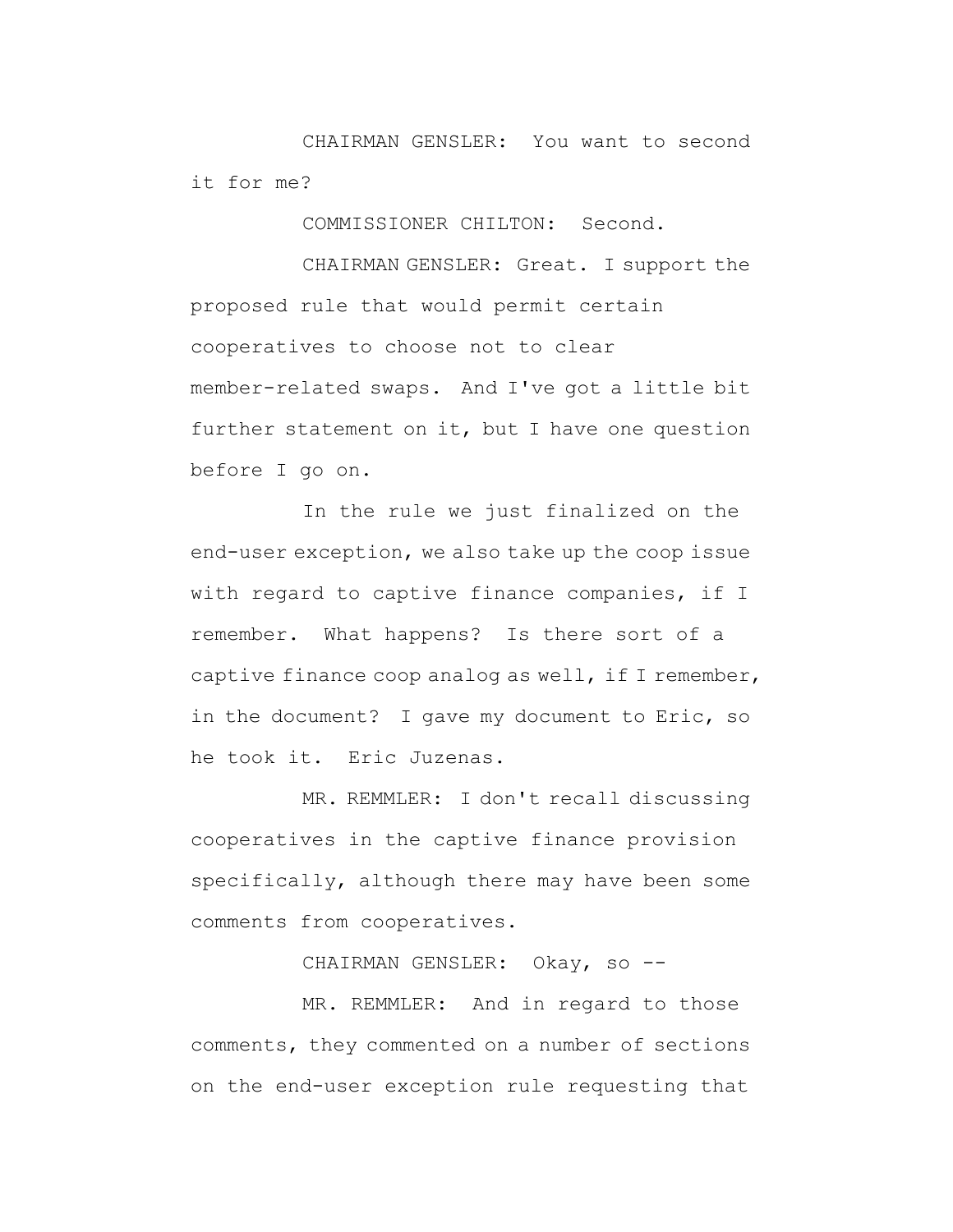CHAIRMAN GENSLER: You want to second it for me?

COMMISSIONER CHILTON: Second.

CHAIRMAN GENSLER: Great. I support the proposed rule that would permit certain cooperatives to choose not to clear member-related swaps. And I've got a little bit further statement on it, but I have one question before I go on.

In the rule we just finalized on the end-user exception, we also take up the coop issue with regard to captive finance companies, if I remember. What happens? Is there sort of a captive finance coop analog as well, if I remember, in the document? I gave my document to Eric, so he took it. Eric Juzenas.

MR. REMMLER: I don't recall discussing cooperatives in the captive finance provision specifically, although there may have been some comments from cooperatives.

CHAIRMAN GENSLER: Okay, so --

MR. REMMLER: And in regard to those comments, they commented on a number of sections on the end-user exception rule requesting that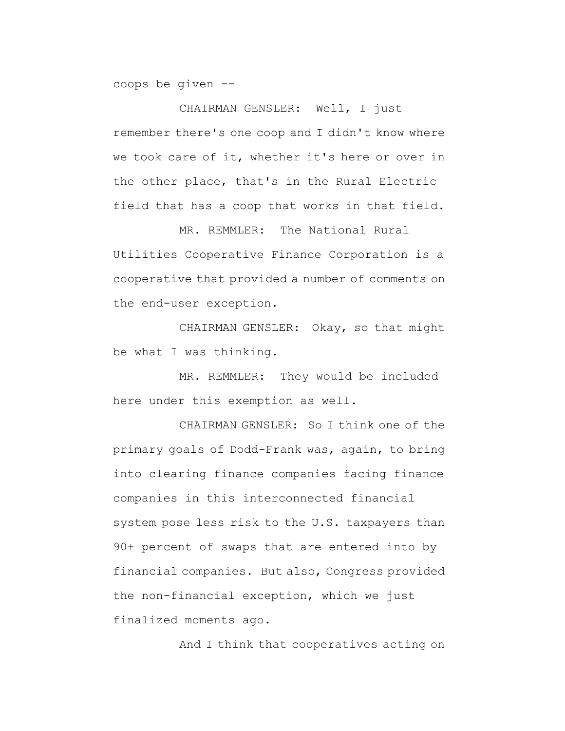coops be given --

CHAIRMAN GENSLER: Well, I just remember there's one coop and I didn't know where we took care of it, whether it's here or over in the other place, that's in the Rural Electric field that has a coop that works in that field.

MR. REMMLER: The National Rural Utilities Cooperative Finance Corporation is a cooperative that provided a number of comments on the end-user exception.

CHAIRMAN GENSLER: Okay, so that might be what I was thinking.

MR. REMMLER: They would be included here under this exemption as well.

CHAIRMAN GENSLER: So I think one of the primary goals of Dodd-Frank was, again, to bring into clearing finance companies facing finance companies in this interconnected financial system pose less risk to the U.S. taxpayers than 90+ percent of swaps that are entered into by financial companies. But also, Congress provided the non-financial exception, which we just finalized moments ago.

And I think that cooperatives acting on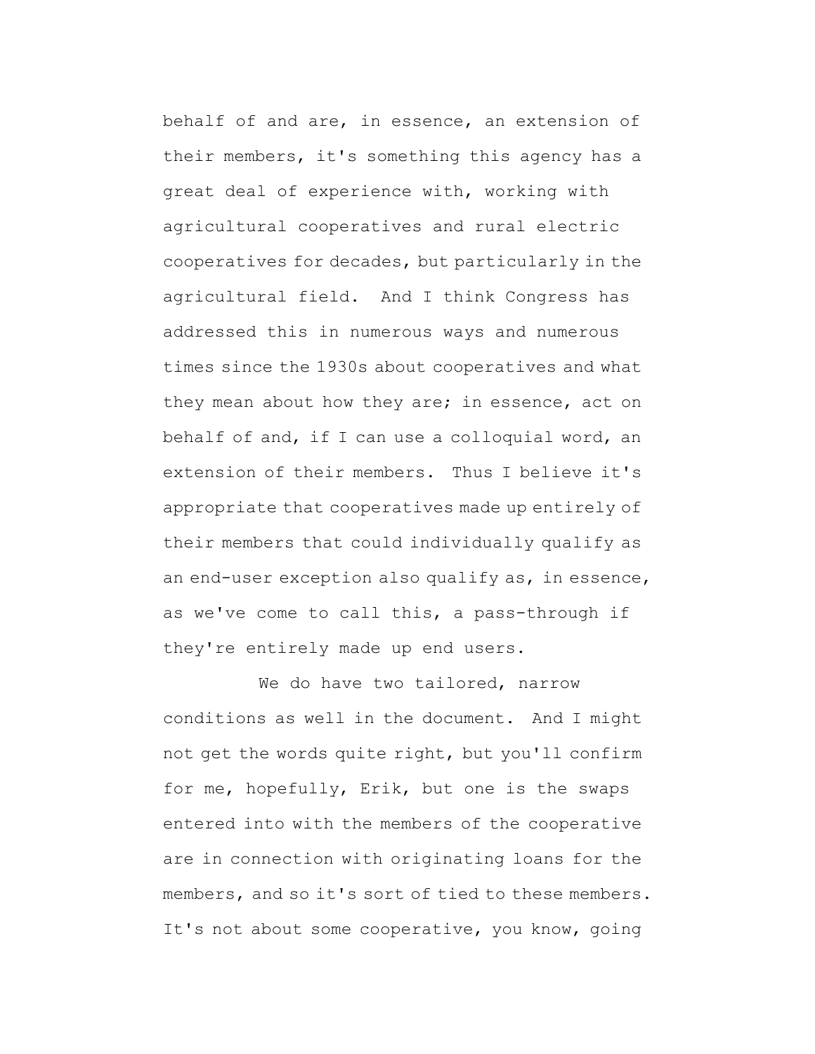behalf of and are, in essence, an extension of their members, it's something this agency has a great deal of experience with, working with agricultural cooperatives and rural electric cooperatives for decades, but particularly in the agricultural field. And I think Congress has addressed this in numerous ways and numerous times since the 1930s about cooperatives and what they mean about how they are; in essence, act on behalf of and, if I can use a colloquial word, an extension of their members. Thus I believe it's appropriate that cooperatives made up entirely of their members that could individually qualify as an end-user exception also qualify as, in essence, as we've come to call this, a pass-through if they're entirely made up end users.

We do have two tailored, narrow conditions as well in the document. And I might not get the words quite right, but you'll confirm for me, hopefully, Erik, but one is the swaps entered into with the members of the cooperative are in connection with originating loans for the members, and so it's sort of tied to these members. It's not about some cooperative, you know, going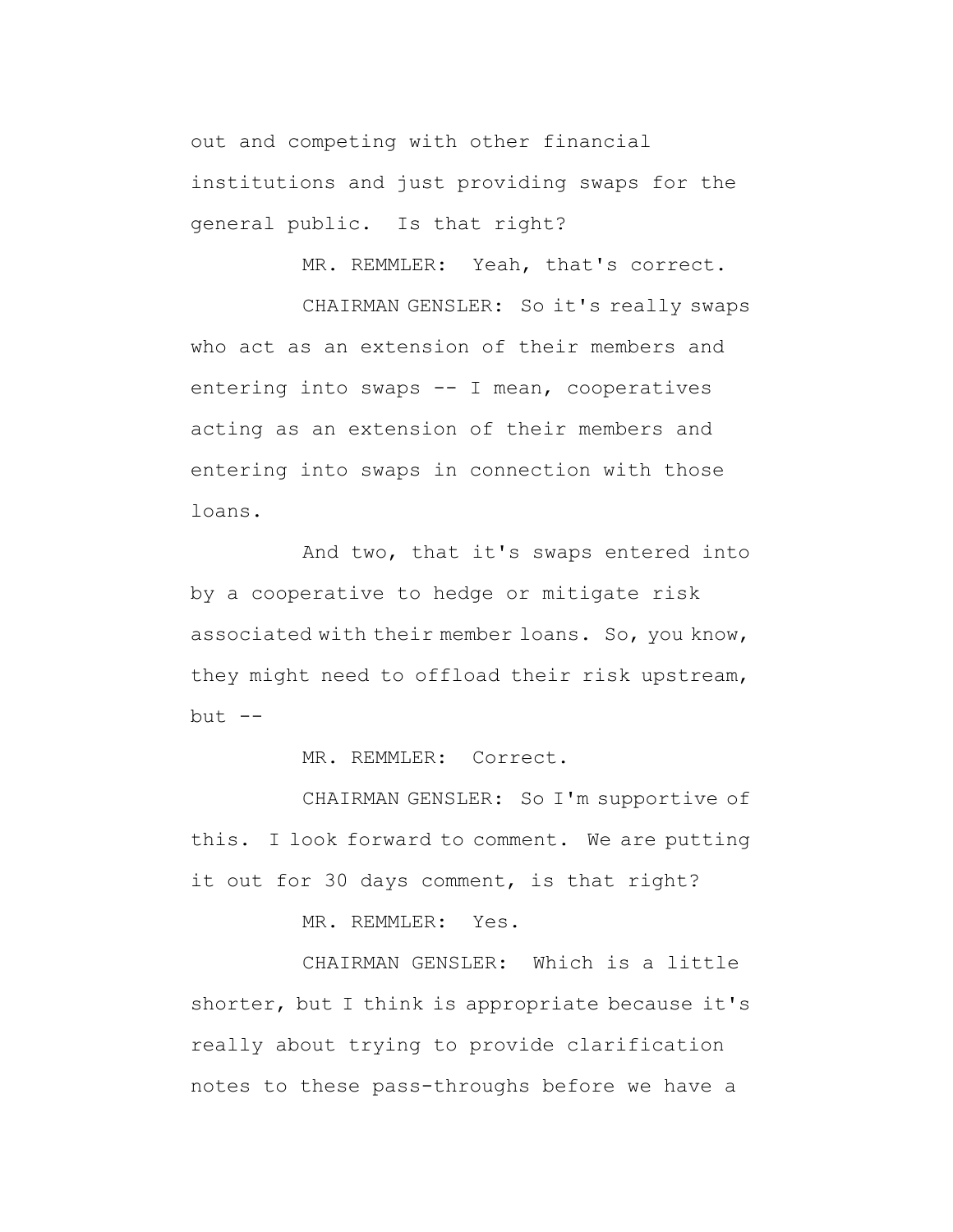out and competing with other financial institutions and just providing swaps for the general public. Is that right?

MR. REMMLER: Yeah, that's correct.

CHAIRMAN GENSLER: So it's really swaps who act as an extension of their members and entering into swaps -- I mean, cooperatives acting as an extension of their members and entering into swaps in connection with those loans.

And two, that it's swaps entered into by a cooperative to hedge or mitigate risk associated with their member loans. So, you know, they might need to offload their risk upstream, but --

MR. REMMLER: Correct.

CHAIRMAN GENSLER: So I'm supportive of this. I look forward to comment. We are putting it out for 30 days comment, is that right?

MR. REMMLER: Yes.

CHAIRMAN GENSLER: Which is a little shorter, but I think is appropriate because it's really about trying to provide clarification notes to these pass-throughs before we have a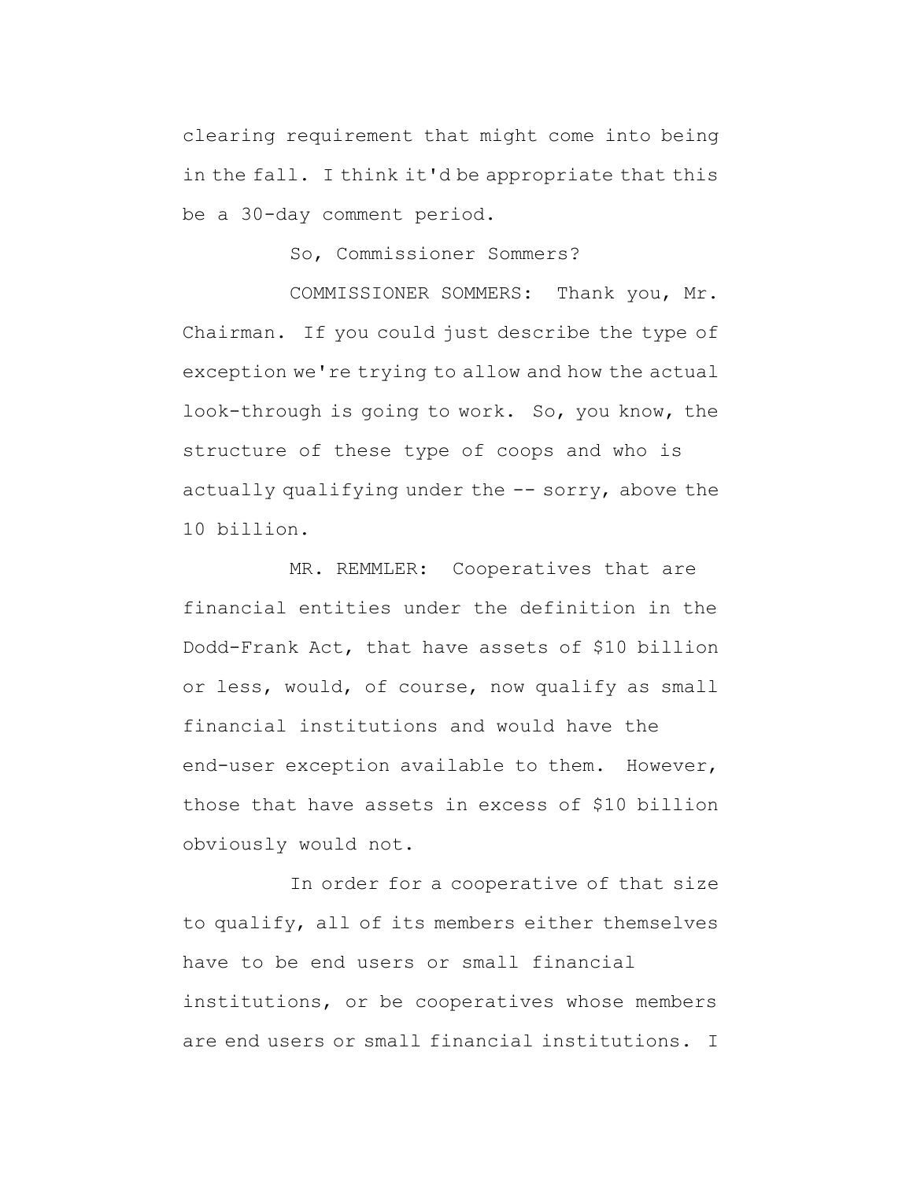clearing requirement that might come into being in the fall. I think it'd be appropriate that this be a 30-day comment period.

So, Commissioner Sommers?

COMMISSIONER SOMMERS: Thank you, Mr. Chairman. If you could just describe the type of exception we're trying to allow and how the actual look-through is going to work. So, you know, the structure of these type of coops and who is actually qualifying under the -- sorry, above the 10 billion.

MR. REMMLER: Cooperatives that are financial entities under the definition in the Dodd-Frank Act, that have assets of $10 billion or less, would, of course, now qualify as small financial institutions and would have the end-user exception available to them. However, those that have assets in excess of $10 billion obviously would not.

In order for a cooperative of that size to qualify, all of its members either themselves have to be end users or small financial institutions, or be cooperatives whose members are end users or small financial institutions. I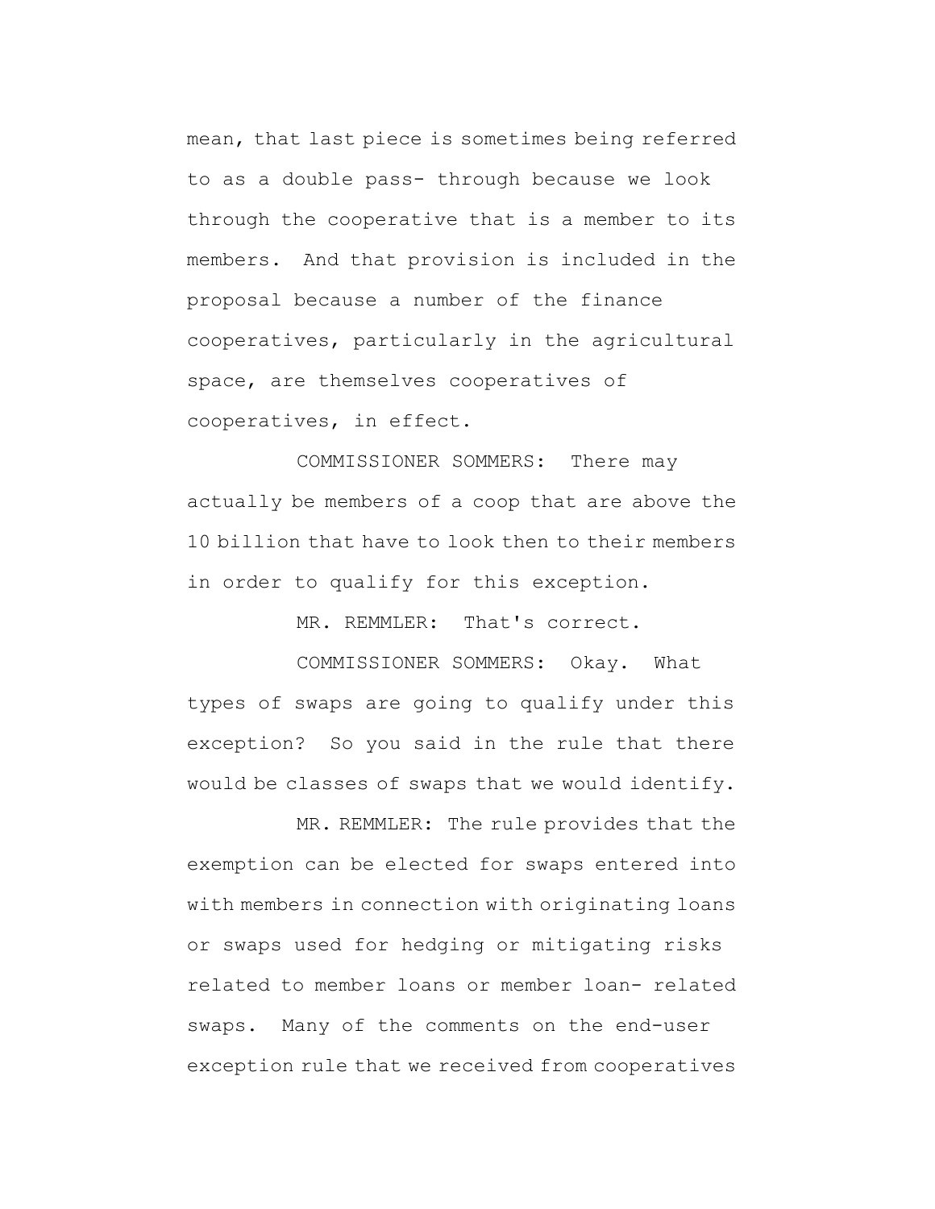mean, that last piece is sometimes being referred to as a double pass- through because we look through the cooperative that is a member to its members. And that provision is included in the proposal because a number of the finance cooperatives, particularly in the agricultural space, are themselves cooperatives of cooperatives, in effect.

COMMISSIONER SOMMERS: There may actually be members of a coop that are above the 10 billion that have to look then to their members in order to qualify for this exception.

MR. REMMLER: That's correct.

COMMISSIONER SOMMERS: Okay. What types of swaps are going to qualify under this exception? So you said in the rule that there would be classes of swaps that we would identify.

MR. REMMLER: The rule provides that the exemption can be elected for swaps entered into with members in connection with originating loans or swaps used for hedging or mitigating risks related to member loans or member loan- related swaps. Many of the comments on the end-user exception rule that we received from cooperatives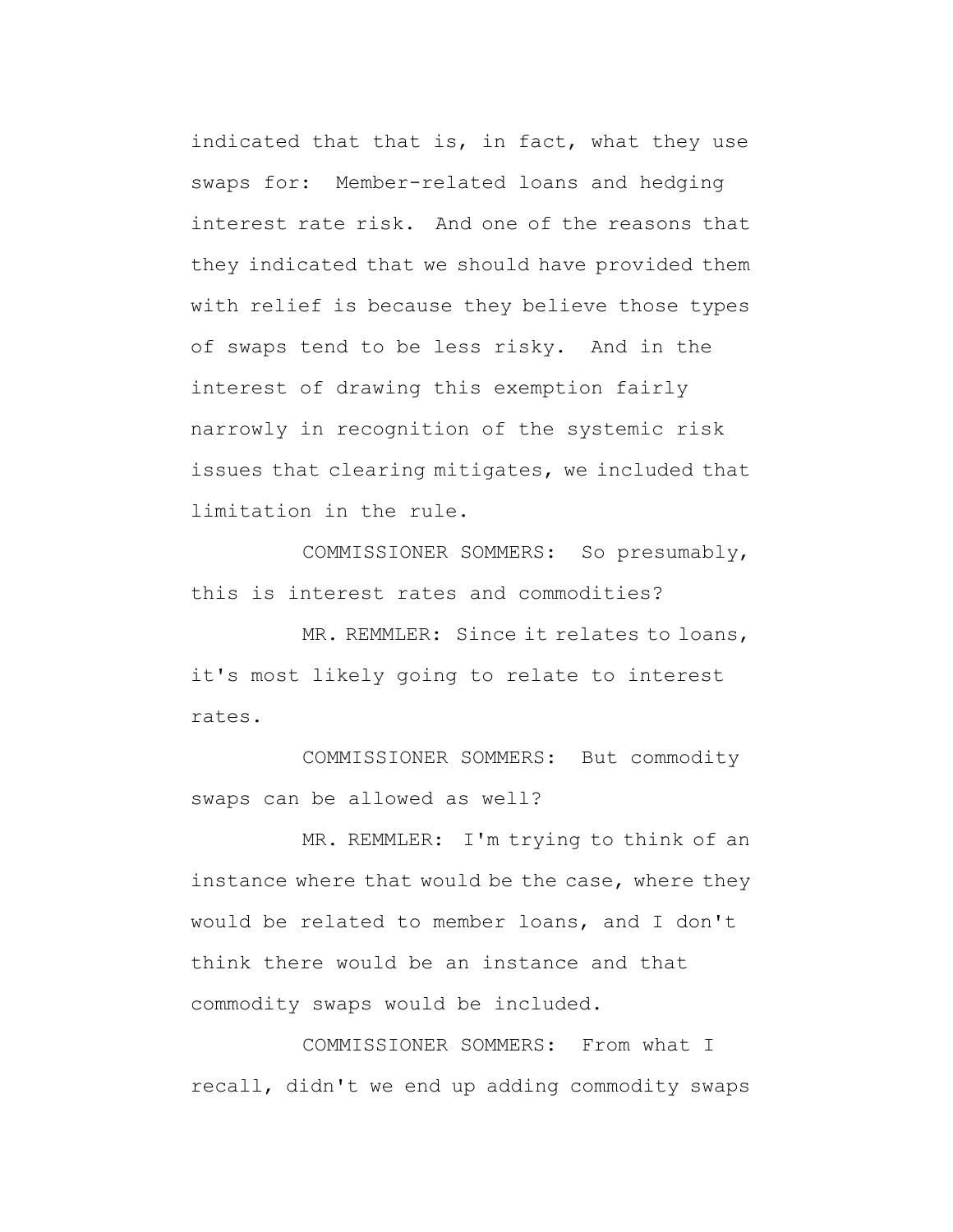indicated that that is, in fact, what they use swaps for: Member-related loans and hedging interest rate risk. And one of the reasons that they indicated that we should have provided them with relief is because they believe those types of swaps tend to be less risky. And in the interest of drawing this exemption fairly narrowly in recognition of the systemic risk issues that clearing mitigates, we included that limitation in the rule.

COMMISSIONER SOMMERS: So presumably, this is interest rates and commodities?

MR. REMMLER: Since it relates to loans, it's most likely going to relate to interest rates.

COMMISSIONER SOMMERS: But commodity swaps can be allowed as well?

MR. REMMLER: I'm trying to think of an instance where that would be the case, where they would be related to member loans, and I don't think there would be an instance and that commodity swaps would be included.

COMMISSIONER SOMMERS: From what I recall, didn't we end up adding commodity swaps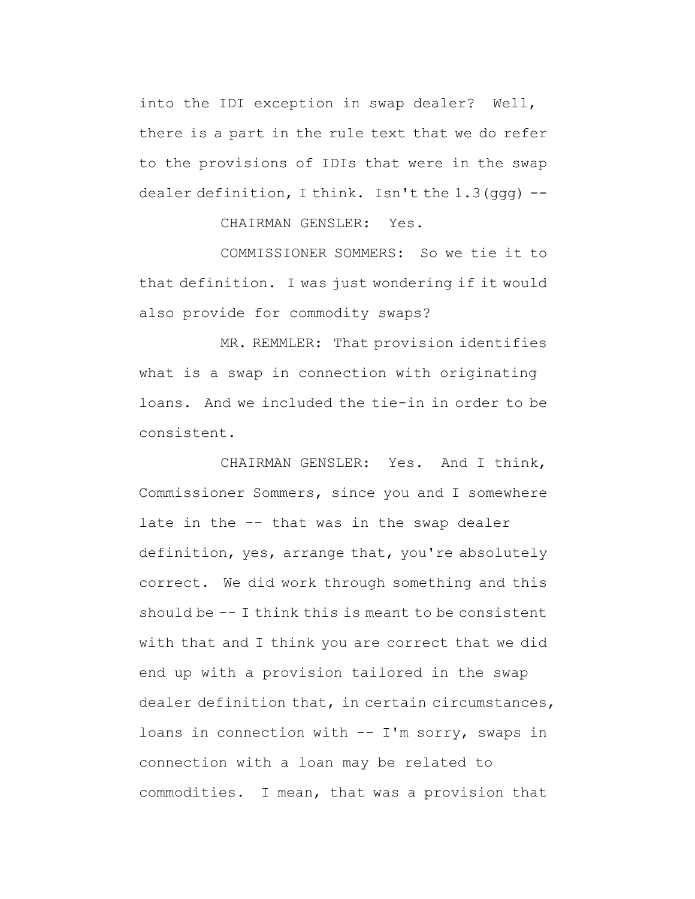into the IDI exception in swap dealer? Well, there is a part in the rule text that we do refer to the provisions of IDIs that were in the swap dealer definition, I think. Isn't the 1.3(ggg) --

CHAIRMAN GENSLER: Yes.

COMMISSIONER SOMMERS: So we tie it to that definition. I was just wondering if it would also provide for commodity swaps?

MR. REMMLER: That provision identifies what is a swap in connection with originating loans. And we included the tie-in in order to be consistent.

CHAIRMAN GENSLER: Yes. And I think, Commissioner Sommers, since you and I somewhere late in the -- that was in the swap dealer definition, yes, arrange that, you're absolutely correct. We did work through something and this should be -- I think this is meant to be consistent with that and I think you are correct that we did end up with a provision tailored in the swap dealer definition that, in certain circumstances, loans in connection with -- I'm sorry, swaps in connection with a loan may be related to commodities. I mean, that was a provision that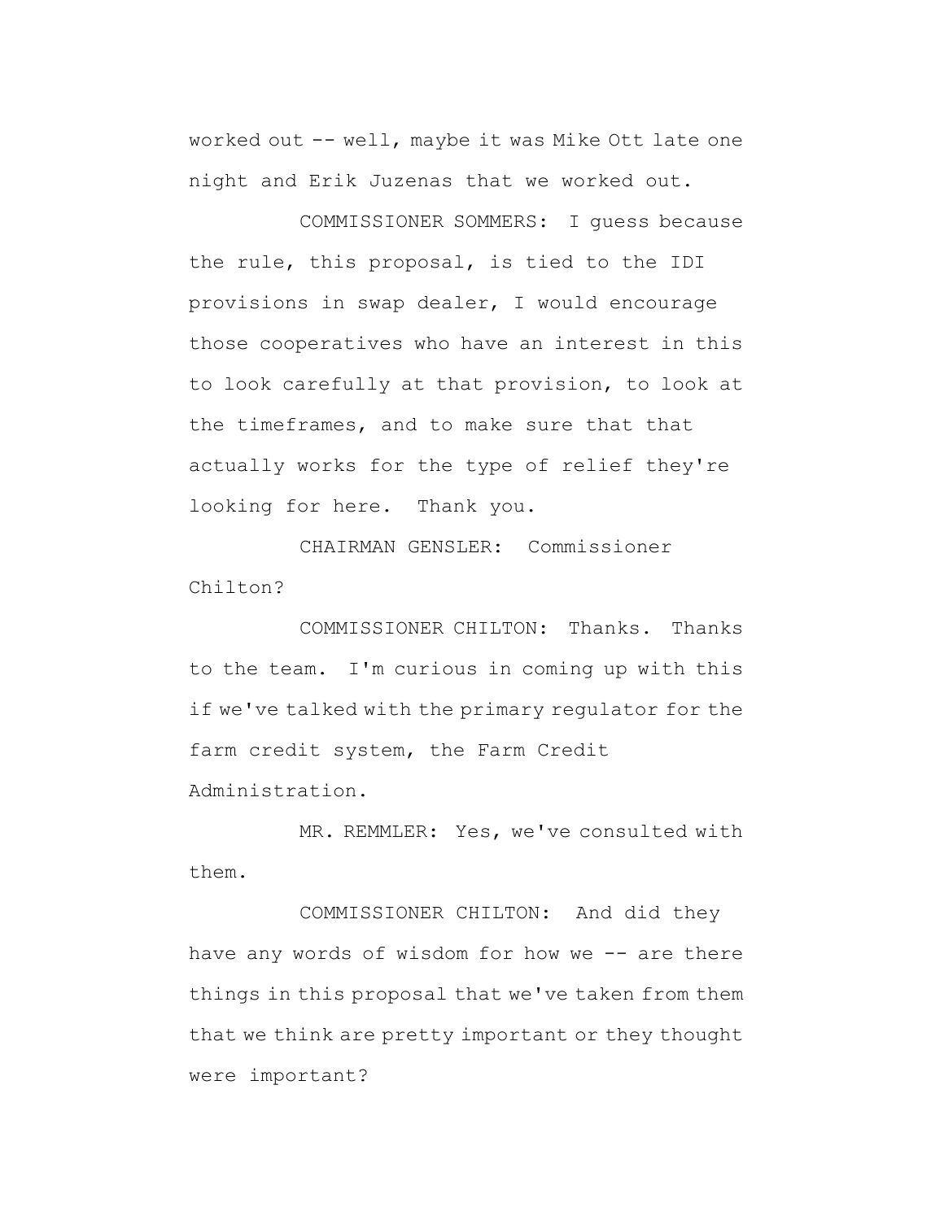worked out -- well, maybe it was Mike Ott late one night and Erik Juzenas that we worked out.

COMMISSIONER SOMMERS: I guess because the rule, this proposal, is tied to the IDI provisions in swap dealer, I would encourage those cooperatives who have an interest in this to look carefully at that provision, to look at the timeframes, and to make sure that that actually works for the type of relief they're looking for here. Thank you.

CHAIRMAN GENSLER: Commissioner Chilton?

COMMISSIONER CHILTON: Thanks. Thanks to the team. I'm curious in coming up with this if we've talked with the primary regulator for the farm credit system, the Farm Credit Administration.

MR. REMMLER: Yes, we've consulted with them.

COMMISSIONER CHILTON: And did they have any words of wisdom for how we -- are there things in this proposal that we've taken from them that we think are pretty important or they thought were important?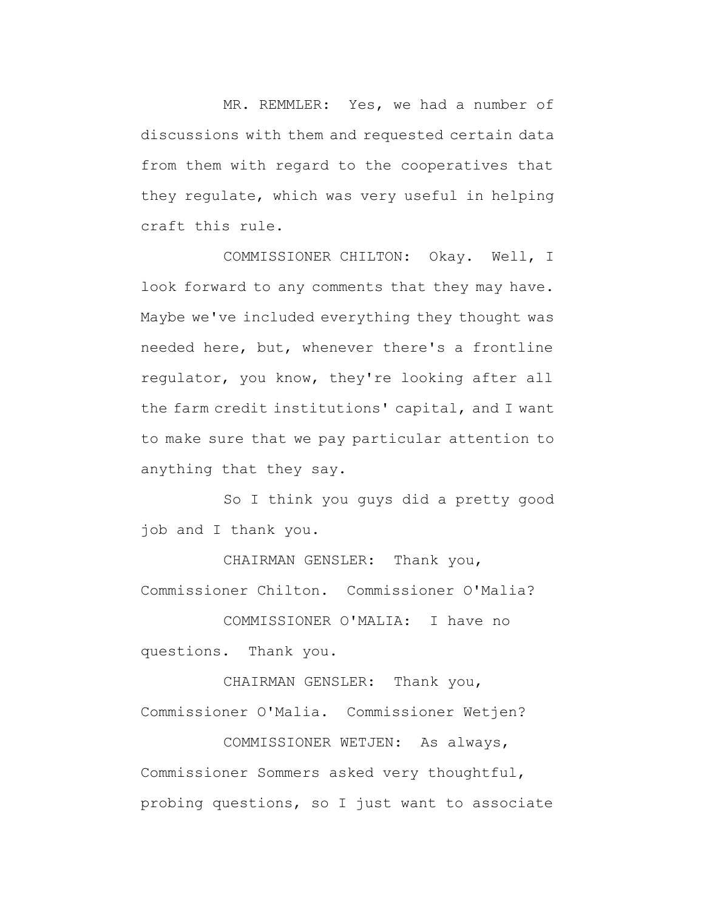MR. REMMLER: Yes, we had a number of discussions with them and requested certain data from them with regard to the cooperatives that they regulate, which was very useful in helping craft this rule.

COMMISSIONER CHILTON: Okay. Well, I look forward to any comments that they may have. Maybe we've included everything they thought was needed here, but, whenever there's a frontline regulator, you know, they're looking after all the farm credit institutions' capital, and I want to make sure that we pay particular attention to anything that they say.

So I think you guys did a pretty good job and I thank you.

CHAIRMAN GENSLER: Thank you, Commissioner Chilton. Commissioner O'Malia?

COMMISSIONER O'MALIA: I have no questions. Thank you.

CHAIRMAN GENSLER: Thank you, Commissioner O'Malia. Commissioner Wetjen?

COMMISSIONER WETJEN: As always, Commissioner Sommers asked very thoughtful, probing questions, so I just want to associate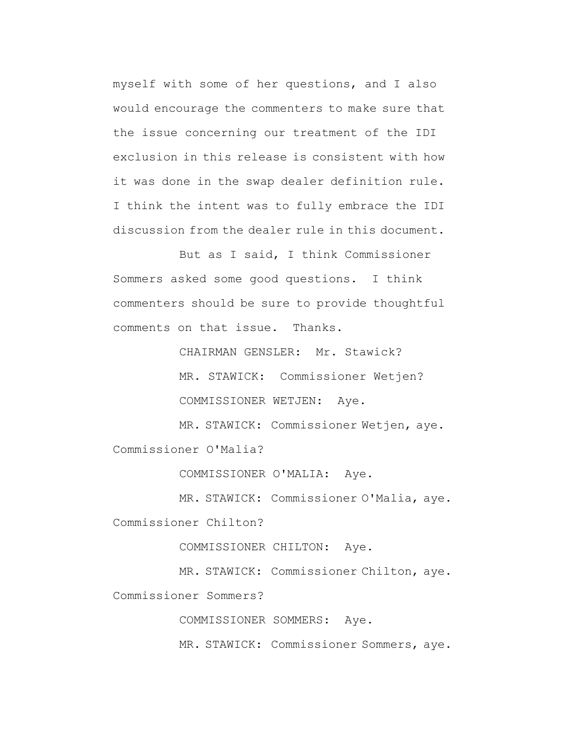myself with some of her questions, and I also would encourage the commenters to make sure that the issue concerning our treatment of the IDI exclusion in this release is consistent with how it was done in the swap dealer definition rule. I think the intent was to fully embrace the IDI discussion from the dealer rule in this document.

But as I said, I think Commissioner Sommers asked some good questions. I think commenters should be sure to provide thoughtful comments on that issue. Thanks.

CHAIRMAN GENSLER: Mr. Stawick?

MR. STAWICK: Commissioner Wetjen?

COMMISSIONER WETJEN: Aye.

MR. STAWICK: Commissioner Wetjen, aye. Commissioner O'Malia?

COMMISSIONER O'MALIA: Aye.

MR. STAWICK: Commissioner O'Malia, aye. Commissioner Chilton?

COMMISSIONER CHILTON: Aye.

MR. STAWICK: Commissioner Chilton, aye. Commissioner Sommers?

COMMISSIONER SOMMERS: Aye.

MR. STAWICK: Commissioner Sommers, aye.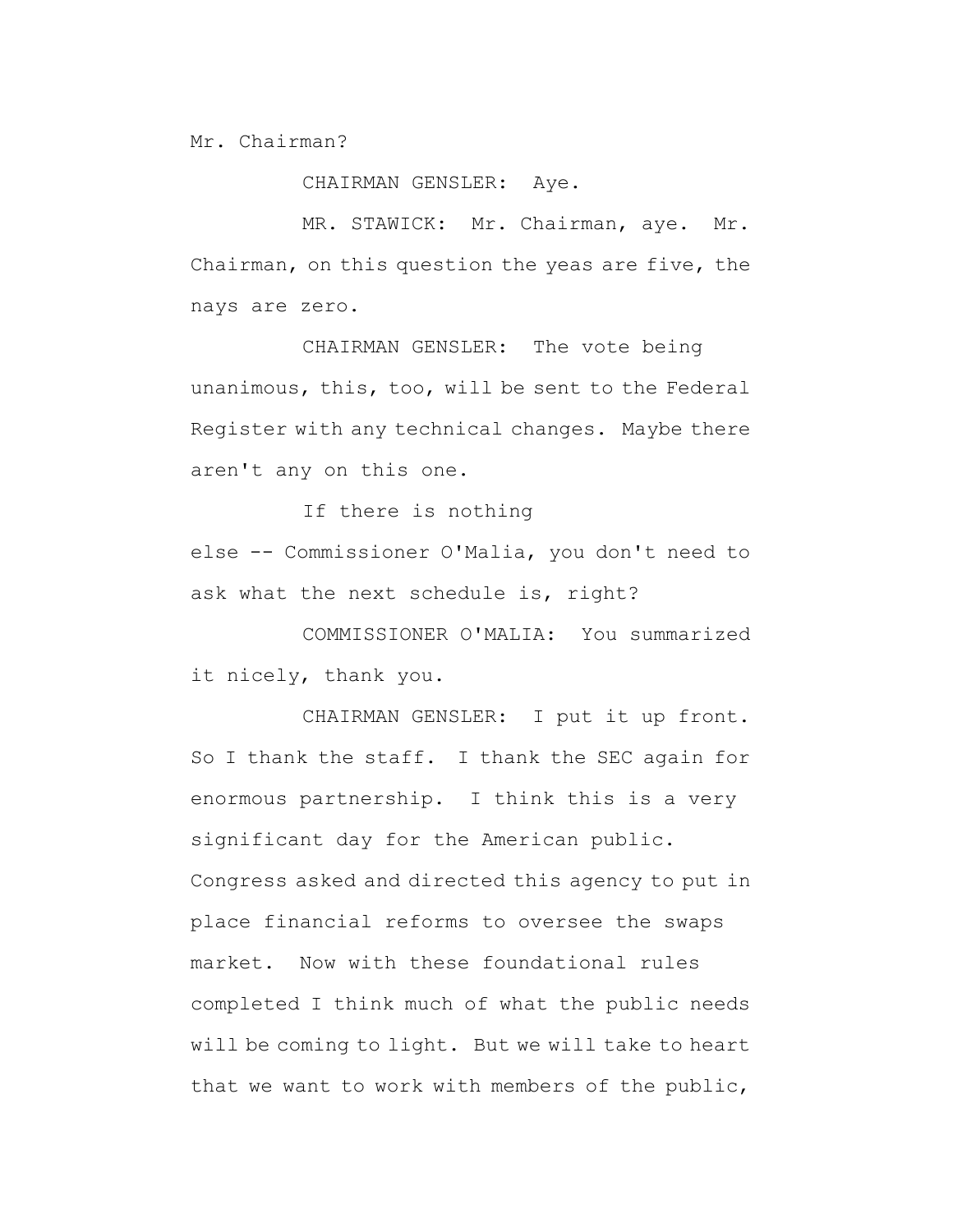Mr. Chairman?

CHAIRMAN GENSLER: Aye.

MR. STAWICK: Mr. Chairman, aye. Mr. Chairman, on this question the yeas are five, the nays are zero.

CHAIRMAN GENSLER: The vote being unanimous, this, too, will be sent to the Federal Register with any technical changes. Maybe there aren't any on this one.

If there is nothing else -- Commissioner O'Malia, you don't need to ask what the next schedule is, right?

COMMISSIONER O'MALIA: You summarized it nicely, thank you.

CHAIRMAN GENSLER: I put it up front. So I thank the staff. I thank the SEC again for enormous partnership. I think this is a very significant day for the American public. Congress asked and directed this agency to put in place financial reforms to oversee the swaps market. Now with these foundational rules completed I think much of what the public needs will be coming to light. But we will take to heart that we want to work with members of the public,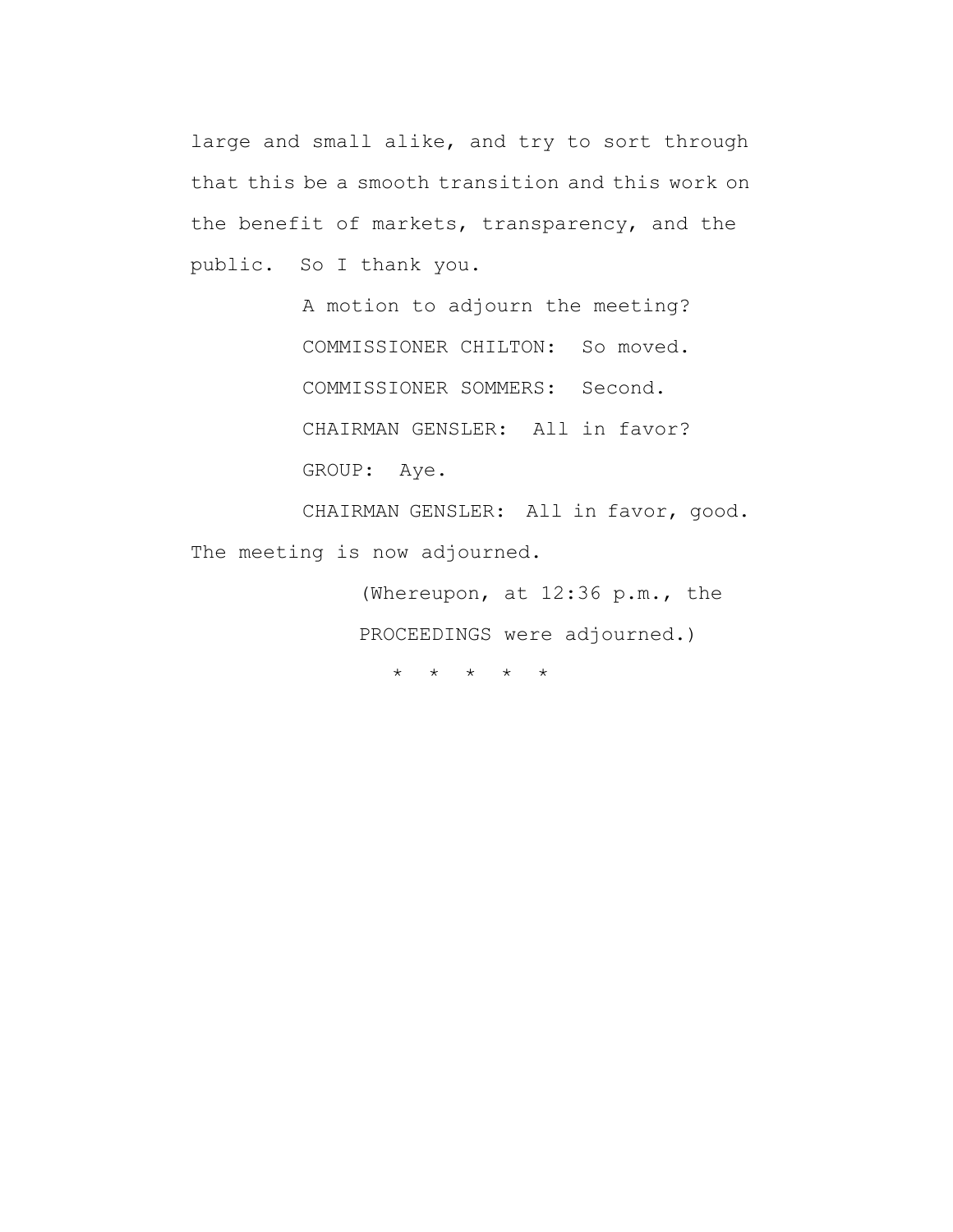large and small alike, and try to sort through that this be a smooth transition and this work on the benefit of markets, transparency, and the public. So I thank you.

A motion to adjourn the meeting?

COMMISSIONER CHILTON: So moved.

COMMISSIONER SOMMERS: Second.

CHAIRMAN GENSLER: All in favor?

GROUP: Aye.

CHAIRMAN GENSLER: All in favor, good. The meeting is now adjourned.

(Whereupon, at 12:36 p.m., the PROCEEDINGS were adjourned.)

\* \* \* \* \*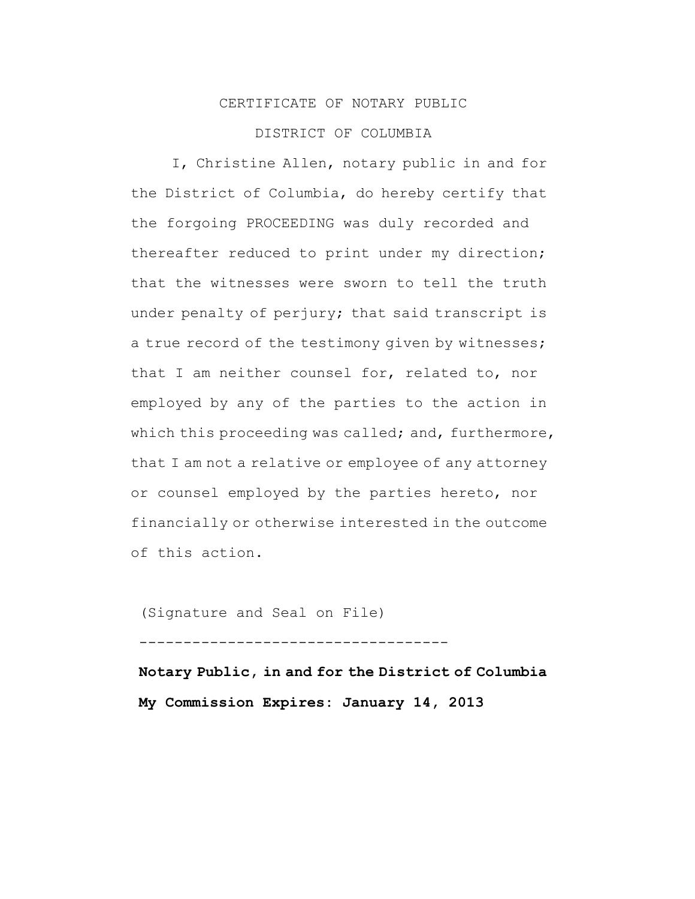# CERTIFICATE OF NOTARY PUBLIC

## DISTRICT OF COLUMBIA

I, Christine Allen, notary public in and for the District of Columbia, do hereby certify that the forgoing PROCEEDING was duly recorded and thereafter reduced to print under my direction; that the witnesses were sworn to tell the truth under penalty of perjury; that said transcript is a true record of the testimony given by witnesses; that I am neither counsel for, related to, nor employed by any of the parties to the action in which this proceeding was called; and, furthermore, that I am not a relative or employee of any attorney or counsel employed by the parties hereto, nor financially or otherwise interested in the outcome of this action.

(Signature and Seal on File)

-----------------------------------

**Notary Public, in and for the District of Columbia**

**My Commission Expires: January 14, 2013**